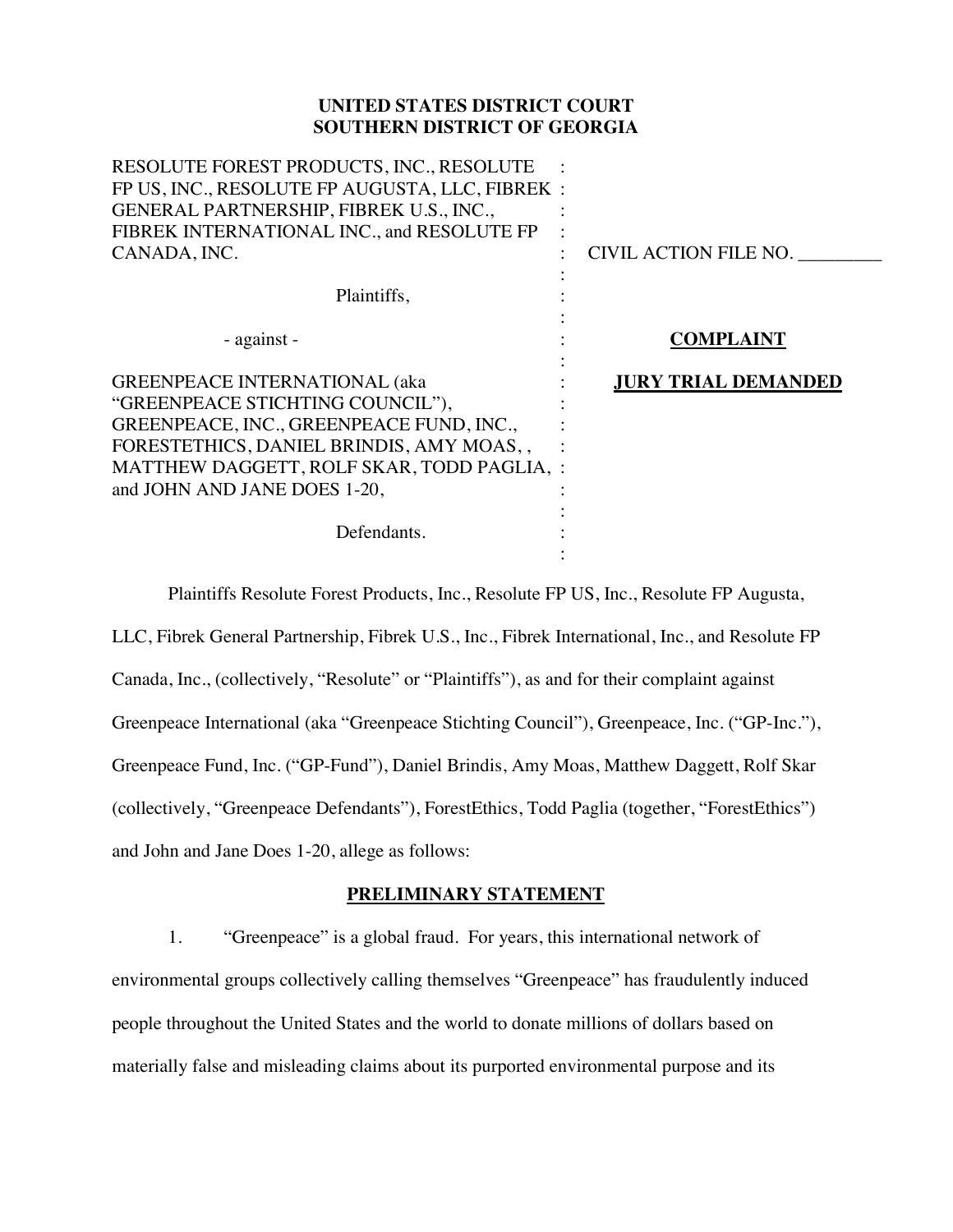**UNITED STATES DISTRICT COURT**
**SOUTHERN DISTRICT OF GEORGIA**

| | | |
|---|---|---|
| RESOLUTE FOREST PRODUCTS, INC., RESOLUTE FP US, INC., RESOLUTE FP AUGUSTA, LLC, FIBREK GENERAL PARTNERSHIP, FIBREK U.S., INC., FIBREK INTERNATIONAL INC., and RESOLUTE FP CANADA, INC. | : | CIVIL ACTION FILE NO. _________ |
| Plaintiffs, | : | |
| - against - | : | **COMPLAINT** |
| GREENPEACE INTERNATIONAL (aka "GREENPEACE STICHTING COUNCIL"), GREENPEACE, INC., GREENPEACE FUND, INC., FORESTETHICS, DANIEL BRINDIS, AMY MOAS, , MATTHEW DAGGETT, ROLF SKAR, TODD PAGLIA, and JOHN AND JANE DOES 1-20, | : | **JURY TRIAL DEMANDED** |
| Defendants. | : | |

Plaintiffs Resolute Forest Products, Inc., Resolute FP US, Inc., Resolute FP Augusta, LLC, Fibrek General Partnership, Fibrek U.S., Inc., Fibrek International, Inc., and Resolute FP Canada, Inc., (collectively, "Resolute" or "Plaintiffs"), as and for their complaint against Greenpeace International (aka "Greenpeace Stichting Council"), Greenpeace, Inc. ("GP-Inc."), Greenpeace Fund, Inc. ("GP-Fund"), Daniel Brindis, Amy Moas, Matthew Daggett, Rolf Skar (collectively, "Greenpeace Defendants"), ForestEthics, Todd Paglia (together, "ForestEthics") and John and Jane Does 1-20, allege as follows:

## PRELIMINARY STATEMENT

1. "Greenpeace" is a global fraud. For years, this international network of environmental groups collectively calling themselves "Greenpeace" has fraudulently induced people throughout the United States and the world to donate millions of dollars based on materially false and misleading claims about its purported environmental purpose and its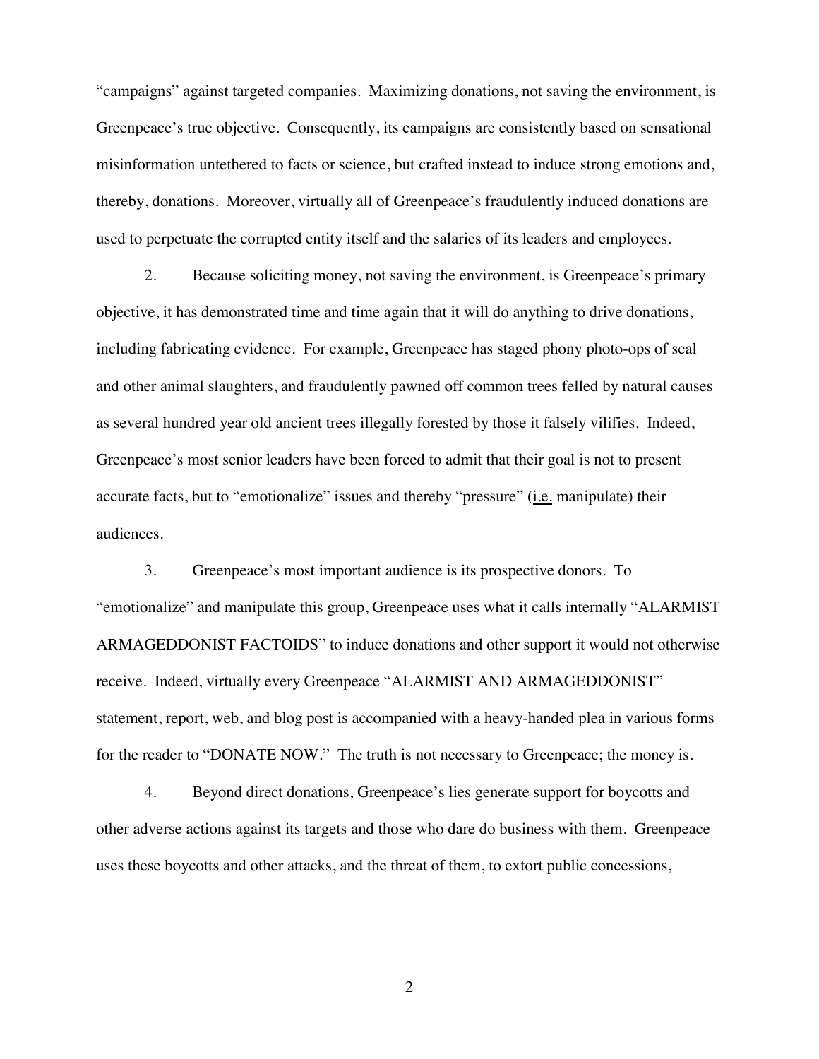"campaigns" against targeted companies. Maximizing donations, not saving the environment, is Greenpeace's true objective. Consequently, its campaigns are consistently based on sensational misinformation untethered to facts or science, but crafted instead to induce strong emotions and, thereby, donations. Moreover, virtually all of Greenpeace's fraudulently induced donations are used to perpetuate the corrupted entity itself and the salaries of its leaders and employees.

2. Because soliciting money, not saving the environment, is Greenpeace's primary objective, it has demonstrated time and time again that it will do anything to drive donations, including fabricating evidence. For example, Greenpeace has staged phony photo-ops of seal and other animal slaughters, and fraudulently pawned off common trees felled by natural causes as several hundred year old ancient trees illegally forested by those it falsely vilifies. Indeed, Greenpeace's most senior leaders have been forced to admit that their goal is not to present accurate facts, but to "emotionalize" issues and thereby "pressure" (i.e. manipulate) their audiences.

3. Greenpeace's most important audience is its prospective donors. To "emotionalize" and manipulate this group, Greenpeace uses what it calls internally "ALARMIST ARMAGEDDONIST FACTOIDS" to induce donations and other support it would not otherwise receive. Indeed, virtually every Greenpeace "ALARMIST AND ARMAGEDDONIST" statement, report, web, and blog post is accompanied with a heavy-handed plea in various forms for the reader to "DONATE NOW." The truth is not necessary to Greenpeace; the money is.

4. Beyond direct donations, Greenpeace's lies generate support for boycotts and other adverse actions against its targets and those who dare do business with them. Greenpeace uses these boycotts and other attacks, and the threat of them, to extort public concessions,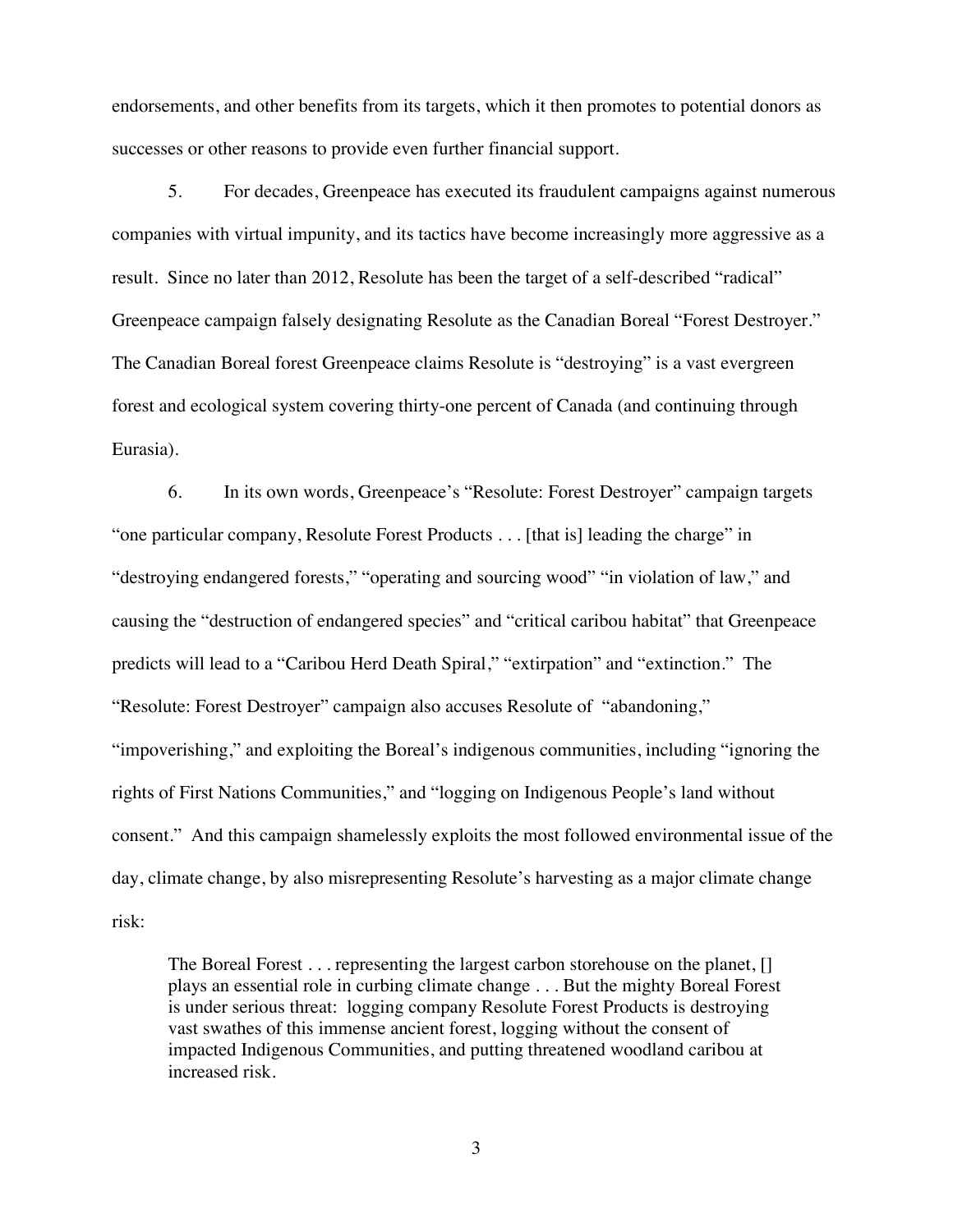endorsements, and other benefits from its targets, which it then promotes to potential donors as successes or other reasons to provide even further financial support.

5. For decades, Greenpeace has executed its fraudulent campaigns against numerous companies with virtual impunity, and its tactics have become increasingly more aggressive as a result. Since no later than 2012, Resolute has been the target of a self-described "radical" Greenpeace campaign falsely designating Resolute as the Canadian Boreal "Forest Destroyer." The Canadian Boreal forest Greenpeace claims Resolute is "destroying" is a vast evergreen forest and ecological system covering thirty-one percent of Canada (and continuing through Eurasia).

6. In its own words, Greenpeace's "Resolute: Forest Destroyer" campaign targets "one particular company, Resolute Forest Products . . . [that is] leading the charge" in "destroying endangered forests," "operating and sourcing wood" "in violation of law," and causing the "destruction of endangered species" and "critical caribou habitat" that Greenpeace predicts will lead to a "Caribou Herd Death Spiral," "extirpation" and "extinction." The "Resolute: Forest Destroyer" campaign also accuses Resolute of "abandoning," "impoverishing," and exploiting the Boreal's indigenous communities, including "ignoring the rights of First Nations Communities," and "logging on Indigenous People's land without consent." And this campaign shamelessly exploits the most followed environmental issue of the day, climate change, by also misrepresenting Resolute's harvesting as a major climate change risk:

> The Boreal Forest . . . representing the largest carbon storehouse on the planet, [] plays an essential role in curbing climate change . . . But the mighty Boreal Forest is under serious threat: logging company Resolute Forest Products is destroying vast swathes of this immense ancient forest, logging without the consent of impacted Indigenous Communities, and putting threatened woodland caribou at increased risk.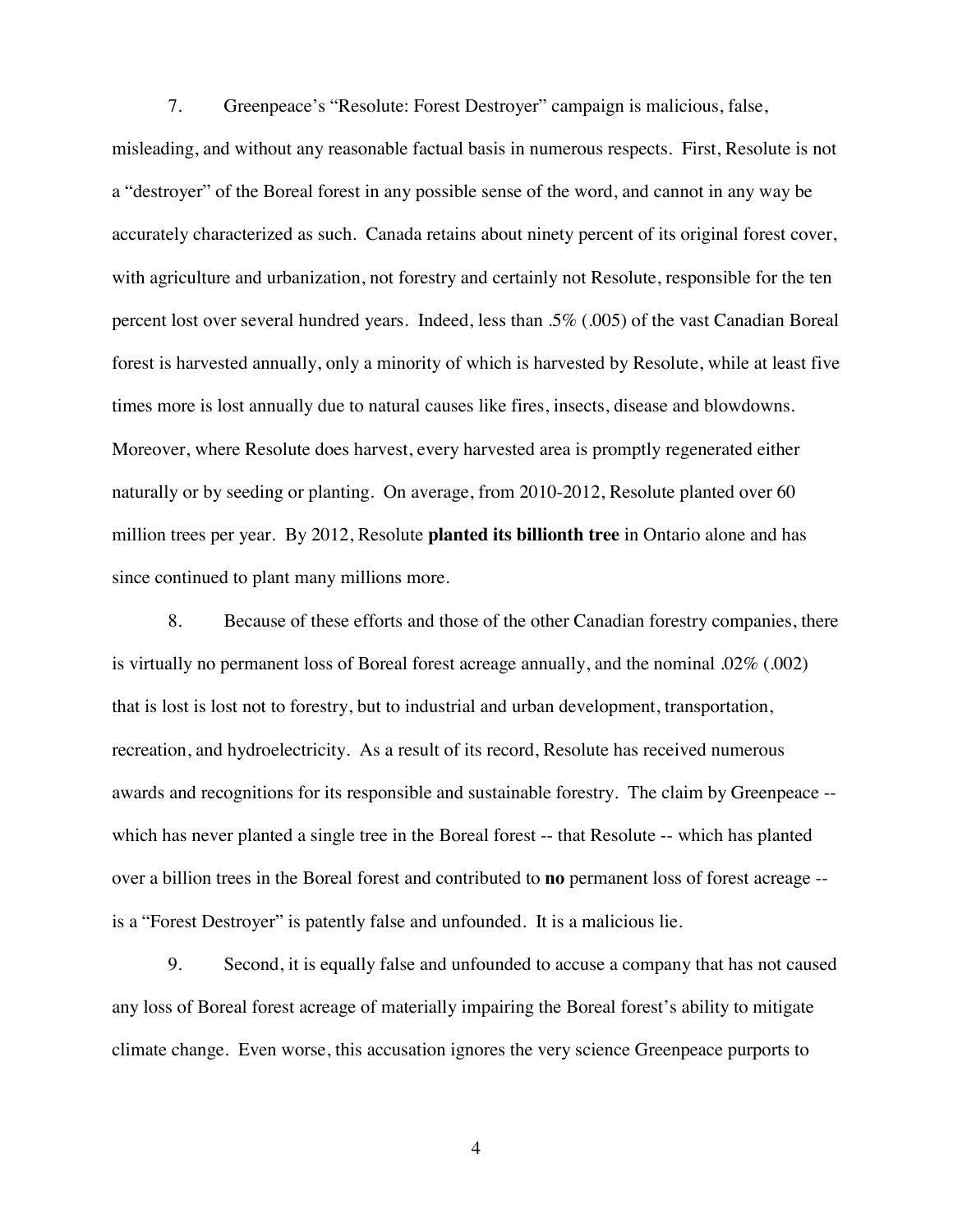7. Greenpeace's "Resolute: Forest Destroyer" campaign is malicious, false, misleading, and without any reasonable factual basis in numerous respects. First, Resolute is not a "destroyer" of the Boreal forest in any possible sense of the word, and cannot in any way be accurately characterized as such. Canada retains about ninety percent of its original forest cover, with agriculture and urbanization, not forestry and certainly not Resolute, responsible for the ten percent lost over several hundred years. Indeed, less than .5% (.005) of the vast Canadian Boreal forest is harvested annually, only a minority of which is harvested by Resolute, while at least five times more is lost annually due to natural causes like fires, insects, disease and blowdowns. Moreover, where Resolute does harvest, every harvested area is promptly regenerated either naturally or by seeding or planting. On average, from 2010-2012, Resolute planted over 60 million trees per year. By 2012, Resolute **planted its billionth tree** in Ontario alone and has since continued to plant many millions more.

8. Because of these efforts and those of the other Canadian forestry companies, there is virtually no permanent loss of Boreal forest acreage annually, and the nominal .02% (.002) that is lost is lost not to forestry, but to industrial and urban development, transportation, recreation, and hydroelectricity. As a result of its record, Resolute has received numerous awards and recognitions for its responsible and sustainable forestry. The claim by Greenpeace -- which has never planted a single tree in the Boreal forest -- that Resolute -- which has planted over a billion trees in the Boreal forest and contributed to **no** permanent loss of forest acreage -- is a "Forest Destroyer" is patently false and unfounded. It is a malicious lie.

9. Second, it is equally false and unfounded to accuse a company that has not caused any loss of Boreal forest acreage of materially impairing the Boreal forest's ability to mitigate climate change. Even worse, this accusation ignores the very science Greenpeace purports to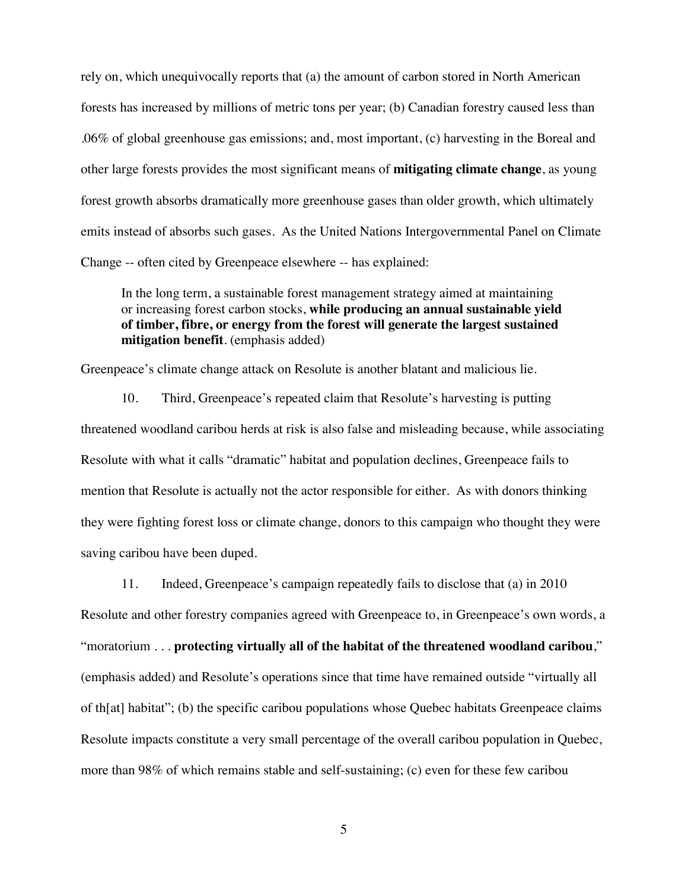rely on, which unequivocally reports that (a) the amount of carbon stored in North American forests has increased by millions of metric tons per year; (b) Canadian forestry caused less than .06% of global greenhouse gas emissions; and, most important, (c) harvesting in the Boreal and other large forests provides the most significant means of **mitigating climate change**, as young forest growth absorbs dramatically more greenhouse gases than older growth, which ultimately emits instead of absorbs such gases. As the United Nations Intergovernmental Panel on Climate Change -- often cited by Greenpeace elsewhere -- has explained:

> In the long term, a sustainable forest management strategy aimed at maintaining or increasing forest carbon stocks, **while producing an annual sustainable yield of timber, fibre, or energy from the forest will generate the largest sustained mitigation benefit**. (emphasis added)

Greenpeace's climate change attack on Resolute is another blatant and malicious lie.

10. Third, Greenpeace's repeated claim that Resolute's harvesting is putting threatened woodland caribou herds at risk is also false and misleading because, while associating Resolute with what it calls "dramatic" habitat and population declines, Greenpeace fails to mention that Resolute is actually not the actor responsible for either. As with donors thinking they were fighting forest loss or climate change, donors to this campaign who thought they were saving caribou have been duped.

11. Indeed, Greenpeace's campaign repeatedly fails to disclose that (a) in 2010 Resolute and other forestry companies agreed with Greenpeace to, in Greenpeace's own words, a "moratorium . . . **protecting virtually all of the habitat of the threatened woodland caribou**," (emphasis added) and Resolute's operations since that time have remained outside "virtually all of th[at] habitat"; (b) the specific caribou populations whose Quebec habitats Greenpeace claims Resolute impacts constitute a very small percentage of the overall caribou population in Quebec, more than 98% of which remains stable and self-sustaining; (c) even for these few caribou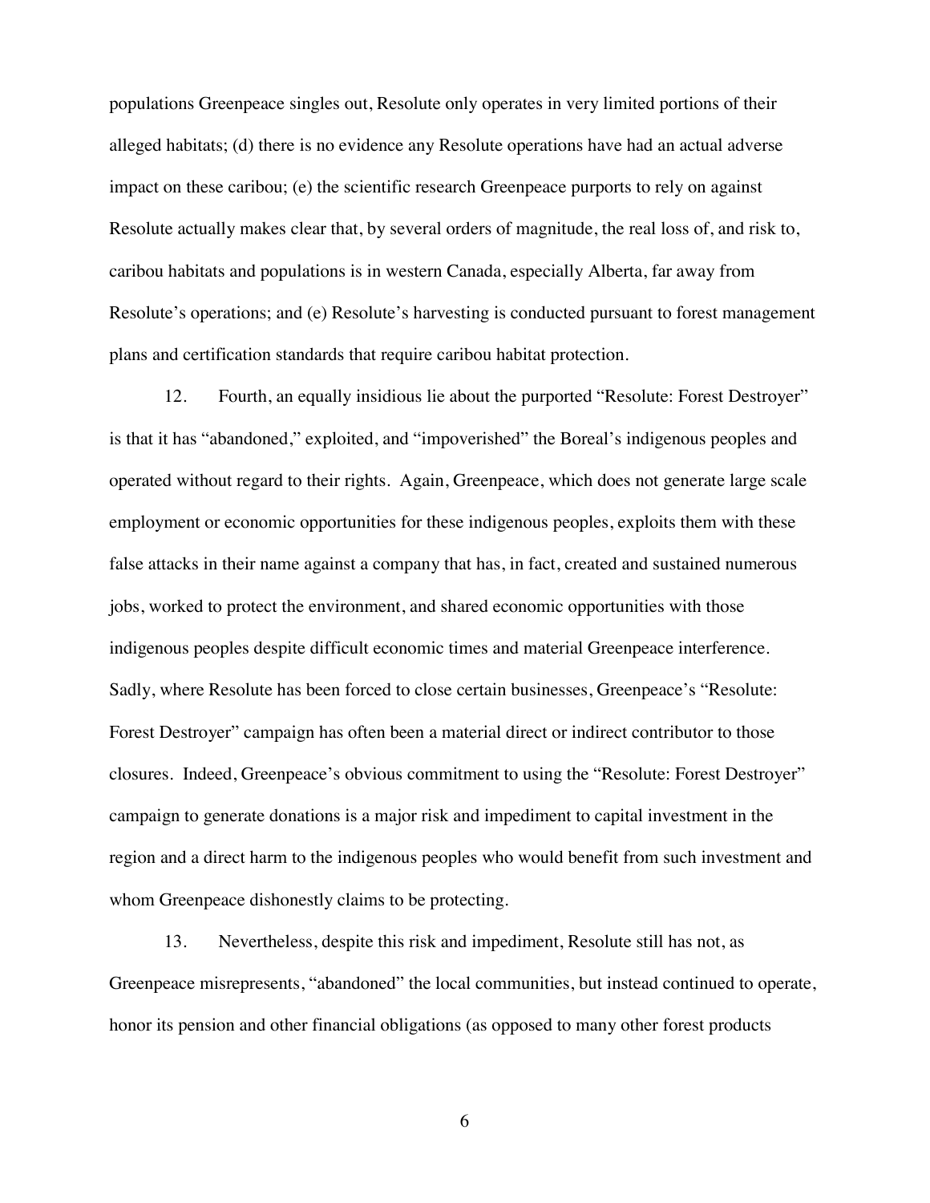populations Greenpeace singles out, Resolute only operates in very limited portions of their alleged habitats; (d) there is no evidence any Resolute operations have had an actual adverse impact on these caribou; (e) the scientific research Greenpeace purports to rely on against Resolute actually makes clear that, by several orders of magnitude, the real loss of, and risk to, caribou habitats and populations is in western Canada, especially Alberta, far away from Resolute's operations; and (e) Resolute's harvesting is conducted pursuant to forest management plans and certification standards that require caribou habitat protection.

12. Fourth, an equally insidious lie about the purported "Resolute: Forest Destroyer" is that it has "abandoned," exploited, and "impoverished" the Boreal's indigenous peoples and operated without regard to their rights. Again, Greenpeace, which does not generate large scale employment or economic opportunities for these indigenous peoples, exploits them with these false attacks in their name against a company that has, in fact, created and sustained numerous jobs, worked to protect the environment, and shared economic opportunities with those indigenous peoples despite difficult economic times and material Greenpeace interference. Sadly, where Resolute has been forced to close certain businesses, Greenpeace's "Resolute: Forest Destroyer" campaign has often been a material direct or indirect contributor to those closures. Indeed, Greenpeace's obvious commitment to using the "Resolute: Forest Destroyer" campaign to generate donations is a major risk and impediment to capital investment in the region and a direct harm to the indigenous peoples who would benefit from such investment and whom Greenpeace dishonestly claims to be protecting.

13. Nevertheless, despite this risk and impediment, Resolute still has not, as Greenpeace misrepresents, "abandoned" the local communities, but instead continued to operate, honor its pension and other financial obligations (as opposed to many other forest products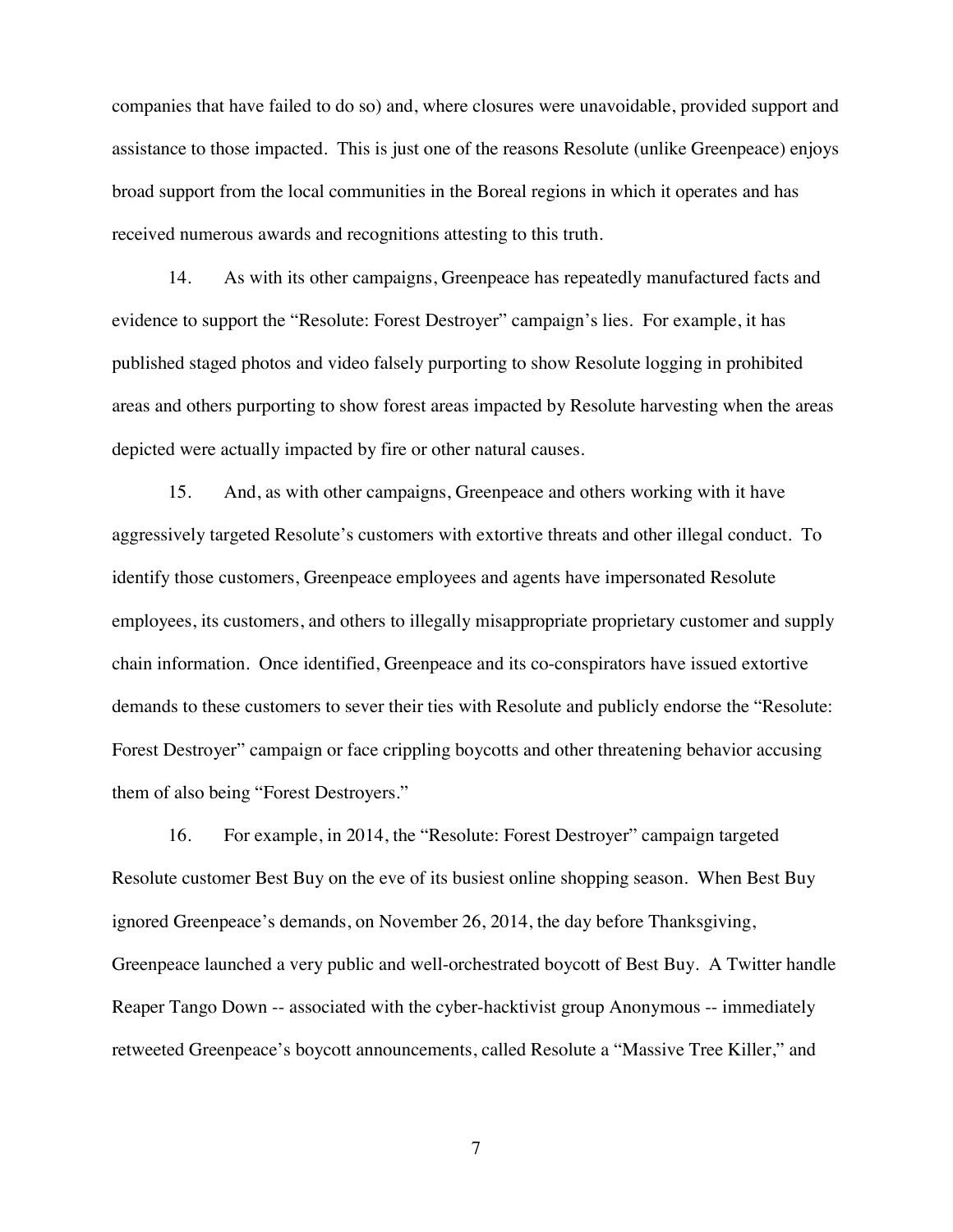companies that have failed to do so) and, where closures were unavoidable, provided support and assistance to those impacted. This is just one of the reasons Resolute (unlike Greenpeace) enjoys broad support from the local communities in the Boreal regions in which it operates and has received numerous awards and recognitions attesting to this truth.

14. As with its other campaigns, Greenpeace has repeatedly manufactured facts and evidence to support the "Resolute: Forest Destroyer" campaign's lies. For example, it has published staged photos and video falsely purporting to show Resolute logging in prohibited areas and others purporting to show forest areas impacted by Resolute harvesting when the areas depicted were actually impacted by fire or other natural causes.

15. And, as with other campaigns, Greenpeace and others working with it have aggressively targeted Resolute's customers with extortive threats and other illegal conduct. To identify those customers, Greenpeace employees and agents have impersonated Resolute employees, its customers, and others to illegally misappropriate proprietary customer and supply chain information. Once identified, Greenpeace and its co-conspirators have issued extortive demands to these customers to sever their ties with Resolute and publicly endorse the "Resolute: Forest Destroyer" campaign or face crippling boycotts and other threatening behavior accusing them of also being "Forest Destroyers."

16. For example, in 2014, the "Resolute: Forest Destroyer" campaign targeted Resolute customer Best Buy on the eve of its busiest online shopping season. When Best Buy ignored Greenpeace's demands, on November 26, 2014, the day before Thanksgiving, Greenpeace launched a very public and well-orchestrated boycott of Best Buy. A Twitter handle Reaper Tango Down -- associated with the cyber-hacktivist group Anonymous -- immediately retweeted Greenpeace's boycott announcements, called Resolute a "Massive Tree Killer," and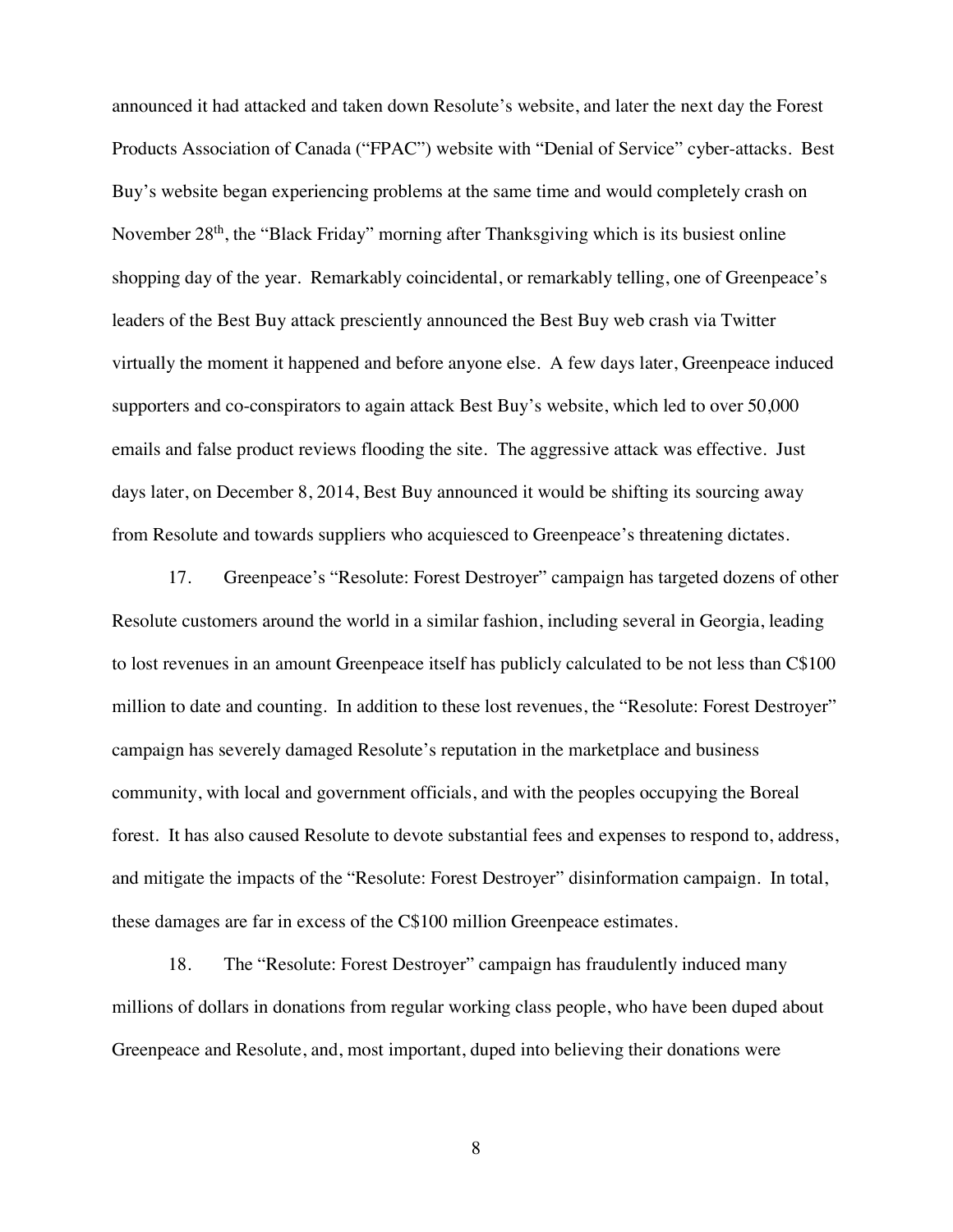announced it had attacked and taken down Resolute's website, and later the next day the Forest Products Association of Canada ("FPAC") website with "Denial of Service" cyber-attacks. Best Buy's website began experiencing problems at the same time and would completely crash on November 28th, the "Black Friday" morning after Thanksgiving which is its busiest online shopping day of the year. Remarkably coincidental, or remarkably telling, one of Greenpeace's leaders of the Best Buy attack presciently announced the Best Buy web crash via Twitter virtually the moment it happened and before anyone else. A few days later, Greenpeace induced supporters and co-conspirators to again attack Best Buy's website, which led to over 50,000 emails and false product reviews flooding the site. The aggressive attack was effective. Just days later, on December 8, 2014, Best Buy announced it would be shifting its sourcing away from Resolute and towards suppliers who acquiesced to Greenpeace's threatening dictates.

17. Greenpeace's "Resolute: Forest Destroyer" campaign has targeted dozens of other Resolute customers around the world in a similar fashion, including several in Georgia, leading to lost revenues in an amount Greenpeace itself has publicly calculated to be not less than C$100 million to date and counting. In addition to these lost revenues, the "Resolute: Forest Destroyer" campaign has severely damaged Resolute's reputation in the marketplace and business community, with local and government officials, and with the peoples occupying the Boreal forest. It has also caused Resolute to devote substantial fees and expenses to respond to, address, and mitigate the impacts of the "Resolute: Forest Destroyer" disinformation campaign. In total, these damages are far in excess of the C$100 million Greenpeace estimates.

18. The "Resolute: Forest Destroyer" campaign has fraudulently induced many millions of dollars in donations from regular working class people, who have been duped about Greenpeace and Resolute, and, most important, duped into believing their donations were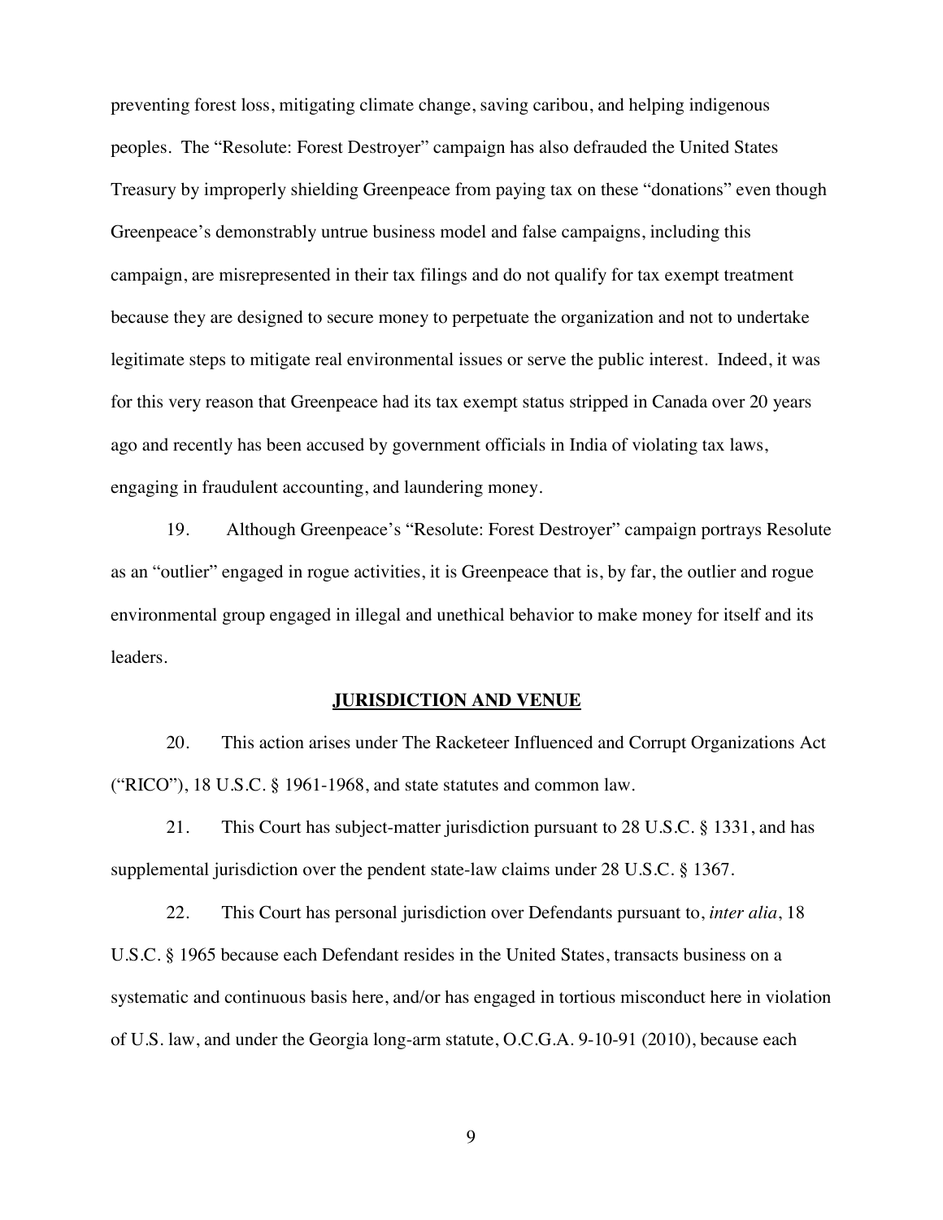preventing forest loss, mitigating climate change, saving caribou, and helping indigenous peoples. The "Resolute: Forest Destroyer" campaign has also defrauded the United States Treasury by improperly shielding Greenpeace from paying tax on these "donations" even though Greenpeace's demonstrably untrue business model and false campaigns, including this campaign, are misrepresented in their tax filings and do not qualify for tax exempt treatment because they are designed to secure money to perpetuate the organization and not to undertake legitimate steps to mitigate real environmental issues or serve the public interest. Indeed, it was for this very reason that Greenpeace had its tax exempt status stripped in Canada over 20 years ago and recently has been accused by government officials in India of violating tax laws, engaging in fraudulent accounting, and laundering money.

19. Although Greenpeace's "Resolute: Forest Destroyer" campaign portrays Resolute as an "outlier" engaged in rogue activities, it is Greenpeace that is, by far, the outlier and rogue environmental group engaged in illegal and unethical behavior to make money for itself and its leaders.

## JURISDICTION AND VENUE

20. This action arises under The Racketeer Influenced and Corrupt Organizations Act ("RICO"), 18 U.S.C. § 1961-1968, and state statutes and common law.

21. This Court has subject-matter jurisdiction pursuant to 28 U.S.C. § 1331, and has supplemental jurisdiction over the pendent state-law claims under 28 U.S.C. § 1367.

22. This Court has personal jurisdiction over Defendants pursuant to, *inter alia*, 18 U.S.C. § 1965 because each Defendant resides in the United States, transacts business on a systematic and continuous basis here, and/or has engaged in tortious misconduct here in violation of U.S. law, and under the Georgia long-arm statute, O.C.G.A. 9-10-91 (2010), because each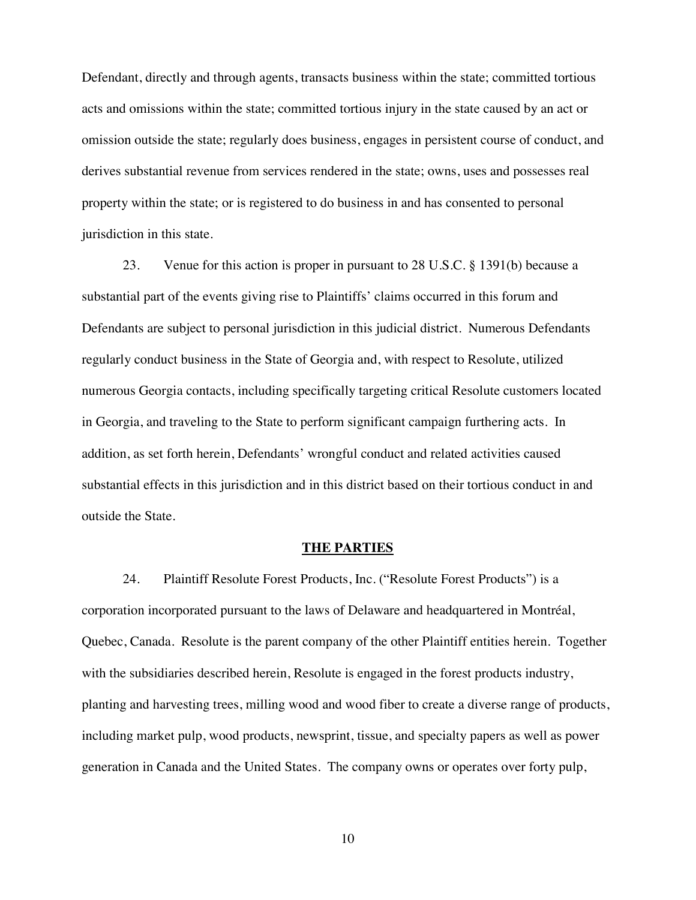Defendant, directly and through agents, transacts business within the state; committed tortious acts and omissions within the state; committed tortious injury in the state caused by an act or omission outside the state; regularly does business, engages in persistent course of conduct, and derives substantial revenue from services rendered in the state; owns, uses and possesses real property within the state; or is registered to do business in and has consented to personal jurisdiction in this state.

23. Venue for this action is proper in pursuant to 28 U.S.C. § 1391(b) because a substantial part of the events giving rise to Plaintiffs' claims occurred in this forum and Defendants are subject to personal jurisdiction in this judicial district. Numerous Defendants regularly conduct business in the State of Georgia and, with respect to Resolute, utilized numerous Georgia contacts, including specifically targeting critical Resolute customers located in Georgia, and traveling to the State to perform significant campaign furthering acts. In addition, as set forth herein, Defendants' wrongful conduct and related activities caused substantial effects in this jurisdiction and in this district based on their tortious conduct in and outside the State.

## THE PARTIES

24. Plaintiff Resolute Forest Products, Inc. ("Resolute Forest Products") is a corporation incorporated pursuant to the laws of Delaware and headquartered in Montréal, Quebec, Canada. Resolute is the parent company of the other Plaintiff entities herein. Together with the subsidiaries described herein, Resolute is engaged in the forest products industry, planting and harvesting trees, milling wood and wood fiber to create a diverse range of products, including market pulp, wood products, newsprint, tissue, and specialty papers as well as power generation in Canada and the United States. The company owns or operates over forty pulp,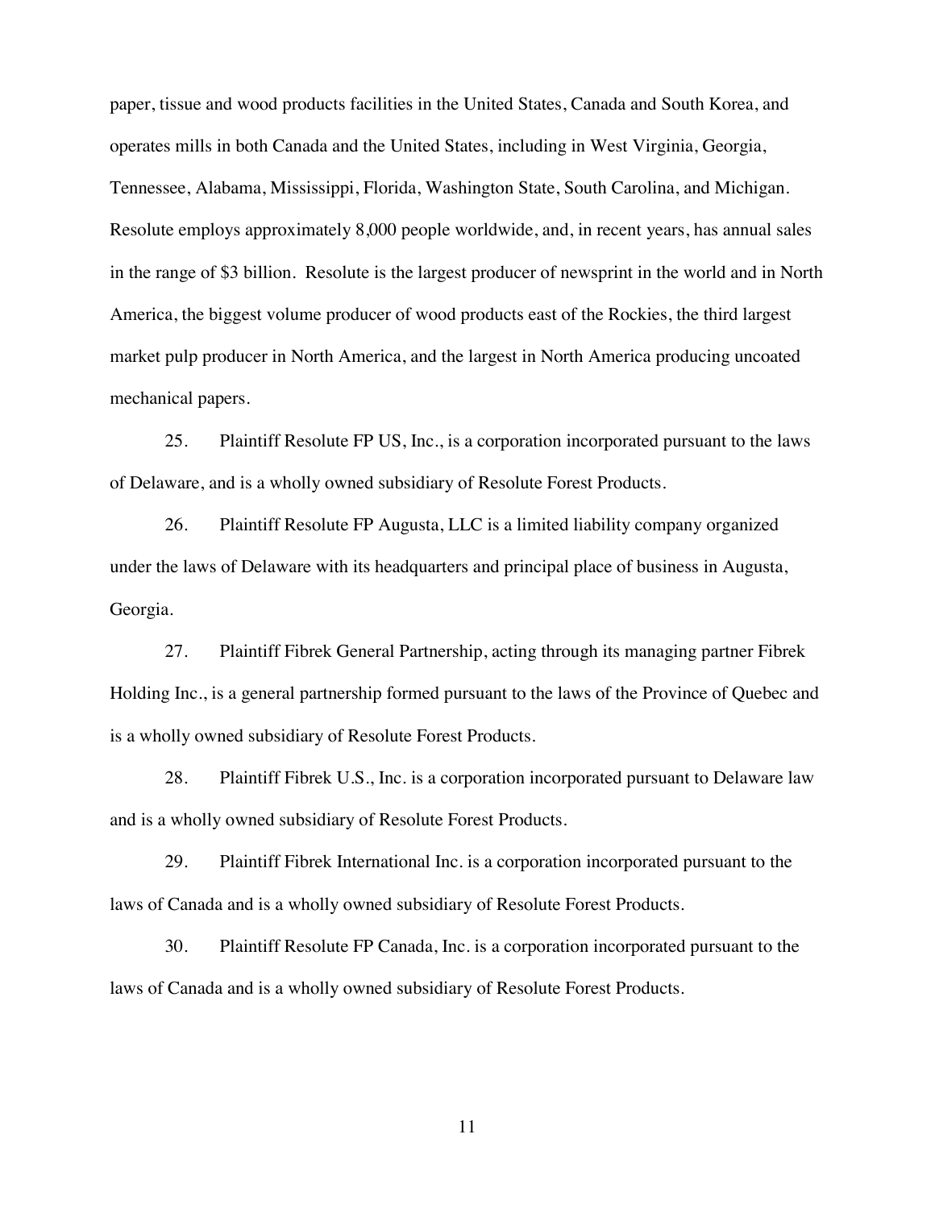paper, tissue and wood products facilities in the United States, Canada and South Korea, and operates mills in both Canada and the United States, including in West Virginia, Georgia, Tennessee, Alabama, Mississippi, Florida, Washington State, South Carolina, and Michigan. Resolute employs approximately 8,000 people worldwide, and, in recent years, has annual sales in the range of $3 billion. Resolute is the largest producer of newsprint in the world and in North America, the biggest volume producer of wood products east of the Rockies, the third largest market pulp producer in North America, and the largest in North America producing uncoated mechanical papers.

25. Plaintiff Resolute FP US, Inc., is a corporation incorporated pursuant to the laws of Delaware, and is a wholly owned subsidiary of Resolute Forest Products.

26. Plaintiff Resolute FP Augusta, LLC is a limited liability company organized under the laws of Delaware with its headquarters and principal place of business in Augusta, Georgia.

27. Plaintiff Fibrek General Partnership, acting through its managing partner Fibrek Holding Inc., is a general partnership formed pursuant to the laws of the Province of Quebec and is a wholly owned subsidiary of Resolute Forest Products.

28. Plaintiff Fibrek U.S., Inc. is a corporation incorporated pursuant to Delaware law and is a wholly owned subsidiary of Resolute Forest Products.

29. Plaintiff Fibrek International Inc. is a corporation incorporated pursuant to the laws of Canada and is a wholly owned subsidiary of Resolute Forest Products.

30. Plaintiff Resolute FP Canada, Inc. is a corporation incorporated pursuant to the laws of Canada and is a wholly owned subsidiary of Resolute Forest Products.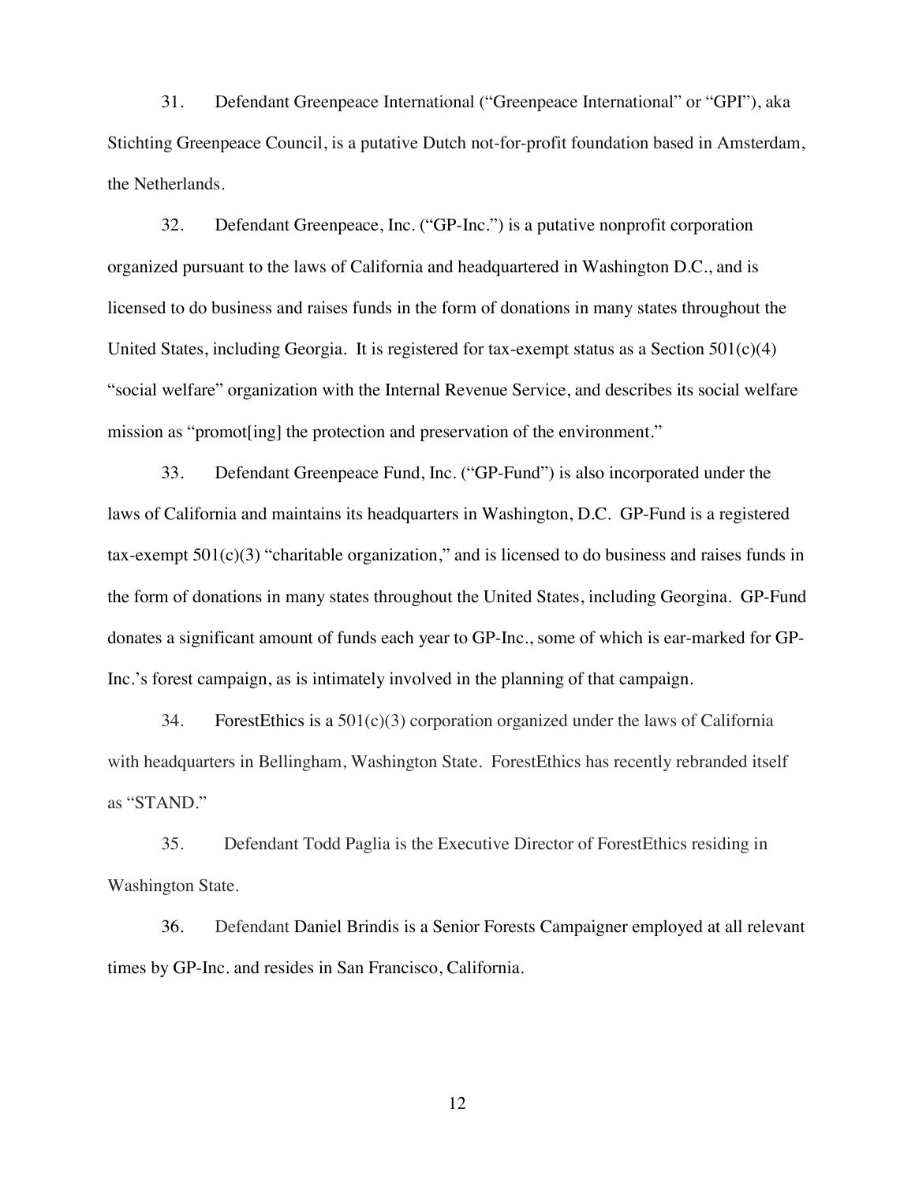31. Defendant Greenpeace International ("Greenpeace International" or "GPI"), aka Stichting Greenpeace Council, is a putative Dutch not-for-profit foundation based in Amsterdam, the Netherlands.

32. Defendant Greenpeace, Inc. ("GP-Inc.") is a putative nonprofit corporation organized pursuant to the laws of California and headquartered in Washington D.C., and is licensed to do business and raises funds in the form of donations in many states throughout the United States, including Georgia. It is registered for tax-exempt status as a Section 501(c)(4) "social welfare" organization with the Internal Revenue Service, and describes its social welfare mission as "promot[ing] the protection and preservation of the environment."

33. Defendant Greenpeace Fund, Inc. ("GP-Fund") is also incorporated under the laws of California and maintains its headquarters in Washington, D.C. GP-Fund is a registered tax-exempt 501(c)(3) "charitable organization," and is licensed to do business and raises funds in the form of donations in many states throughout the United States, including Georgina. GP-Fund donates a significant amount of funds each year to GP-Inc., some of which is ear-marked for GP-Inc.'s forest campaign, as is intimately involved in the planning of that campaign.

34. ForestEthics is a 501(c)(3) corporation organized under the laws of California with headquarters in Bellingham, Washington State. ForestEthics has recently rebranded itself as "STAND."

35. Defendant Todd Paglia is the Executive Director of ForestEthics residing in Washington State.

36. Defendant Daniel Brindis is a Senior Forests Campaigner employed at all relevant times by GP-Inc. and resides in San Francisco, California.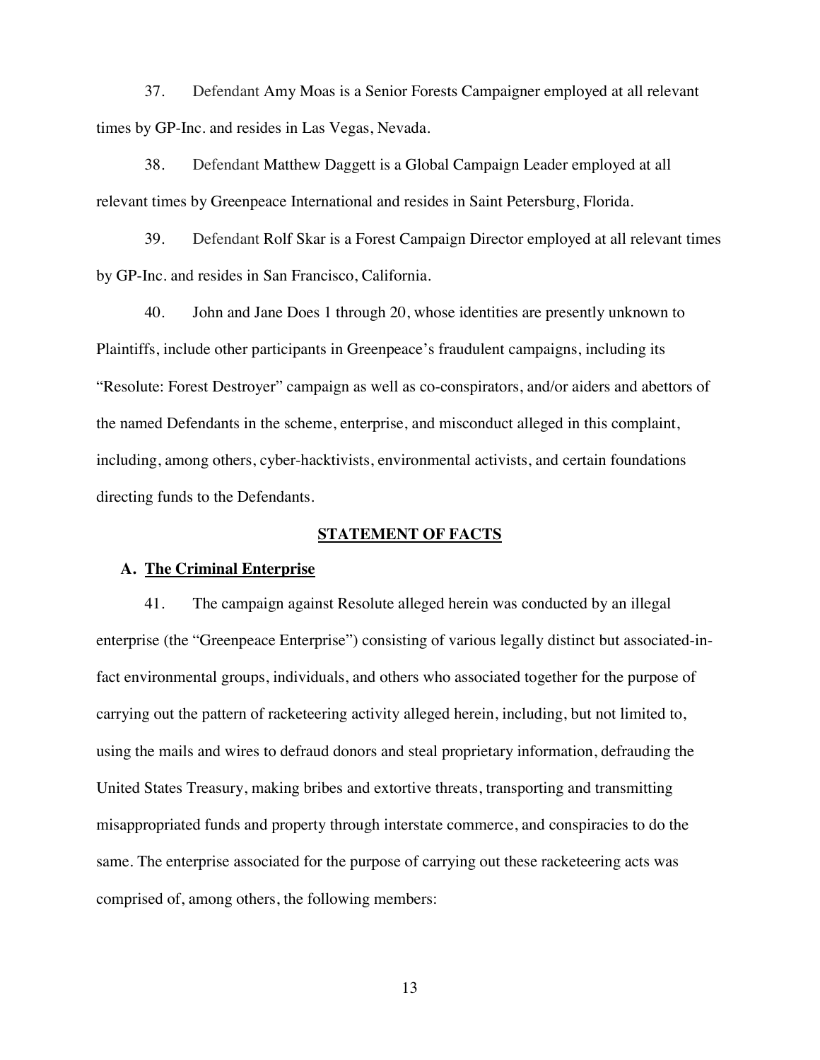37. Defendant Amy Moas is a Senior Forests Campaigner employed at all relevant times by GP-Inc. and resides in Las Vegas, Nevada.

38. Defendant Matthew Daggett is a Global Campaign Leader employed at all relevant times by Greenpeace International and resides in Saint Petersburg, Florida.

39. Defendant Rolf Skar is a Forest Campaign Director employed at all relevant times by GP-Inc. and resides in San Francisco, California.

40. John and Jane Does 1 through 20, whose identities are presently unknown to Plaintiffs, include other participants in Greenpeace's fraudulent campaigns, including its "Resolute: Forest Destroyer" campaign as well as co-conspirators, and/or aiders and abettors of the named Defendants in the scheme, enterprise, and misconduct alleged in this complaint, including, among others, cyber-hacktivists, environmental activists, and certain foundations directing funds to the Defendants.

## STATEMENT OF FACTS

### A. The Criminal Enterprise

41. The campaign against Resolute alleged herein was conducted by an illegal enterprise (the "Greenpeace Enterprise") consisting of various legally distinct but associated-in-fact environmental groups, individuals, and others who associated together for the purpose of carrying out the pattern of racketeering activity alleged herein, including, but not limited to, using the mails and wires to defraud donors and steal proprietary information, defrauding the United States Treasury, making bribes and extortive threats, transporting and transmitting misappropriated funds and property through interstate commerce, and conspiracies to do the same. The enterprise associated for the purpose of carrying out these racketeering acts was comprised of, among others, the following members: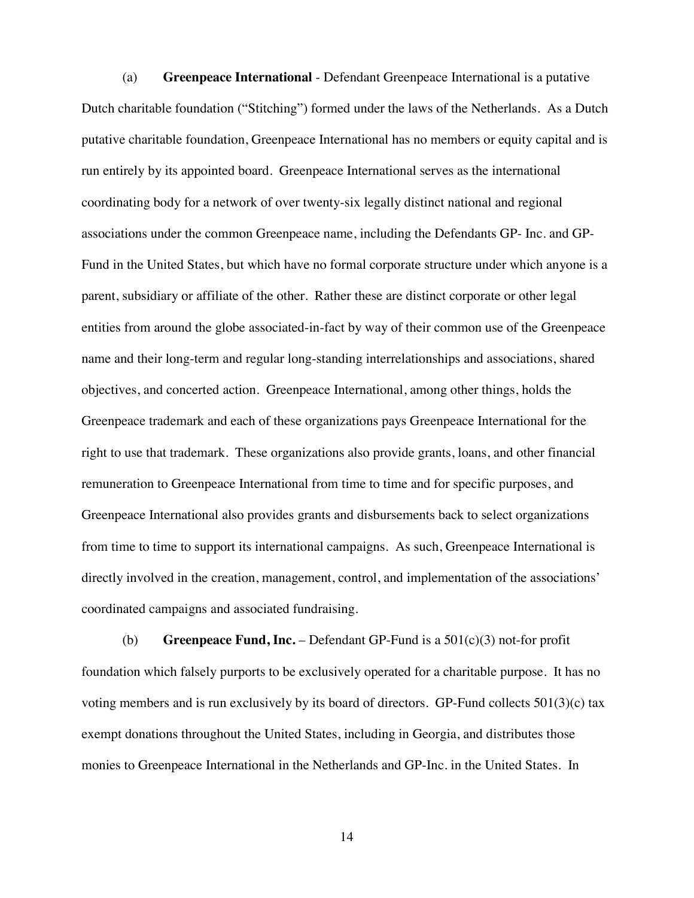(a) **Greenpeace International** - Defendant Greenpeace International is a putative Dutch charitable foundation ("Stitching") formed under the laws of the Netherlands. As a Dutch putative charitable foundation, Greenpeace International has no members or equity capital and is run entirely by its appointed board. Greenpeace International serves as the international coordinating body for a network of over twenty-six legally distinct national and regional associations under the common Greenpeace name, including the Defendants GP- Inc. and GP-Fund in the United States, but which have no formal corporate structure under which anyone is a parent, subsidiary or affiliate of the other. Rather these are distinct corporate or other legal entities from around the globe associated-in-fact by way of their common use of the Greenpeace name and their long-term and regular long-standing interrelationships and associations, shared objectives, and concerted action. Greenpeace International, among other things, holds the Greenpeace trademark and each of these organizations pays Greenpeace International for the right to use that trademark. These organizations also provide grants, loans, and other financial remuneration to Greenpeace International from time to time and for specific purposes, and Greenpeace International also provides grants and disbursements back to select organizations from time to time to support its international campaigns. As such, Greenpeace International is directly involved in the creation, management, control, and implementation of the associations' coordinated campaigns and associated fundraising.

(b) **Greenpeace Fund, Inc.** – Defendant GP-Fund is a 501(c)(3) not-for profit foundation which falsely purports to be exclusively operated for a charitable purpose. It has no voting members and is run exclusively by its board of directors. GP-Fund collects 501(3)(c) tax exempt donations throughout the United States, including in Georgia, and distributes those monies to Greenpeace International in the Netherlands and GP-Inc. in the United States. In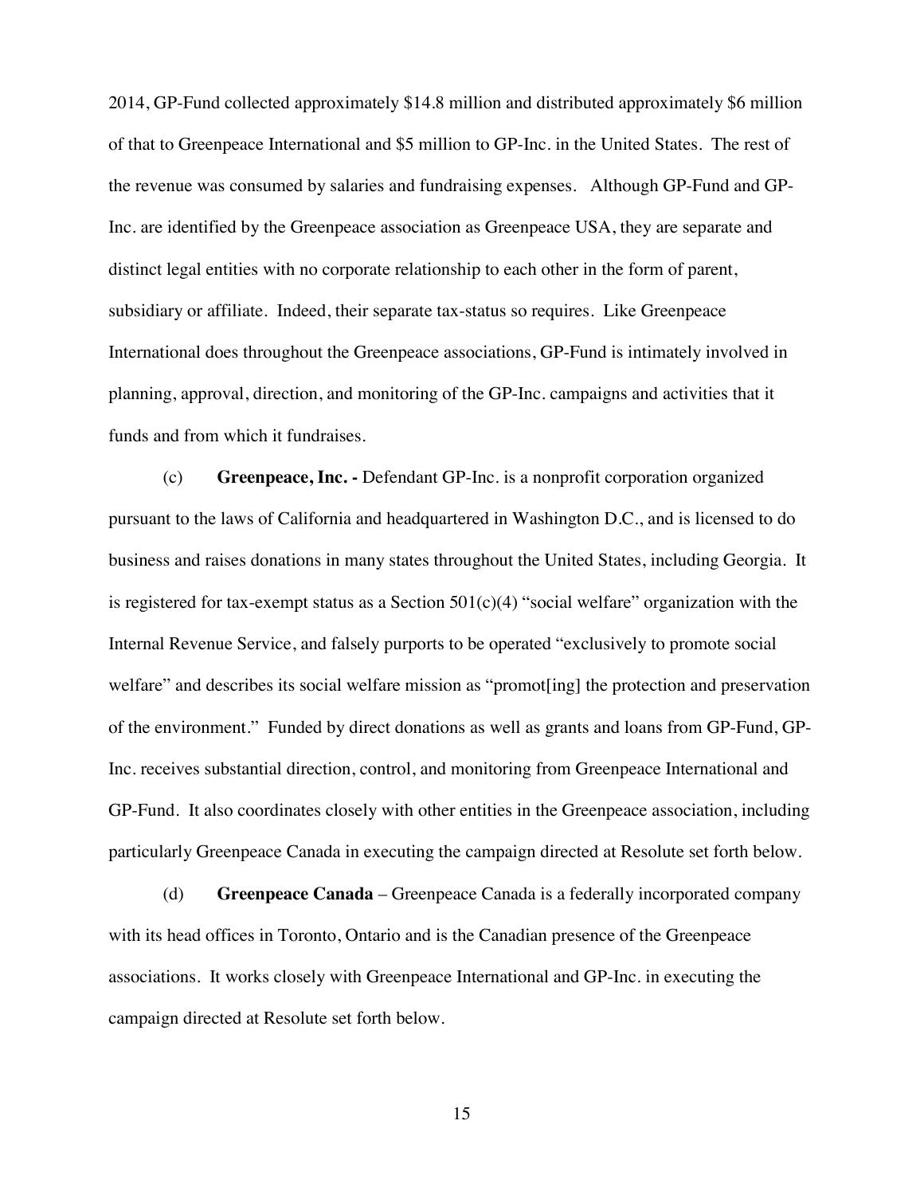2014, GP-Fund collected approximately $14.8 million and distributed approximately $6 million of that to Greenpeace International and $5 million to GP-Inc. in the United States. The rest of the revenue was consumed by salaries and fundraising expenses. Although GP-Fund and GP-Inc. are identified by the Greenpeace association as Greenpeace USA, they are separate and distinct legal entities with no corporate relationship to each other in the form of parent, subsidiary or affiliate. Indeed, their separate tax-status so requires. Like Greenpeace International does throughout the Greenpeace associations, GP-Fund is intimately involved in planning, approval, direction, and monitoring of the GP-Inc. campaigns and activities that it funds and from which it fundraises.

(c) **Greenpeace, Inc. -** Defendant GP-Inc. is a nonprofit corporation organized pursuant to the laws of California and headquartered in Washington D.C., and is licensed to do business and raises donations in many states throughout the United States, including Georgia. It is registered for tax-exempt status as a Section 501(c)(4) "social welfare" organization with the Internal Revenue Service, and falsely purports to be operated "exclusively to promote social welfare" and describes its social welfare mission as "promot[ing] the protection and preservation of the environment." Funded by direct donations as well as grants and loans from GP-Fund, GP-Inc. receives substantial direction, control, and monitoring from Greenpeace International and GP-Fund. It also coordinates closely with other entities in the Greenpeace association, including particularly Greenpeace Canada in executing the campaign directed at Resolute set forth below.

(d) **Greenpeace Canada** – Greenpeace Canada is a federally incorporated company with its head offices in Toronto, Ontario and is the Canadian presence of the Greenpeace associations. It works closely with Greenpeace International and GP-Inc. in executing the campaign directed at Resolute set forth below.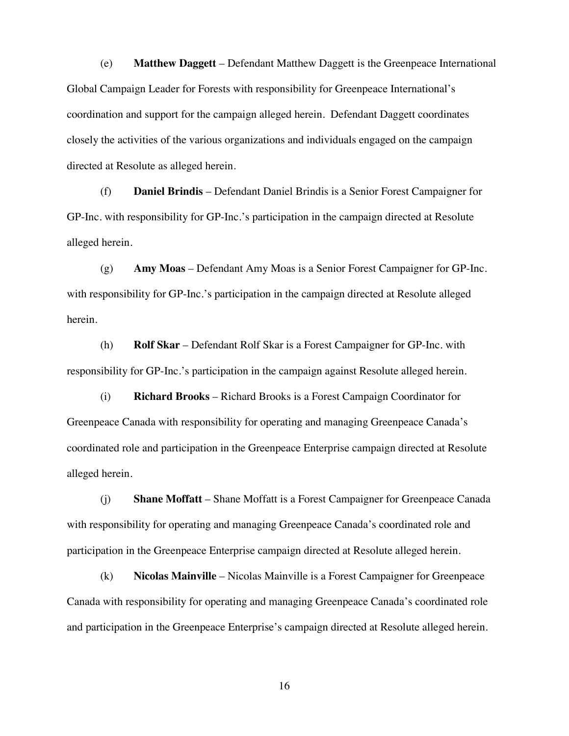(e) **Matthew Daggett** – Defendant Matthew Daggett is the Greenpeace International Global Campaign Leader for Forests with responsibility for Greenpeace International's coordination and support for the campaign alleged herein. Defendant Daggett coordinates closely the activities of the various organizations and individuals engaged on the campaign directed at Resolute as alleged herein.

(f) **Daniel Brindis** – Defendant Daniel Brindis is a Senior Forest Campaigner for GP-Inc. with responsibility for GP-Inc.'s participation in the campaign directed at Resolute alleged herein.

(g) **Amy Moas** – Defendant Amy Moas is a Senior Forest Campaigner for GP-Inc. with responsibility for GP-Inc.'s participation in the campaign directed at Resolute alleged herein.

(h) **Rolf Skar** – Defendant Rolf Skar is a Forest Campaigner for GP-Inc. with responsibility for GP-Inc.'s participation in the campaign against Resolute alleged herein.

(i) **Richard Brooks** – Richard Brooks is a Forest Campaign Coordinator for Greenpeace Canada with responsibility for operating and managing Greenpeace Canada's coordinated role and participation in the Greenpeace Enterprise campaign directed at Resolute alleged herein.

(j) **Shane Moffatt** – Shane Moffatt is a Forest Campaigner for Greenpeace Canada with responsibility for operating and managing Greenpeace Canada's coordinated role and participation in the Greenpeace Enterprise campaign directed at Resolute alleged herein.

(k) **Nicolas Mainville** – Nicolas Mainville is a Forest Campaigner for Greenpeace Canada with responsibility for operating and managing Greenpeace Canada's coordinated role and participation in the Greenpeace Enterprise's campaign directed at Resolute alleged herein.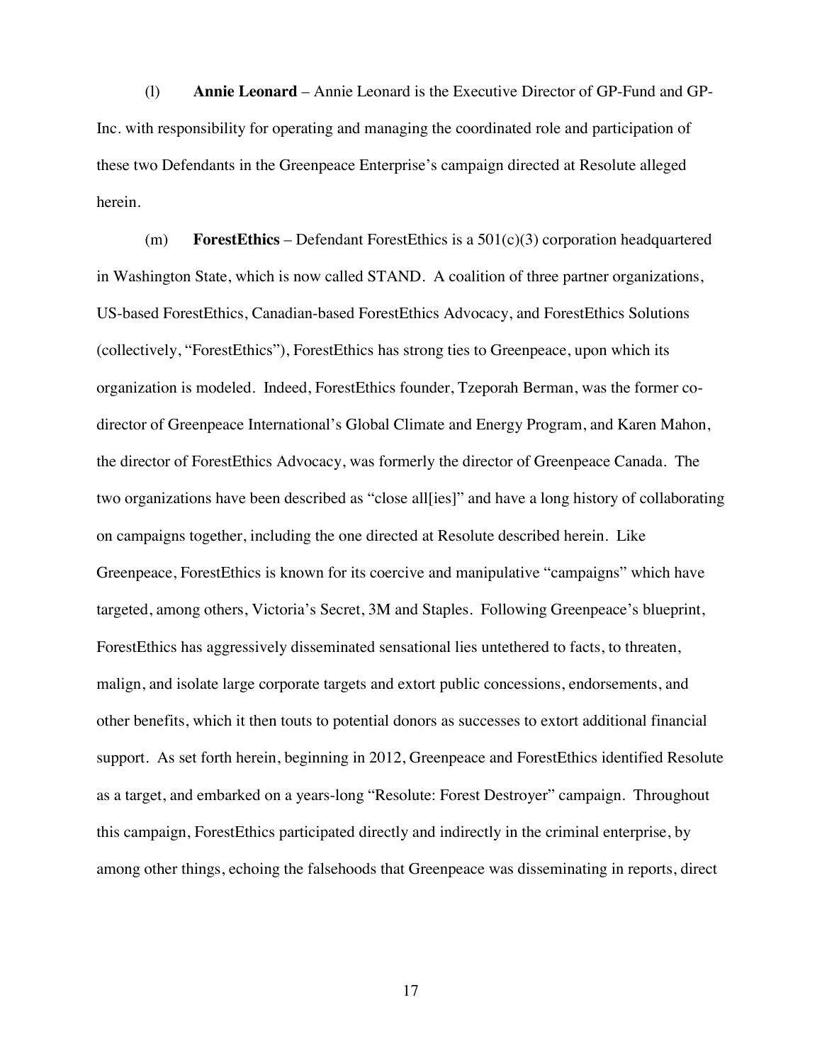(l) **Annie Leonard** – Annie Leonard is the Executive Director of GP-Fund and GP-Inc. with responsibility for operating and managing the coordinated role and participation of these two Defendants in the Greenpeace Enterprise's campaign directed at Resolute alleged herein.

(m) **ForestEthics** – Defendant ForestEthics is a 501(c)(3) corporation headquartered in Washington State, which is now called STAND. A coalition of three partner organizations, US-based ForestEthics, Canadian-based ForestEthics Advocacy, and ForestEthics Solutions (collectively, "ForestEthics"), ForestEthics has strong ties to Greenpeace, upon which its organization is modeled. Indeed, ForestEthics founder, Tzeporah Berman, was the former co-director of Greenpeace International's Global Climate and Energy Program, and Karen Mahon, the director of ForestEthics Advocacy, was formerly the director of Greenpeace Canada. The two organizations have been described as "close all[ies]" and have a long history of collaborating on campaigns together, including the one directed at Resolute described herein. Like Greenpeace, ForestEthics is known for its coercive and manipulative "campaigns" which have targeted, among others, Victoria's Secret, 3M and Staples. Following Greenpeace's blueprint, ForestEthics has aggressively disseminated sensational lies untethered to facts, to threaten, malign, and isolate large corporate targets and extort public concessions, endorsements, and other benefits, which it then touts to potential donors as successes to extort additional financial support. As set forth herein, beginning in 2012, Greenpeace and ForestEthics identified Resolute as a target, and embarked on a years-long "Resolute: Forest Destroyer" campaign. Throughout this campaign, ForestEthics participated directly and indirectly in the criminal enterprise, by among other things, echoing the falsehoods that Greenpeace was disseminating in reports, direct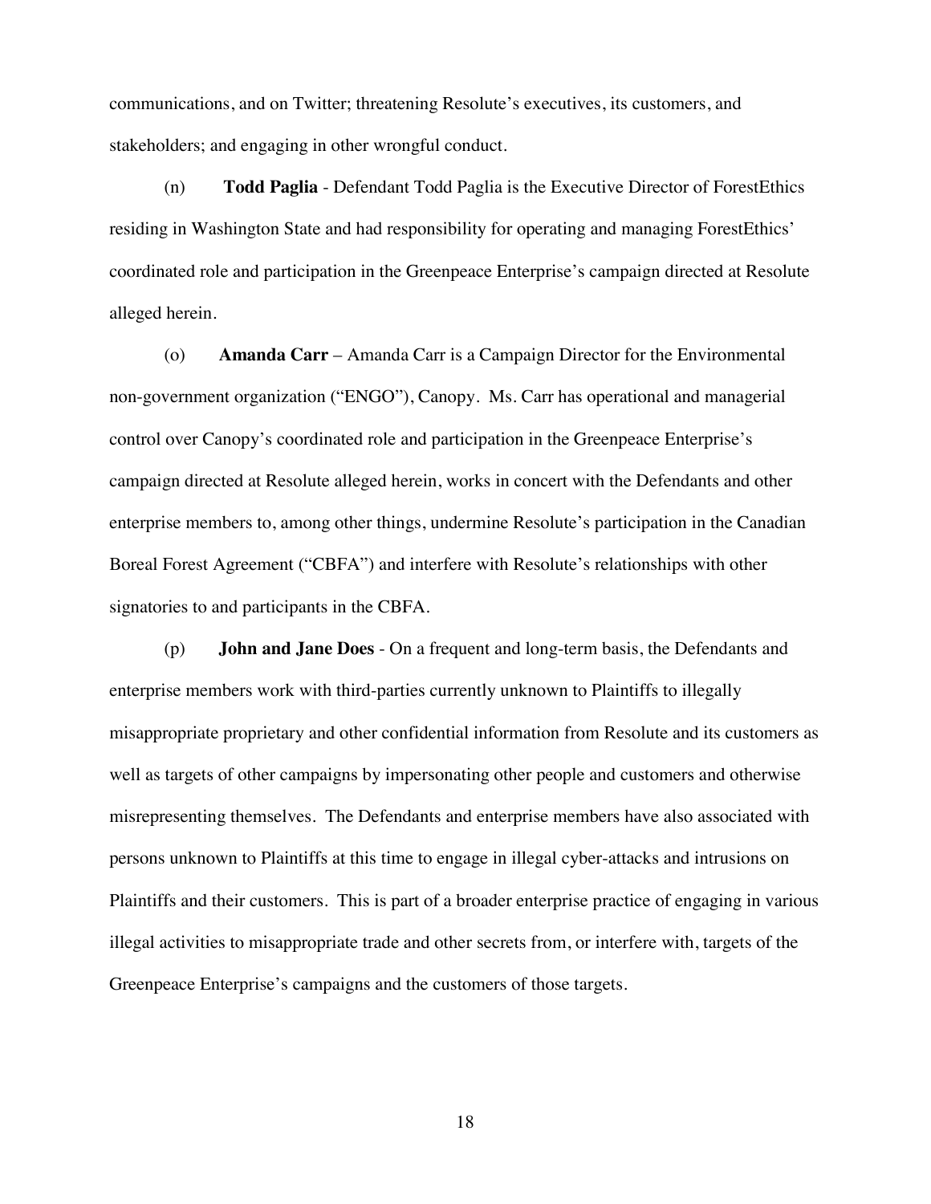communications, and on Twitter; threatening Resolute's executives, its customers, and stakeholders; and engaging in other wrongful conduct.

(n) **Todd Paglia** - Defendant Todd Paglia is the Executive Director of ForestEthics residing in Washington State and had responsibility for operating and managing ForestEthics' coordinated role and participation in the Greenpeace Enterprise's campaign directed at Resolute alleged herein.

(o) **Amanda Carr** – Amanda Carr is a Campaign Director for the Environmental non-government organization ("ENGO"), Canopy. Ms. Carr has operational and managerial control over Canopy's coordinated role and participation in the Greenpeace Enterprise's campaign directed at Resolute alleged herein, works in concert with the Defendants and other enterprise members to, among other things, undermine Resolute's participation in the Canadian Boreal Forest Agreement ("CBFA") and interfere with Resolute's relationships with other signatories to and participants in the CBFA.

(p) **John and Jane Does** - On a frequent and long-term basis, the Defendants and enterprise members work with third-parties currently unknown to Plaintiffs to illegally misappropriate proprietary and other confidential information from Resolute and its customers as well as targets of other campaigns by impersonating other people and customers and otherwise misrepresenting themselves. The Defendants and enterprise members have also associated with persons unknown to Plaintiffs at this time to engage in illegal cyber-attacks and intrusions on Plaintiffs and their customers. This is part of a broader enterprise practice of engaging in various illegal activities to misappropriate trade and other secrets from, or interfere with, targets of the Greenpeace Enterprise's campaigns and the customers of those targets.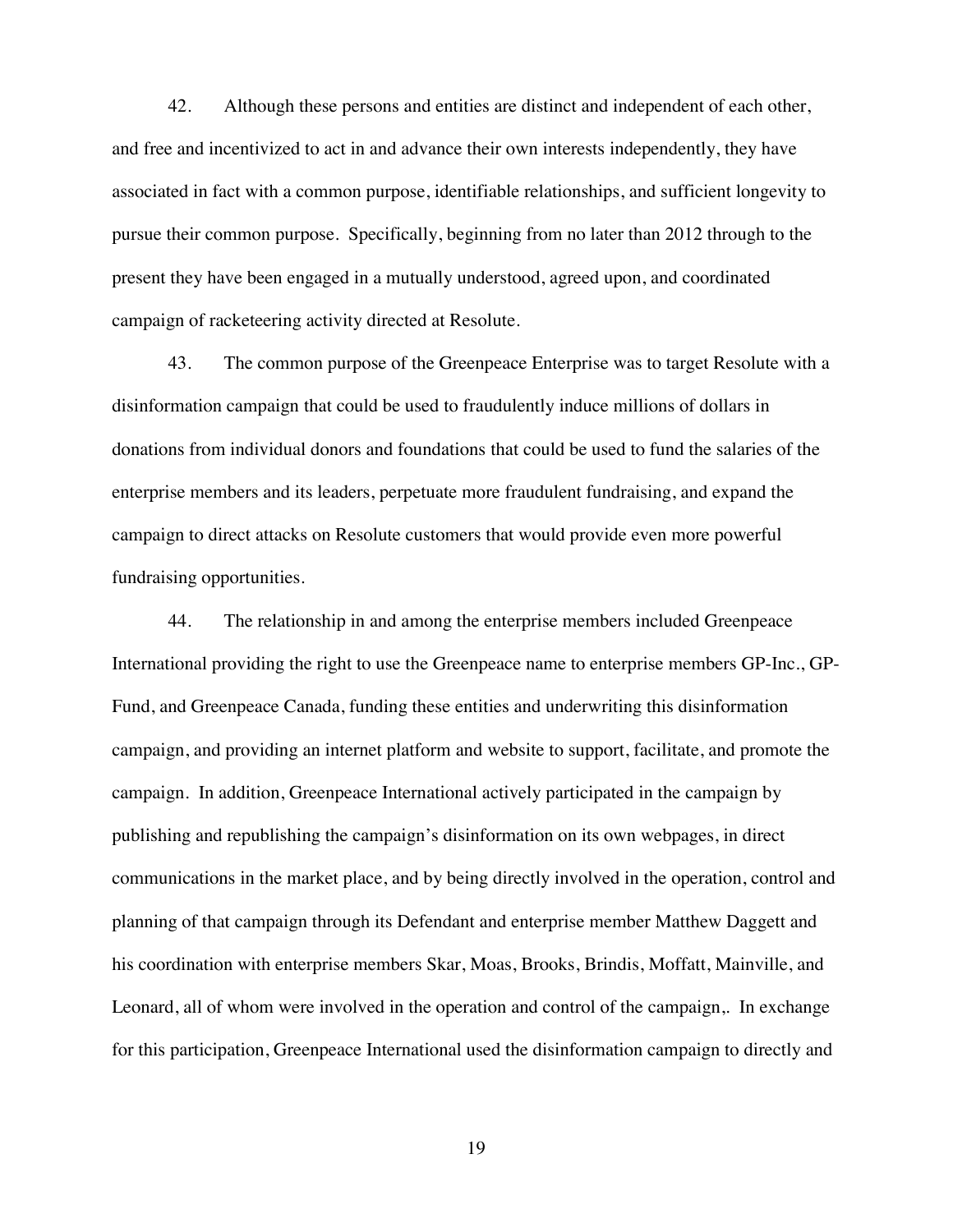42. Although these persons and entities are distinct and independent of each other, and free and incentivized to act in and advance their own interests independently, they have associated in fact with a common purpose, identifiable relationships, and sufficient longevity to pursue their common purpose. Specifically, beginning from no later than 2012 through to the present they have been engaged in a mutually understood, agreed upon, and coordinated campaign of racketeering activity directed at Resolute.

43. The common purpose of the Greenpeace Enterprise was to target Resolute with a disinformation campaign that could be used to fraudulently induce millions of dollars in donations from individual donors and foundations that could be used to fund the salaries of the enterprise members and its leaders, perpetuate more fraudulent fundraising, and expand the campaign to direct attacks on Resolute customers that would provide even more powerful fundraising opportunities.

44. The relationship in and among the enterprise members included Greenpeace International providing the right to use the Greenpeace name to enterprise members GP-Inc., GP-Fund, and Greenpeace Canada, funding these entities and underwriting this disinformation campaign, and providing an internet platform and website to support, facilitate, and promote the campaign. In addition, Greenpeace International actively participated in the campaign by publishing and republishing the campaign's disinformation on its own webpages, in direct communications in the market place, and by being directly involved in the operation, control and planning of that campaign through its Defendant and enterprise member Matthew Daggett and his coordination with enterprise members Skar, Moas, Brooks, Brindis, Moffatt, Mainville, and Leonard, all of whom were involved in the operation and control of the campaign,. In exchange for this participation, Greenpeace International used the disinformation campaign to directly and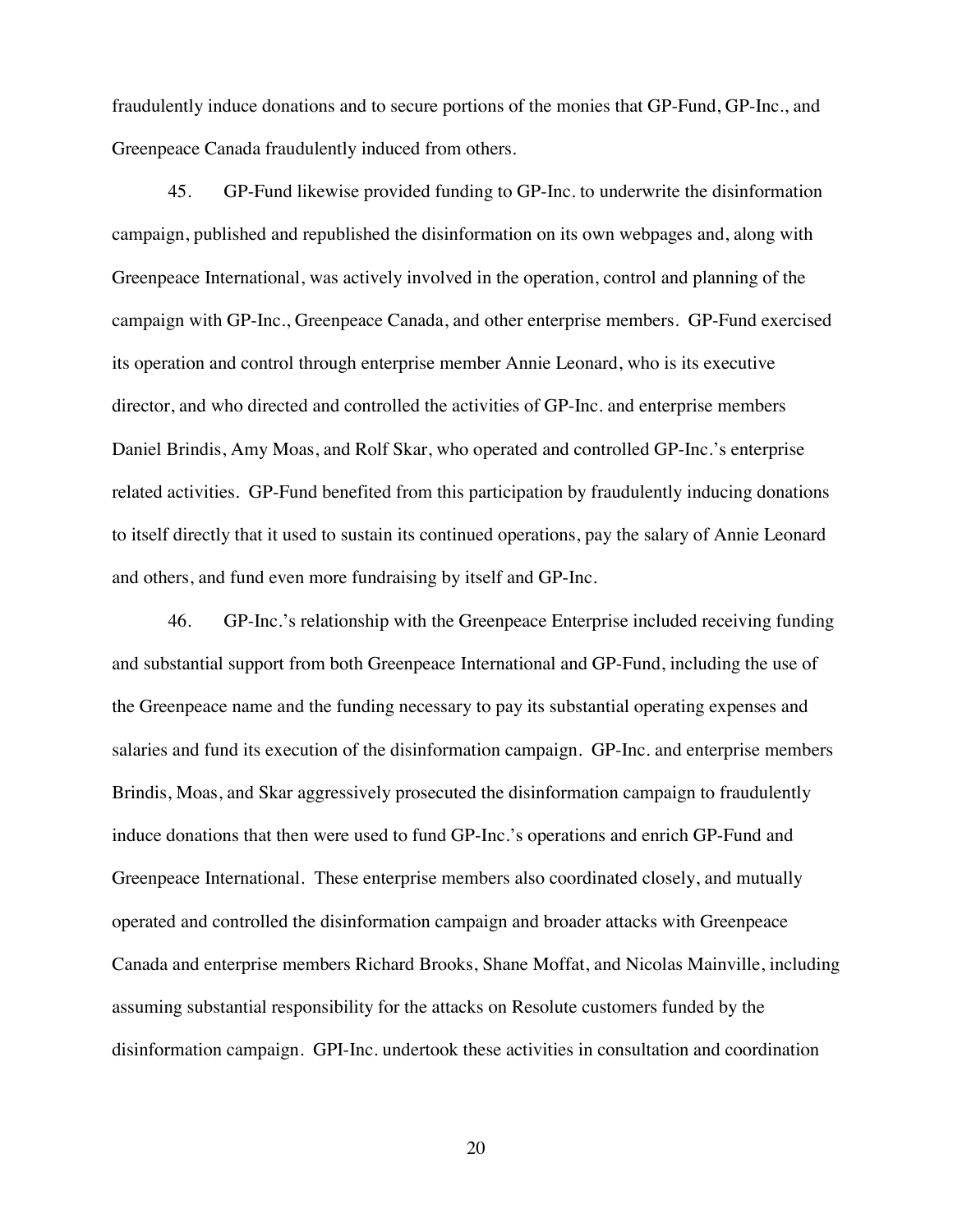fraudulently induce donations and to secure portions of the monies that GP-Fund, GP-Inc., and Greenpeace Canada fraudulently induced from others.

45. GP-Fund likewise provided funding to GP-Inc. to underwrite the disinformation campaign, published and republished the disinformation on its own webpages and, along with Greenpeace International, was actively involved in the operation, control and planning of the campaign with GP-Inc., Greenpeace Canada, and other enterprise members. GP-Fund exercised its operation and control through enterprise member Annie Leonard, who is its executive director, and who directed and controlled the activities of GP-Inc. and enterprise members Daniel Brindis, Amy Moas, and Rolf Skar, who operated and controlled GP-Inc.'s enterprise related activities. GP-Fund benefited from this participation by fraudulently inducing donations to itself directly that it used to sustain its continued operations, pay the salary of Annie Leonard and others, and fund even more fundraising by itself and GP-Inc.

46. GP-Inc.'s relationship with the Greenpeace Enterprise included receiving funding and substantial support from both Greenpeace International and GP-Fund, including the use of the Greenpeace name and the funding necessary to pay its substantial operating expenses and salaries and fund its execution of the disinformation campaign. GP-Inc. and enterprise members Brindis, Moas, and Skar aggressively prosecuted the disinformation campaign to fraudulently induce donations that then were used to fund GP-Inc.'s operations and enrich GP-Fund and Greenpeace International. These enterprise members also coordinated closely, and mutually operated and controlled the disinformation campaign and broader attacks with Greenpeace Canada and enterprise members Richard Brooks, Shane Moffat, and Nicolas Mainville, including assuming substantial responsibility for the attacks on Resolute customers funded by the disinformation campaign. GPI-Inc. undertook these activities in consultation and coordination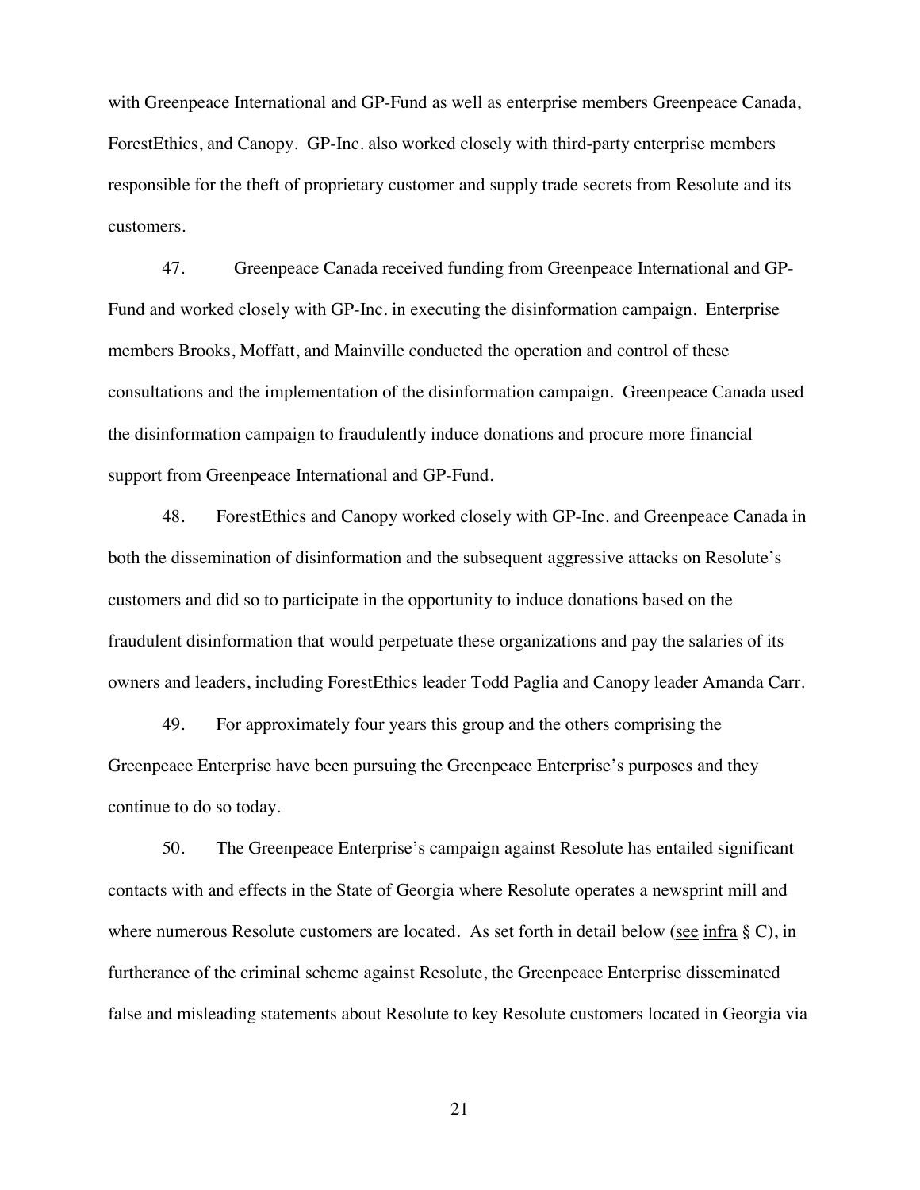with Greenpeace International and GP-Fund as well as enterprise members Greenpeace Canada, ForestEthics, and Canopy. GP-Inc. also worked closely with third-party enterprise members responsible for the theft of proprietary customer and supply trade secrets from Resolute and its customers.

47. Greenpeace Canada received funding from Greenpeace International and GP-Fund and worked closely with GP-Inc. in executing the disinformation campaign. Enterprise members Brooks, Moffatt, and Mainville conducted the operation and control of these consultations and the implementation of the disinformation campaign. Greenpeace Canada used the disinformation campaign to fraudulently induce donations and procure more financial support from Greenpeace International and GP-Fund.

48. ForestEthics and Canopy worked closely with GP-Inc. and Greenpeace Canada in both the dissemination of disinformation and the subsequent aggressive attacks on Resolute's customers and did so to participate in the opportunity to induce donations based on the fraudulent disinformation that would perpetuate these organizations and pay the salaries of its owners and leaders, including ForestEthics leader Todd Paglia and Canopy leader Amanda Carr.

49. For approximately four years this group and the others comprising the Greenpeace Enterprise have been pursuing the Greenpeace Enterprise's purposes and they continue to do so today.

50. The Greenpeace Enterprise's campaign against Resolute has entailed significant contacts with and effects in the State of Georgia where Resolute operates a newsprint mill and where numerous Resolute customers are located. As set forth in detail below (see infra § C), in furtherance of the criminal scheme against Resolute, the Greenpeace Enterprise disseminated false and misleading statements about Resolute to key Resolute customers located in Georgia via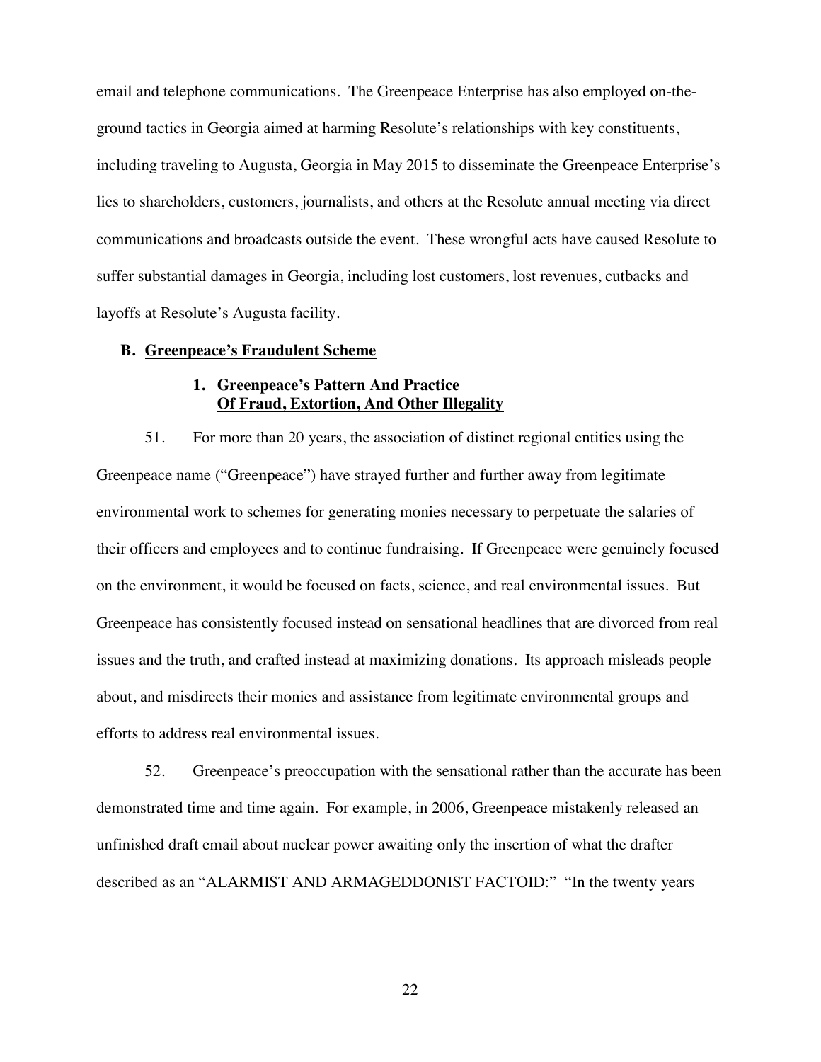email and telephone communications. The Greenpeace Enterprise has also employed on-the-ground tactics in Georgia aimed at harming Resolute's relationships with key constituents, including traveling to Augusta, Georgia in May 2015 to disseminate the Greenpeace Enterprise's lies to shareholders, customers, journalists, and others at the Resolute annual meeting via direct communications and broadcasts outside the event. These wrongful acts have caused Resolute to suffer substantial damages in Georgia, including lost customers, lost revenues, cutbacks and layoffs at Resolute's Augusta facility.

**B. <u>Greenpeace's Fraudulent Scheme</u>**

**1. Greenpeace's Pattern And Practice <u>Of Fraud, Extortion, And Other Illegality</u>**

51. For more than 20 years, the association of distinct regional entities using the Greenpeace name ("Greenpeace") have strayed further and further away from legitimate environmental work to schemes for generating monies necessary to perpetuate the salaries of their officers and employees and to continue fundraising. If Greenpeace were genuinely focused on the environment, it would be focused on facts, science, and real environmental issues. But Greenpeace has consistently focused instead on sensational headlines that are divorced from real issues and the truth, and crafted instead at maximizing donations. Its approach misleads people about, and misdirects their monies and assistance from legitimate environmental groups and efforts to address real environmental issues.

52. Greenpeace's preoccupation with the sensational rather than the accurate has been demonstrated time and time again. For example, in 2006, Greenpeace mistakenly released an unfinished draft email about nuclear power awaiting only the insertion of what the drafter described as an "ALARMIST AND ARMAGEDDONIST FACTOID:" "In the twenty years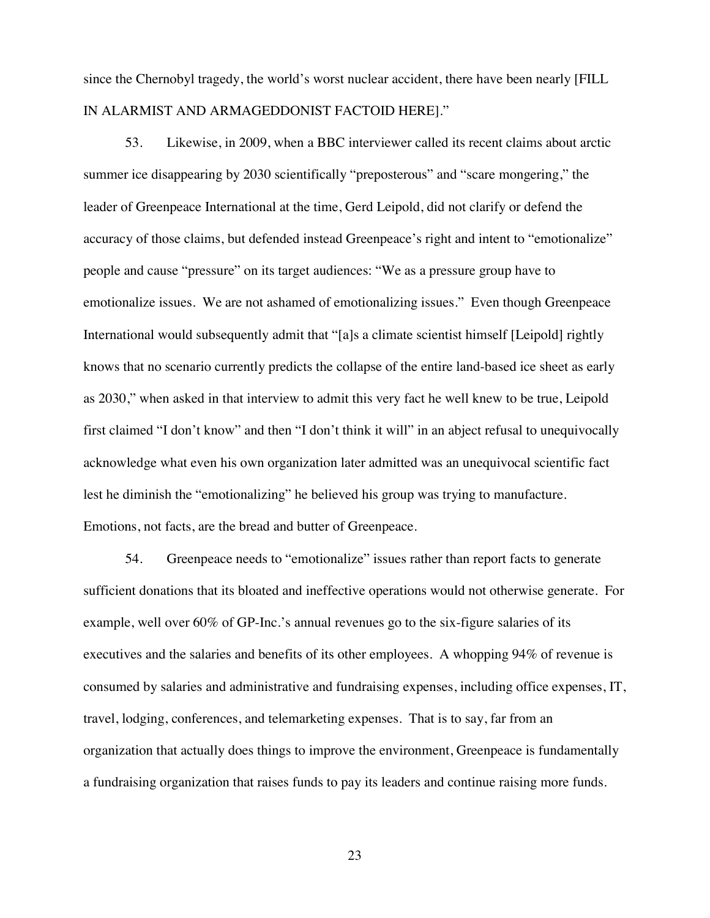since the Chernobyl tragedy, the world's worst nuclear accident, there have been nearly [FILL IN ALARMIST AND ARMAGEDDONIST FACTOID HERE]."

53. Likewise, in 2009, when a BBC interviewer called its recent claims about arctic summer ice disappearing by 2030 scientifically "preposterous" and "scare mongering," the leader of Greenpeace International at the time, Gerd Leipold, did not clarify or defend the accuracy of those claims, but defended instead Greenpeace's right and intent to "emotionalize" people and cause "pressure" on its target audiences: "We as a pressure group have to emotionalize issues. We are not ashamed of emotionalizing issues." Even though Greenpeace International would subsequently admit that "[a]s a climate scientist himself [Leipold] rightly knows that no scenario currently predicts the collapse of the entire land-based ice sheet as early as 2030," when asked in that interview to admit this very fact he well knew to be true, Leipold first claimed "I don't know" and then "I don't think it will" in an abject refusal to unequivocally acknowledge what even his own organization later admitted was an unequivocal scientific fact lest he diminish the "emotionalizing" he believed his group was trying to manufacture. Emotions, not facts, are the bread and butter of Greenpeace.

54. Greenpeace needs to "emotionalize" issues rather than report facts to generate sufficient donations that its bloated and ineffective operations would not otherwise generate. For example, well over 60% of GP-Inc.'s annual revenues go to the six-figure salaries of its executives and the salaries and benefits of its other employees. A whopping 94% of revenue is consumed by salaries and administrative and fundraising expenses, including office expenses, IT, travel, lodging, conferences, and telemarketing expenses. That is to say, far from an organization that actually does things to improve the environment, Greenpeace is fundamentally a fundraising organization that raises funds to pay its leaders and continue raising more funds.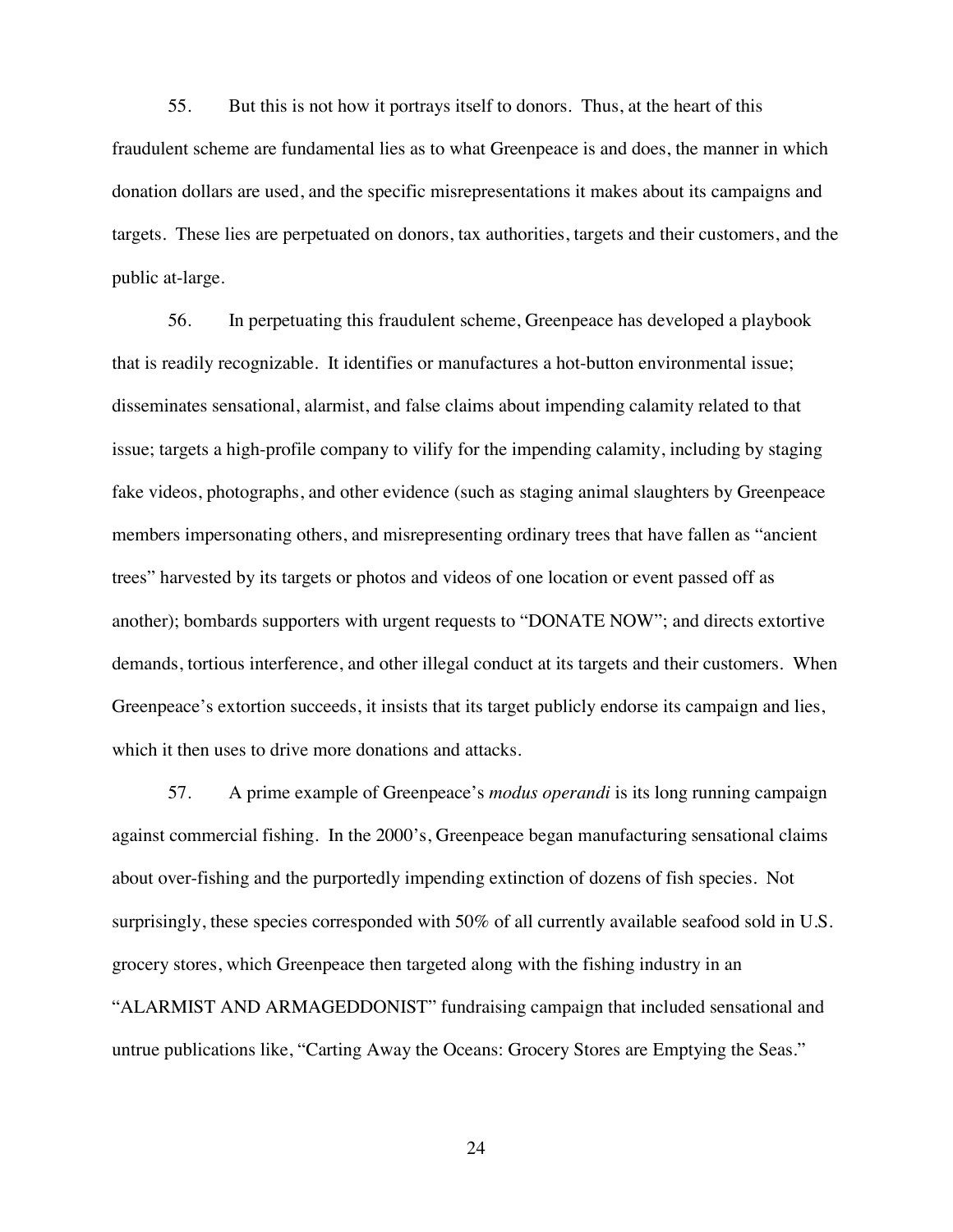55. But this is not how it portrays itself to donors. Thus, at the heart of this fraudulent scheme are fundamental lies as to what Greenpeace is and does, the manner in which donation dollars are used, and the specific misrepresentations it makes about its campaigns and targets. These lies are perpetuated on donors, tax authorities, targets and their customers, and the public at-large.

56. In perpetuating this fraudulent scheme, Greenpeace has developed a playbook that is readily recognizable. It identifies or manufactures a hot-button environmental issue; disseminates sensational, alarmist, and false claims about impending calamity related to that issue; targets a high-profile company to vilify for the impending calamity, including by staging fake videos, photographs, and other evidence (such as staging animal slaughters by Greenpeace members impersonating others, and misrepresenting ordinary trees that have fallen as "ancient trees" harvested by its targets or photos and videos of one location or event passed off as another); bombards supporters with urgent requests to "DONATE NOW"; and directs extortive demands, tortious interference, and other illegal conduct at its targets and their customers. When Greenpeace's extortion succeeds, it insists that its target publicly endorse its campaign and lies, which it then uses to drive more donations and attacks.

57. A prime example of Greenpeace's *modus operandi* is its long running campaign against commercial fishing. In the 2000's, Greenpeace began manufacturing sensational claims about over-fishing and the purportedly impending extinction of dozens of fish species. Not surprisingly, these species corresponded with 50% of all currently available seafood sold in U.S. grocery stores, which Greenpeace then targeted along with the fishing industry in an "ALARMIST AND ARMAGEDDONIST" fundraising campaign that included sensational and untrue publications like, "Carting Away the Oceans: Grocery Stores are Emptying the Seas."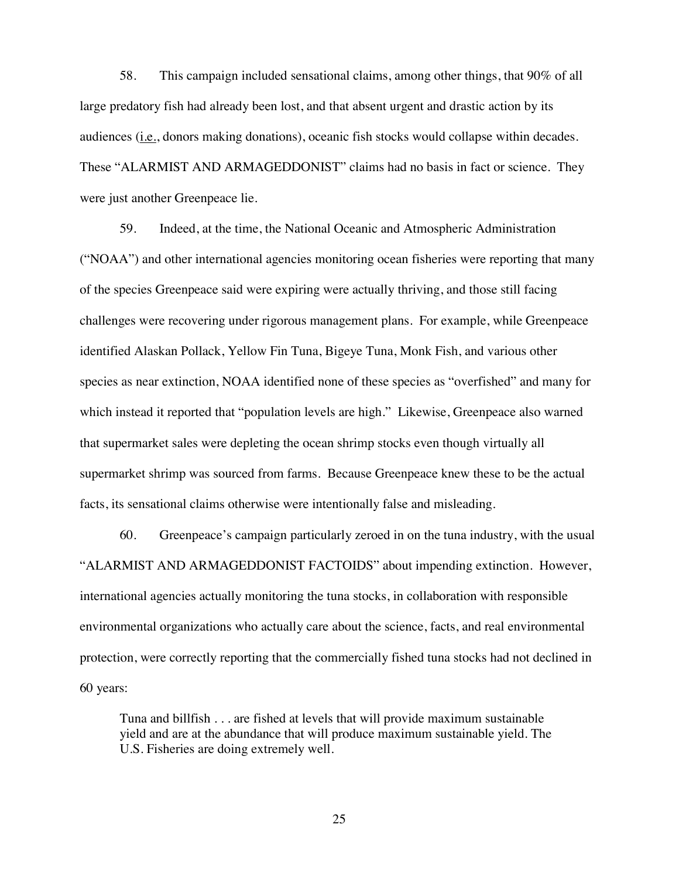58. This campaign included sensational claims, among other things, that 90% of all large predatory fish had already been lost, and that absent urgent and drastic action by its audiences (i.e., donors making donations), oceanic fish stocks would collapse within decades. These "ALARMIST AND ARMAGEDDONIST" claims had no basis in fact or science. They were just another Greenpeace lie.

59. Indeed, at the time, the National Oceanic and Atmospheric Administration ("NOAA") and other international agencies monitoring ocean fisheries were reporting that many of the species Greenpeace said were expiring were actually thriving, and those still facing challenges were recovering under rigorous management plans. For example, while Greenpeace identified Alaskan Pollack, Yellow Fin Tuna, Bigeye Tuna, Monk Fish, and various other species as near extinction, NOAA identified none of these species as "overfished" and many for which instead it reported that "population levels are high." Likewise, Greenpeace also warned that supermarket sales were depleting the ocean shrimp stocks even though virtually all supermarket shrimp was sourced from farms. Because Greenpeace knew these to be the actual facts, its sensational claims otherwise were intentionally false and misleading.

60. Greenpeace's campaign particularly zeroed in on the tuna industry, with the usual "ALARMIST AND ARMAGEDDONIST FACTOIDS" about impending extinction. However, international agencies actually monitoring the tuna stocks, in collaboration with responsible environmental organizations who actually care about the science, facts, and real environmental protection, were correctly reporting that the commercially fished tuna stocks had not declined in 60 years:

> Tuna and billfish . . . are fished at levels that will provide maximum sustainable yield and are at the abundance that will produce maximum sustainable yield. The U.S. Fisheries are doing extremely well.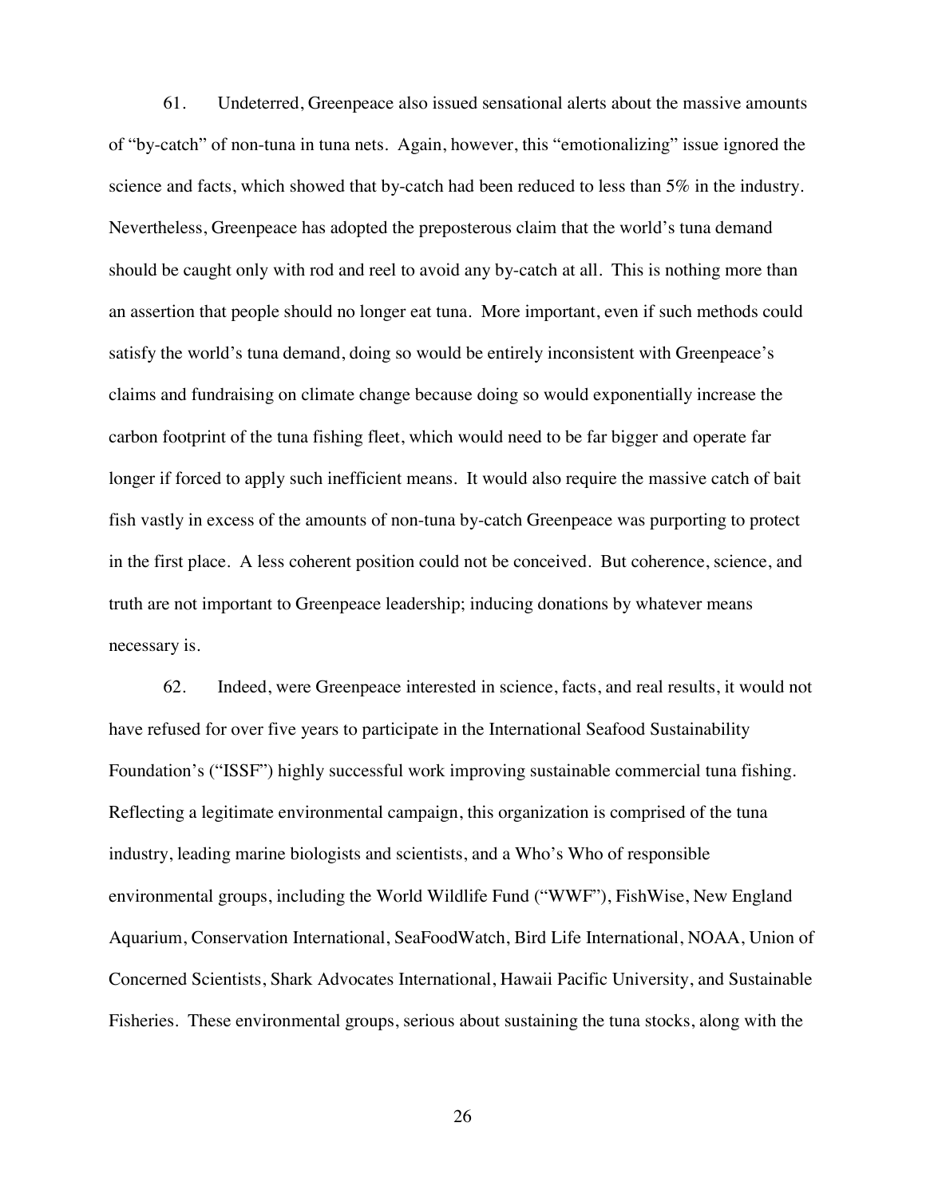61. Undeterred, Greenpeace also issued sensational alerts about the massive amounts of "by-catch" of non-tuna in tuna nets. Again, however, this "emotionalizing" issue ignored the science and facts, which showed that by-catch had been reduced to less than 5% in the industry. Nevertheless, Greenpeace has adopted the preposterous claim that the world's tuna demand should be caught only with rod and reel to avoid any by-catch at all. This is nothing more than an assertion that people should no longer eat tuna. More important, even if such methods could satisfy the world's tuna demand, doing so would be entirely inconsistent with Greenpeace's claims and fundraising on climate change because doing so would exponentially increase the carbon footprint of the tuna fishing fleet, which would need to be far bigger and operate far longer if forced to apply such inefficient means. It would also require the massive catch of bait fish vastly in excess of the amounts of non-tuna by-catch Greenpeace was purporting to protect in the first place. A less coherent position could not be conceived. But coherence, science, and truth are not important to Greenpeace leadership; inducing donations by whatever means necessary is.

62. Indeed, were Greenpeace interested in science, facts, and real results, it would not have refused for over five years to participate in the International Seafood Sustainability Foundation's ("ISSF") highly successful work improving sustainable commercial tuna fishing. Reflecting a legitimate environmental campaign, this organization is comprised of the tuna industry, leading marine biologists and scientists, and a Who's Who of responsible environmental groups, including the World Wildlife Fund ("WWF"), FishWise, New England Aquarium, Conservation International, SeaFoodWatch, Bird Life International, NOAA, Union of Concerned Scientists, Shark Advocates International, Hawaii Pacific University, and Sustainable Fisheries. These environmental groups, serious about sustaining the tuna stocks, along with the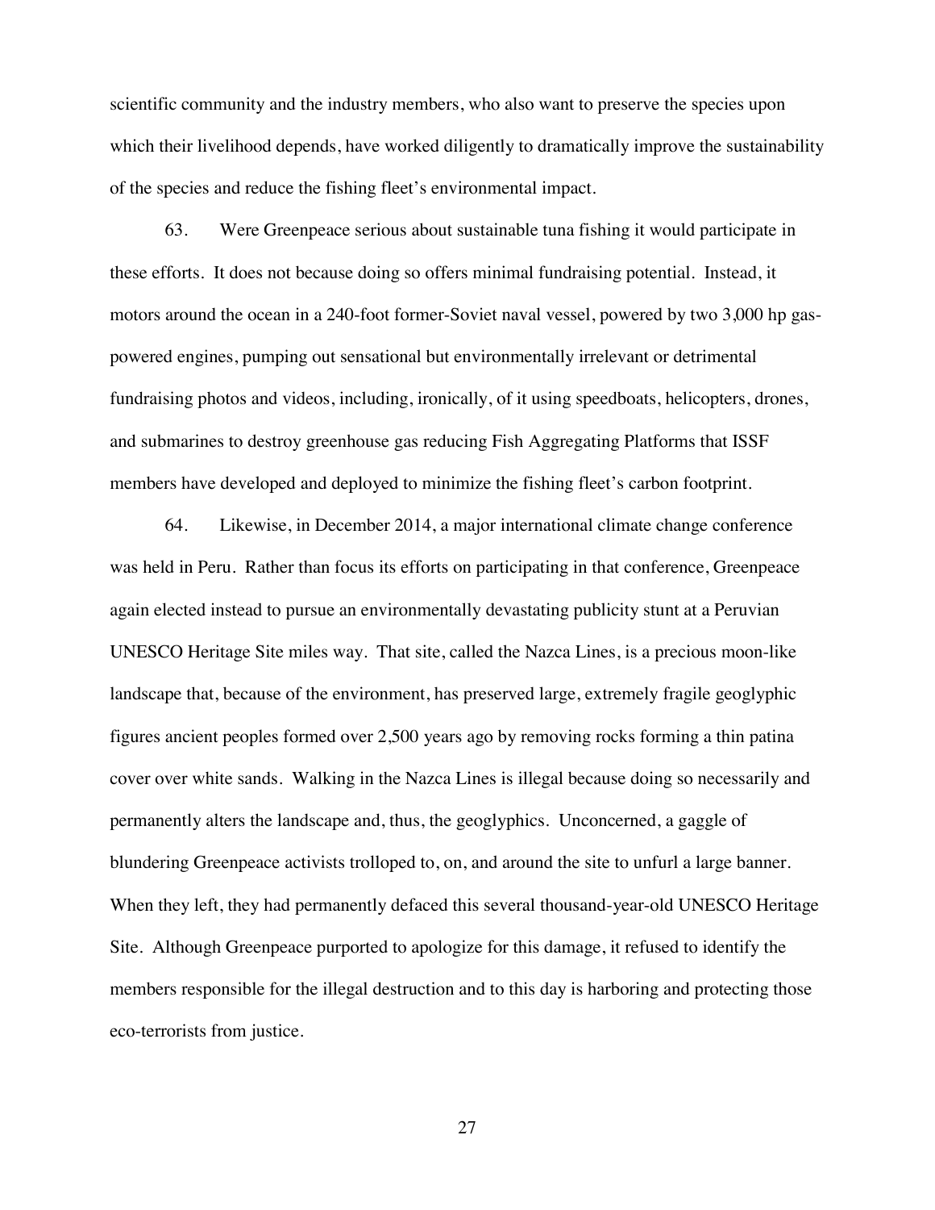scientific community and the industry members, who also want to preserve the species upon which their livelihood depends, have worked diligently to dramatically improve the sustainability of the species and reduce the fishing fleet's environmental impact.

63. Were Greenpeace serious about sustainable tuna fishing it would participate in these efforts. It does not because doing so offers minimal fundraising potential. Instead, it motors around the ocean in a 240-foot former-Soviet naval vessel, powered by two 3,000 hp gas-powered engines, pumping out sensational but environmentally irrelevant or detrimental fundraising photos and videos, including, ironically, of it using speedboats, helicopters, drones, and submarines to destroy greenhouse gas reducing Fish Aggregating Platforms that ISSF members have developed and deployed to minimize the fishing fleet's carbon footprint.

64. Likewise, in December 2014, a major international climate change conference was held in Peru. Rather than focus its efforts on participating in that conference, Greenpeace again elected instead to pursue an environmentally devastating publicity stunt at a Peruvian UNESCO Heritage Site miles way. That site, called the Nazca Lines, is a precious moon-like landscape that, because of the environment, has preserved large, extremely fragile geoglyphic figures ancient peoples formed over 2,500 years ago by removing rocks forming a thin patina cover over white sands. Walking in the Nazca Lines is illegal because doing so necessarily and permanently alters the landscape and, thus, the geoglyphics. Unconcerned, a gaggle of blundering Greenpeace activists trolloped to, on, and around the site to unfurl a large banner. When they left, they had permanently defaced this several thousand-year-old UNESCO Heritage Site. Although Greenpeace purported to apologize for this damage, it refused to identify the members responsible for the illegal destruction and to this day is harboring and protecting those eco-terrorists from justice.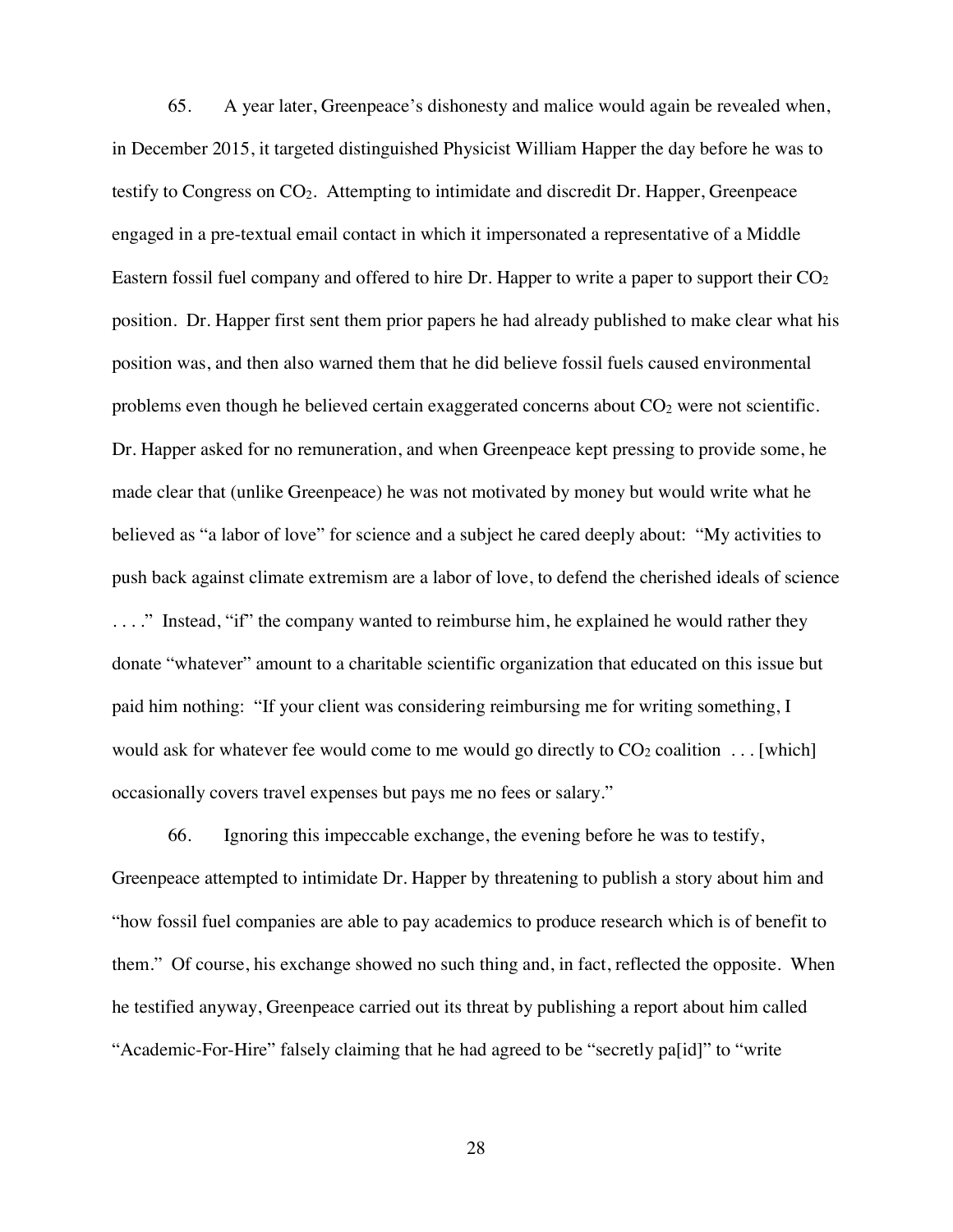65. A year later, Greenpeace's dishonesty and malice would again be revealed when, in December 2015, it targeted distinguished Physicist William Happer the day before he was to testify to Congress on $CO_2$. Attempting to intimidate and discredit Dr. Happer, Greenpeace engaged in a pre-textual email contact in which it impersonated a representative of a Middle Eastern fossil fuel company and offered to hire Dr. Happer to write a paper to support their $CO_2$ position. Dr. Happer first sent them prior papers he had already published to make clear what his position was, and then also warned them that he did believe fossil fuels caused environmental problems even though he believed certain exaggerated concerns about $CO_2$ were not scientific. Dr. Happer asked for no remuneration, and when Greenpeace kept pressing to provide some, he made clear that (unlike Greenpeace) he was not motivated by money but would write what he believed as "a labor of love" for science and a subject he cared deeply about: "My activities to push back against climate extremism are a labor of love, to defend the cherished ideals of science . . . ." Instead, "if" the company wanted to reimburse him, he explained he would rather they donate "whatever" amount to a charitable scientific organization that educated on this issue but paid him nothing: "If your client was considering reimbursing me for writing something, I would ask for whatever fee would come to me would go directly to $CO_2$ coalition . . . [which] occasionally covers travel expenses but pays me no fees or salary."

66. Ignoring this impeccable exchange, the evening before he was to testify, Greenpeace attempted to intimidate Dr. Happer by threatening to publish a story about him and "how fossil fuel companies are able to pay academics to produce research which is of benefit to them." Of course, his exchange showed no such thing and, in fact, reflected the opposite. When he testified anyway, Greenpeace carried out its threat by publishing a report about him called "Academic-For-Hire" falsely claiming that he had agreed to be "secretly pa[id]" to "write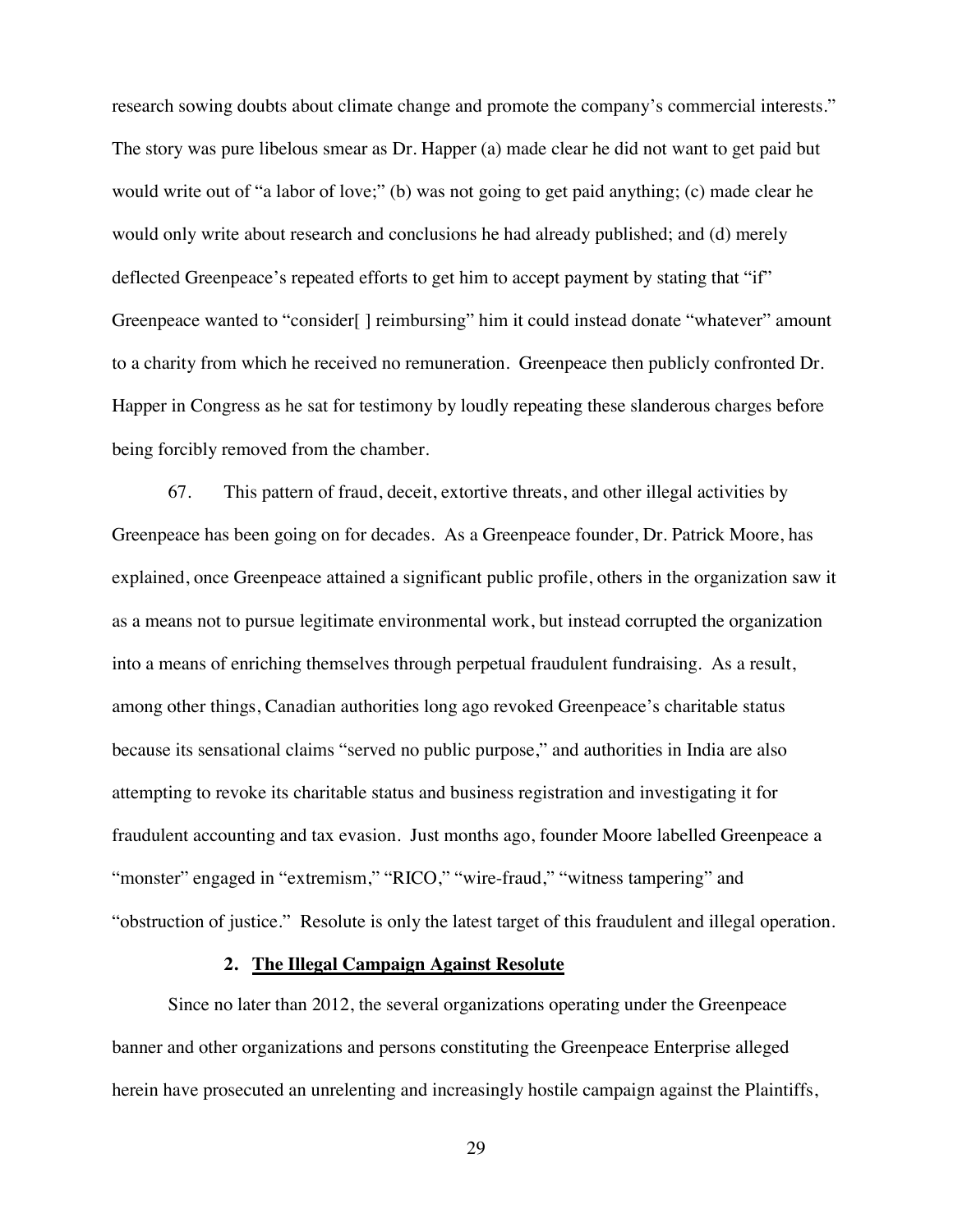research sowing doubts about climate change and promote the company's commercial interests." The story was pure libelous smear as Dr. Happer (a) made clear he did not want to get paid but would write out of "a labor of love;" (b) was not going to get paid anything; (c) made clear he would only write about research and conclusions he had already published; and (d) merely deflected Greenpeace's repeated efforts to get him to accept payment by stating that "if" Greenpeace wanted to "consider[ ] reimbursing" him it could instead donate "whatever" amount to a charity from which he received no remuneration. Greenpeace then publicly confronted Dr. Happer in Congress as he sat for testimony by loudly repeating these slanderous charges before being forcibly removed from the chamber.

67. This pattern of fraud, deceit, extortive threats, and other illegal activities by Greenpeace has been going on for decades. As a Greenpeace founder, Dr. Patrick Moore, has explained, once Greenpeace attained a significant public profile, others in the organization saw it as a means not to pursue legitimate environmental work, but instead corrupted the organization into a means of enriching themselves through perpetual fraudulent fundraising. As a result, among other things, Canadian authorities long ago revoked Greenpeace's charitable status because its sensational claims "served no public purpose," and authorities in India are also attempting to revoke its charitable status and business registration and investigating it for fraudulent accounting and tax evasion. Just months ago, founder Moore labelled Greenpeace a "monster" engaged in "extremism," "RICO," "wire-fraud," "witness tampering" and "obstruction of justice." Resolute is only the latest target of this fraudulent and illegal operation.

### 2. The Illegal Campaign Against Resolute

Since no later than 2012, the several organizations operating under the Greenpeace banner and other organizations and persons constituting the Greenpeace Enterprise alleged herein have prosecuted an unrelenting and increasingly hostile campaign against the Plaintiffs,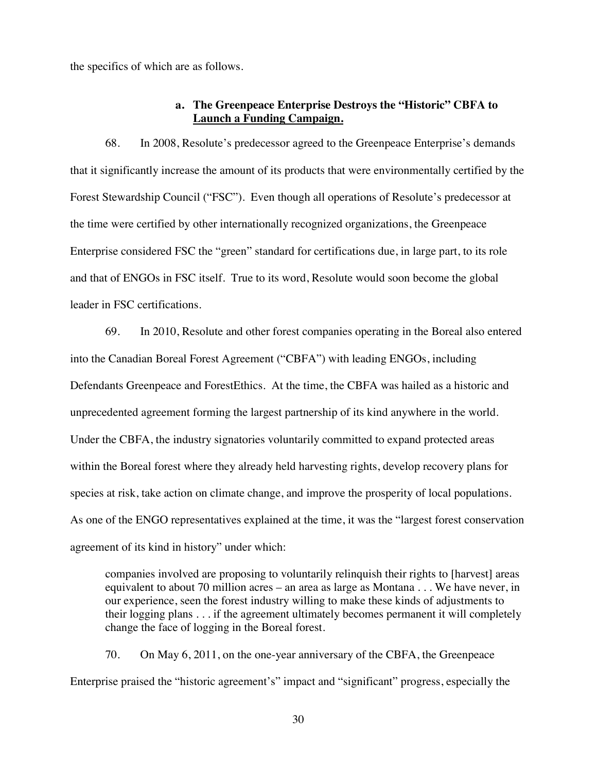the specifics of which are as follows.

### a. The Greenpeace Enterprise Destroys the "Historic" CBFA to Launch a Funding Campaign.

68. In 2008, Resolute's predecessor agreed to the Greenpeace Enterprise's demands that it significantly increase the amount of its products that were environmentally certified by the Forest Stewardship Council ("FSC"). Even though all operations of Resolute's predecessor at the time were certified by other internationally recognized organizations, the Greenpeace Enterprise considered FSC the "green" standard for certifications due, in large part, to its role and that of ENGOs in FSC itself. True to its word, Resolute would soon become the global leader in FSC certifications.

69. In 2010, Resolute and other forest companies operating in the Boreal also entered into the Canadian Boreal Forest Agreement ("CBFA") with leading ENGOs, including Defendants Greenpeace and ForestEthics. At the time, the CBFA was hailed as a historic and unprecedented agreement forming the largest partnership of its kind anywhere in the world. Under the CBFA, the industry signatories voluntarily committed to expand protected areas within the Boreal forest where they already held harvesting rights, develop recovery plans for species at risk, take action on climate change, and improve the prosperity of local populations. As one of the ENGO representatives explained at the time, it was the "largest forest conservation agreement of its kind in history" under which:

> companies involved are proposing to voluntarily relinquish their rights to [harvest] areas equivalent to about 70 million acres – an area as large as Montana . . . We have never, in our experience, seen the forest industry willing to make these kinds of adjustments to their logging plans . . . if the agreement ultimately becomes permanent it will completely change the face of logging in the Boreal forest.

70. On May 6, 2011, on the one-year anniversary of the CBFA, the Greenpeace Enterprise praised the "historic agreement's" impact and "significant" progress, especially the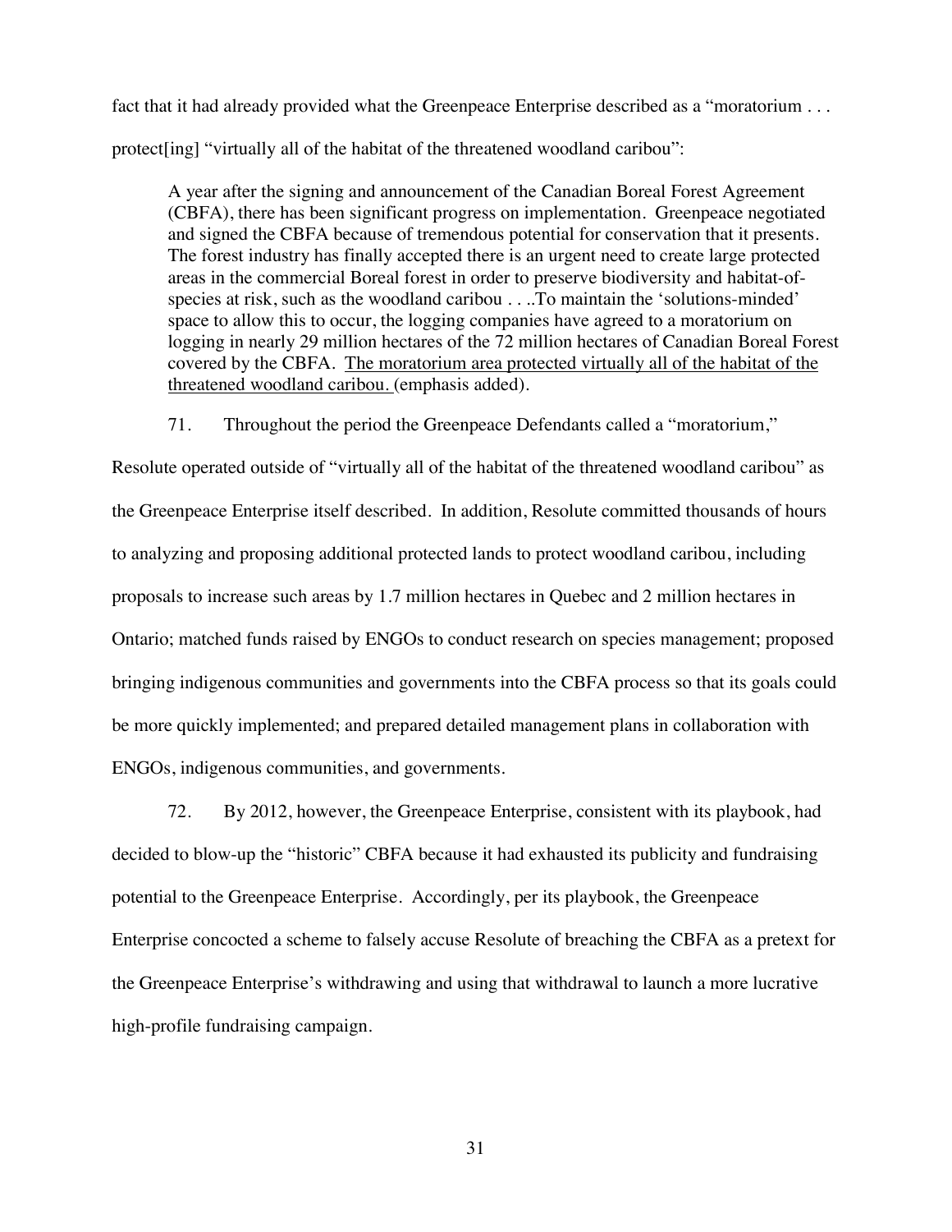fact that it had already provided what the Greenpeace Enterprise described as a "moratorium . . . protect[ing] "virtually all of the habitat of the threatened woodland caribou":

> A year after the signing and announcement of the Canadian Boreal Forest Agreement (CBFA), there has been significant progress on implementation. Greenpeace negotiated and signed the CBFA because of tremendous potential for conservation that it presents. The forest industry has finally accepted there is an urgent need to create large protected areas in the commercial Boreal forest in order to preserve biodiversity and habitat-of-species at risk, such as the woodland caribou . . ..To maintain the 'solutions-minded' space to allow this to occur, the logging companies have agreed to a moratorium on logging in nearly 29 million hectares of the 72 million hectares of Canadian Boreal Forest covered by the CBFA. <u>The moratorium area protected virtually all of the habitat of the threatened woodland caribou.</u> (emphasis added).

71. Throughout the period the Greenpeace Defendants called a "moratorium," Resolute operated outside of "virtually all of the habitat of the threatened woodland caribou" as the Greenpeace Enterprise itself described. In addition, Resolute committed thousands of hours to analyzing and proposing additional protected lands to protect woodland caribou, including proposals to increase such areas by 1.7 million hectares in Quebec and 2 million hectares in Ontario; matched funds raised by ENGOs to conduct research on species management; proposed bringing indigenous communities and governments into the CBFA process so that its goals could be more quickly implemented; and prepared detailed management plans in collaboration with ENGOs, indigenous communities, and governments.

72. By 2012, however, the Greenpeace Enterprise, consistent with its playbook, had decided to blow-up the "historic" CBFA because it had exhausted its publicity and fundraising potential to the Greenpeace Enterprise. Accordingly, per its playbook, the Greenpeace Enterprise concocted a scheme to falsely accuse Resolute of breaching the CBFA as a pretext for the Greenpeace Enterprise's withdrawing and using that withdrawal to launch a more lucrative high-profile fundraising campaign.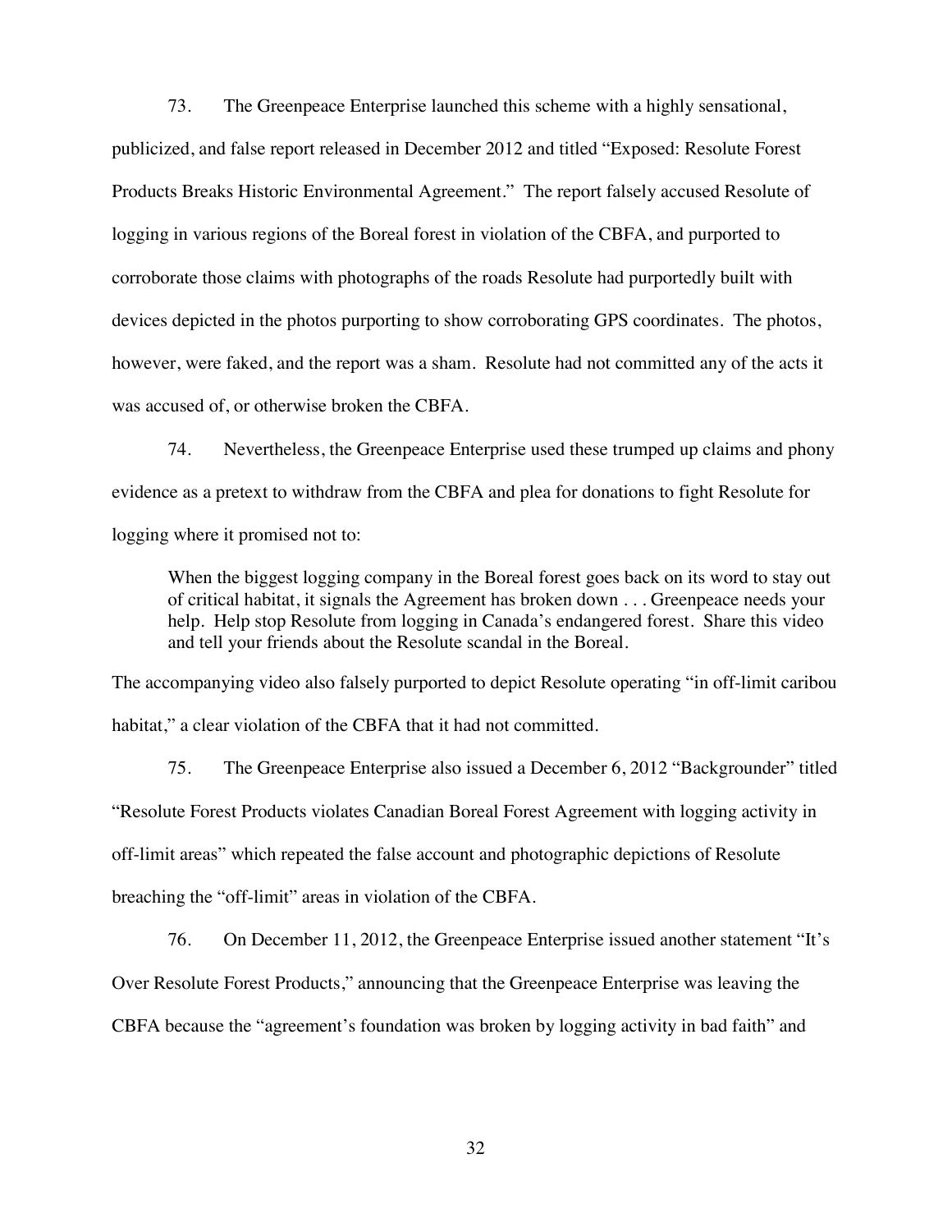73. The Greenpeace Enterprise launched this scheme with a highly sensational, publicized, and false report released in December 2012 and titled "Exposed: Resolute Forest Products Breaks Historic Environmental Agreement." The report falsely accused Resolute of logging in various regions of the Boreal forest in violation of the CBFA, and purported to corroborate those claims with photographs of the roads Resolute had purportedly built with devices depicted in the photos purporting to show corroborating GPS coordinates. The photos, however, were faked, and the report was a sham. Resolute had not committed any of the acts it was accused of, or otherwise broken the CBFA.

74. Nevertheless, the Greenpeace Enterprise used these trumped up claims and phony evidence as a pretext to withdraw from the CBFA and plea for donations to fight Resolute for logging where it promised not to:

> When the biggest logging company in the Boreal forest goes back on its word to stay out of critical habitat, it signals the Agreement has broken down . . . Greenpeace needs your help. Help stop Resolute from logging in Canada's endangered forest. Share this video and tell your friends about the Resolute scandal in the Boreal.

The accompanying video also falsely purported to depict Resolute operating "in off-limit caribou habitat," a clear violation of the CBFA that it had not committed.

75. The Greenpeace Enterprise also issued a December 6, 2012 "Backgrounder" titled "Resolute Forest Products violates Canadian Boreal Forest Agreement with logging activity in off-limit areas" which repeated the false account and photographic depictions of Resolute breaching the "off-limit" areas in violation of the CBFA.

76. On December 11, 2012, the Greenpeace Enterprise issued another statement "It's Over Resolute Forest Products," announcing that the Greenpeace Enterprise was leaving the CBFA because the "agreement's foundation was broken by logging activity in bad faith" and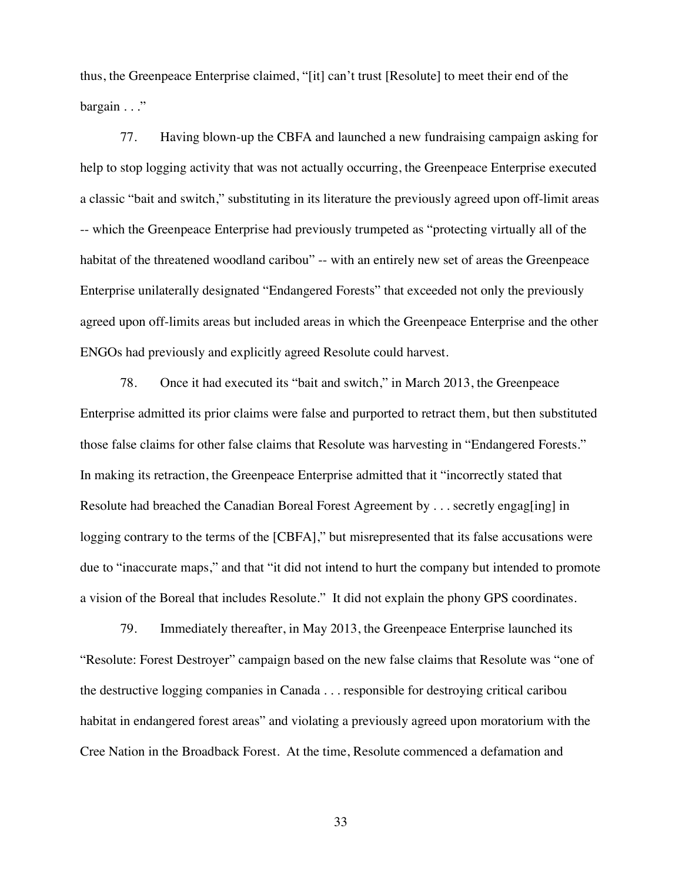thus, the Greenpeace Enterprise claimed, "[it] can't trust [Resolute] to meet their end of the bargain . . ."

77. Having blown-up the CBFA and launched a new fundraising campaign asking for help to stop logging activity that was not actually occurring, the Greenpeace Enterprise executed a classic "bait and switch," substituting in its literature the previously agreed upon off-limit areas -- which the Greenpeace Enterprise had previously trumpeted as "protecting virtually all of the habitat of the threatened woodland caribou" -- with an entirely new set of areas the Greenpeace Enterprise unilaterally designated "Endangered Forests" that exceeded not only the previously agreed upon off-limits areas but included areas in which the Greenpeace Enterprise and the other ENGOs had previously and explicitly agreed Resolute could harvest.

78. Once it had executed its "bait and switch," in March 2013, the Greenpeace Enterprise admitted its prior claims were false and purported to retract them, but then substituted those false claims for other false claims that Resolute was harvesting in "Endangered Forests." In making its retraction, the Greenpeace Enterprise admitted that it "incorrectly stated that Resolute had breached the Canadian Boreal Forest Agreement by . . . secretly engag[ing] in logging contrary to the terms of the [CBFA]," but misrepresented that its false accusations were due to "inaccurate maps," and that "it did not intend to hurt the company but intended to promote a vision of the Boreal that includes Resolute." It did not explain the phony GPS coordinates.

79. Immediately thereafter, in May 2013, the Greenpeace Enterprise launched its "Resolute: Forest Destroyer" campaign based on the new false claims that Resolute was "one of the destructive logging companies in Canada . . . responsible for destroying critical caribou habitat in endangered forest areas" and violating a previously agreed upon moratorium with the Cree Nation in the Broadback Forest. At the time, Resolute commenced a defamation and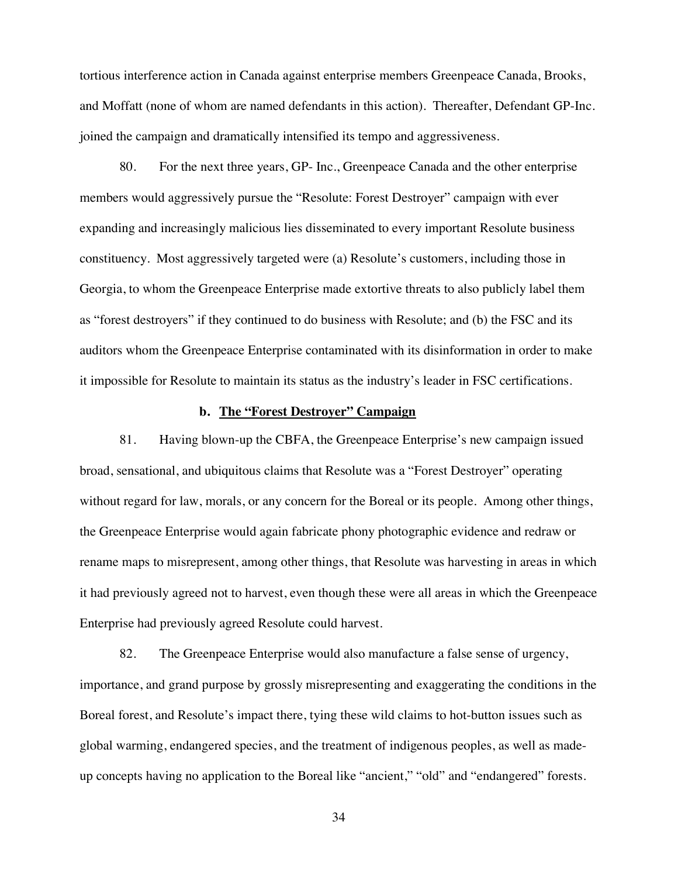tortious interference action in Canada against enterprise members Greenpeace Canada, Brooks, and Moffatt (none of whom are named defendants in this action). Thereafter, Defendant GP-Inc. joined the campaign and dramatically intensified its tempo and aggressiveness.

80. For the next three years, GP- Inc., Greenpeace Canada and the other enterprise members would aggressively pursue the "Resolute: Forest Destroyer" campaign with ever expanding and increasingly malicious lies disseminated to every important Resolute business constituency. Most aggressively targeted were (a) Resolute's customers, including those in Georgia, to whom the Greenpeace Enterprise made extortive threats to also publicly label them as "forest destroyers" if they continued to do business with Resolute; and (b) the FSC and its auditors whom the Greenpeace Enterprise contaminated with its disinformation in order to make it impossible for Resolute to maintain its status as the industry's leader in FSC certifications.

### b. <u>The "Forest Destroyer" Campaign</u>

81. Having blown-up the CBFA, the Greenpeace Enterprise's new campaign issued broad, sensational, and ubiquitous claims that Resolute was a "Forest Destroyer" operating without regard for law, morals, or any concern for the Boreal or its people. Among other things, the Greenpeace Enterprise would again fabricate phony photographic evidence and redraw or rename maps to misrepresent, among other things, that Resolute was harvesting in areas in which it had previously agreed not to harvest, even though these were all areas in which the Greenpeace Enterprise had previously agreed Resolute could harvest.

82. The Greenpeace Enterprise would also manufacture a false sense of urgency, importance, and grand purpose by grossly misrepresenting and exaggerating the conditions in the Boreal forest, and Resolute's impact there, tying these wild claims to hot-button issues such as global warming, endangered species, and the treatment of indigenous peoples, as well as made-up concepts having no application to the Boreal like "ancient," "old" and "endangered" forests.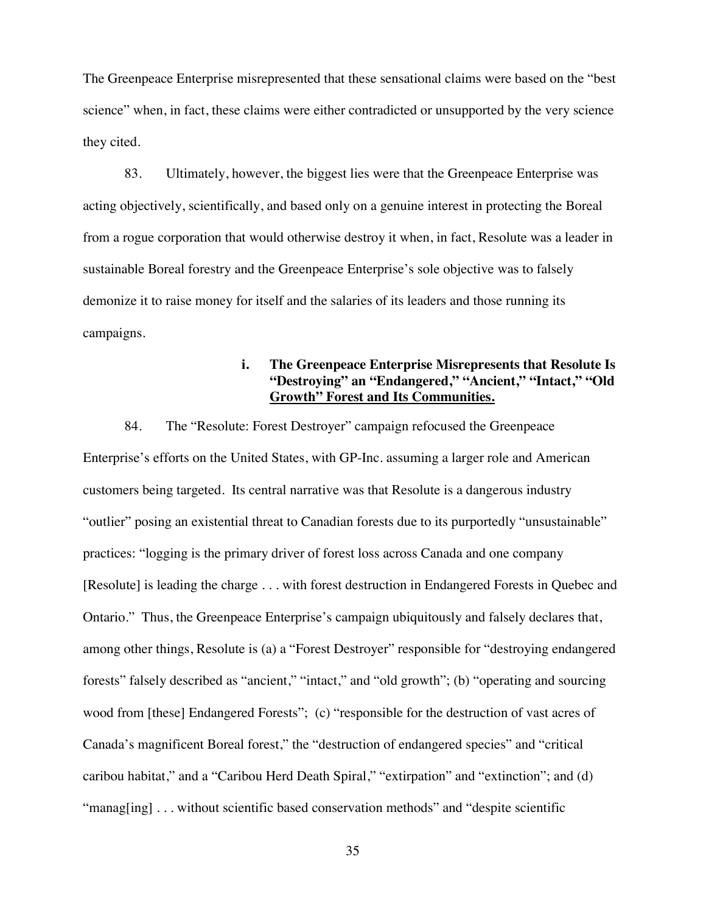The Greenpeace Enterprise misrepresented that these sensational claims were based on the "best science" when, in fact, these claims were either contradicted or unsupported by the very science they cited.

83. Ultimately, however, the biggest lies were that the Greenpeace Enterprise was acting objectively, scientifically, and based only on a genuine interest in protecting the Boreal from a rogue corporation that would otherwise destroy it when, in fact, Resolute was a leader in sustainable Boreal forestry and the Greenpeace Enterprise's sole objective was to falsely demonize it to raise money for itself and the salaries of its leaders and those running its campaigns.

#### i. The Greenpeace Enterprise Misrepresents that Resolute Is "Destroying" an "Endangered," "Ancient," "Intact," "Old Growth" Forest and Its Communities.

84. The "Resolute: Forest Destroyer" campaign refocused the Greenpeace Enterprise's efforts on the United States, with GP-Inc. assuming a larger role and American customers being targeted. Its central narrative was that Resolute is a dangerous industry "outlier" posing an existential threat to Canadian forests due to its purportedly "unsustainable" practices: "logging is the primary driver of forest loss across Canada and one company [Resolute] is leading the charge . . . with forest destruction in Endangered Forests in Quebec and Ontario." Thus, the Greenpeace Enterprise's campaign ubiquitously and falsely declares that, among other things, Resolute is (a) a "Forest Destroyer" responsible for "destroying endangered forests" falsely described as "ancient," "intact," and "old growth"; (b) "operating and sourcing wood from [these] Endangered Forests"; (c) "responsible for the destruction of vast acres of Canada's magnificent Boreal forest," the "destruction of endangered species" and "critical caribou habitat," and a "Caribou Herd Death Spiral," "extirpation" and "extinction"; and (d) "manag[ing] . . . without scientific based conservation methods" and "despite scientific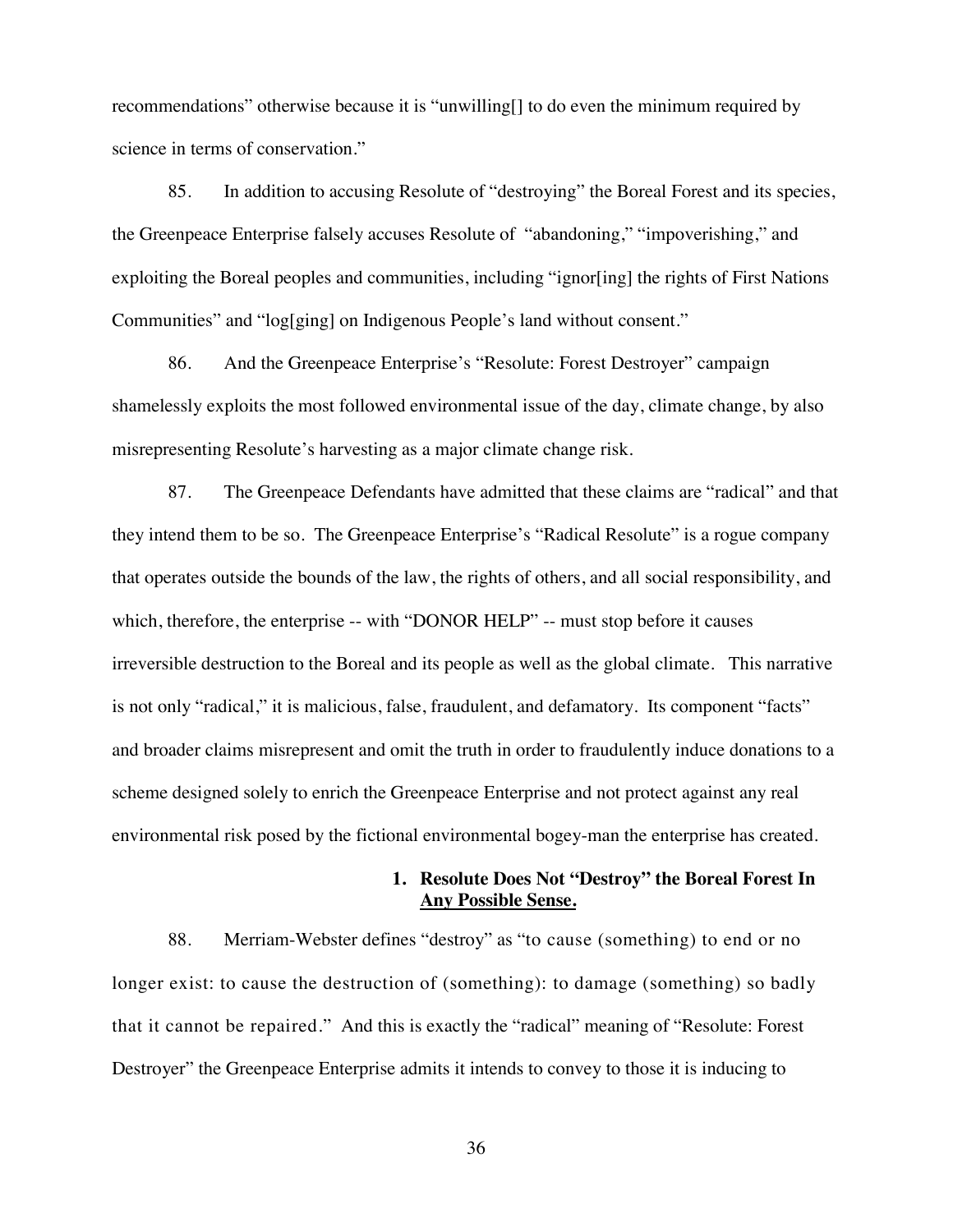recommendations" otherwise because it is "unwilling[] to do even the minimum required by science in terms of conservation."

85. In addition to accusing Resolute of "destroying" the Boreal Forest and its species, the Greenpeace Enterprise falsely accuses Resolute of "abandoning," "impoverishing," and exploiting the Boreal peoples and communities, including "ignor[ing] the rights of First Nations Communities" and "log[ging] on Indigenous People's land without consent."

86. And the Greenpeace Enterprise's "Resolute: Forest Destroyer" campaign shamelessly exploits the most followed environmental issue of the day, climate change, by also misrepresenting Resolute's harvesting as a major climate change risk.

87. The Greenpeace Defendants have admitted that these claims are "radical" and that they intend them to be so. The Greenpeace Enterprise's "Radical Resolute" is a rogue company that operates outside the bounds of the law, the rights of others, and all social responsibility, and which, therefore, the enterprise -- with "DONOR HELP" -- must stop before it causes irreversible destruction to the Boreal and its people as well as the global climate. This narrative is not only "radical," it is malicious, false, fraudulent, and defamatory. Its component "facts" and broader claims misrepresent and omit the truth in order to fraudulently induce donations to a scheme designed solely to enrich the Greenpeace Enterprise and not protect against any real environmental risk posed by the fictional environmental bogey-man the enterprise has created.

### 1. Resolute Does Not "Destroy" the Boreal Forest In <u>Any Possible Sense.</u>

88. Merriam-Webster defines "destroy" as "to cause (something) to end or no longer exist: to cause the destruction of (something): to damage (something) so badly that it cannot be repaired." And this is exactly the "radical" meaning of "Resolute: Forest Destroyer" the Greenpeace Enterprise admits it intends to convey to those it is inducing to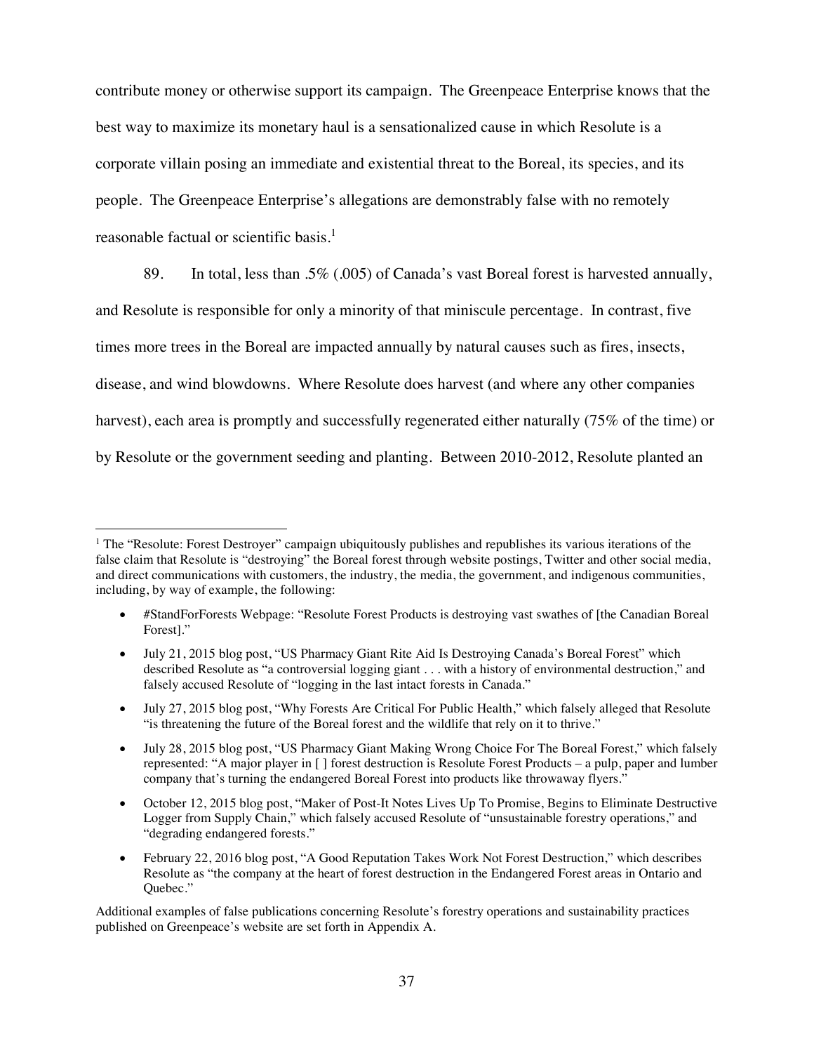contribute money or otherwise support its campaign. The Greenpeace Enterprise knows that the best way to maximize its monetary haul is a sensationalized cause in which Resolute is a corporate villain posing an immediate and existential threat to the Boreal, its species, and its people. The Greenpeace Enterprise's allegations are demonstrably false with no remotely reasonable factual or scientific basis.[1]

89. In total, less than .5% (.005) of Canada's vast Boreal forest is harvested annually, and Resolute is responsible for only a minority of that miniscule percentage. In contrast, five times more trees in the Boreal are impacted annually by natural causes such as fires, insects, disease, and wind blowdowns. Where Resolute does harvest (and where any other companies harvest), each area is promptly and successfully regenerated either naturally (75% of the time) or by Resolute or the government seeding and planting. Between 2010-2012, Resolute planted an

---

[1] The "Resolute: Forest Destroyer" campaign ubiquitously publishes and republishes its various iterations of the false claim that Resolute is "destroying" the Boreal forest through website postings, Twitter and other social media, and direct communications with customers, the industry, the media, the government, and indigenous communities, including, by way of example, the following:

- #StandForForests Webpage: "Resolute Forest Products is destroying vast swathes of [the Canadian Boreal Forest]."
- July 21, 2015 blog post, "US Pharmacy Giant Rite Aid Is Destroying Canada's Boreal Forest" which described Resolute as "a controversial logging giant . . . with a history of environmental destruction," and falsely accused Resolute of "logging in the last intact forests in Canada."
- July 27, 2015 blog post, "Why Forests Are Critical For Public Health," which falsely alleged that Resolute "is threatening the future of the Boreal forest and the wildlife that rely on it to thrive."
- July 28, 2015 blog post, "US Pharmacy Giant Making Wrong Choice For The Boreal Forest," which falsely represented: "A major player in [ ] forest destruction is Resolute Forest Products – a pulp, paper and lumber company that's turning the endangered Boreal Forest into products like throwaway flyers."
- October 12, 2015 blog post, "Maker of Post-It Notes Lives Up To Promise, Begins to Eliminate Destructive Logger from Supply Chain," which falsely accused Resolute of "unsustainable forestry operations," and "degrading endangered forests."
- February 22, 2016 blog post, "A Good Reputation Takes Work Not Forest Destruction," which describes Resolute as "the company at the heart of forest destruction in the Endangered Forest areas in Ontario and Quebec."

Additional examples of false publications concerning Resolute's forestry operations and sustainability practices published on Greenpeace's website are set forth in Appendix A.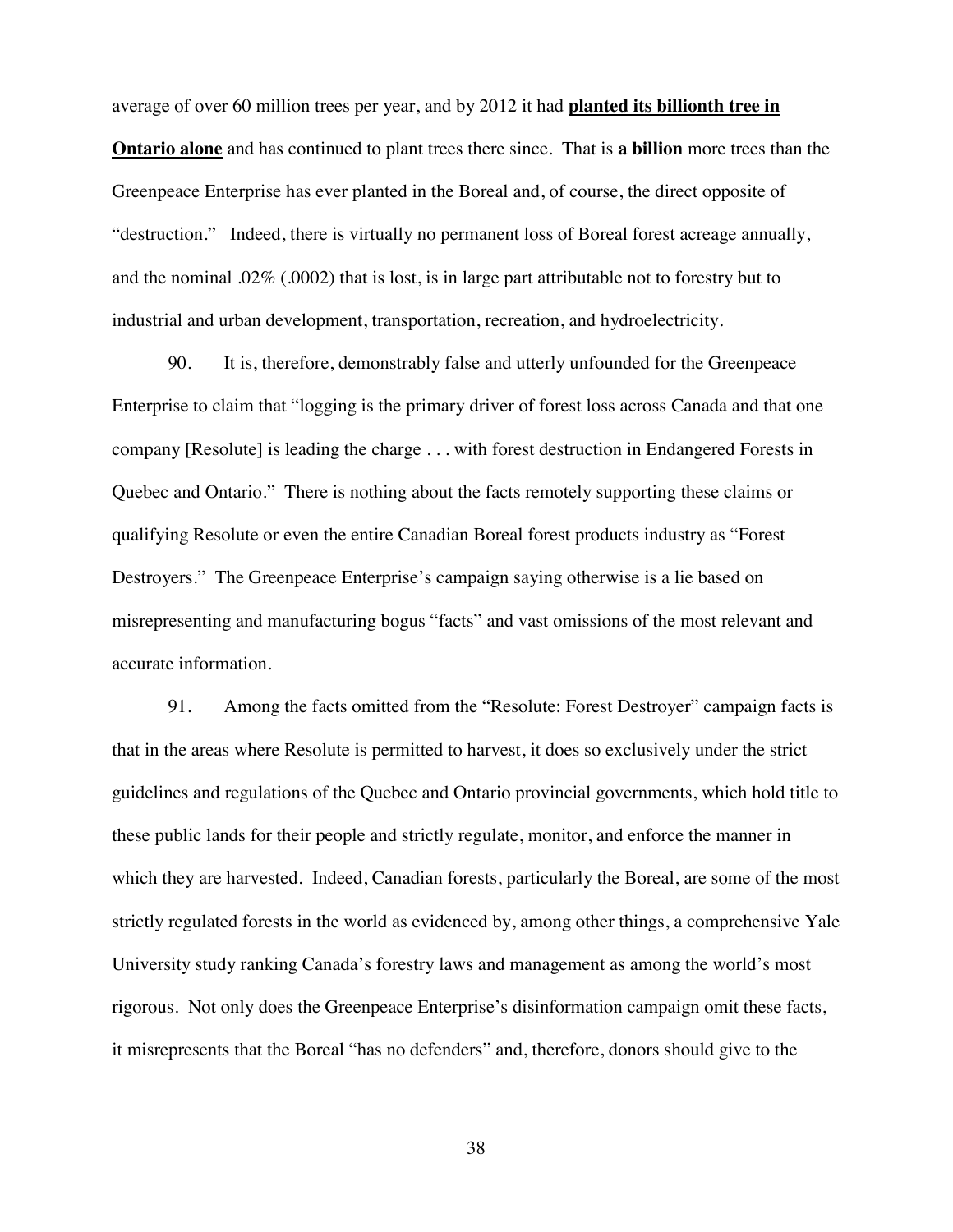average of over 60 million trees per year, and by 2012 it had **<u>planted its billionth tree in Ontario alone</u>** and has continued to plant trees there since. That is **a billion** more trees than the Greenpeace Enterprise has ever planted in the Boreal and, of course, the direct opposite of "destruction." Indeed, there is virtually no permanent loss of Boreal forest acreage annually, and the nominal .02% (.0002) that is lost, is in large part attributable not to forestry but to industrial and urban development, transportation, recreation, and hydroelectricity.

90. It is, therefore, demonstrably false and utterly unfounded for the Greenpeace Enterprise to claim that "logging is the primary driver of forest loss across Canada and that one company [Resolute] is leading the charge . . . with forest destruction in Endangered Forests in Quebec and Ontario." There is nothing about the facts remotely supporting these claims or qualifying Resolute or even the entire Canadian Boreal forest products industry as "Forest Destroyers." The Greenpeace Enterprise's campaign saying otherwise is a lie based on misrepresenting and manufacturing bogus "facts" and vast omissions of the most relevant and accurate information.

91. Among the facts omitted from the "Resolute: Forest Destroyer" campaign facts is that in the areas where Resolute is permitted to harvest, it does so exclusively under the strict guidelines and regulations of the Quebec and Ontario provincial governments, which hold title to these public lands for their people and strictly regulate, monitor, and enforce the manner in which they are harvested. Indeed, Canadian forests, particularly the Boreal, are some of the most strictly regulated forests in the world as evidenced by, among other things, a comprehensive Yale University study ranking Canada's forestry laws and management as among the world's most rigorous. Not only does the Greenpeace Enterprise's disinformation campaign omit these facts, it misrepresents that the Boreal "has no defenders" and, therefore, donors should give to the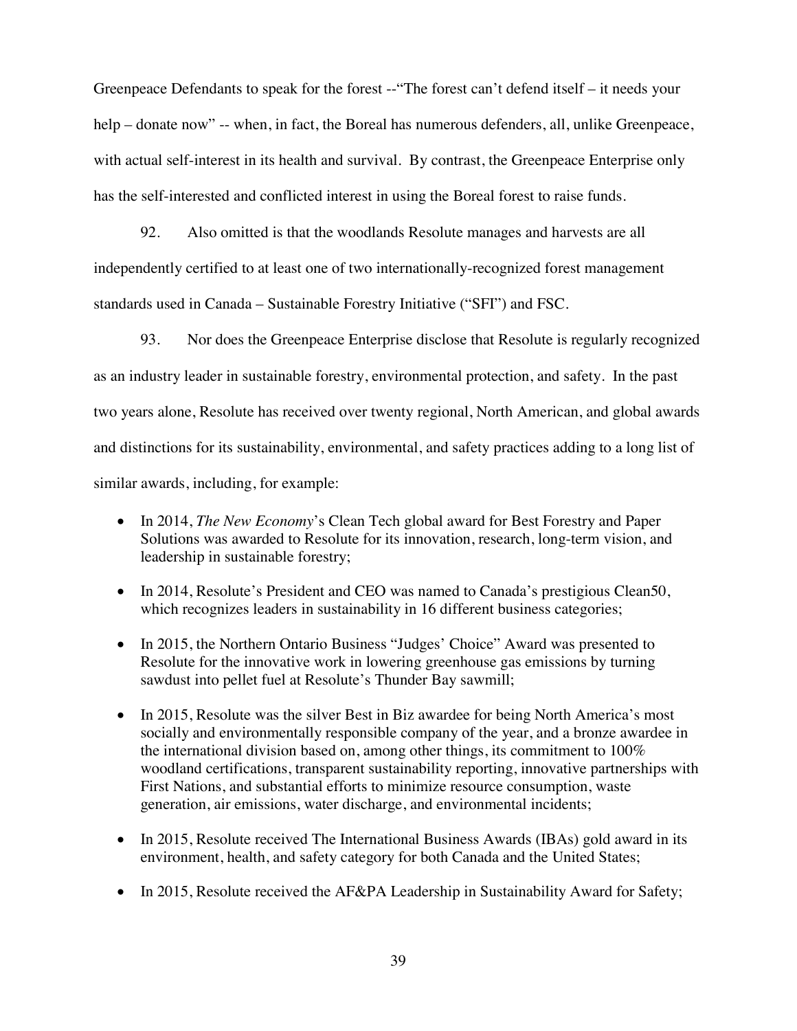Greenpeace Defendants to speak for the forest --"The forest can't defend itself – it needs your help – donate now" -- when, in fact, the Boreal has numerous defenders, all, unlike Greenpeace, with actual self-interest in its health and survival. By contrast, the Greenpeace Enterprise only has the self-interested and conflicted interest in using the Boreal forest to raise funds.

92. Also omitted is that the woodlands Resolute manages and harvests are all independently certified to at least one of two internationally-recognized forest management standards used in Canada – Sustainable Forestry Initiative ("SFI") and FSC.

93. Nor does the Greenpeace Enterprise disclose that Resolute is regularly recognized as an industry leader in sustainable forestry, environmental protection, and safety. In the past two years alone, Resolute has received over twenty regional, North American, and global awards and distinctions for its sustainability, environmental, and safety practices adding to a long list of similar awards, including, for example:

- In 2014, *The New Economy*'s Clean Tech global award for Best Forestry and Paper Solutions was awarded to Resolute for its innovation, research, long-term vision, and leadership in sustainable forestry;
- In 2014, Resolute's President and CEO was named to Canada's prestigious Clean50, which recognizes leaders in sustainability in 16 different business categories;
- In 2015, the Northern Ontario Business "Judges' Choice" Award was presented to Resolute for the innovative work in lowering greenhouse gas emissions by turning sawdust into pellet fuel at Resolute's Thunder Bay sawmill;
- In 2015, Resolute was the silver Best in Biz awardee for being North America's most socially and environmentally responsible company of the year, and a bronze awardee in the international division based on, among other things, its commitment to 100% woodland certifications, transparent sustainability reporting, innovative partnerships with First Nations, and substantial efforts to minimize resource consumption, waste generation, air emissions, water discharge, and environmental incidents;
- In 2015, Resolute received The International Business Awards (IBAs) gold award in its environment, health, and safety category for both Canada and the United States;
- In 2015, Resolute received the AF&PA Leadership in Sustainability Award for Safety;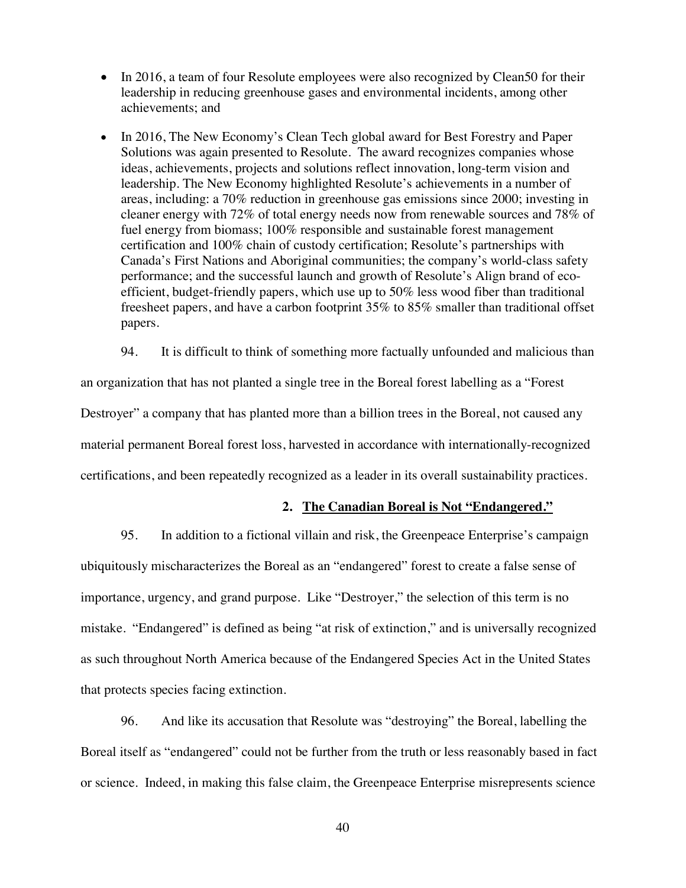- In 2016, a team of four Resolute employees were also recognized by Clean50 for their leadership in reducing greenhouse gases and environmental incidents, among other achievements; and
- In 2016, The New Economy's Clean Tech global award for Best Forestry and Paper Solutions was again presented to Resolute. The award recognizes companies whose ideas, achievements, projects and solutions reflect innovation, long-term vision and leadership. The New Economy highlighted Resolute's achievements in a number of areas, including: a 70% reduction in greenhouse gas emissions since 2000; investing in cleaner energy with 72% of total energy needs now from renewable sources and 78% of fuel energy from biomass; 100% responsible and sustainable forest management certification and 100% chain of custody certification; Resolute's partnerships with Canada's First Nations and Aboriginal communities; the company's world-class safety performance; and the successful launch and growth of Resolute's Align brand of eco-efficient, budget-friendly papers, which use up to 50% less wood fiber than traditional freesheet papers, and have a carbon footprint 35% to 85% smaller than traditional offset papers.

94. It is difficult to think of something more factually unfounded and malicious than an organization that has not planted a single tree in the Boreal forest labelling as a "Forest Destroyer" a company that has planted more than a billion trees in the Boreal, not caused any material permanent Boreal forest loss, harvested in accordance with internationally-recognized certifications, and been repeatedly recognized as a leader in its overall sustainability practices.

### 2. The Canadian Boreal is Not "Endangered."

95. In addition to a fictional villain and risk, the Greenpeace Enterprise's campaign ubiquitously mischaracterizes the Boreal as an "endangered" forest to create a false sense of importance, urgency, and grand purpose. Like "Destroyer," the selection of this term is no mistake. "Endangered" is defined as being "at risk of extinction," and is universally recognized as such throughout North America because of the Endangered Species Act in the United States that protects species facing extinction.

96. And like its accusation that Resolute was "destroying" the Boreal, labelling the Boreal itself as "endangered" could not be further from the truth or less reasonably based in fact or science. Indeed, in making this false claim, the Greenpeace Enterprise misrepresents science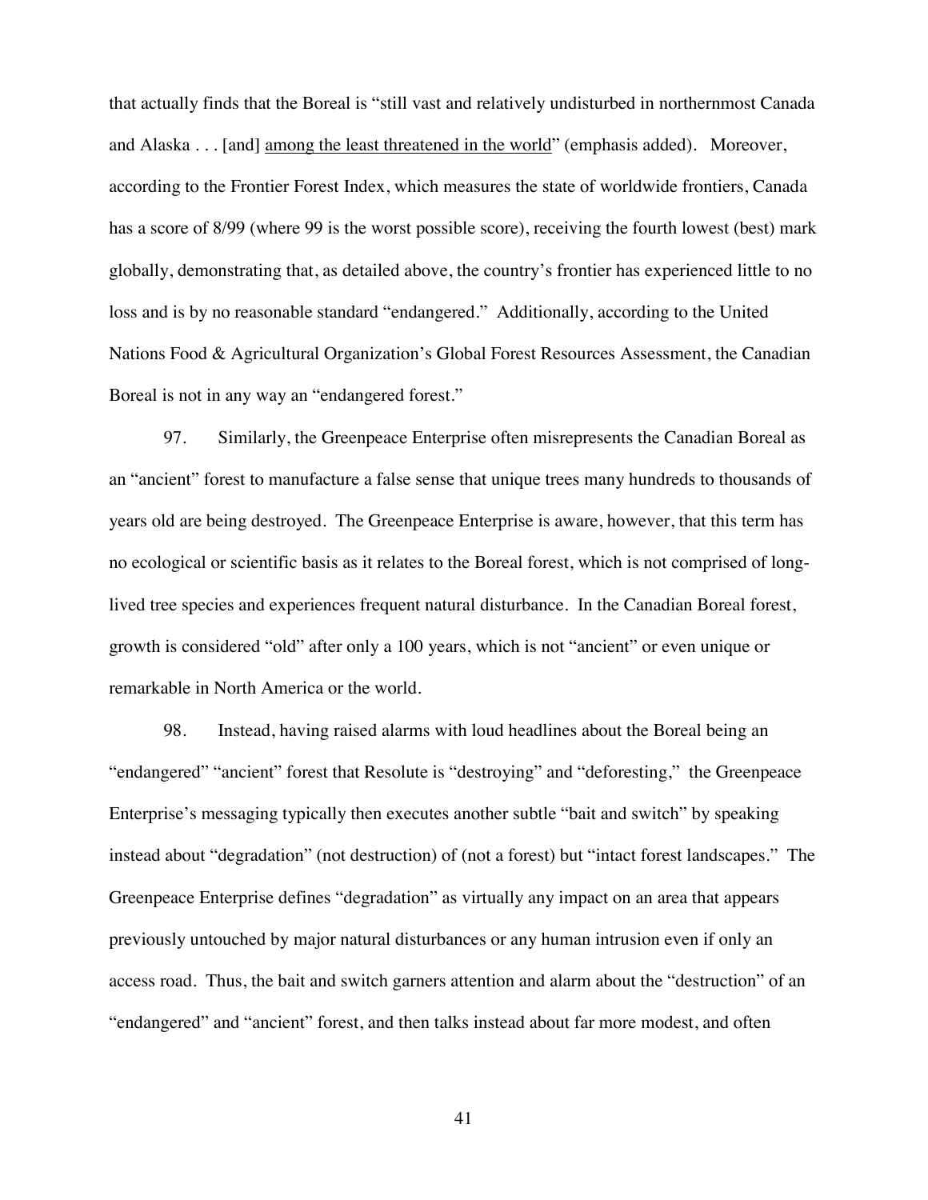that actually finds that the Boreal is "still vast and relatively undisturbed in northernmost Canada and Alaska . . . [and] <u>among the least threatened in the world</u>" (emphasis added). Moreover, according to the Frontier Forest Index, which measures the state of worldwide frontiers, Canada has a score of 8/99 (where 99 is the worst possible score), receiving the fourth lowest (best) mark globally, demonstrating that, as detailed above, the country's frontier has experienced little to no loss and is by no reasonable standard "endangered." Additionally, according to the United Nations Food & Agricultural Organization's Global Forest Resources Assessment, the Canadian Boreal is not in any way an "endangered forest."

97. Similarly, the Greenpeace Enterprise often misrepresents the Canadian Boreal as an "ancient" forest to manufacture a false sense that unique trees many hundreds to thousands of years old are being destroyed. The Greenpeace Enterprise is aware, however, that this term has no ecological or scientific basis as it relates to the Boreal forest, which is not comprised of long-lived tree species and experiences frequent natural disturbance. In the Canadian Boreal forest, growth is considered "old" after only a 100 years, which is not "ancient" or even unique or remarkable in North America or the world.

98. Instead, having raised alarms with loud headlines about the Boreal being an "endangered" "ancient" forest that Resolute is "destroying" and "deforesting," the Greenpeace Enterprise's messaging typically then executes another subtle "bait and switch" by speaking instead about "degradation" (not destruction) of (not a forest) but "intact forest landscapes." The Greenpeace Enterprise defines "degradation" as virtually any impact on an area that appears previously untouched by major natural disturbances or any human intrusion even if only an access road. Thus, the bait and switch garners attention and alarm about the "destruction" of an "endangered" and "ancient" forest, and then talks instead about far more modest, and often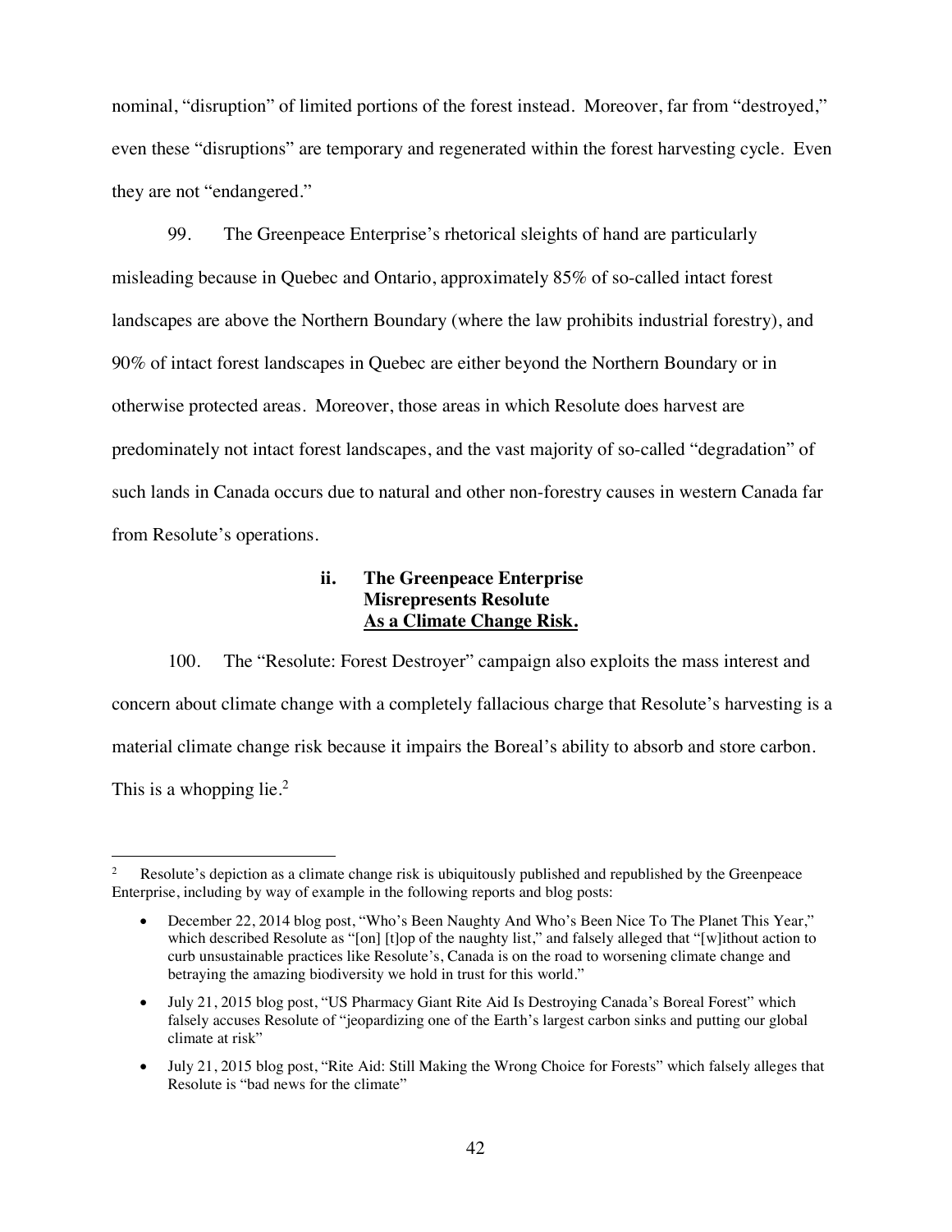nominal, "disruption" of limited portions of the forest instead. Moreover, far from "destroyed," even these "disruptions" are temporary and regenerated within the forest harvesting cycle. Even they are not "endangered."

99. The Greenpeace Enterprise's rhetorical sleights of hand are particularly misleading because in Quebec and Ontario, approximately 85% of so-called intact forest landscapes are above the Northern Boundary (where the law prohibits industrial forestry), and 90% of intact forest landscapes in Quebec are either beyond the Northern Boundary or in otherwise protected areas. Moreover, those areas in which Resolute does harvest are predominately not intact forest landscapes, and the vast majority of so-called "degradation" of such lands in Canada occurs due to natural and other non-forestry causes in western Canada far from Resolute's operations.

### ii. The Greenpeace Enterprise Misrepresents Resolute <u>As a Climate Change Risk.</u>

100. The "Resolute: Forest Destroyer" campaign also exploits the mass interest and concern about climate change with a completely fallacious charge that Resolute's harvesting is a material climate change risk because it impairs the Boreal's ability to absorb and store carbon. This is a whopping lie.[2]

---

[2] Resolute's depiction as a climate change risk is ubiquitously published and republished by the Greenpeace Enterprise, including by way of example in the following reports and blog posts:

- December 22, 2014 blog post, "Who's Been Naughty And Who's Been Nice To The Planet This Year," which described Resolute as "[on] [t]op of the naughty list," and falsely alleged that "[w]ithout action to curb unsustainable practices like Resolute's, Canada is on the road to worsening climate change and betraying the amazing biodiversity we hold in trust for this world."
- July 21, 2015 blog post, "US Pharmacy Giant Rite Aid Is Destroying Canada's Boreal Forest" which falsely accuses Resolute of "jeopardizing one of the Earth's largest carbon sinks and putting our global climate at risk"
- July 21, 2015 blog post, "Rite Aid: Still Making the Wrong Choice for Forests" which falsely alleges that Resolute is "bad news for the climate"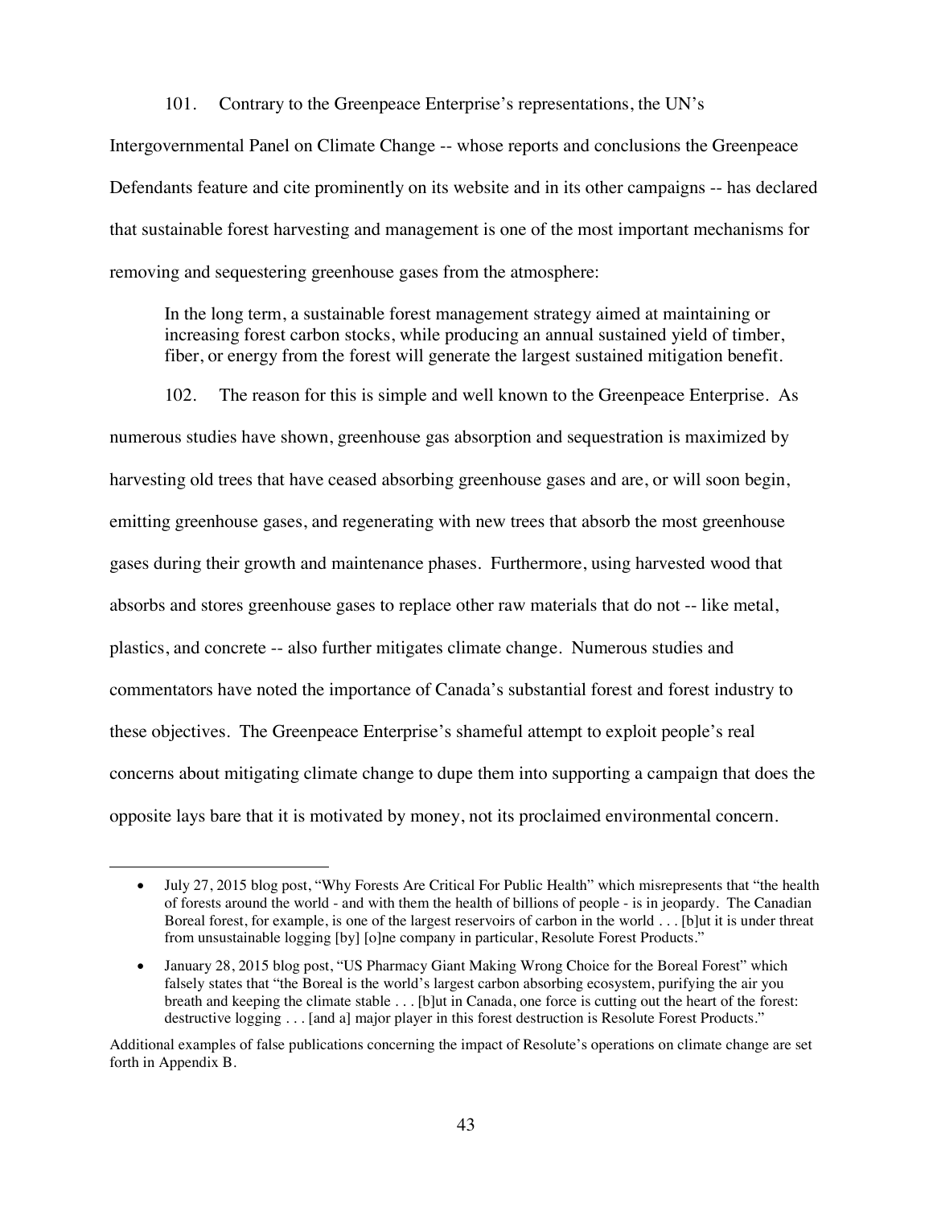101. Contrary to the Greenpeace Enterprise's representations, the UN's Intergovernmental Panel on Climate Change -- whose reports and conclusions the Greenpeace Defendants feature and cite prominently on its website and in its other campaigns -- has declared that sustainable forest harvesting and management is one of the most important mechanisms for removing and sequestering greenhouse gases from the atmosphere:

> In the long term, a sustainable forest management strategy aimed at maintaining or increasing forest carbon stocks, while producing an annual sustained yield of timber, fiber, or energy from the forest will generate the largest sustained mitigation benefit.

102. The reason for this is simple and well known to the Greenpeace Enterprise. As numerous studies have shown, greenhouse gas absorption and sequestration is maximized by harvesting old trees that have ceased absorbing greenhouse gases and are, or will soon begin, emitting greenhouse gases, and regenerating with new trees that absorb the most greenhouse gases during their growth and maintenance phases. Furthermore, using harvested wood that absorbs and stores greenhouse gases to replace other raw materials that do not -- like metal, plastics, and concrete -- also further mitigates climate change. Numerous studies and commentators have noted the importance of Canada's substantial forest and forest industry to these objectives. The Greenpeace Enterprise's shameful attempt to exploit people's real concerns about mitigating climate change to dupe them into supporting a campaign that does the opposite lays bare that it is motivated by money, not its proclaimed environmental concern.

---

- July 27, 2015 blog post, "Why Forests Are Critical For Public Health" which misrepresents that "the health of forests around the world - and with them the health of billions of people - is in jeopardy. The Canadian Boreal forest, for example, is one of the largest reservoirs of carbon in the world . . . [b]ut it is under threat from unsustainable logging [by] [o]ne company in particular, Resolute Forest Products."
- January 28, 2015 blog post, "US Pharmacy Giant Making Wrong Choice for the Boreal Forest" which falsely states that "the Boreal is the world's largest carbon absorbing ecosystem, purifying the air you breath and keeping the climate stable . . . [b]ut in Canada, one force is cutting out the heart of the forest: destructive logging . . . [and a] major player in this forest destruction is Resolute Forest Products."

Additional examples of false publications concerning the impact of Resolute's operations on climate change are set forth in Appendix B.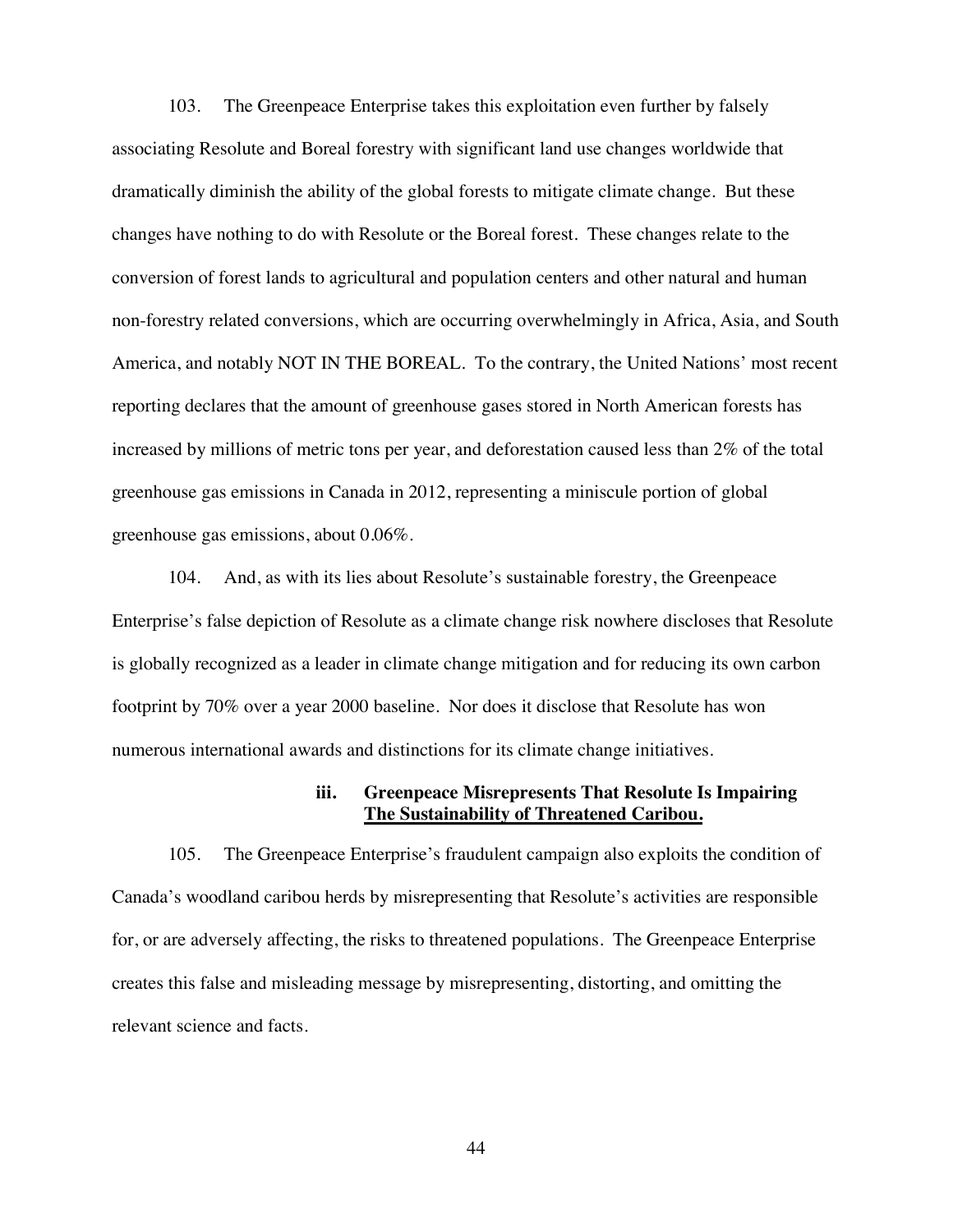103. The Greenpeace Enterprise takes this exploitation even further by falsely associating Resolute and Boreal forestry with significant land use changes worldwide that dramatically diminish the ability of the global forests to mitigate climate change. But these changes have nothing to do with Resolute or the Boreal forest. These changes relate to the conversion of forest lands to agricultural and population centers and other natural and human non-forestry related conversions, which are occurring overwhelmingly in Africa, Asia, and South America, and notably NOT IN THE BOREAL. To the contrary, the United Nations' most recent reporting declares that the amount of greenhouse gases stored in North American forests has increased by millions of metric tons per year, and deforestation caused less than 2% of the total greenhouse gas emissions in Canada in 2012, representing a miniscule portion of global greenhouse gas emissions, about 0.06%.

104. And, as with its lies about Resolute's sustainable forestry, the Greenpeace Enterprise's false depiction of Resolute as a climate change risk nowhere discloses that Resolute is globally recognized as a leader in climate change mitigation and for reducing its own carbon footprint by 70% over a year 2000 baseline. Nor does it disclose that Resolute has won numerous international awards and distinctions for its climate change initiatives.

#### iii. Greenpeace Misrepresents That Resolute Is Impairing The Sustainability of Threatened Caribou.

105. The Greenpeace Enterprise's fraudulent campaign also exploits the condition of Canada's woodland caribou herds by misrepresenting that Resolute's activities are responsible for, or are adversely affecting, the risks to threatened populations. The Greenpeace Enterprise creates this false and misleading message by misrepresenting, distorting, and omitting the relevant science and facts.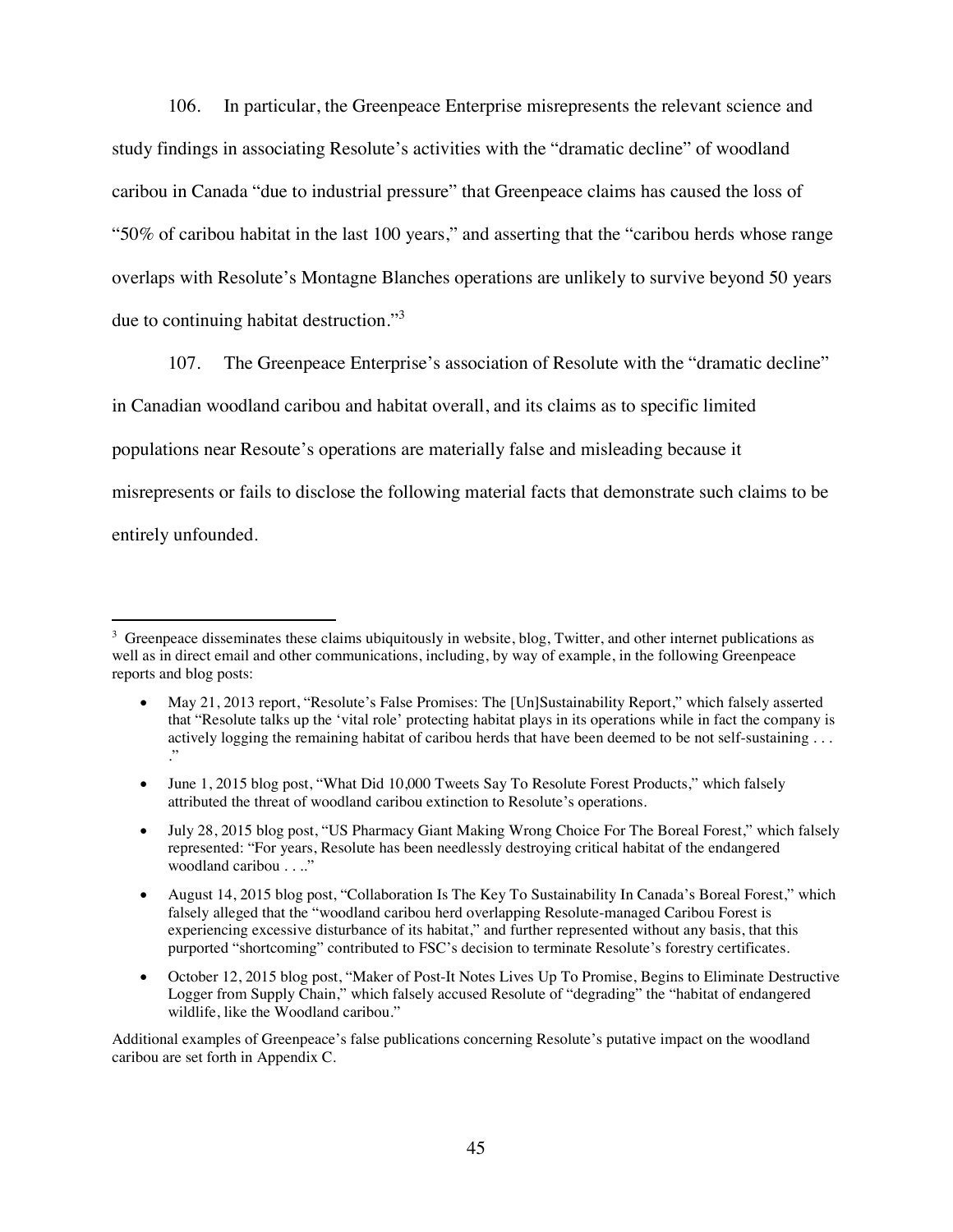106. In particular, the Greenpeace Enterprise misrepresents the relevant science and study findings in associating Resolute's activities with the "dramatic decline" of woodland caribou in Canada "due to industrial pressure" that Greenpeace claims has caused the loss of "50% of caribou habitat in the last 100 years," and asserting that the "caribou herds whose range overlaps with Resolute's Montagne Blanches operations are unlikely to survive beyond 50 years due to continuing habitat destruction."[3]

107. The Greenpeace Enterprise's association of Resolute with the "dramatic decline" in Canadian woodland caribou and habitat overall, and its claims as to specific limited populations near Resoute's operations are materially false and misleading because it misrepresents or fails to disclose the following material facts that demonstrate such claims to be entirely unfounded.

---

[3] Greenpeace disseminates these claims ubiquitously in website, blog, Twitter, and other internet publications as well as in direct email and other communications, including, by way of example, in the following Greenpeace reports and blog posts:

- May 21, 2013 report, "Resolute's False Promises: The [Un]Sustainability Report," which falsely asserted that "Resolute talks up the 'vital role' protecting habitat plays in its operations while in fact the company is actively logging the remaining habitat of caribou herds that have been deemed to be not self-sustaining . . . ."
- June 1, 2015 blog post, "What Did 10,000 Tweets Say To Resolute Forest Products," which falsely attributed the threat of woodland caribou extinction to Resolute's operations.
- July 28, 2015 blog post, "US Pharmacy Giant Making Wrong Choice For The Boreal Forest," which falsely represented: "For years, Resolute has been needlessly destroying critical habitat of the endangered woodland caribou . . .."
- August 14, 2015 blog post, "Collaboration Is The Key To Sustainability In Canada's Boreal Forest," which falsely alleged that the "woodland caribou herd overlapping Resolute-managed Caribou Forest is experiencing excessive disturbance of its habitat," and further represented without any basis, that this purported "shortcoming" contributed to FSC's decision to terminate Resolute's forestry certificates.
- October 12, 2015 blog post, "Maker of Post-It Notes Lives Up To Promise, Begins to Eliminate Destructive Logger from Supply Chain," which falsely accused Resolute of "degrading" the "habitat of endangered wildlife, like the Woodland caribou."

Additional examples of Greenpeace's false publications concerning Resolute's putative impact on the woodland caribou are set forth in Appendix C.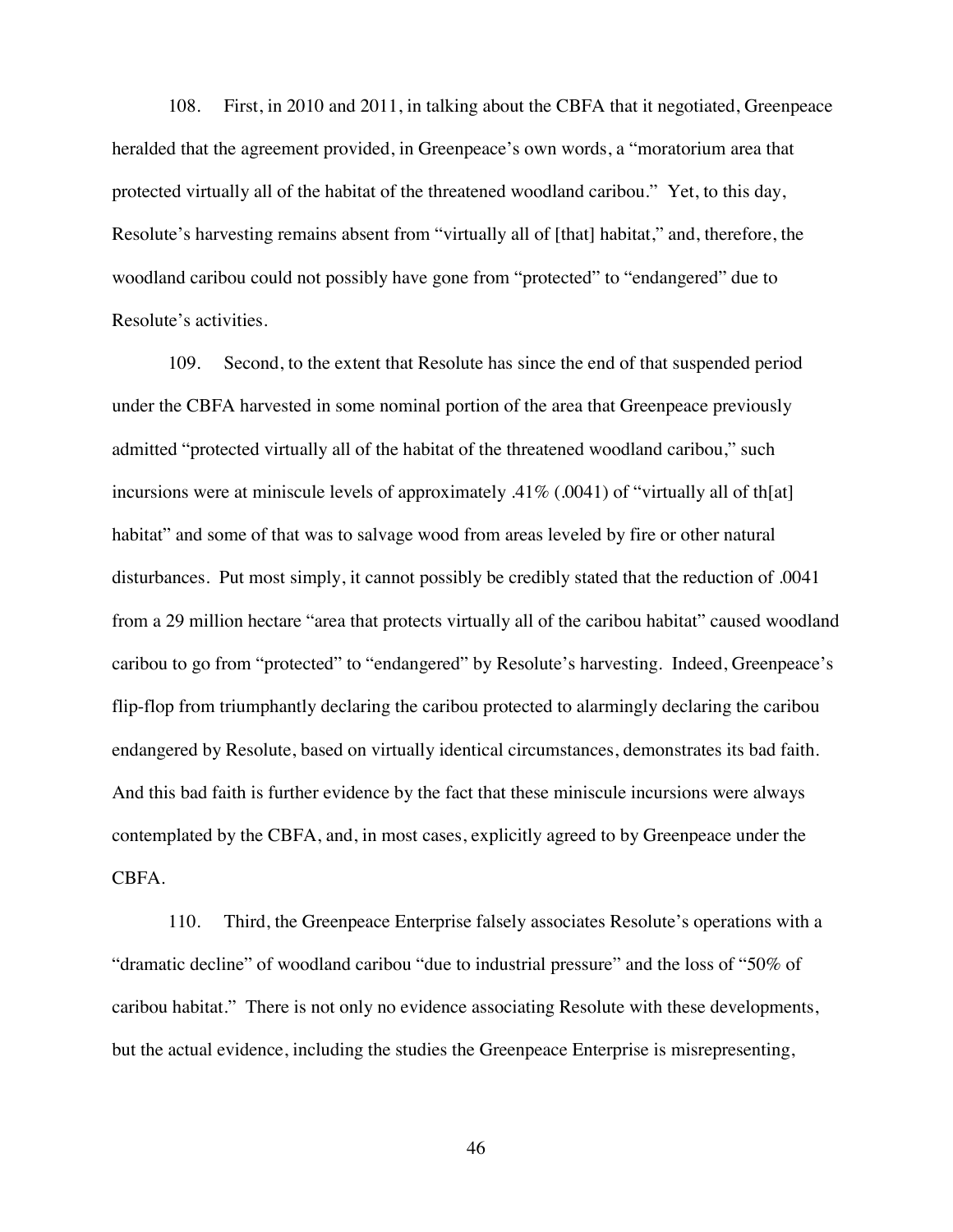108. First, in 2010 and 2011, in talking about the CBFA that it negotiated, Greenpeace heralded that the agreement provided, in Greenpeace's own words, a "moratorium area that protected virtually all of the habitat of the threatened woodland caribou." Yet, to this day, Resolute's harvesting remains absent from "virtually all of [that] habitat," and, therefore, the woodland caribou could not possibly have gone from "protected" to "endangered" due to Resolute's activities.

109. Second, to the extent that Resolute has since the end of that suspended period under the CBFA harvested in some nominal portion of the area that Greenpeace previously admitted "protected virtually all of the habitat of the threatened woodland caribou," such incursions were at miniscule levels of approximately .41% (.0041) of "virtually all of th[at] habitat" and some of that was to salvage wood from areas leveled by fire or other natural disturbances. Put most simply, it cannot possibly be credibly stated that the reduction of .0041 from a 29 million hectare "area that protects virtually all of the caribou habitat" caused woodland caribou to go from "protected" to "endangered" by Resolute's harvesting. Indeed, Greenpeace's flip-flop from triumphantly declaring the caribou protected to alarmingly declaring the caribou endangered by Resolute, based on virtually identical circumstances, demonstrates its bad faith. And this bad faith is further evidence by the fact that these miniscule incursions were always contemplated by the CBFA, and, in most cases, explicitly agreed to by Greenpeace under the CBFA.

110. Third, the Greenpeace Enterprise falsely associates Resolute's operations with a "dramatic decline" of woodland caribou "due to industrial pressure" and the loss of "50% of caribou habitat." There is not only no evidence associating Resolute with these developments, but the actual evidence, including the studies the Greenpeace Enterprise is misrepresenting,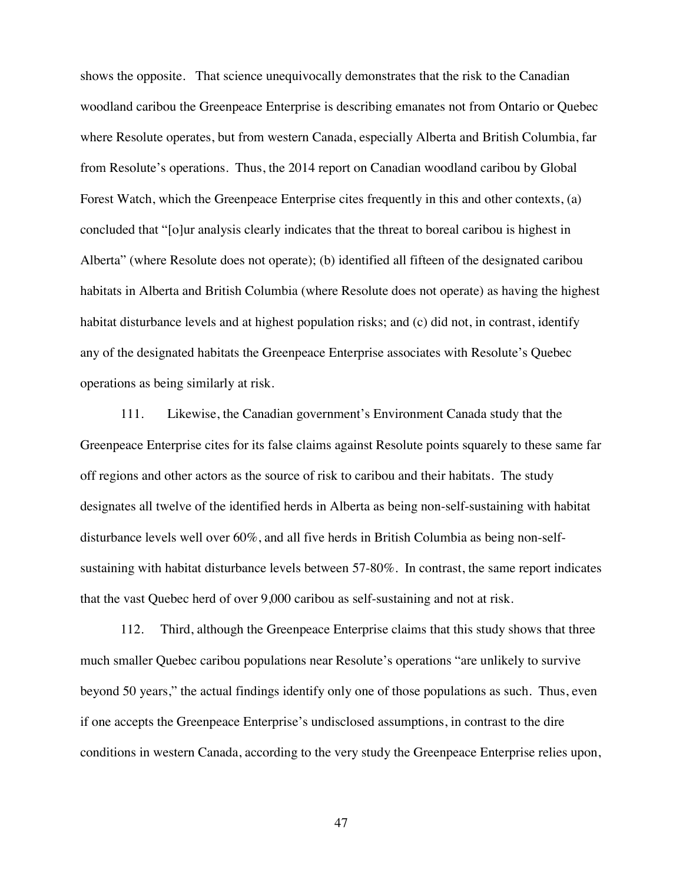shows the opposite. That science unequivocally demonstrates that the risk to the Canadian woodland caribou the Greenpeace Enterprise is describing emanates not from Ontario or Quebec where Resolute operates, but from western Canada, especially Alberta and British Columbia, far from Resolute's operations. Thus, the 2014 report on Canadian woodland caribou by Global Forest Watch, which the Greenpeace Enterprise cites frequently in this and other contexts, (a) concluded that "[o]ur analysis clearly indicates that the threat to boreal caribou is highest in Alberta" (where Resolute does not operate); (b) identified all fifteen of the designated caribou habitats in Alberta and British Columbia (where Resolute does not operate) as having the highest habitat disturbance levels and at highest population risks; and (c) did not, in contrast, identify any of the designated habitats the Greenpeace Enterprise associates with Resolute's Quebec operations as being similarly at risk.

111. Likewise, the Canadian government's Environment Canada study that the Greenpeace Enterprise cites for its false claims against Resolute points squarely to these same far off regions and other actors as the source of risk to caribou and their habitats. The study designates all twelve of the identified herds in Alberta as being non-self-sustaining with habitat disturbance levels well over 60%, and all five herds in British Columbia as being non-self-sustaining with habitat disturbance levels between 57-80%. In contrast, the same report indicates that the vast Quebec herd of over 9,000 caribou as self-sustaining and not at risk.

112. Third, although the Greenpeace Enterprise claims that this study shows that three much smaller Quebec caribou populations near Resolute's operations "are unlikely to survive beyond 50 years," the actual findings identify only one of those populations as such. Thus, even if one accepts the Greenpeace Enterprise's undisclosed assumptions, in contrast to the dire conditions in western Canada, according to the very study the Greenpeace Enterprise relies upon,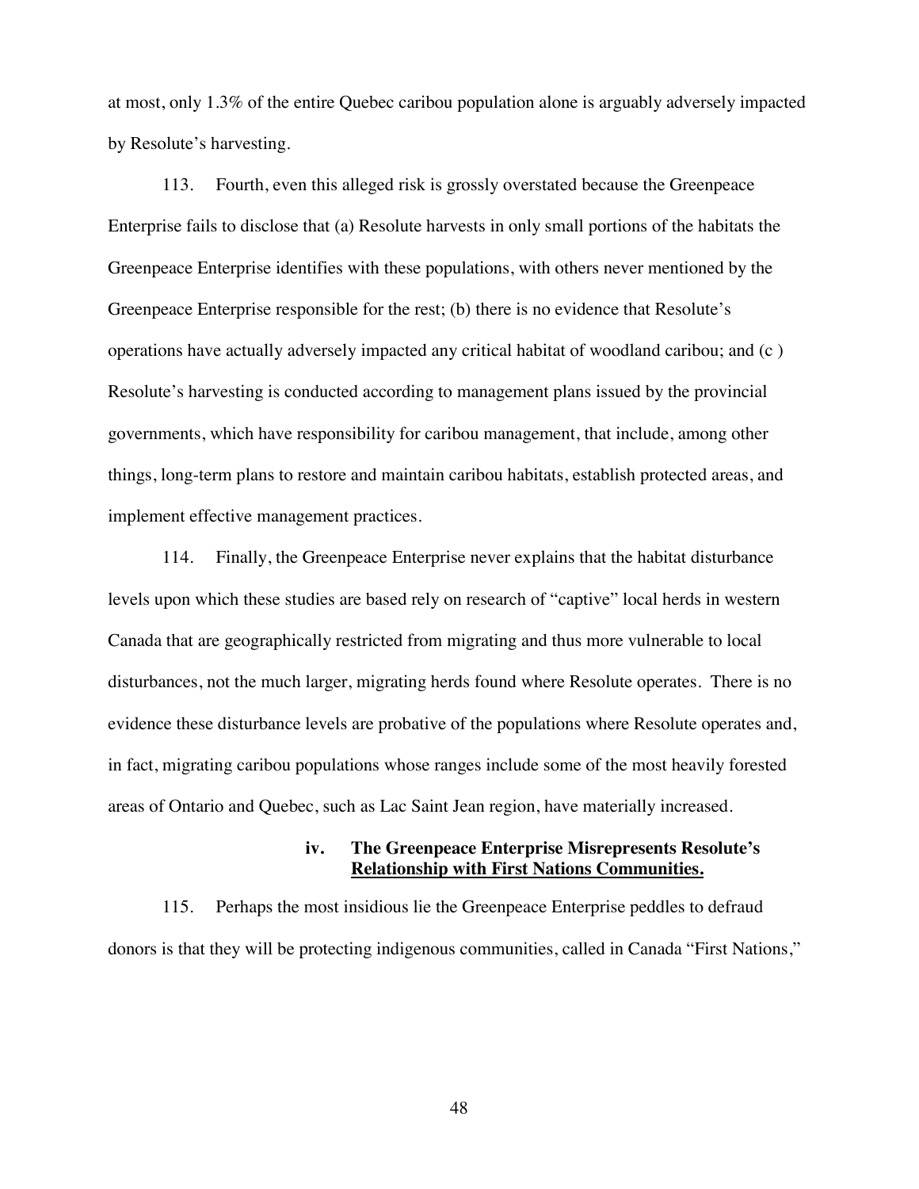at most, only 1.3% of the entire Quebec caribou population alone is arguably adversely impacted by Resolute's harvesting.

113. Fourth, even this alleged risk is grossly overstated because the Greenpeace Enterprise fails to disclose that (a) Resolute harvests in only small portions of the habitats the Greenpeace Enterprise identifies with these populations, with others never mentioned by the Greenpeace Enterprise responsible for the rest; (b) there is no evidence that Resolute's operations have actually adversely impacted any critical habitat of woodland caribou; and (c ) Resolute's harvesting is conducted according to management plans issued by the provincial governments, which have responsibility for caribou management, that include, among other things, long-term plans to restore and maintain caribou habitats, establish protected areas, and implement effective management practices.

114. Finally, the Greenpeace Enterprise never explains that the habitat disturbance levels upon which these studies are based rely on research of "captive" local herds in western Canada that are geographically restricted from migrating and thus more vulnerable to local disturbances, not the much larger, migrating herds found where Resolute operates. There is no evidence these disturbance levels are probative of the populations where Resolute operates and, in fact, migrating caribou populations whose ranges include some of the most heavily forested areas of Ontario and Quebec, such as Lac Saint Jean region, have materially increased.

#### iv. The Greenpeace Enterprise Misrepresents Resolute's Relationship with First Nations Communities.

115. Perhaps the most insidious lie the Greenpeace Enterprise peddles to defraud donors is that they will be protecting indigenous communities, called in Canada "First Nations,"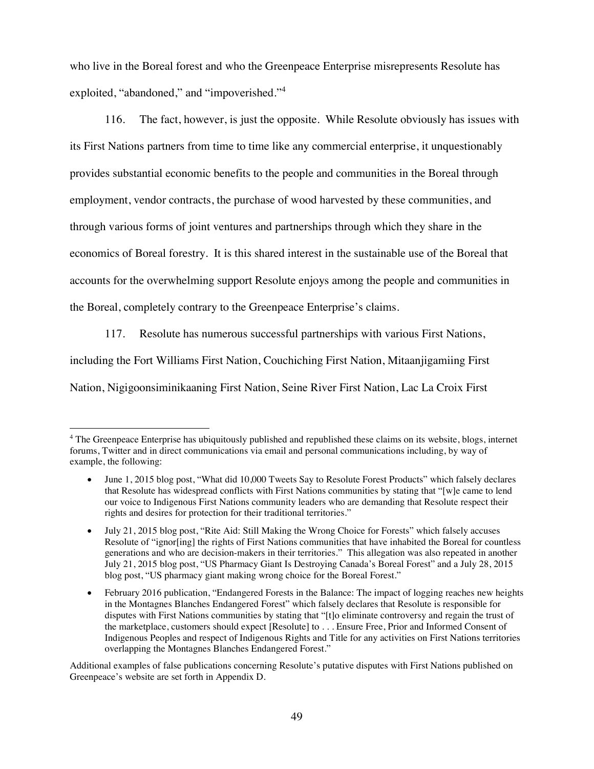who live in the Boreal forest and who the Greenpeace Enterprise misrepresents Resolute has exploited, "abandoned," and "impoverished."[4]

116. The fact, however, is just the opposite. While Resolute obviously has issues with its First Nations partners from time to time like any commercial enterprise, it unquestionably provides substantial economic benefits to the people and communities in the Boreal through employment, vendor contracts, the purchase of wood harvested by these communities, and through various forms of joint ventures and partnerships through which they share in the economics of Boreal forestry. It is this shared interest in the sustainable use of the Boreal that accounts for the overwhelming support Resolute enjoys among the people and communities in the Boreal, completely contrary to the Greenpeace Enterprise's claims.

117. Resolute has numerous successful partnerships with various First Nations, including the Fort Williams First Nation, Couchiching First Nation, Mitaanjigamiing First Nation, Nigigoonsiminikaaning First Nation, Seine River First Nation, Lac La Croix First

---

[4] The Greenpeace Enterprise has ubiquitously published and republished these claims on its website, blogs, internet forums, Twitter and in direct communications via email and personal communications including, by way of example, the following:

- June 1, 2015 blog post, "What did 10,000 Tweets Say to Resolute Forest Products" which falsely declares that Resolute has widespread conflicts with First Nations communities by stating that "[w]e came to lend our voice to Indigenous First Nations community leaders who are demanding that Resolute respect their rights and desires for protection for their traditional territories."
- July 21, 2015 blog post, "Rite Aid: Still Making the Wrong Choice for Forests" which falsely accuses Resolute of "ignor[ing] the rights of First Nations communities that have inhabited the Boreal for countless generations and who are decision-makers in their territories." This allegation was also repeated in another July 21, 2015 blog post, "US Pharmacy Giant Is Destroying Canada's Boreal Forest" and a July 28, 2015 blog post, "US pharmacy giant making wrong choice for the Boreal Forest."
- February 2016 publication, "Endangered Forests in the Balance: The impact of logging reaches new heights in the Montagnes Blanches Endangered Forest" which falsely declares that Resolute is responsible for disputes with First Nations communities by stating that "[t]o eliminate controversy and regain the trust of the marketplace, customers should expect [Resolute] to . . . Ensure Free, Prior and Informed Consent of Indigenous Peoples and respect of Indigenous Rights and Title for any activities on First Nations territories overlapping the Montagnes Blanches Endangered Forest."

Additional examples of false publications concerning Resolute's putative disputes with First Nations published on Greenpeace's website are set forth in Appendix D.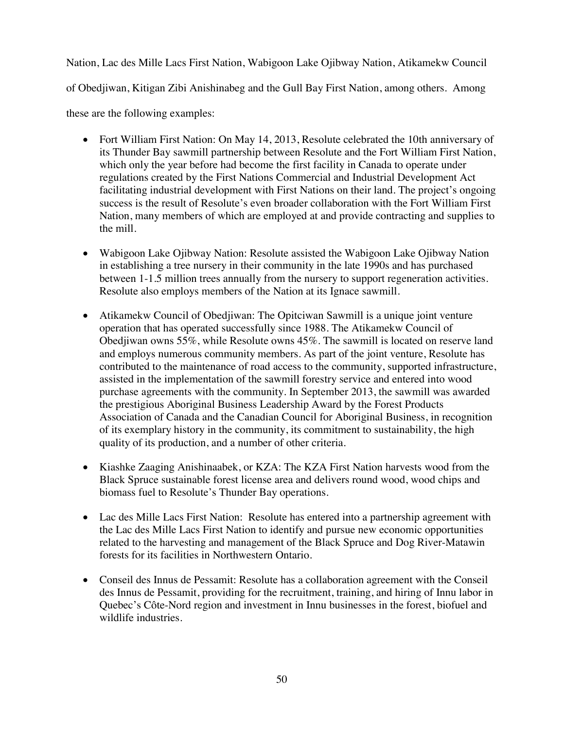Nation, Lac des Mille Lacs First Nation, Wabigoon Lake Ojibway Nation, Atikamekw Council of Obedjiwan, Kitigan Zibi Anishinabeg and the Gull Bay First Nation, among others. Among these are the following examples:

- Fort William First Nation: On May 14, 2013, Resolute celebrated the 10th anniversary of its Thunder Bay sawmill partnership between Resolute and the Fort William First Nation, which only the year before had become the first facility in Canada to operate under regulations created by the First Nations Commercial and Industrial Development Act facilitating industrial development with First Nations on their land. The project's ongoing success is the result of Resolute's even broader collaboration with the Fort William First Nation, many members of which are employed at and provide contracting and supplies to the mill.

- Wabigoon Lake Ojibway Nation: Resolute assisted the Wabigoon Lake Ojibway Nation in establishing a tree nursery in their community in the late 1990s and has purchased between 1-1.5 million trees annually from the nursery to support regeneration activities. Resolute also employs members of the Nation at its Ignace sawmill.

- Atikamekw Council of Obedjiwan: The Opitciwan Sawmill is a unique joint venture operation that has operated successfully since 1988. The Atikamekw Council of Obedjiwan owns 55%, while Resolute owns 45%. The sawmill is located on reserve land and employs numerous community members. As part of the joint venture, Resolute has contributed to the maintenance of road access to the community, supported infrastructure, assisted in the implementation of the sawmill forestry service and entered into wood purchase agreements with the community. In September 2013, the sawmill was awarded the prestigious Aboriginal Business Leadership Award by the Forest Products Association of Canada and the Canadian Council for Aboriginal Business, in recognition of its exemplary history in the community, its commitment to sustainability, the high quality of its production, and a number of other criteria.

- Kiashke Zaaging Anishinaabek, or KZA: The KZA First Nation harvests wood from the Black Spruce sustainable forest license area and delivers round wood, wood chips and biomass fuel to Resolute's Thunder Bay operations.

- Lac des Mille Lacs First Nation: Resolute has entered into a partnership agreement with the Lac des Mille Lacs First Nation to identify and pursue new economic opportunities related to the harvesting and management of the Black Spruce and Dog River-Matawin forests for its facilities in Northwestern Ontario.

- Conseil des Innus de Pessamit: Resolute has a collaboration agreement with the Conseil des Innus de Pessamit, providing for the recruitment, training, and hiring of Innu labor in Quebec's Côte-Nord region and investment in Innu businesses in the forest, biofuel and wildlife industries.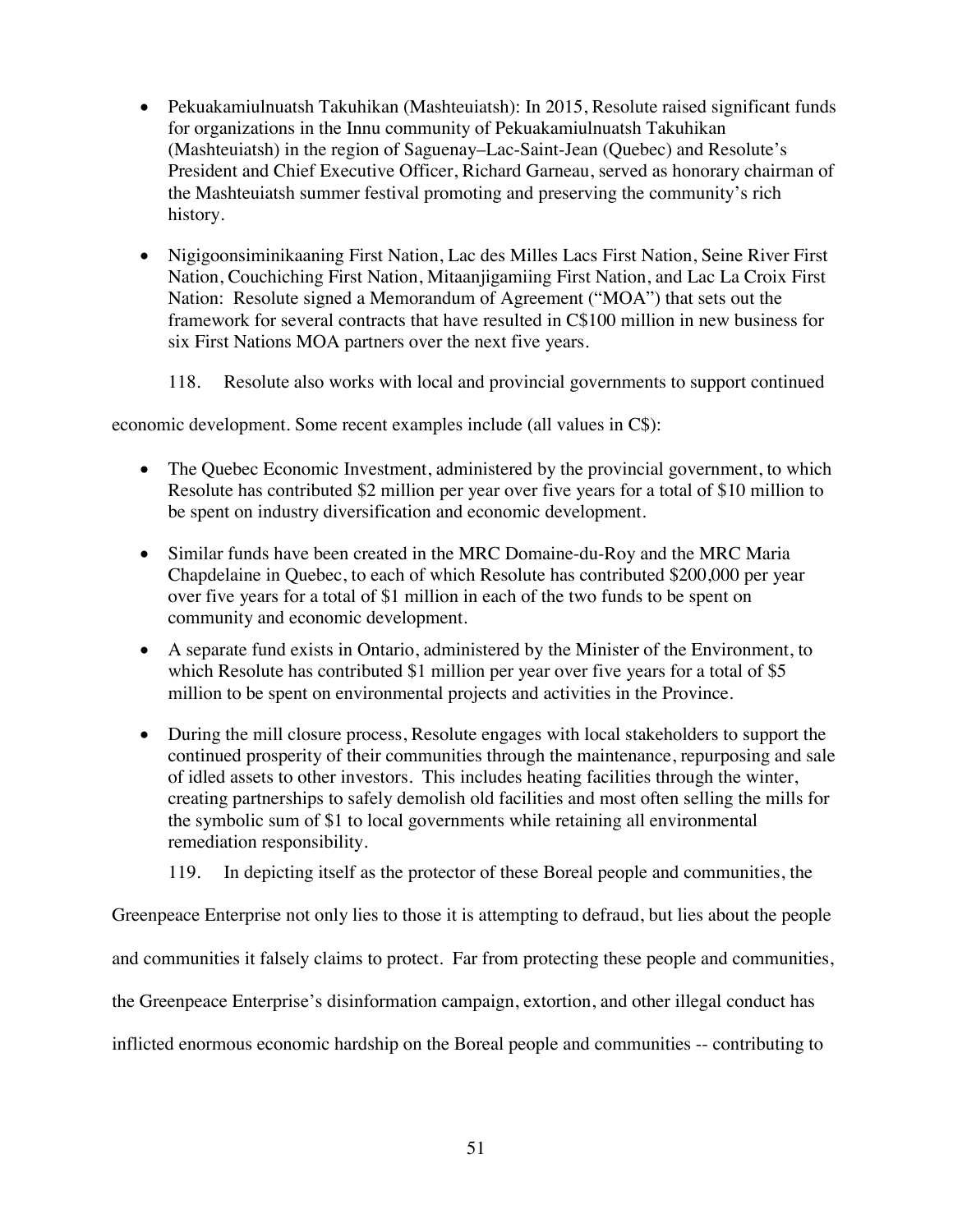- Pekuakamiulnuatsh Takuhikan (Mashteuiatsh): In 2015, Resolute raised significant funds for organizations in the Innu community of Pekuakamiulnuatsh Takuhikan (Mashteuiatsh) in the region of Saguenay–Lac-Saint-Jean (Quebec) and Resolute's President and Chief Executive Officer, Richard Garneau, served as honorary chairman of the Mashteuiatsh summer festival promoting and preserving the community's rich history.

- Nigigoonsiminikaaning First Nation, Lac des Milles Lacs First Nation, Seine River First Nation, Couchiching First Nation, Mitaanjigamiing First Nation, and Lac La Croix First Nation: Resolute signed a Memorandum of Agreement ("MOA") that sets out the framework for several contracts that have resulted in C$100 million in new business for six First Nations MOA partners over the next five years.

118. Resolute also works with local and provincial governments to support continued economic development. Some recent examples include (all values in C$):

- The Quebec Economic Investment, administered by the provincial government, to which Resolute has contributed $2 million per year over five years for a total of $10 million to be spent on industry diversification and economic development.

- Similar funds have been created in the MRC Domaine-du-Roy and the MRC Maria Chapdelaine in Quebec, to each of which Resolute has contributed $200,000 per year over five years for a total of $1 million in each of the two funds to be spent on community and economic development.

- A separate fund exists in Ontario, administered by the Minister of the Environment, to which Resolute has contributed $1 million per year over five years for a total of $5 million to be spent on environmental projects and activities in the Province.

- During the mill closure process, Resolute engages with local stakeholders to support the continued prosperity of their communities through the maintenance, repurposing and sale of idled assets to other investors. This includes heating facilities through the winter, creating partnerships to safely demolish old facilities and most often selling the mills for the symbolic sum of $1 to local governments while retaining all environmental remediation responsibility.

119. In depicting itself as the protector of these Boreal people and communities, the Greenpeace Enterprise not only lies to those it is attempting to defraud, but lies about the people and communities it falsely claims to protect. Far from protecting these people and communities, the Greenpeace Enterprise's disinformation campaign, extortion, and other illegal conduct has inflicted enormous economic hardship on the Boreal people and communities -- contributing to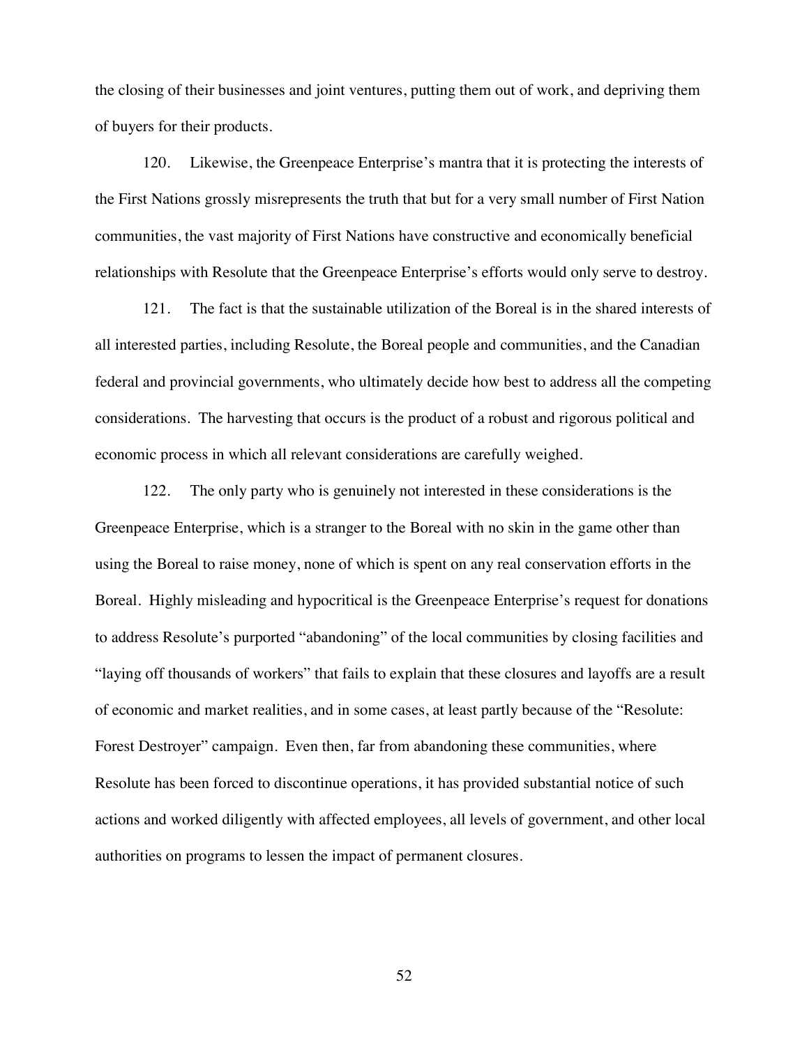the closing of their businesses and joint ventures, putting them out of work, and depriving them of buyers for their products.

120. Likewise, the Greenpeace Enterprise's mantra that it is protecting the interests of the First Nations grossly misrepresents the truth that but for a very small number of First Nation communities, the vast majority of First Nations have constructive and economically beneficial relationships with Resolute that the Greenpeace Enterprise's efforts would only serve to destroy.

121. The fact is that the sustainable utilization of the Boreal is in the shared interests of all interested parties, including Resolute, the Boreal people and communities, and the Canadian federal and provincial governments, who ultimately decide how best to address all the competing considerations. The harvesting that occurs is the product of a robust and rigorous political and economic process in which all relevant considerations are carefully weighed.

122. The only party who is genuinely not interested in these considerations is the Greenpeace Enterprise, which is a stranger to the Boreal with no skin in the game other than using the Boreal to raise money, none of which is spent on any real conservation efforts in the Boreal. Highly misleading and hypocritical is the Greenpeace Enterprise's request for donations to address Resolute's purported "abandoning" of the local communities by closing facilities and "laying off thousands of workers" that fails to explain that these closures and layoffs are a result of economic and market realities, and in some cases, at least partly because of the "Resolute: Forest Destroyer" campaign. Even then, far from abandoning these communities, where Resolute has been forced to discontinue operations, it has provided substantial notice of such actions and worked diligently with affected employees, all levels of government, and other local authorities on programs to lessen the impact of permanent closures.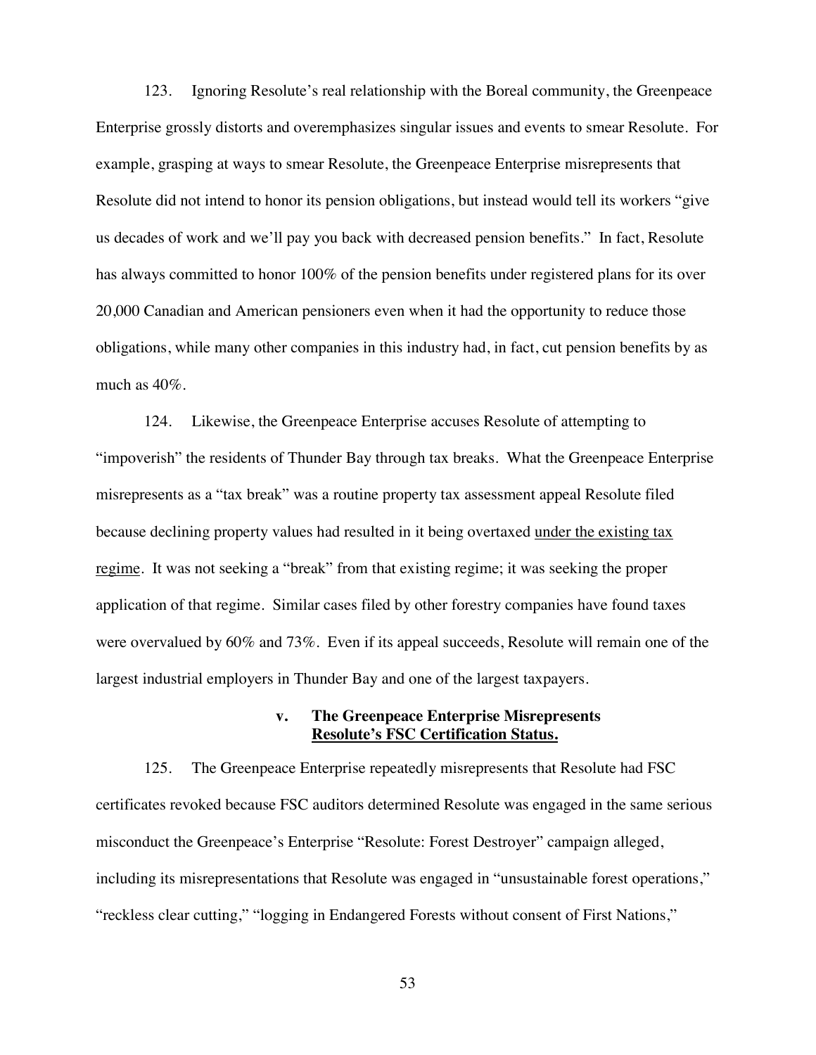123. Ignoring Resolute's real relationship with the Boreal community, the Greenpeace Enterprise grossly distorts and overemphasizes singular issues and events to smear Resolute. For example, grasping at ways to smear Resolute, the Greenpeace Enterprise misrepresents that Resolute did not intend to honor its pension obligations, but instead would tell its workers "give us decades of work and we'll pay you back with decreased pension benefits." In fact, Resolute has always committed to honor 100% of the pension benefits under registered plans for its over 20,000 Canadian and American pensioners even when it had the opportunity to reduce those obligations, while many other companies in this industry had, in fact, cut pension benefits by as much as 40%.

124. Likewise, the Greenpeace Enterprise accuses Resolute of attempting to "impoverish" the residents of Thunder Bay through tax breaks. What the Greenpeace Enterprise misrepresents as a "tax break" was a routine property tax assessment appeal Resolute filed because declining property values had resulted in it being overtaxed <u>under the existing tax regime</u>. It was not seeking a "break" from that existing regime; it was seeking the proper application of that regime. Similar cases filed by other forestry companies have found taxes were overvalued by 60% and 73%. Even if its appeal succeeds, Resolute will remain one of the largest industrial employers in Thunder Bay and one of the largest taxpayers.

### v. The Greenpeace Enterprise Misrepresents <u>Resolute's FSC Certification Status.</u>

125. The Greenpeace Enterprise repeatedly misrepresents that Resolute had FSC certificates revoked because FSC auditors determined Resolute was engaged in the same serious misconduct the Greenpeace's Enterprise "Resolute: Forest Destroyer" campaign alleged, including its misrepresentations that Resolute was engaged in "unsustainable forest operations," "reckless clear cutting," "logging in Endangered Forests without consent of First Nations,"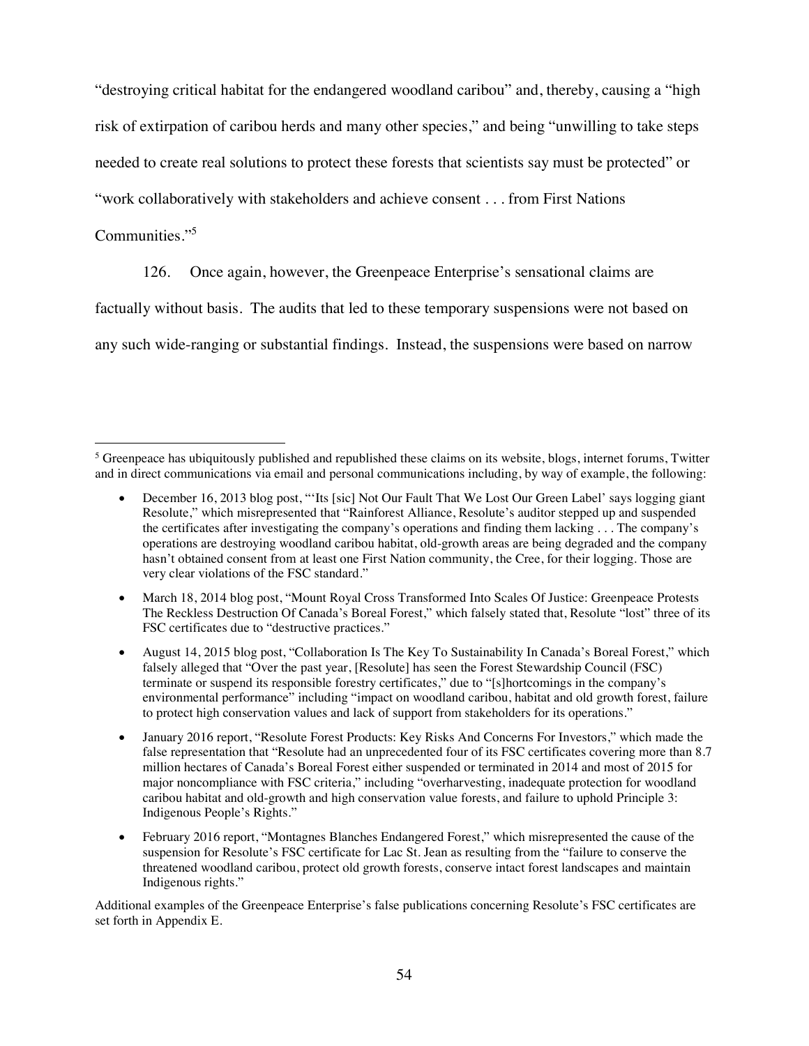"destroying critical habitat for the endangered woodland caribou" and, thereby, causing a "high risk of extirpation of caribou herds and many other species," and being "unwilling to take steps needed to create real solutions to protect these forests that scientists say must be protected" or "work collaboratively with stakeholders and achieve consent . . . from First Nations Communities."[5]

126. Once again, however, the Greenpeace Enterprise's sensational claims are factually without basis. The audits that led to these temporary suspensions were not based on any such wide-ranging or substantial findings. Instead, the suspensions were based on narrow

---

[5] Greenpeace has ubiquitously published and republished these claims on its website, blogs, internet forums, Twitter and in direct communications via email and personal communications including, by way of example, the following:

- December 16, 2013 blog post, "'Its [sic] Not Our Fault That We Lost Our Green Label' says logging giant Resolute," which misrepresented that "Rainforest Alliance, Resolute's auditor stepped up and suspended the certificates after investigating the company's operations and finding them lacking . . . The company's operations are destroying woodland caribou habitat, old-growth areas are being degraded and the company hasn't obtained consent from at least one First Nation community, the Cree, for their logging. Those are very clear violations of the FSC standard."
- March 18, 2014 blog post, "Mount Royal Cross Transformed Into Scales Of Justice: Greenpeace Protests The Reckless Destruction Of Canada's Boreal Forest," which falsely stated that, Resolute "lost" three of its FSC certificates due to "destructive practices."
- August 14, 2015 blog post, "Collaboration Is The Key To Sustainability In Canada's Boreal Forest," which falsely alleged that "Over the past year, [Resolute] has seen the Forest Stewardship Council (FSC) terminate or suspend its responsible forestry certificates," due to "[s]hortcomings in the company's environmental performance" including "impact on woodland caribou, habitat and old growth forest, failure to protect high conservation values and lack of support from stakeholders for its operations."
- January 2016 report, "Resolute Forest Products: Key Risks And Concerns For Investors," which made the false representation that "Resolute had an unprecedented four of its FSC certificates covering more than 8.7 million hectares of Canada's Boreal Forest either suspended or terminated in 2014 and most of 2015 for major noncompliance with FSC criteria," including "overharvesting, inadequate protection for woodland caribou habitat and old-growth and high conservation value forests, and failure to uphold Principle 3: Indigenous People's Rights."
- February 2016 report, "Montagnes Blanches Endangered Forest," which misrepresented the cause of the suspension for Resolute's FSC certificate for Lac St. Jean as resulting from the "failure to conserve the threatened woodland caribou, protect old growth forests, conserve intact forest landscapes and maintain Indigenous rights."

Additional examples of the Greenpeace Enterprise's false publications concerning Resolute's FSC certificates are set forth in Appendix E.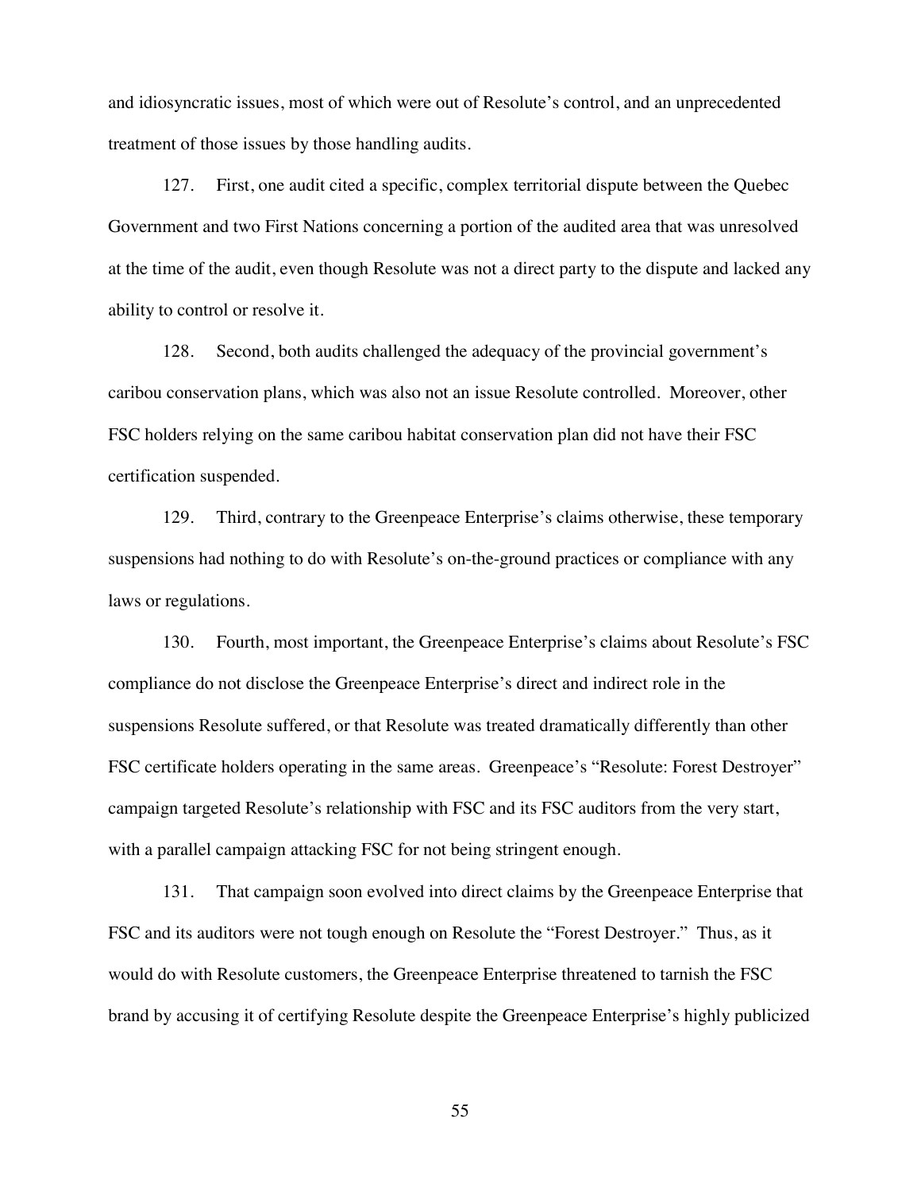and idiosyncratic issues, most of which were out of Resolute's control, and an unprecedented treatment of those issues by those handling audits.

127. First, one audit cited a specific, complex territorial dispute between the Quebec Government and two First Nations concerning a portion of the audited area that was unresolved at the time of the audit, even though Resolute was not a direct party to the dispute and lacked any ability to control or resolve it.

128. Second, both audits challenged the adequacy of the provincial government's caribou conservation plans, which was also not an issue Resolute controlled. Moreover, other FSC holders relying on the same caribou habitat conservation plan did not have their FSC certification suspended.

129. Third, contrary to the Greenpeace Enterprise's claims otherwise, these temporary suspensions had nothing to do with Resolute's on-the-ground practices or compliance with any laws or regulations.

130. Fourth, most important, the Greenpeace Enterprise's claims about Resolute's FSC compliance do not disclose the Greenpeace Enterprise's direct and indirect role in the suspensions Resolute suffered, or that Resolute was treated dramatically differently than other FSC certificate holders operating in the same areas. Greenpeace's "Resolute: Forest Destroyer" campaign targeted Resolute's relationship with FSC and its FSC auditors from the very start, with a parallel campaign attacking FSC for not being stringent enough.

131. That campaign soon evolved into direct claims by the Greenpeace Enterprise that FSC and its auditors were not tough enough on Resolute the "Forest Destroyer." Thus, as it would do with Resolute customers, the Greenpeace Enterprise threatened to tarnish the FSC brand by accusing it of certifying Resolute despite the Greenpeace Enterprise's highly publicized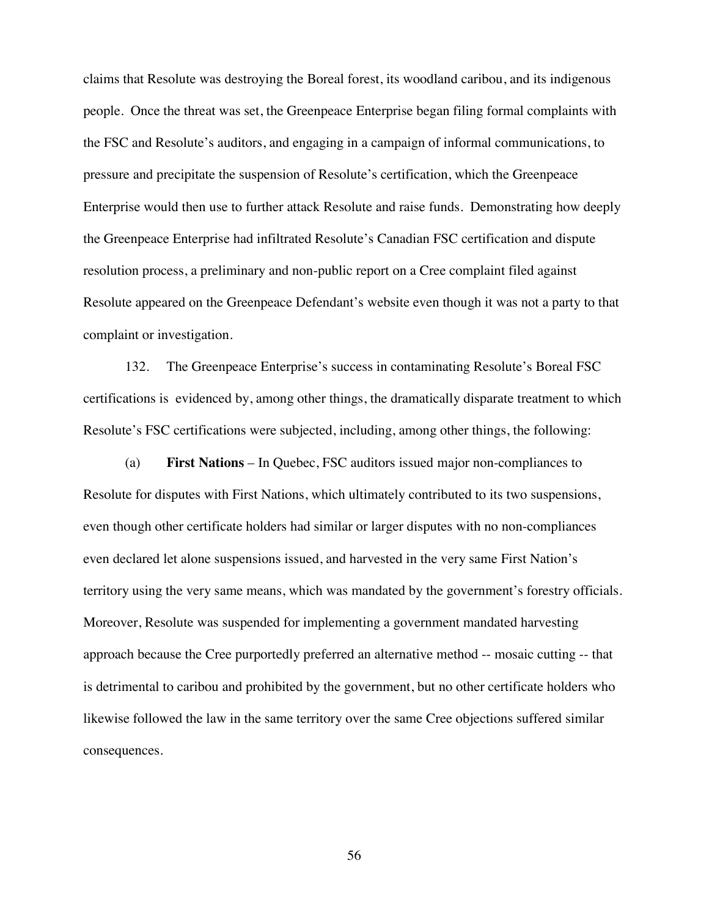claims that Resolute was destroying the Boreal forest, its woodland caribou, and its indigenous people. Once the threat was set, the Greenpeace Enterprise began filing formal complaints with the FSC and Resolute's auditors, and engaging in a campaign of informal communications, to pressure and precipitate the suspension of Resolute's certification, which the Greenpeace Enterprise would then use to further attack Resolute and raise funds. Demonstrating how deeply the Greenpeace Enterprise had infiltrated Resolute's Canadian FSC certification and dispute resolution process, a preliminary and non-public report on a Cree complaint filed against Resolute appeared on the Greenpeace Defendant's website even though it was not a party to that complaint or investigation.

132. The Greenpeace Enterprise's success in contaminating Resolute's Boreal FSC certifications is evidenced by, among other things, the dramatically disparate treatment to which Resolute's FSC certifications were subjected, including, among other things, the following:

(a) **First Nations** – In Quebec, FSC auditors issued major non-compliances to Resolute for disputes with First Nations, which ultimately contributed to its two suspensions, even though other certificate holders had similar or larger disputes with no non-compliances even declared let alone suspensions issued, and harvested in the very same First Nation's territory using the very same means, which was mandated by the government's forestry officials. Moreover, Resolute was suspended for implementing a government mandated harvesting approach because the Cree purportedly preferred an alternative method -- mosaic cutting -- that is detrimental to caribou and prohibited by the government, but no other certificate holders who likewise followed the law in the same territory over the same Cree objections suffered similar consequences.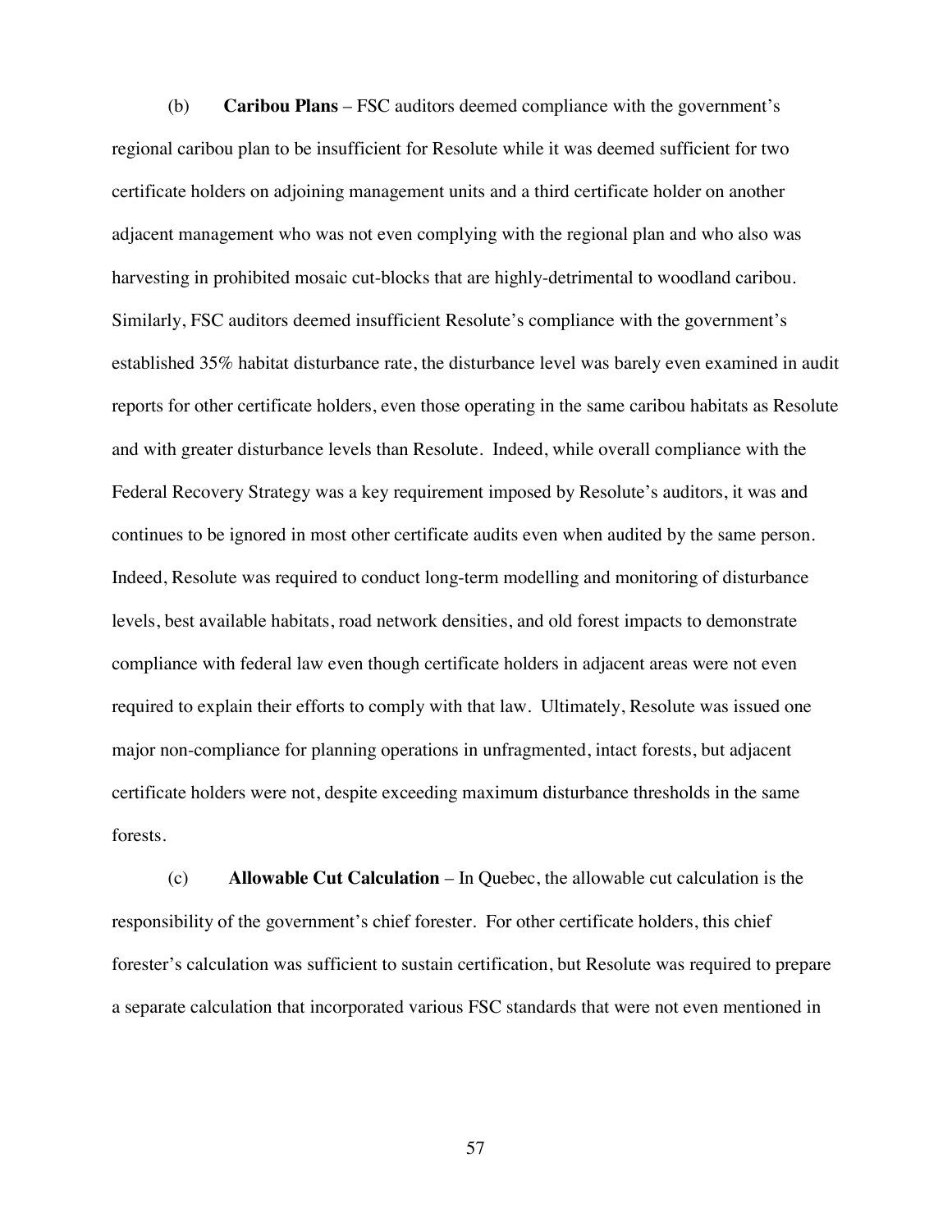(b) **Caribou Plans** – FSC auditors deemed compliance with the government's regional caribou plan to be insufficient for Resolute while it was deemed sufficient for two certificate holders on adjoining management units and a third certificate holder on another adjacent management who was not even complying with the regional plan and who also was harvesting in prohibited mosaic cut-blocks that are highly-detrimental to woodland caribou. Similarly, FSC auditors deemed insufficient Resolute's compliance with the government's established 35% habitat disturbance rate, the disturbance level was barely even examined in audit reports for other certificate holders, even those operating in the same caribou habitats as Resolute and with greater disturbance levels than Resolute. Indeed, while overall compliance with the Federal Recovery Strategy was a key requirement imposed by Resolute's auditors, it was and continues to be ignored in most other certificate audits even when audited by the same person. Indeed, Resolute was required to conduct long-term modelling and monitoring of disturbance levels, best available habitats, road network densities, and old forest impacts to demonstrate compliance with federal law even though certificate holders in adjacent areas were not even required to explain their efforts to comply with that law. Ultimately, Resolute was issued one major non-compliance for planning operations in unfragmented, intact forests, but adjacent certificate holders were not, despite exceeding maximum disturbance thresholds in the same forests.

(c) **Allowable Cut Calculation** – In Quebec, the allowable cut calculation is the responsibility of the government's chief forester. For other certificate holders, this chief forester's calculation was sufficient to sustain certification, but Resolute was required to prepare a separate calculation that incorporated various FSC standards that were not even mentioned in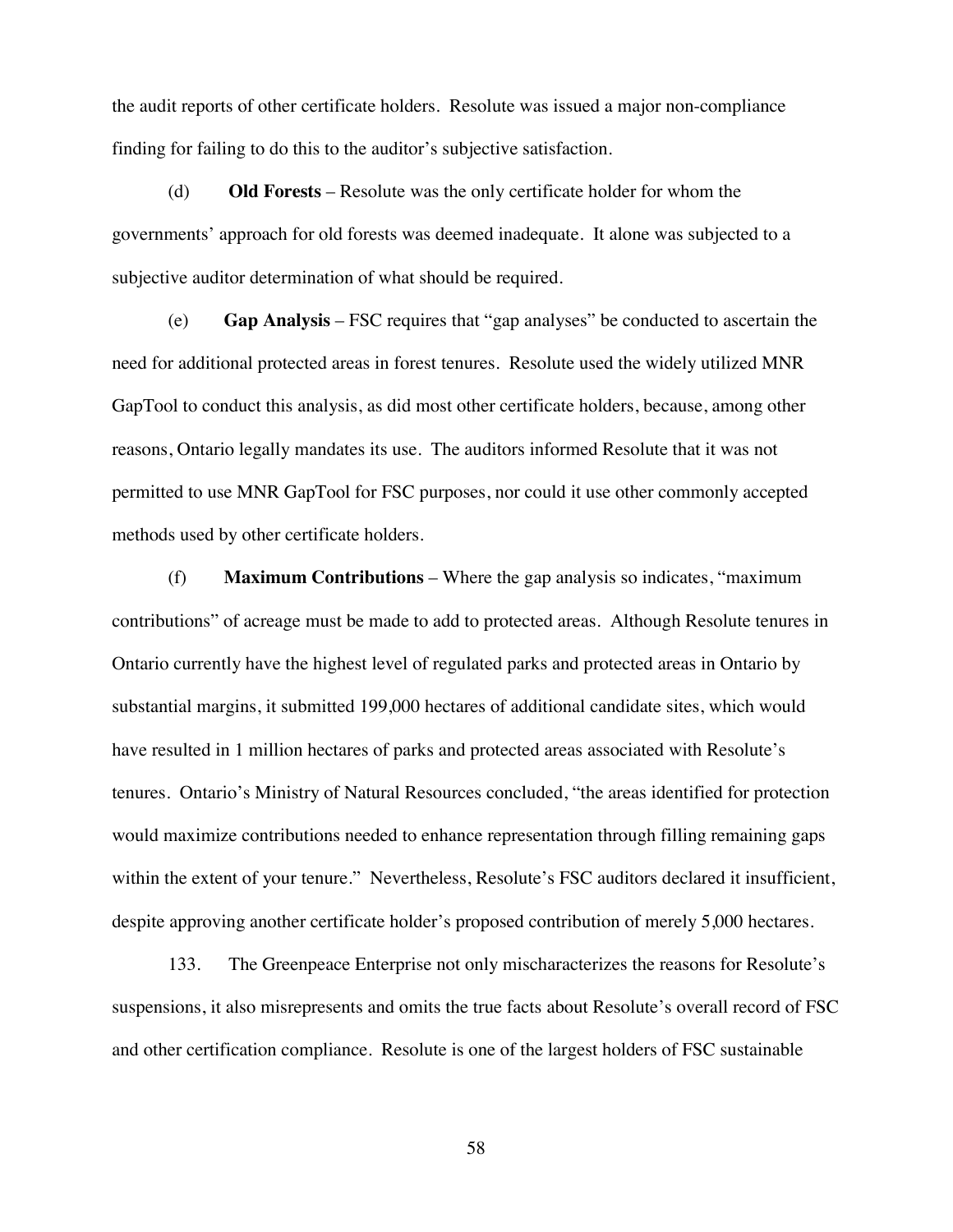the audit reports of other certificate holders. Resolute was issued a major non-compliance finding for failing to do this to the auditor's subjective satisfaction.

(d) **Old Forests** – Resolute was the only certificate holder for whom the governments' approach for old forests was deemed inadequate. It alone was subjected to a subjective auditor determination of what should be required.

(e) **Gap Analysis** – FSC requires that "gap analyses" be conducted to ascertain the need for additional protected areas in forest tenures. Resolute used the widely utilized MNR GapTool to conduct this analysis, as did most other certificate holders, because, among other reasons, Ontario legally mandates its use. The auditors informed Resolute that it was not permitted to use MNR GapTool for FSC purposes, nor could it use other commonly accepted methods used by other certificate holders.

(f) **Maximum Contributions** – Where the gap analysis so indicates, "maximum contributions" of acreage must be made to add to protected areas. Although Resolute tenures in Ontario currently have the highest level of regulated parks and protected areas in Ontario by substantial margins, it submitted 199,000 hectares of additional candidate sites, which would have resulted in 1 million hectares of parks and protected areas associated with Resolute's tenures. Ontario's Ministry of Natural Resources concluded, "the areas identified for protection would maximize contributions needed to enhance representation through filling remaining gaps within the extent of your tenure." Nevertheless, Resolute's FSC auditors declared it insufficient, despite approving another certificate holder's proposed contribution of merely 5,000 hectares.

133. The Greenpeace Enterprise not only mischaracterizes the reasons for Resolute's suspensions, it also misrepresents and omits the true facts about Resolute's overall record of FSC and other certification compliance. Resolute is one of the largest holders of FSC sustainable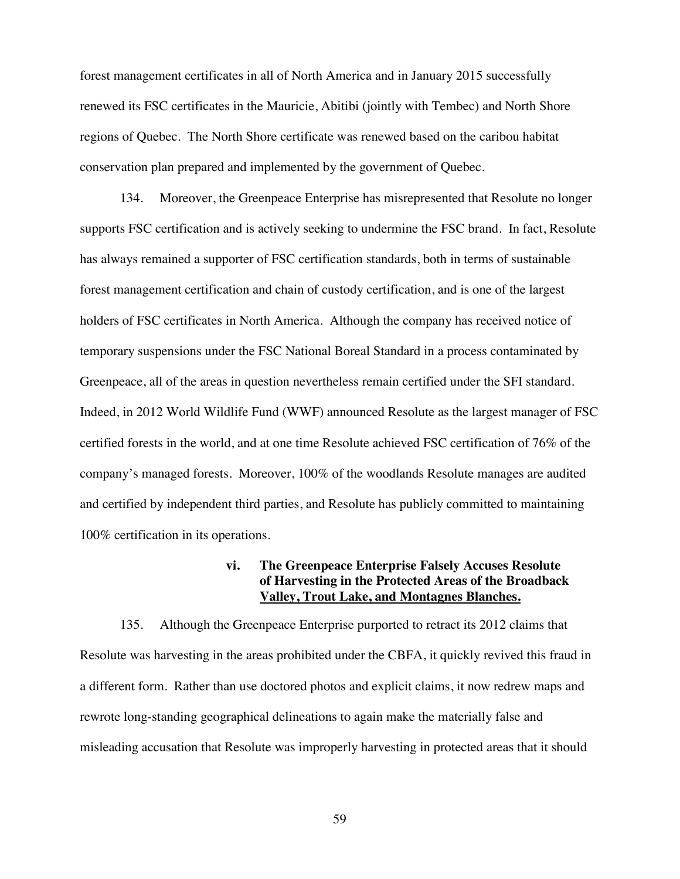forest management certificates in all of North America and in January 2015 successfully renewed its FSC certificates in the Mauricie, Abitibi (jointly with Tembec) and North Shore regions of Quebec. The North Shore certificate was renewed based on the caribou habitat conservation plan prepared and implemented by the government of Quebec.

134. Moreover, the Greenpeace Enterprise has misrepresented that Resolute no longer supports FSC certification and is actively seeking to undermine the FSC brand. In fact, Resolute has always remained a supporter of FSC certification standards, both in terms of sustainable forest management certification and chain of custody certification, and is one of the largest holders of FSC certificates in North America. Although the company has received notice of temporary suspensions under the FSC National Boreal Standard in a process contaminated by Greenpeace, all of the areas in question nevertheless remain certified under the SFI standard. Indeed, in 2012 World Wildlife Fund (WWF) announced Resolute as the largest manager of FSC certified forests in the world, and at one time Resolute achieved FSC certification of 76% of the company's managed forests. Moreover, 100% of the woodlands Resolute manages are audited and certified by independent third parties, and Resolute has publicly committed to maintaining 100% certification in its operations.

### vi. The Greenpeace Enterprise Falsely Accuses Resolute of Harvesting in the Protected Areas of the Broadback Valley, Trout Lake, and Montagnes Blanches.

135. Although the Greenpeace Enterprise purported to retract its 2012 claims that Resolute was harvesting in the areas prohibited under the CBFA, it quickly revived this fraud in a different form. Rather than use doctored photos and explicit claims, it now redrew maps and rewrote long-standing geographical delineations to again make the materially false and misleading accusation that Resolute was improperly harvesting in protected areas that it should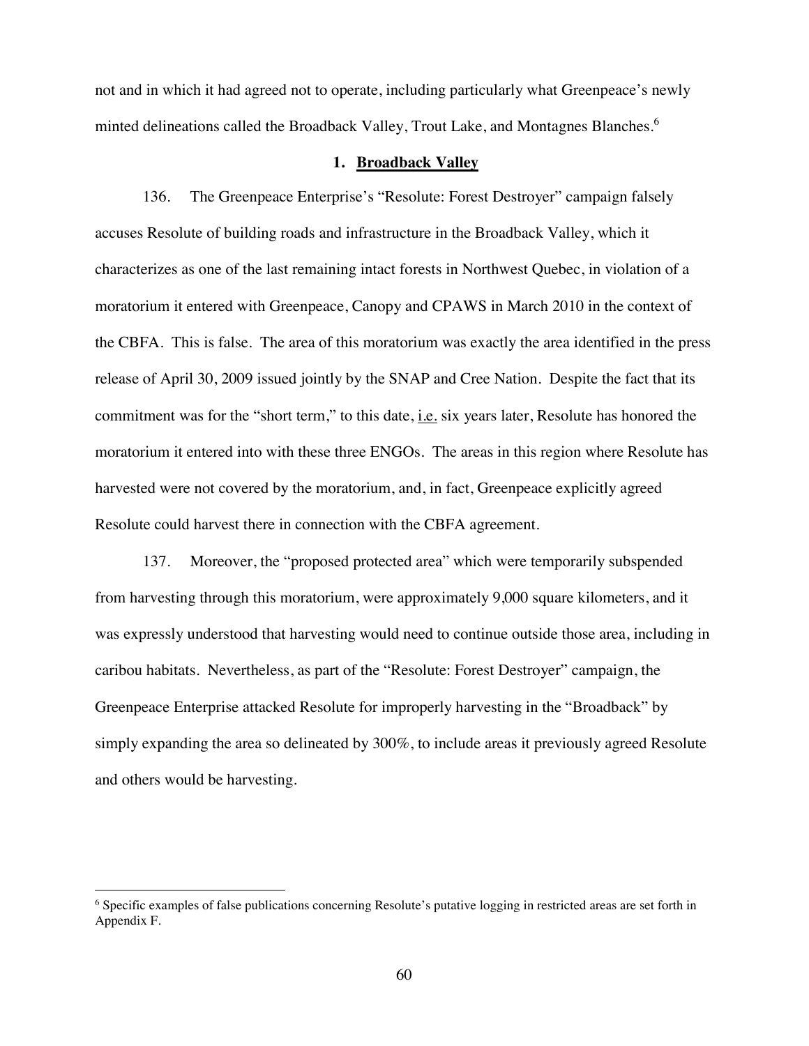not and in which it had agreed not to operate, including particularly what Greenpeace's newly minted delineations called the Broadback Valley, Trout Lake, and Montagnes Blanches.[6]

### 1. **<u>Broadback Valley</u>**

136. The Greenpeace Enterprise's "Resolute: Forest Destroyer" campaign falsely accuses Resolute of building roads and infrastructure in the Broadback Valley, which it characterizes as one of the last remaining intact forests in Northwest Quebec, in violation of a moratorium it entered with Greenpeace, Canopy and CPAWS in March 2010 in the context of the CBFA. This is false. The area of this moratorium was exactly the area identified in the press release of April 30, 2009 issued jointly by the SNAP and Cree Nation. Despite the fact that its commitment was for the "short term," to this date, <u>i.e.</u> six years later, Resolute has honored the moratorium it entered into with these three ENGOs. The areas in this region where Resolute has harvested were not covered by the moratorium, and, in fact, Greenpeace explicitly agreed Resolute could harvest there in connection with the CBFA agreement.

137. Moreover, the "proposed protected area" which were temporarily subspended from harvesting through this moratorium, were approximately 9,000 square kilometers, and it was expressly understood that harvesting would need to continue outside those area, including in caribou habitats. Nevertheless, as part of the "Resolute: Forest Destroyer" campaign, the Greenpeace Enterprise attacked Resolute for improperly harvesting in the "Broadback" by simply expanding the area so delineated by 300%, to include areas it previously agreed Resolute and others would be harvesting.

---

[6] Specific examples of false publications concerning Resolute's putative logging in restricted areas are set forth in Appendix F.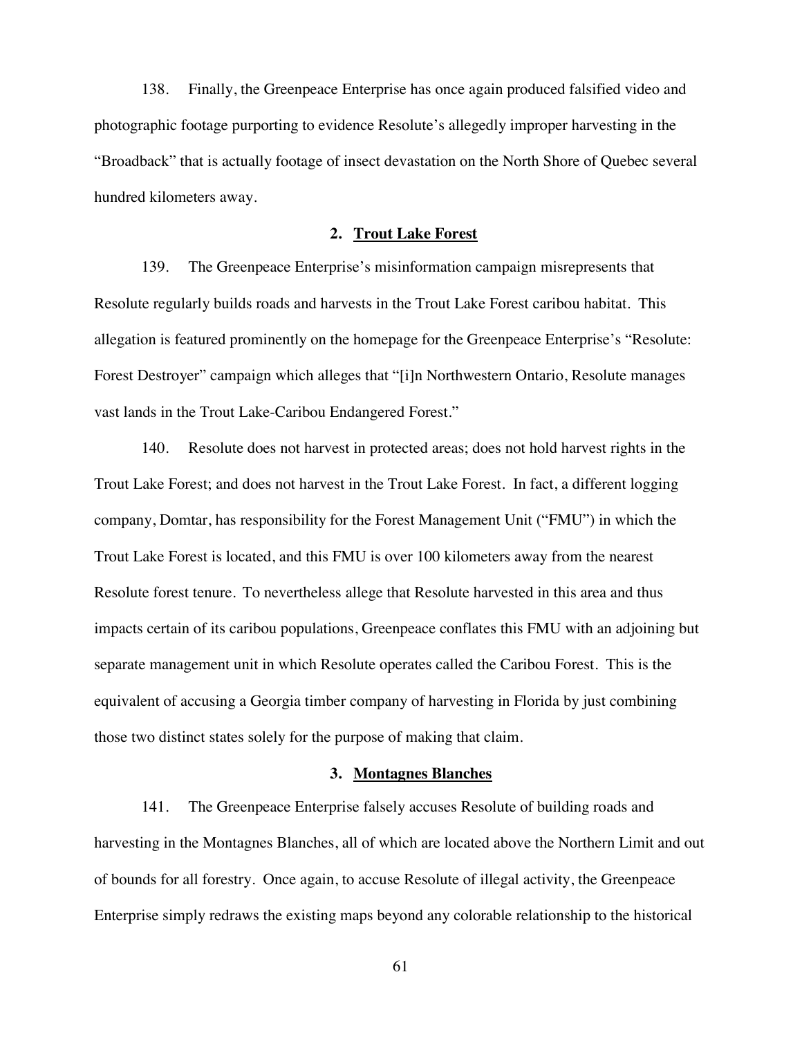138. Finally, the Greenpeace Enterprise has once again produced falsified video and photographic footage purporting to evidence Resolute's allegedly improper harvesting in the "Broadback" that is actually footage of insect devastation on the North Shore of Quebec several hundred kilometers away.

### 2. Trout Lake Forest

139. The Greenpeace Enterprise's misinformation campaign misrepresents that Resolute regularly builds roads and harvests in the Trout Lake Forest caribou habitat. This allegation is featured prominently on the homepage for the Greenpeace Enterprise's "Resolute: Forest Destroyer" campaign which alleges that "[i]n Northwestern Ontario, Resolute manages vast lands in the Trout Lake-Caribou Endangered Forest."

140. Resolute does not harvest in protected areas; does not hold harvest rights in the Trout Lake Forest; and does not harvest in the Trout Lake Forest. In fact, a different logging company, Domtar, has responsibility for the Forest Management Unit ("FMU") in which the Trout Lake Forest is located, and this FMU is over 100 kilometers away from the nearest Resolute forest tenure. To nevertheless allege that Resolute harvested in this area and thus impacts certain of its caribou populations, Greenpeace conflates this FMU with an adjoining but separate management unit in which Resolute operates called the Caribou Forest. This is the equivalent of accusing a Georgia timber company of harvesting in Florida by just combining those two distinct states solely for the purpose of making that claim.

### 3. Montagnes Blanches

141. The Greenpeace Enterprise falsely accuses Resolute of building roads and harvesting in the Montagnes Blanches, all of which are located above the Northern Limit and out of bounds for all forestry. Once again, to accuse Resolute of illegal activity, the Greenpeace Enterprise simply redraws the existing maps beyond any colorable relationship to the historical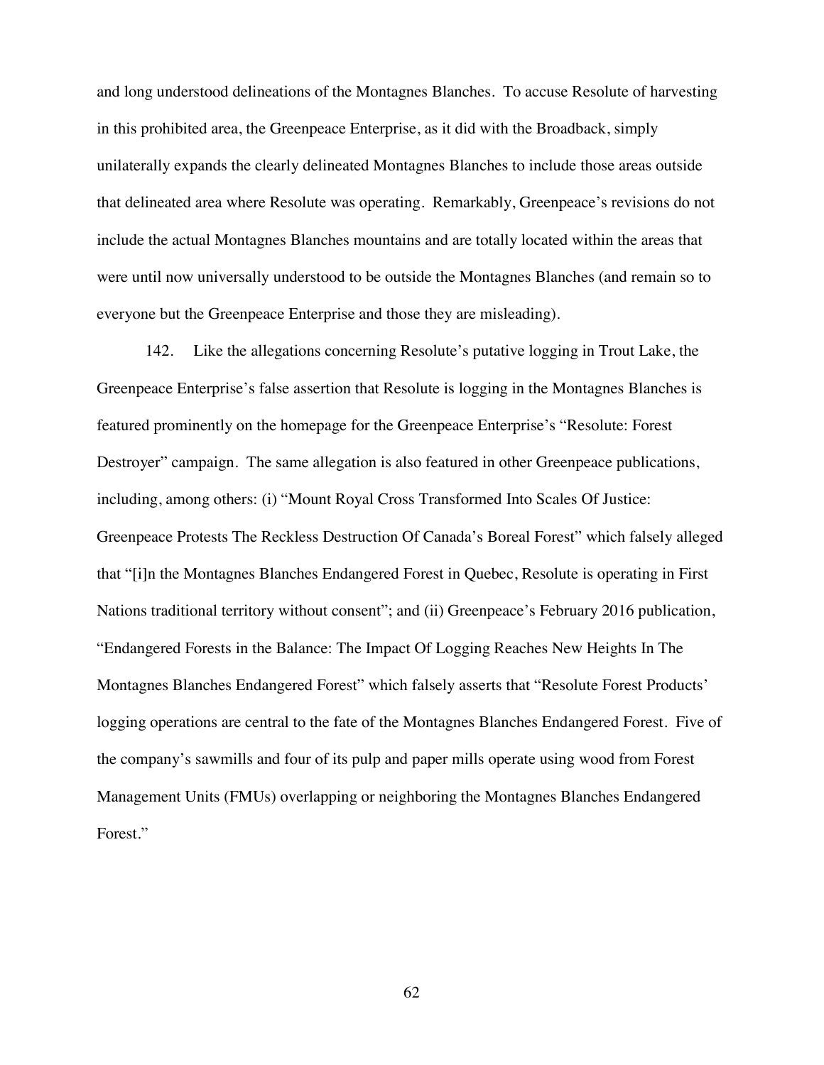and long understood delineations of the Montagnes Blanches. To accuse Resolute of harvesting in this prohibited area, the Greenpeace Enterprise, as it did with the Broadback, simply unilaterally expands the clearly delineated Montagnes Blanches to include those areas outside that delineated area where Resolute was operating. Remarkably, Greenpeace's revisions do not include the actual Montagnes Blanches mountains and are totally located within the areas that were until now universally understood to be outside the Montagnes Blanches (and remain so to everyone but the Greenpeace Enterprise and those they are misleading).

142. Like the allegations concerning Resolute's putative logging in Trout Lake, the Greenpeace Enterprise's false assertion that Resolute is logging in the Montagnes Blanches is featured prominently on the homepage for the Greenpeace Enterprise's "Resolute: Forest Destroyer" campaign. The same allegation is also featured in other Greenpeace publications, including, among others: (i) "Mount Royal Cross Transformed Into Scales Of Justice: Greenpeace Protests The Reckless Destruction Of Canada's Boreal Forest" which falsely alleged that "[i]n the Montagnes Blanches Endangered Forest in Quebec, Resolute is operating in First Nations traditional territory without consent"; and (ii) Greenpeace's February 2016 publication, "Endangered Forests in the Balance: The Impact Of Logging Reaches New Heights In The Montagnes Blanches Endangered Forest" which falsely asserts that "Resolute Forest Products' logging operations are central to the fate of the Montagnes Blanches Endangered Forest. Five of the company's sawmills and four of its pulp and paper mills operate using wood from Forest Management Units (FMUs) overlapping or neighboring the Montagnes Blanches Endangered Forest."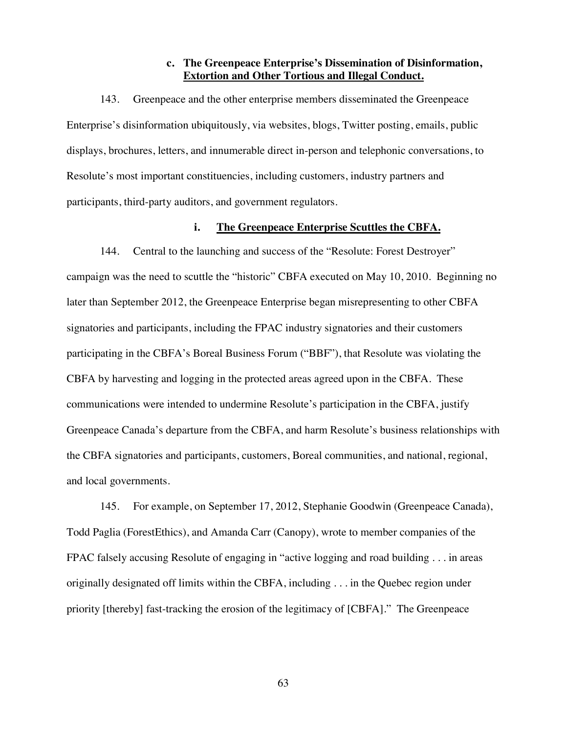### c. The Greenpeace Enterprise's Dissemination of Disinformation, <u>Extortion and Other Tortious and Illegal Conduct.</u>

143. Greenpeace and the other enterprise members disseminated the Greenpeace Enterprise's disinformation ubiquitously, via websites, blogs, Twitter posting, emails, public displays, brochures, letters, and innumerable direct in-person and telephonic conversations, to Resolute's most important constituencies, including customers, industry partners and participants, third-party auditors, and government regulators.

#### i. <u>The Greenpeace Enterprise Scuttles the CBFA.</u>

144. Central to the launching and success of the "Resolute: Forest Destroyer" campaign was the need to scuttle the "historic" CBFA executed on May 10, 2010. Beginning no later than September 2012, the Greenpeace Enterprise began misrepresenting to other CBFA signatories and participants, including the FPAC industry signatories and their customers participating in the CBFA's Boreal Business Forum ("BBF"), that Resolute was violating the CBFA by harvesting and logging in the protected areas agreed upon in the CBFA. These communications were intended to undermine Resolute's participation in the CBFA, justify Greenpeace Canada's departure from the CBFA, and harm Resolute's business relationships with the CBFA signatories and participants, customers, Boreal communities, and national, regional, and local governments.

145. For example, on September 17, 2012, Stephanie Goodwin (Greenpeace Canada), Todd Paglia (ForestEthics), and Amanda Carr (Canopy), wrote to member companies of the FPAC falsely accusing Resolute of engaging in "active logging and road building . . . in areas originally designated off limits within the CBFA, including . . . in the Quebec region under priority [thereby] fast-tracking the erosion of the legitimacy of [CBFA]." The Greenpeace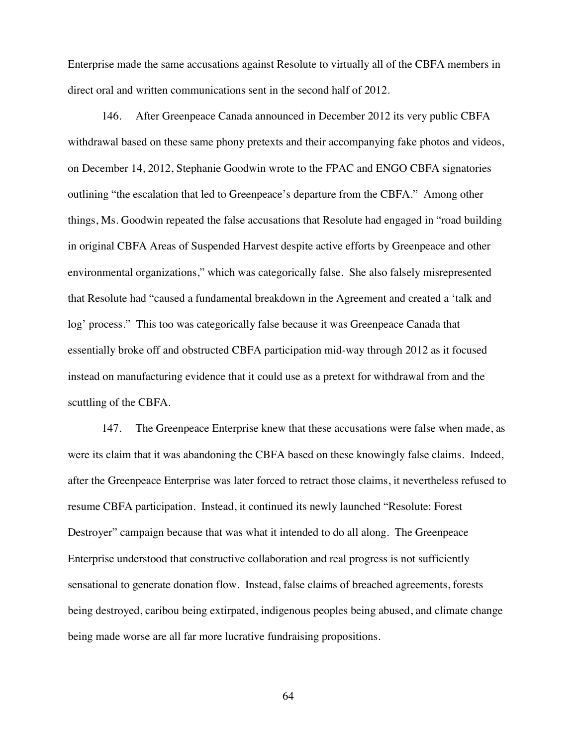Enterprise made the same accusations against Resolute to virtually all of the CBFA members in direct oral and written communications sent in the second half of 2012.

146. After Greenpeace Canada announced in December 2012 its very public CBFA withdrawal based on these same phony pretexts and their accompanying fake photos and videos, on December 14, 2012, Stephanie Goodwin wrote to the FPAC and ENGO CBFA signatories outlining "the escalation that led to Greenpeace's departure from the CBFA." Among other things, Ms. Goodwin repeated the false accusations that Resolute had engaged in "road building in original CBFA Areas of Suspended Harvest despite active efforts by Greenpeace and other environmental organizations," which was categorically false. She also falsely misrepresented that Resolute had "caused a fundamental breakdown in the Agreement and created a 'talk and log' process." This too was categorically false because it was Greenpeace Canada that essentially broke off and obstructed CBFA participation mid-way through 2012 as it focused instead on manufacturing evidence that it could use as a pretext for withdrawal from and the scuttling of the CBFA.

147. The Greenpeace Enterprise knew that these accusations were false when made, as were its claim that it was abandoning the CBFA based on these knowingly false claims. Indeed, after the Greenpeace Enterprise was later forced to retract those claims, it nevertheless refused to resume CBFA participation. Instead, it continued its newly launched "Resolute: Forest Destroyer" campaign because that was what it intended to do all along. The Greenpeace Enterprise understood that constructive collaboration and real progress is not sufficiently sensational to generate donation flow. Instead, false claims of breached agreements, forests being destroyed, caribou being extirpated, indigenous peoples being abused, and climate change being made worse are all far more lucrative fundraising propositions.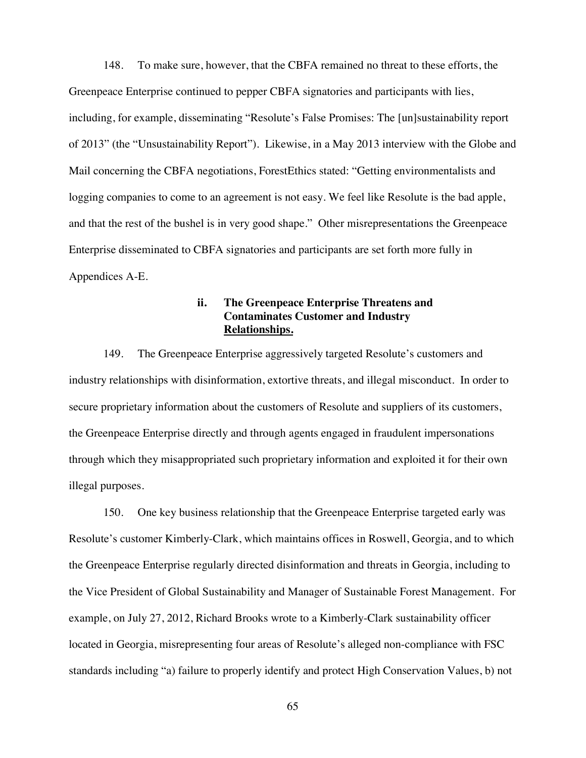148. To make sure, however, that the CBFA remained no threat to these efforts, the Greenpeace Enterprise continued to pepper CBFA signatories and participants with lies, including, for example, disseminating "Resolute's False Promises: The [un]sustainability report of 2013" (the "Unsustainability Report"). Likewise, in a May 2013 interview with the Globe and Mail concerning the CBFA negotiations, ForestEthics stated: "Getting environmentalists and logging companies to come to an agreement is not easy. We feel like Resolute is the bad apple, and that the rest of the bushel is in very good shape." Other misrepresentations the Greenpeace Enterprise disseminated to CBFA signatories and participants are set forth more fully in Appendices A-E.

#### ii. The Greenpeace Enterprise Threatens and Contaminates Customer and Industry Relationships.

149. The Greenpeace Enterprise aggressively targeted Resolute's customers and industry relationships with disinformation, extortive threats, and illegal misconduct. In order to secure proprietary information about the customers of Resolute and suppliers of its customers, the Greenpeace Enterprise directly and through agents engaged in fraudulent impersonations through which they misappropriated such proprietary information and exploited it for their own illegal purposes.

150. One key business relationship that the Greenpeace Enterprise targeted early was Resolute's customer Kimberly-Clark, which maintains offices in Roswell, Georgia, and to which the Greenpeace Enterprise regularly directed disinformation and threats in Georgia, including to the Vice President of Global Sustainability and Manager of Sustainable Forest Management. For example, on July 27, 2012, Richard Brooks wrote to a Kimberly-Clark sustainability officer located in Georgia, misrepresenting four areas of Resolute's alleged non-compliance with FSC standards including "a) failure to properly identify and protect High Conservation Values, b) not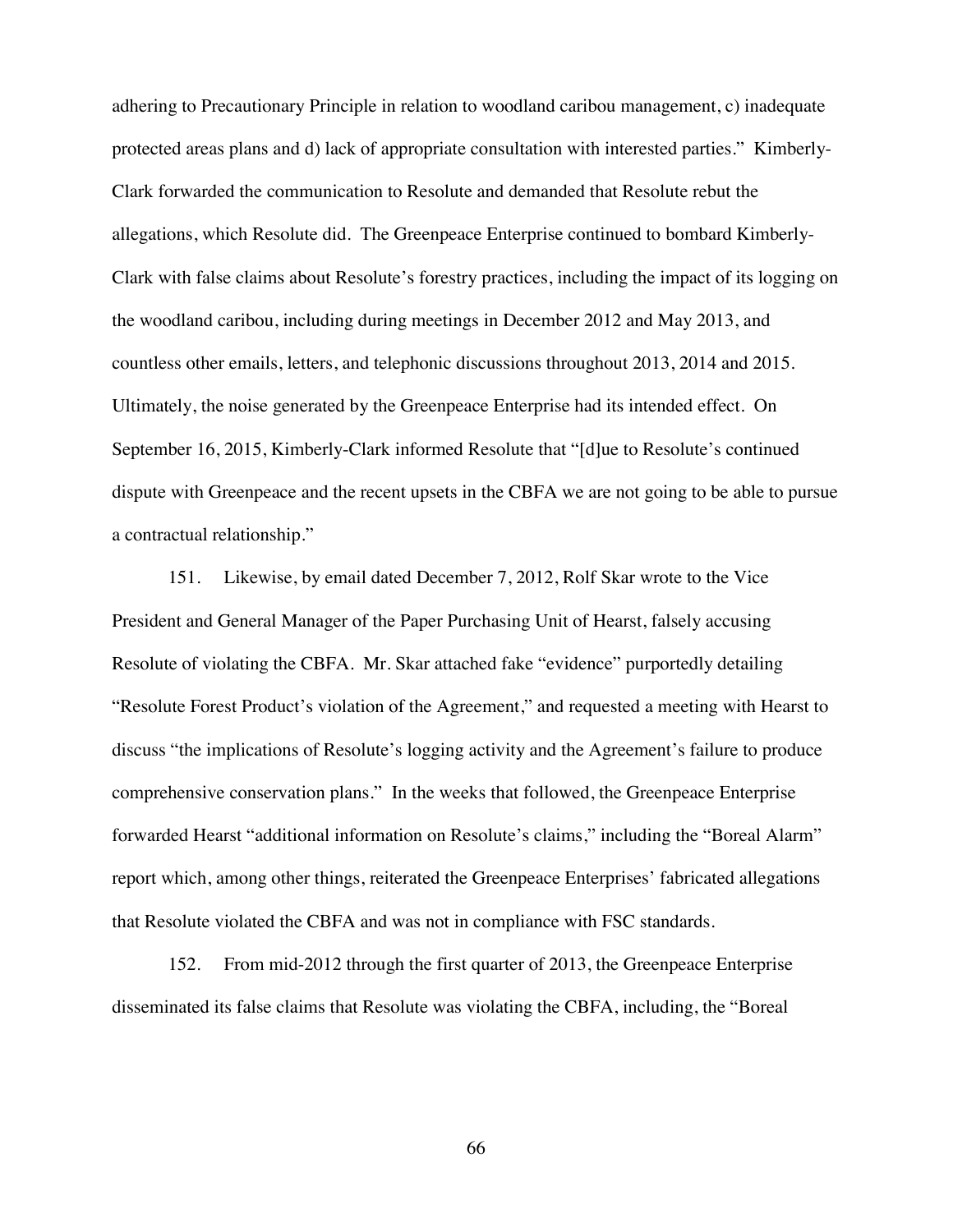adhering to Precautionary Principle in relation to woodland caribou management, c) inadequate protected areas plans and d) lack of appropriate consultation with interested parties." Kimberly-Clark forwarded the communication to Resolute and demanded that Resolute rebut the allegations, which Resolute did. The Greenpeace Enterprise continued to bombard Kimberly-Clark with false claims about Resolute's forestry practices, including the impact of its logging on the woodland caribou, including during meetings in December 2012 and May 2013, and countless other emails, letters, and telephonic discussions throughout 2013, 2014 and 2015. Ultimately, the noise generated by the Greenpeace Enterprise had its intended effect. On September 16, 2015, Kimberly-Clark informed Resolute that "[d]ue to Resolute's continued dispute with Greenpeace and the recent upsets in the CBFA we are not going to be able to pursue a contractual relationship."

151. Likewise, by email dated December 7, 2012, Rolf Skar wrote to the Vice President and General Manager of the Paper Purchasing Unit of Hearst, falsely accusing Resolute of violating the CBFA. Mr. Skar attached fake "evidence" purportedly detailing "Resolute Forest Product's violation of the Agreement," and requested a meeting with Hearst to discuss "the implications of Resolute's logging activity and the Agreement's failure to produce comprehensive conservation plans." In the weeks that followed, the Greenpeace Enterprise forwarded Hearst "additional information on Resolute's claims," including the "Boreal Alarm" report which, among other things, reiterated the Greenpeace Enterprises' fabricated allegations that Resolute violated the CBFA and was not in compliance with FSC standards.

152. From mid-2012 through the first quarter of 2013, the Greenpeace Enterprise disseminated its false claims that Resolute was violating the CBFA, including, the "Boreal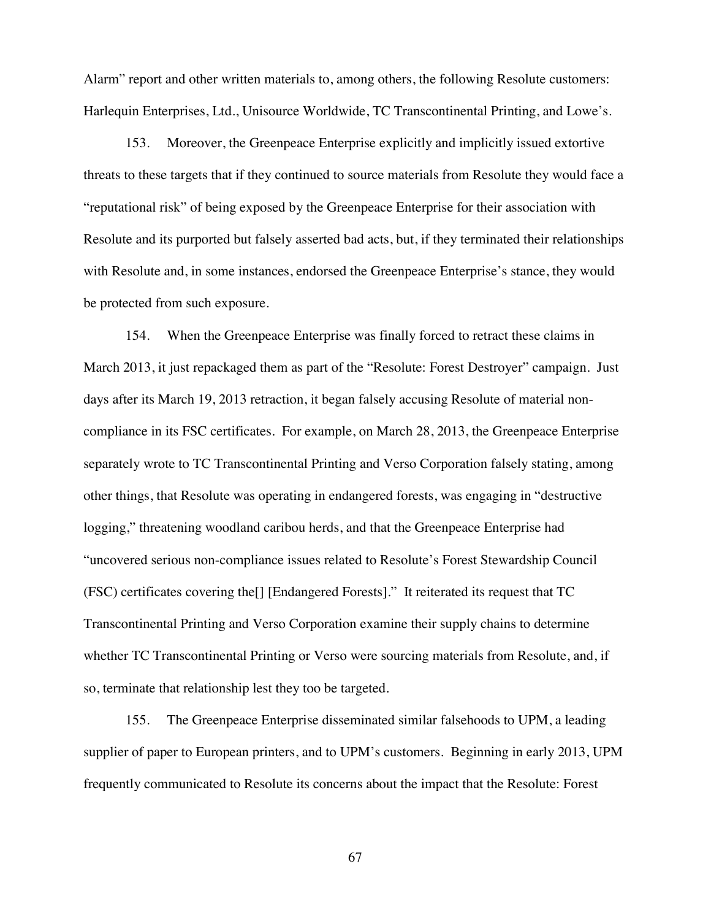Alarm" report and other written materials to, among others, the following Resolute customers: Harlequin Enterprises, Ltd., Unisource Worldwide, TC Transcontinental Printing, and Lowe's.

153. Moreover, the Greenpeace Enterprise explicitly and implicitly issued extortive threats to these targets that if they continued to source materials from Resolute they would face a "reputational risk" of being exposed by the Greenpeace Enterprise for their association with Resolute and its purported but falsely asserted bad acts, but, if they terminated their relationships with Resolute and, in some instances, endorsed the Greenpeace Enterprise's stance, they would be protected from such exposure.

154. When the Greenpeace Enterprise was finally forced to retract these claims in March 2013, it just repackaged them as part of the "Resolute: Forest Destroyer" campaign. Just days after its March 19, 2013 retraction, it began falsely accusing Resolute of material non-compliance in its FSC certificates. For example, on March 28, 2013, the Greenpeace Enterprise separately wrote to TC Transcontinental Printing and Verso Corporation falsely stating, among other things, that Resolute was operating in endangered forests, was engaging in "destructive logging," threatening woodland caribou herds, and that the Greenpeace Enterprise had "uncovered serious non-compliance issues related to Resolute's Forest Stewardship Council (FSC) certificates covering the[] [Endangered Forests]." It reiterated its request that TC Transcontinental Printing and Verso Corporation examine their supply chains to determine whether TC Transcontinental Printing or Verso were sourcing materials from Resolute, and, if so, terminate that relationship lest they too be targeted.

155. The Greenpeace Enterprise disseminated similar falsehoods to UPM, a leading supplier of paper to European printers, and to UPM's customers. Beginning in early 2013, UPM frequently communicated to Resolute its concerns about the impact that the Resolute: Forest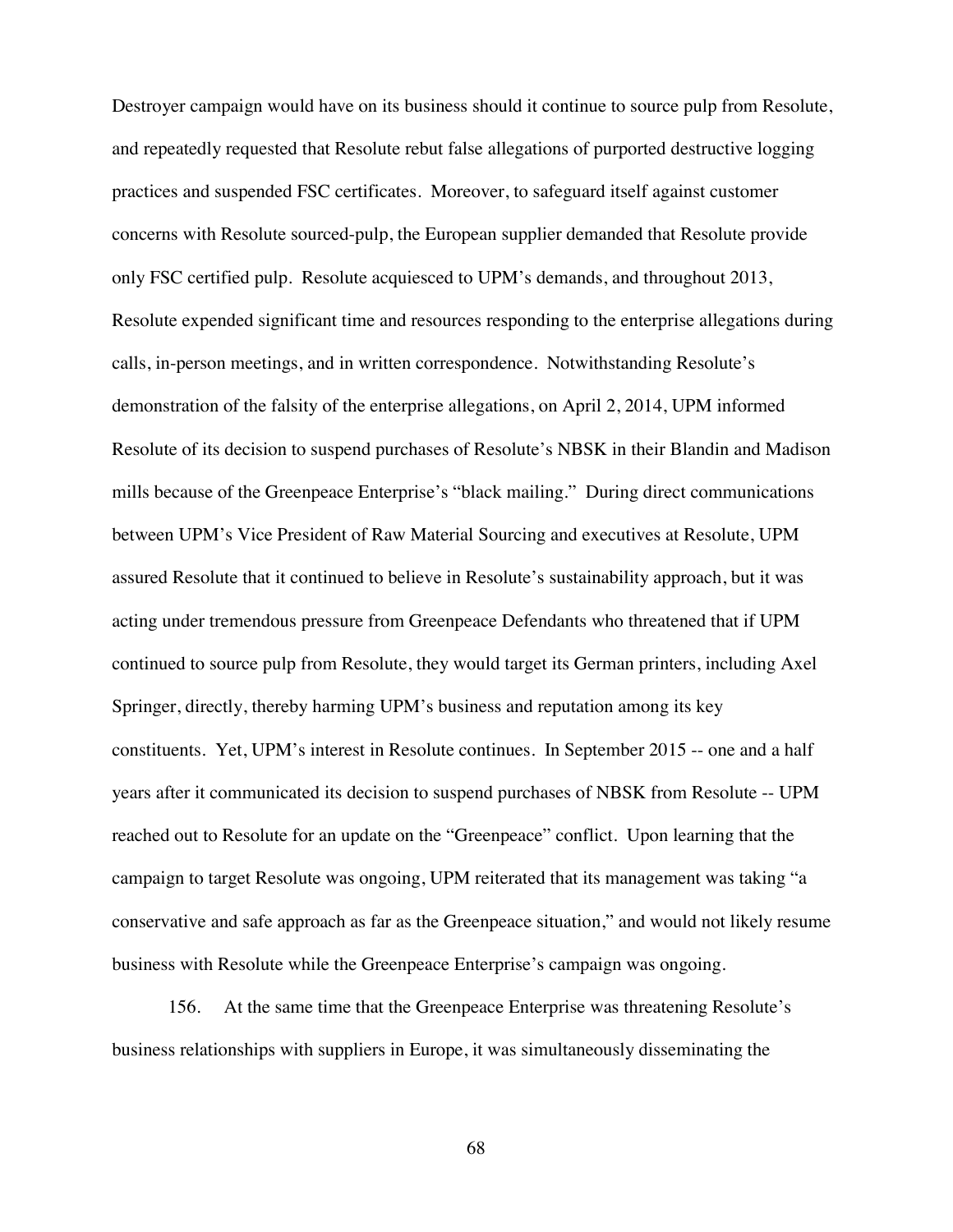Destroyer campaign would have on its business should it continue to source pulp from Resolute, and repeatedly requested that Resolute rebut false allegations of purported destructive logging practices and suspended FSC certificates. Moreover, to safeguard itself against customer concerns with Resolute sourced-pulp, the European supplier demanded that Resolute provide only FSC certified pulp. Resolute acquiesced to UPM's demands, and throughout 2013, Resolute expended significant time and resources responding to the enterprise allegations during calls, in-person meetings, and in written correspondence. Notwithstanding Resolute's demonstration of the falsity of the enterprise allegations, on April 2, 2014, UPM informed Resolute of its decision to suspend purchases of Resolute's NBSK in their Blandin and Madison mills because of the Greenpeace Enterprise's "black mailing." During direct communications between UPM's Vice President of Raw Material Sourcing and executives at Resolute, UPM assured Resolute that it continued to believe in Resolute's sustainability approach, but it was acting under tremendous pressure from Greenpeace Defendants who threatened that if UPM continued to source pulp from Resolute, they would target its German printers, including Axel Springer, directly, thereby harming UPM's business and reputation among its key constituents. Yet, UPM's interest in Resolute continues. In September 2015 -- one and a half years after it communicated its decision to suspend purchases of NBSK from Resolute -- UPM reached out to Resolute for an update on the "Greenpeace" conflict. Upon learning that the campaign to target Resolute was ongoing, UPM reiterated that its management was taking "a conservative and safe approach as far as the Greenpeace situation," and would not likely resume business with Resolute while the Greenpeace Enterprise's campaign was ongoing.

156. At the same time that the Greenpeace Enterprise was threatening Resolute's business relationships with suppliers in Europe, it was simultaneously disseminating the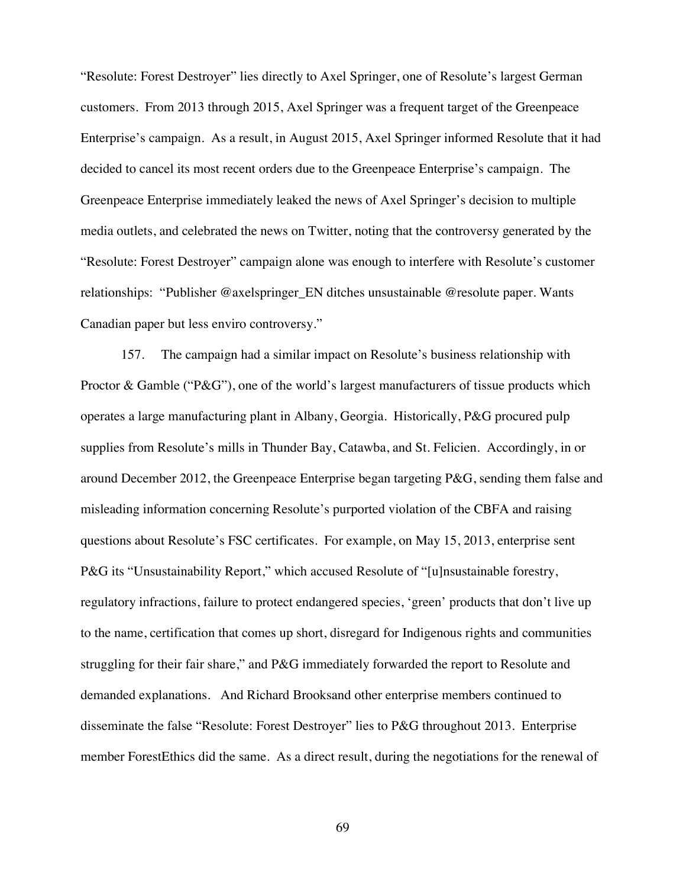"Resolute: Forest Destroyer" lies directly to Axel Springer, one of Resolute's largest German customers. From 2013 through 2015, Axel Springer was a frequent target of the Greenpeace Enterprise's campaign. As a result, in August 2015, Axel Springer informed Resolute that it had decided to cancel its most recent orders due to the Greenpeace Enterprise's campaign. The Greenpeace Enterprise immediately leaked the news of Axel Springer's decision to multiple media outlets, and celebrated the news on Twitter, noting that the controversy generated by the "Resolute: Forest Destroyer" campaign alone was enough to interfere with Resolute's customer relationships: "Publisher @axelspringer_EN ditches unsustainable @resolute paper. Wants Canadian paper but less enviro controversy."

157. The campaign had a similar impact on Resolute's business relationship with Proctor & Gamble ("P&G"), one of the world's largest manufacturers of tissue products which operates a large manufacturing plant in Albany, Georgia. Historically, P&G procured pulp supplies from Resolute's mills in Thunder Bay, Catawba, and St. Felicien. Accordingly, in or around December 2012, the Greenpeace Enterprise began targeting P&G, sending them false and misleading information concerning Resolute's purported violation of the CBFA and raising questions about Resolute's FSC certificates. For example, on May 15, 2013, enterprise sent P&G its "Unsustainability Report," which accused Resolute of "[u]nsustainable forestry, regulatory infractions, failure to protect endangered species, 'green' products that don't live up to the name, certification that comes up short, disregard for Indigenous rights and communities struggling for their fair share," and P&G immediately forwarded the report to Resolute and demanded explanations. And Richard Brooksand other enterprise members continued to disseminate the false "Resolute: Forest Destroyer" lies to P&G throughout 2013. Enterprise member ForestEthics did the same. As a direct result, during the negotiations for the renewal of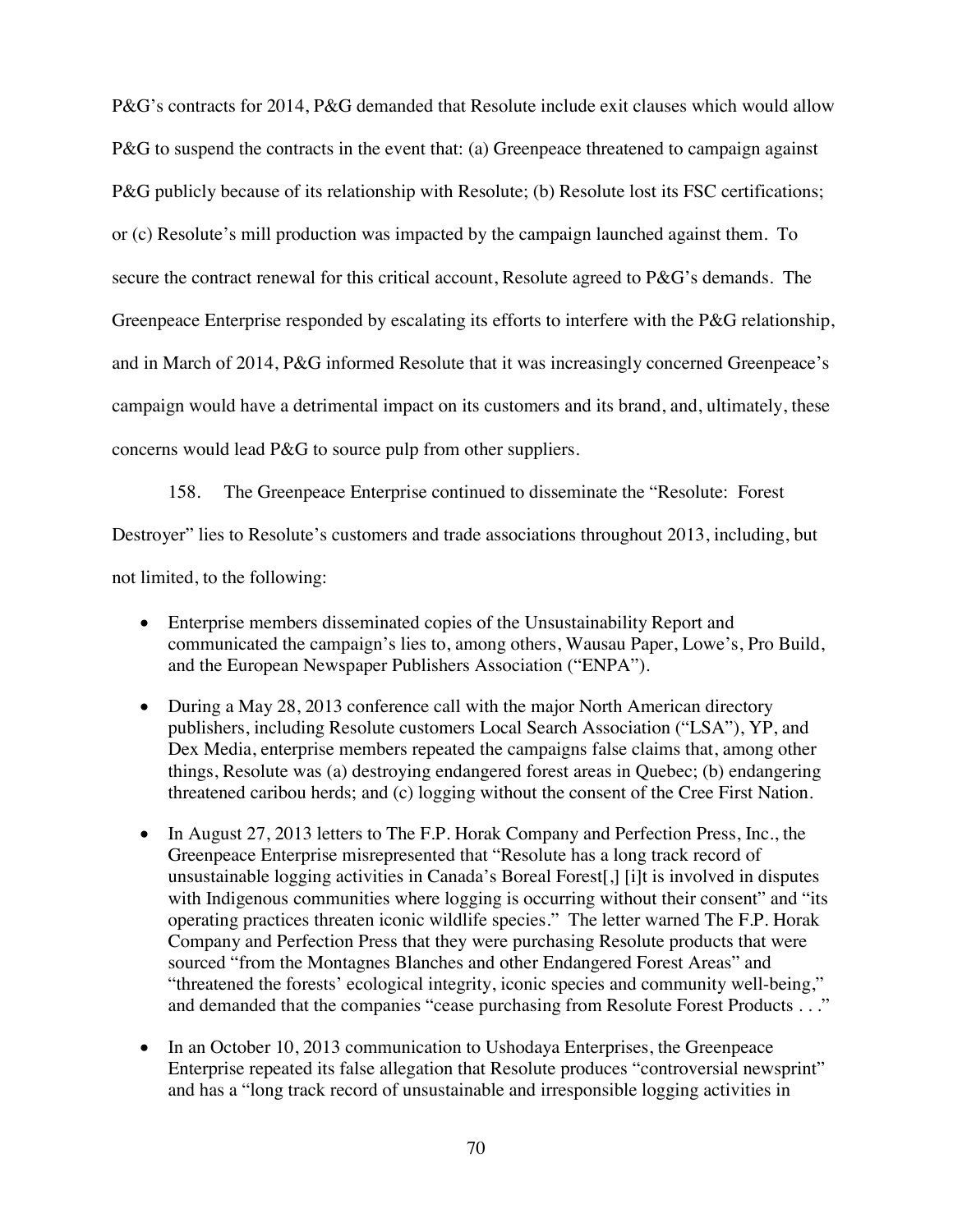P&G's contracts for 2014, P&G demanded that Resolute include exit clauses which would allow P&G to suspend the contracts in the event that: (a) Greenpeace threatened to campaign against P&G publicly because of its relationship with Resolute; (b) Resolute lost its FSC certifications; or (c) Resolute's mill production was impacted by the campaign launched against them. To secure the contract renewal for this critical account, Resolute agreed to P&G's demands. The Greenpeace Enterprise responded by escalating its efforts to interfere with the P&G relationship, and in March of 2014, P&G informed Resolute that it was increasingly concerned Greenpeace's campaign would have a detrimental impact on its customers and its brand, and, ultimately, these concerns would lead P&G to source pulp from other suppliers.

158. The Greenpeace Enterprise continued to disseminate the "Resolute: Forest Destroyer" lies to Resolute's customers and trade associations throughout 2013, including, but not limited, to the following:

- Enterprise members disseminated copies of the Unsustainability Report and communicated the campaign's lies to, among others, Wausau Paper, Lowe's, Pro Build, and the European Newspaper Publishers Association ("ENPA").
- During a May 28, 2013 conference call with the major North American directory publishers, including Resolute customers Local Search Association ("LSA"), YP, and Dex Media, enterprise members repeated the campaigns false claims that, among other things, Resolute was (a) destroying endangered forest areas in Quebec; (b) endangering threatened caribou herds; and (c) logging without the consent of the Cree First Nation.
- In August 27, 2013 letters to The F.P. Horak Company and Perfection Press, Inc., the Greenpeace Enterprise misrepresented that "Resolute has a long track record of unsustainable logging activities in Canada's Boreal Forest[,] [i]t is involved in disputes with Indigenous communities where logging is occurring without their consent" and "its operating practices threaten iconic wildlife species." The letter warned The F.P. Horak Company and Perfection Press that they were purchasing Resolute products that were sourced "from the Montagnes Blanches and other Endangered Forest Areas" and "threatened the forests' ecological integrity, iconic species and community well-being," and demanded that the companies "cease purchasing from Resolute Forest Products . . ."
- In an October 10, 2013 communication to Ushodaya Enterprises, the Greenpeace Enterprise repeated its false allegation that Resolute produces "controversial newsprint" and has a "long track record of unsustainable and irresponsible logging activities in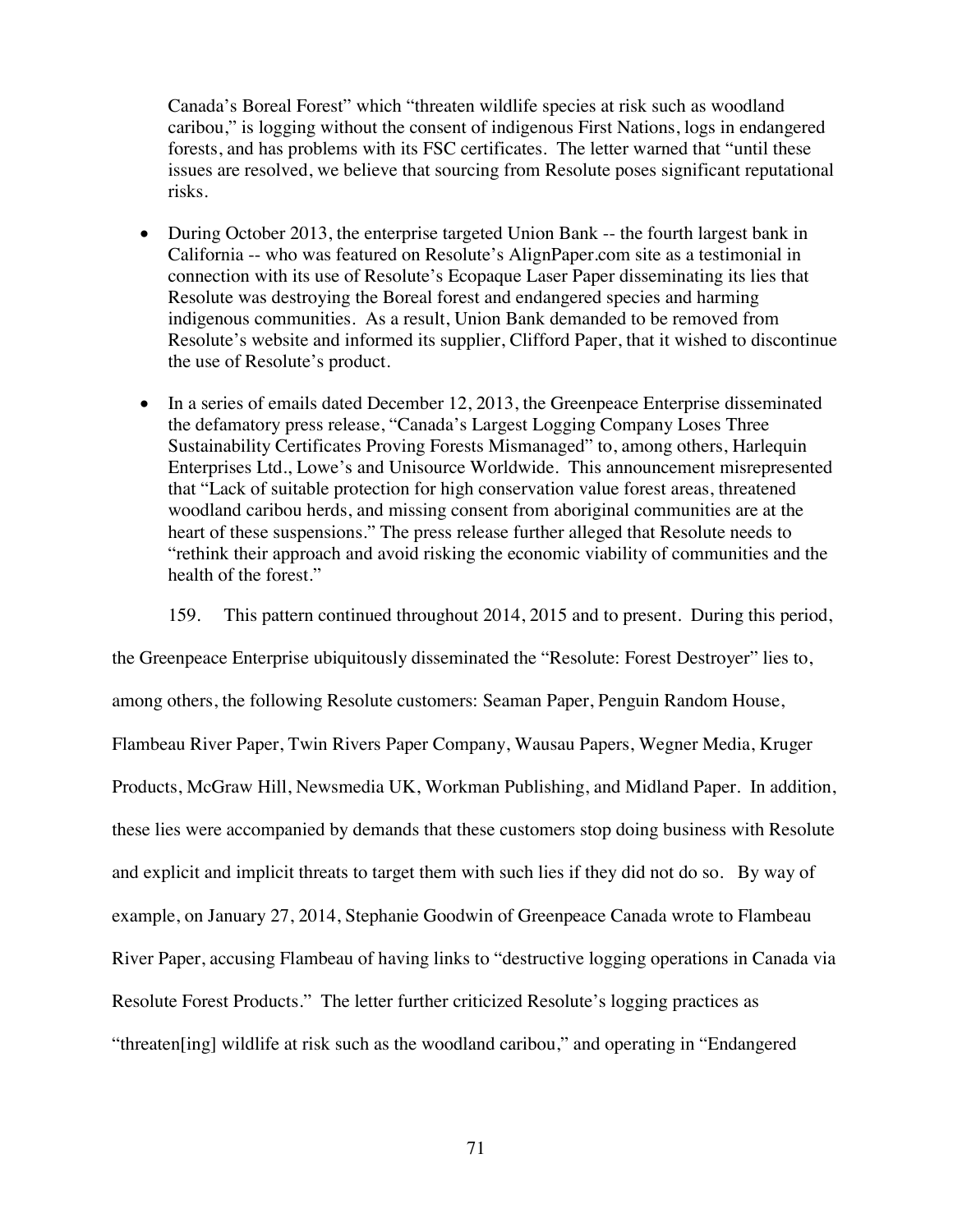Canada's Boreal Forest" which "threaten wildlife species at risk such as woodland caribou," is logging without the consent of indigenous First Nations, logs in endangered forests, and has problems with its FSC certificates. The letter warned that "until these issues are resolved, we believe that sourcing from Resolute poses significant reputational risks.

- During October 2013, the enterprise targeted Union Bank -- the fourth largest bank in California -- who was featured on Resolute's AlignPaper.com site as a testimonial in connection with its use of Resolute's Ecopaque Laser Paper disseminating its lies that Resolute was destroying the Boreal forest and endangered species and harming indigenous communities. As a result, Union Bank demanded to be removed from Resolute's website and informed its supplier, Clifford Paper, that it wished to discontinue the use of Resolute's product.

- In a series of emails dated December 12, 2013, the Greenpeace Enterprise disseminated the defamatory press release, "Canada's Largest Logging Company Loses Three Sustainability Certificates Proving Forests Mismanaged" to, among others, Harlequin Enterprises Ltd., Lowe's and Unisource Worldwide. This announcement misrepresented that "Lack of suitable protection for high conservation value forest areas, threatened woodland caribou herds, and missing consent from aboriginal communities are at the heart of these suspensions." The press release further alleged that Resolute needs to "rethink their approach and avoid risking the economic viability of communities and the health of the forest."

159. This pattern continued throughout 2014, 2015 and to present. During this period, the Greenpeace Enterprise ubiquitously disseminated the "Resolute: Forest Destroyer" lies to, among others, the following Resolute customers: Seaman Paper, Penguin Random House, Flambeau River Paper, Twin Rivers Paper Company, Wausau Papers, Wegner Media, Kruger Products, McGraw Hill, Newsmedia UK, Workman Publishing, and Midland Paper. In addition, these lies were accompanied by demands that these customers stop doing business with Resolute and explicit and implicit threats to target them with such lies if they did not do so. By way of example, on January 27, 2014, Stephanie Goodwin of Greenpeace Canada wrote to Flambeau River Paper, accusing Flambeau of having links to "destructive logging operations in Canada via Resolute Forest Products." The letter further criticized Resolute's logging practices as "threaten[ing] wildlife at risk such as the woodland caribou," and operating in "Endangered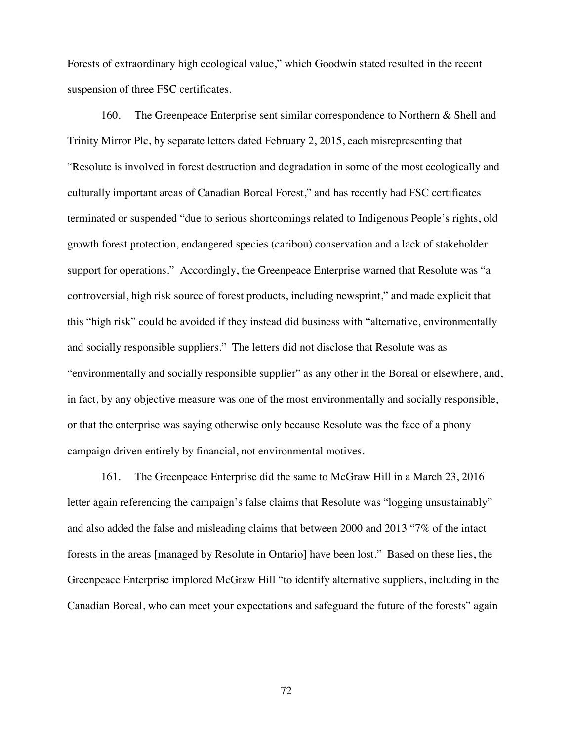Forests of extraordinary high ecological value," which Goodwin stated resulted in the recent suspension of three FSC certificates.

160. The Greenpeace Enterprise sent similar correspondence to Northern & Shell and Trinity Mirror Plc, by separate letters dated February 2, 2015, each misrepresenting that "Resolute is involved in forest destruction and degradation in some of the most ecologically and culturally important areas of Canadian Boreal Forest," and has recently had FSC certificates terminated or suspended "due to serious shortcomings related to Indigenous People's rights, old growth forest protection, endangered species (caribou) conservation and a lack of stakeholder support for operations." Accordingly, the Greenpeace Enterprise warned that Resolute was "a controversial, high risk source of forest products, including newsprint," and made explicit that this "high risk" could be avoided if they instead did business with "alternative, environmentally and socially responsible suppliers." The letters did not disclose that Resolute was as "environmentally and socially responsible supplier" as any other in the Boreal or elsewhere, and, in fact, by any objective measure was one of the most environmentally and socially responsible, or that the enterprise was saying otherwise only because Resolute was the face of a phony campaign driven entirely by financial, not environmental motives.

161. The Greenpeace Enterprise did the same to McGraw Hill in a March 23, 2016 letter again referencing the campaign's false claims that Resolute was "logging unsustainably" and also added the false and misleading claims that between 2000 and 2013 "7% of the intact forests in the areas [managed by Resolute in Ontario] have been lost." Based on these lies, the Greenpeace Enterprise implored McGraw Hill "to identify alternative suppliers, including in the Canadian Boreal, who can meet your expectations and safeguard the future of the forests" again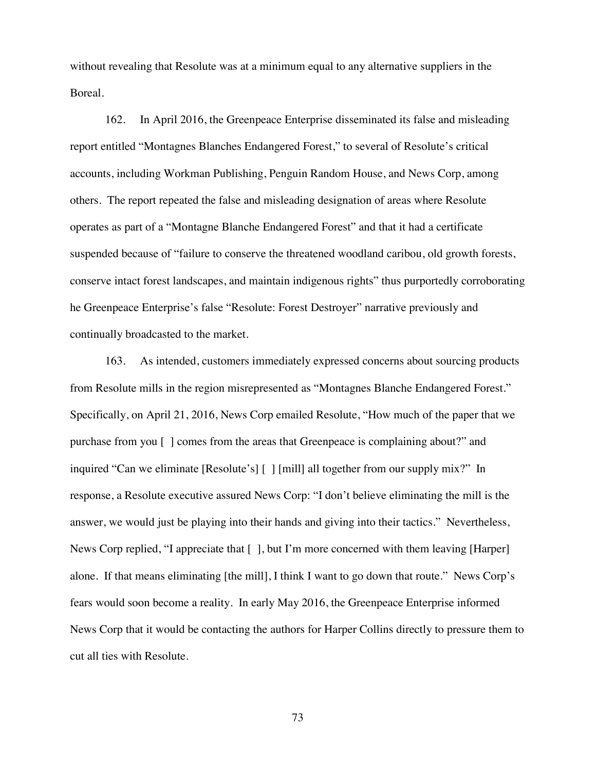without revealing that Resolute was at a minimum equal to any alternative suppliers in the Boreal.

162. In April 2016, the Greenpeace Enterprise disseminated its false and misleading report entitled "Montagnes Blanches Endangered Forest," to several of Resolute's critical accounts, including Workman Publishing, Penguin Random House, and News Corp, among others. The report repeated the false and misleading designation of areas where Resolute operates as part of a "Montagne Blanche Endangered Forest" and that it had a certificate suspended because of "failure to conserve the threatened woodland caribou, old growth forests, conserve intact forest landscapes, and maintain indigenous rights" thus purportedly corroborating he Greenpeace Enterprise's false "Resolute: Forest Destroyer" narrative previously and continually broadcasted to the market.

163. As intended, customers immediately expressed concerns about sourcing products from Resolute mills in the region misrepresented as "Montagnes Blanche Endangered Forest." Specifically, on April 21, 2016, News Corp emailed Resolute, "How much of the paper that we purchase from you [ ] comes from the areas that Greenpeace is complaining about?" and inquired "Can we eliminate [Resolute's] [ ] [mill] all together from our supply mix?" In response, a Resolute executive assured News Corp: "I don't believe eliminating the mill is the answer, we would just be playing into their hands and giving into their tactics." Nevertheless, News Corp replied, "I appreciate that [ ], but I'm more concerned with them leaving [Harper] alone. If that means eliminating [the mill], I think I want to go down that route." News Corp's fears would soon become a reality. In early May 2016, the Greenpeace Enterprise informed News Corp that it would be contacting the authors for Harper Collins directly to pressure them to cut all ties with Resolute.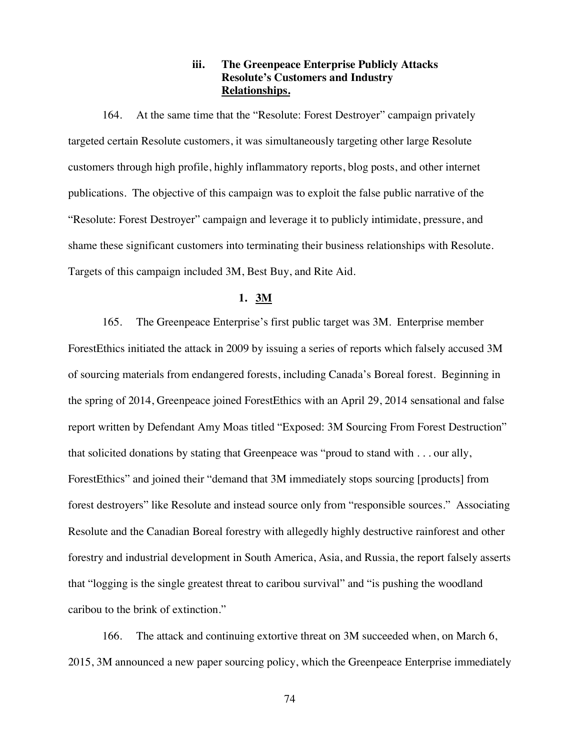### iii. The Greenpeace Enterprise Publicly Attacks Resolute's Customers and Industry <u>Relationships.</u>

164. At the same time that the "Resolute: Forest Destroyer" campaign privately targeted certain Resolute customers, it was simultaneously targeting other large Resolute customers through high profile, highly inflammatory reports, blog posts, and other internet publications. The objective of this campaign was to exploit the false public narrative of the "Resolute: Forest Destroyer" campaign and leverage it to publicly intimidate, pressure, and shame these significant customers into terminating their business relationships with Resolute. Targets of this campaign included 3M, Best Buy, and Rite Aid.

#### 1. <u>3M</u>

165. The Greenpeace Enterprise's first public target was 3M. Enterprise member ForestEthics initiated the attack in 2009 by issuing a series of reports which falsely accused 3M of sourcing materials from endangered forests, including Canada's Boreal forest. Beginning in the spring of 2014, Greenpeace joined ForestEthics with an April 29, 2014 sensational and false report written by Defendant Amy Moas titled "Exposed: 3M Sourcing From Forest Destruction" that solicited donations by stating that Greenpeace was "proud to stand with . . . our ally, ForestEthics" and joined their "demand that 3M immediately stops sourcing [products] from forest destroyers" like Resolute and instead source only from "responsible sources." Associating Resolute and the Canadian Boreal forestry with allegedly highly destructive rainforest and other forestry and industrial development in South America, Asia, and Russia, the report falsely asserts that "logging is the single greatest threat to caribou survival" and "is pushing the woodland caribou to the brink of extinction."

166. The attack and continuing extortive threat on 3M succeeded when, on March 6, 2015, 3M announced a new paper sourcing policy, which the Greenpeace Enterprise immediately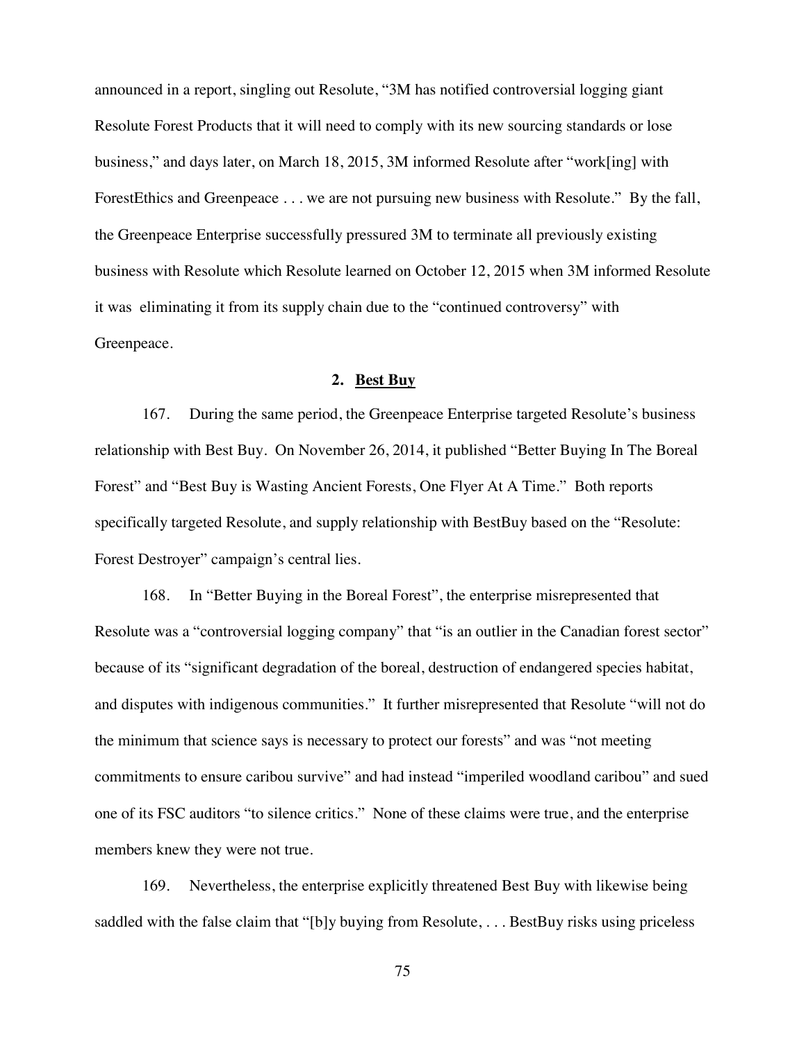announced in a report, singling out Resolute, "3M has notified controversial logging giant Resolute Forest Products that it will need to comply with its new sourcing standards or lose business," and days later, on March 18, 2015, 3M informed Resolute after "work[ing] with ForestEthics and Greenpeace . . . we are not pursuing new business with Resolute." By the fall, the Greenpeace Enterprise successfully pressured 3M to terminate all previously existing business with Resolute which Resolute learned on October 12, 2015 when 3M informed Resolute it was eliminating it from its supply chain due to the "continued controversy" with Greenpeace.

### 2. Best Buy

167. During the same period, the Greenpeace Enterprise targeted Resolute's business relationship with Best Buy. On November 26, 2014, it published "Better Buying In The Boreal Forest" and "Best Buy is Wasting Ancient Forests, One Flyer At A Time." Both reports specifically targeted Resolute, and supply relationship with BestBuy based on the "Resolute: Forest Destroyer" campaign's central lies.

168. In "Better Buying in the Boreal Forest", the enterprise misrepresented that Resolute was a "controversial logging company" that "is an outlier in the Canadian forest sector" because of its "significant degradation of the boreal, destruction of endangered species habitat, and disputes with indigenous communities." It further misrepresented that Resolute "will not do the minimum that science says is necessary to protect our forests" and was "not meeting commitments to ensure caribou survive" and had instead "imperiled woodland caribou" and sued one of its FSC auditors "to silence critics." None of these claims were true, and the enterprise members knew they were not true.

169. Nevertheless, the enterprise explicitly threatened Best Buy with likewise being saddled with the false claim that "[b]y buying from Resolute, . . . BestBuy risks using priceless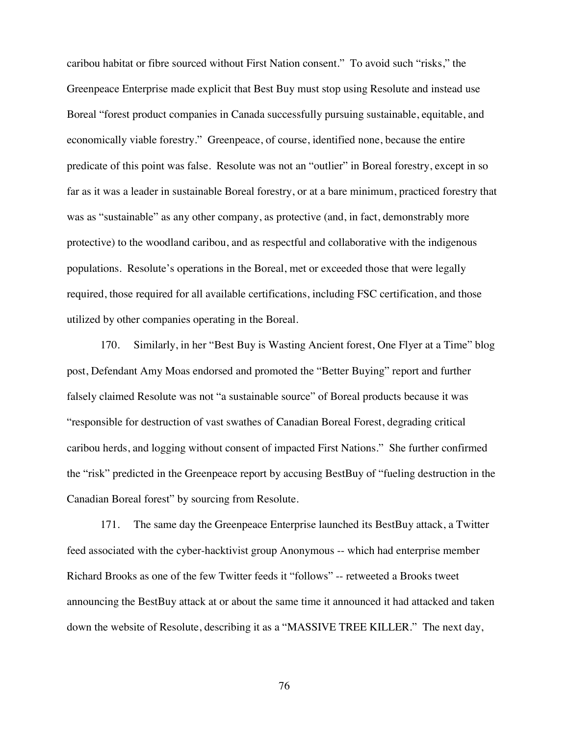caribou habitat or fibre sourced without First Nation consent." To avoid such "risks," the Greenpeace Enterprise made explicit that Best Buy must stop using Resolute and instead use Boreal "forest product companies in Canada successfully pursuing sustainable, equitable, and economically viable forestry." Greenpeace, of course, identified none, because the entire predicate of this point was false. Resolute was not an "outlier" in Boreal forestry, except in so far as it was a leader in sustainable Boreal forestry, or at a bare minimum, practiced forestry that was as "sustainable" as any other company, as protective (and, in fact, demonstrably more protective) to the woodland caribou, and as respectful and collaborative with the indigenous populations. Resolute's operations in the Boreal, met or exceeded those that were legally required, those required for all available certifications, including FSC certification, and those utilized by other companies operating in the Boreal.

170. Similarly, in her "Best Buy is Wasting Ancient forest, One Flyer at a Time" blog post, Defendant Amy Moas endorsed and promoted the "Better Buying" report and further falsely claimed Resolute was not "a sustainable source" of Boreal products because it was "responsible for destruction of vast swathes of Canadian Boreal Forest, degrading critical caribou herds, and logging without consent of impacted First Nations." She further confirmed the "risk" predicted in the Greenpeace report by accusing BestBuy of "fueling destruction in the Canadian Boreal forest" by sourcing from Resolute.

171. The same day the Greenpeace Enterprise launched its BestBuy attack, a Twitter feed associated with the cyber-hacktivist group Anonymous -- which had enterprise member Richard Brooks as one of the few Twitter feeds it "follows" -- retweeted a Brooks tweet announcing the BestBuy attack at or about the same time it announced it had attacked and taken down the website of Resolute, describing it as a "MASSIVE TREE KILLER." The next day,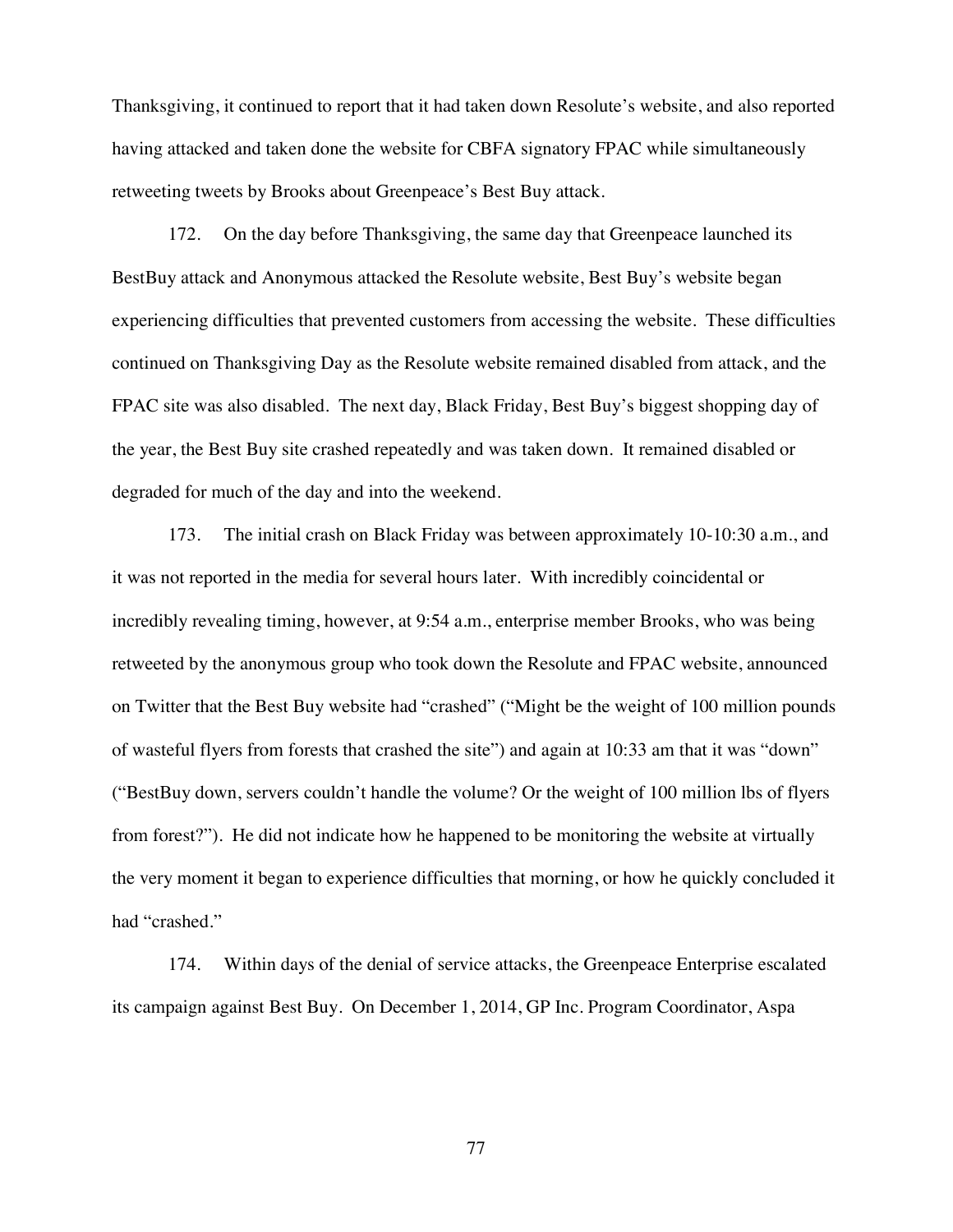Thanksgiving, it continued to report that it had taken down Resolute's website, and also reported having attacked and taken done the website for CBFA signatory FPAC while simultaneously retweeting tweets by Brooks about Greenpeace's Best Buy attack.

172. On the day before Thanksgiving, the same day that Greenpeace launched its BestBuy attack and Anonymous attacked the Resolute website, Best Buy's website began experiencing difficulties that prevented customers from accessing the website. These difficulties continued on Thanksgiving Day as the Resolute website remained disabled from attack, and the FPAC site was also disabled. The next day, Black Friday, Best Buy's biggest shopping day of the year, the Best Buy site crashed repeatedly and was taken down. It remained disabled or degraded for much of the day and into the weekend.

173. The initial crash on Black Friday was between approximately 10-10:30 a.m., and it was not reported in the media for several hours later. With incredibly coincidental or incredibly revealing timing, however, at 9:54 a.m., enterprise member Brooks, who was being retweeted by the anonymous group who took down the Resolute and FPAC website, announced on Twitter that the Best Buy website had "crashed" ("Might be the weight of 100 million pounds of wasteful flyers from forests that crashed the site") and again at 10:33 am that it was "down" ("BestBuy down, servers couldn't handle the volume? Or the weight of 100 million lbs of flyers from forest?"). He did not indicate how he happened to be monitoring the website at virtually the very moment it began to experience difficulties that morning, or how he quickly concluded it had "crashed."

174. Within days of the denial of service attacks, the Greenpeace Enterprise escalated its campaign against Best Buy. On December 1, 2014, GP Inc. Program Coordinator, Aspa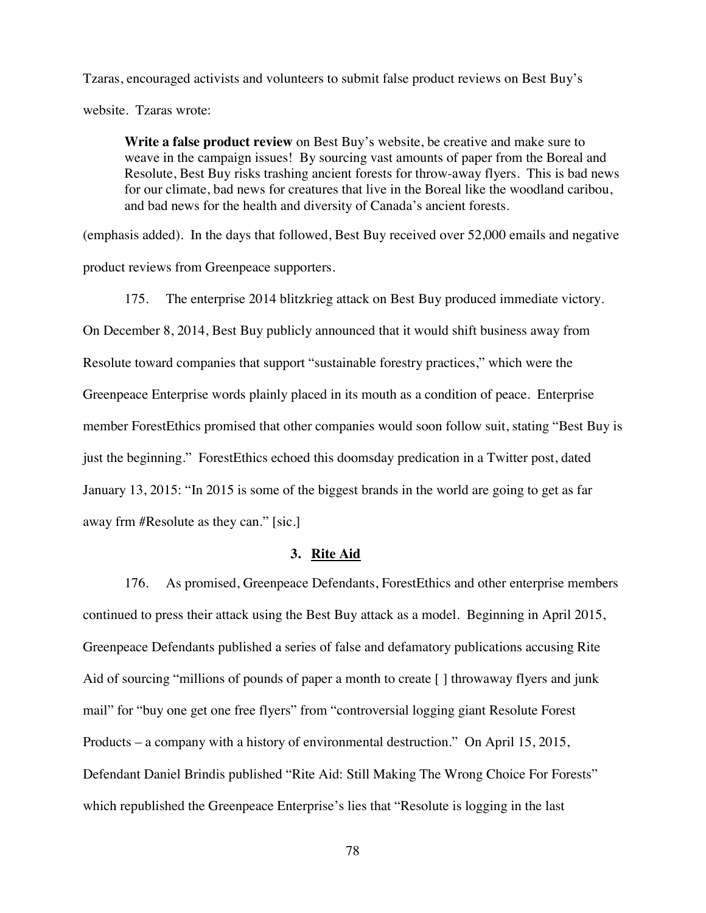Tzaras, encouraged activists and volunteers to submit false product reviews on Best Buy's website. Tzaras wrote:

> **Write a false product review** on Best Buy's website, be creative and make sure to weave in the campaign issues! By sourcing vast amounts of paper from the Boreal and Resolute, Best Buy risks trashing ancient forests for throw-away flyers. This is bad news for our climate, bad news for creatures that live in the Boreal like the woodland caribou, and bad news for the health and diversity of Canada's ancient forests.

(emphasis added). In the days that followed, Best Buy received over 52,000 emails and negative product reviews from Greenpeace supporters.

175. The enterprise 2014 blitzkrieg attack on Best Buy produced immediate victory. On December 8, 2014, Best Buy publicly announced that it would shift business away from Resolute toward companies that support "sustainable forestry practices," which were the Greenpeace Enterprise words plainly placed in its mouth as a condition of peace. Enterprise member ForestEthics promised that other companies would soon follow suit, stating "Best Buy is just the beginning." ForestEthics echoed this doomsday predication in a Twitter post, dated January 13, 2015: "In 2015 is some of the biggest brands in the world are going to get as far away frm #Resolute as they can." [sic.]

### 3. Rite Aid

176. As promised, Greenpeace Defendants, ForestEthics and other enterprise members continued to press their attack using the Best Buy attack as a model. Beginning in April 2015, Greenpeace Defendants published a series of false and defamatory publications accusing Rite Aid of sourcing "millions of pounds of paper a month to create [ ] throwaway flyers and junk mail" for "buy one get one free flyers" from "controversial logging giant Resolute Forest Products – a company with a history of environmental destruction." On April 15, 2015, Defendant Daniel Brindis published "Rite Aid: Still Making The Wrong Choice For Forests" which republished the Greenpeace Enterprise's lies that "Resolute is logging in the last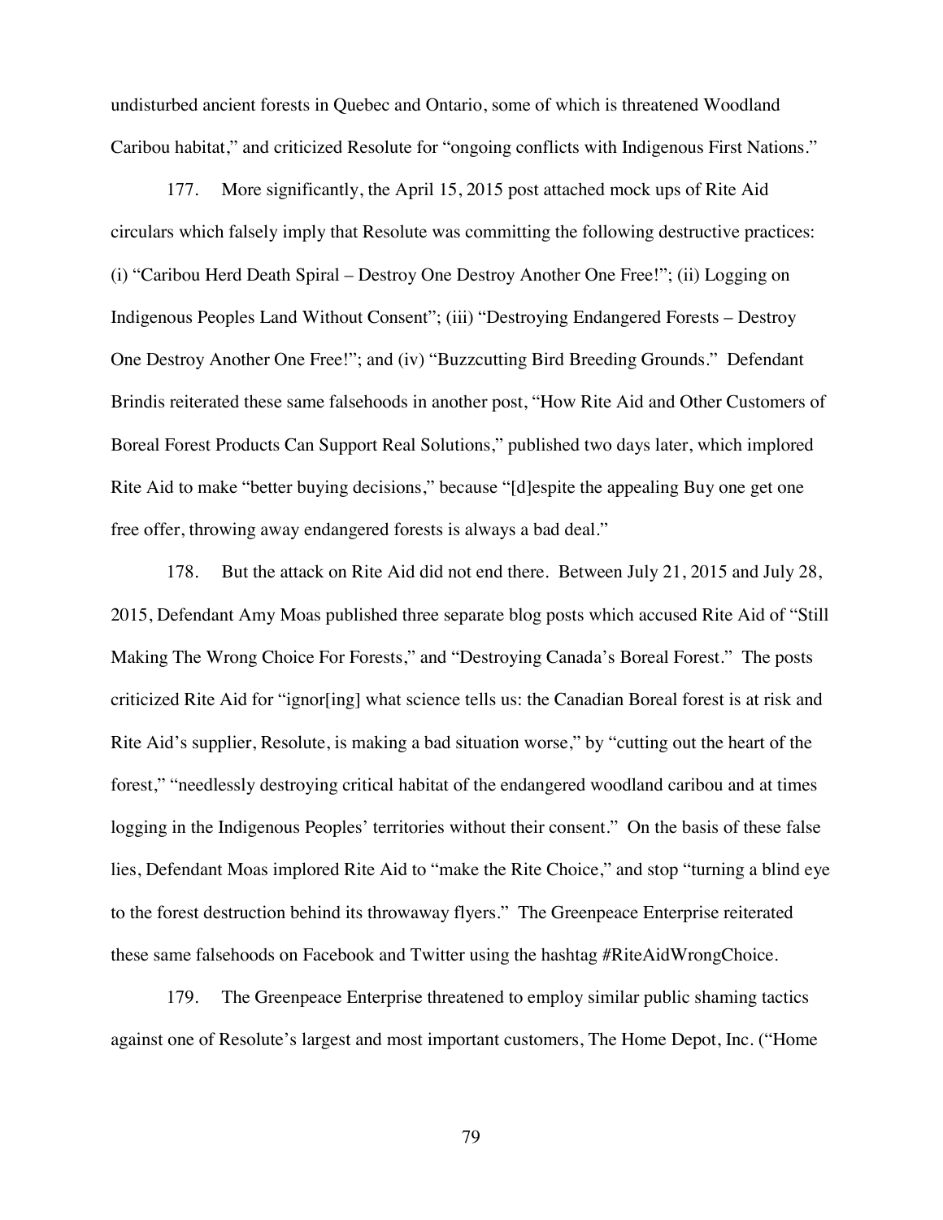undisturbed ancient forests in Quebec and Ontario, some of which is threatened Woodland Caribou habitat," and criticized Resolute for "ongoing conflicts with Indigenous First Nations."

177. More significantly, the April 15, 2015 post attached mock ups of Rite Aid circulars which falsely imply that Resolute was committing the following destructive practices: (i) "Caribou Herd Death Spiral – Destroy One Destroy Another One Free!"; (ii) Logging on Indigenous Peoples Land Without Consent"; (iii) "Destroying Endangered Forests – Destroy One Destroy Another One Free!"; and (iv) "Buzzcutting Bird Breeding Grounds." Defendant Brindis reiterated these same falsehoods in another post, "How Rite Aid and Other Customers of Boreal Forest Products Can Support Real Solutions," published two days later, which implored Rite Aid to make "better buying decisions," because "[d]espite the appealing Buy one get one free offer, throwing away endangered forests is always a bad deal."

178. But the attack on Rite Aid did not end there. Between July 21, 2015 and July 28, 2015, Defendant Amy Moas published three separate blog posts which accused Rite Aid of "Still Making The Wrong Choice For Forests," and "Destroying Canada's Boreal Forest." The posts criticized Rite Aid for "ignor[ing] what science tells us: the Canadian Boreal forest is at risk and Rite Aid's supplier, Resolute, is making a bad situation worse," by "cutting out the heart of the forest," "needlessly destroying critical habitat of the endangered woodland caribou and at times logging in the Indigenous Peoples' territories without their consent." On the basis of these false lies, Defendant Moas implored Rite Aid to "make the Rite Choice," and stop "turning a blind eye to the forest destruction behind its throwaway flyers." The Greenpeace Enterprise reiterated these same falsehoods on Facebook and Twitter using the hashtag #RiteAidWrongChoice.

179. The Greenpeace Enterprise threatened to employ similar public shaming tactics against one of Resolute's largest and most important customers, The Home Depot, Inc. ("Home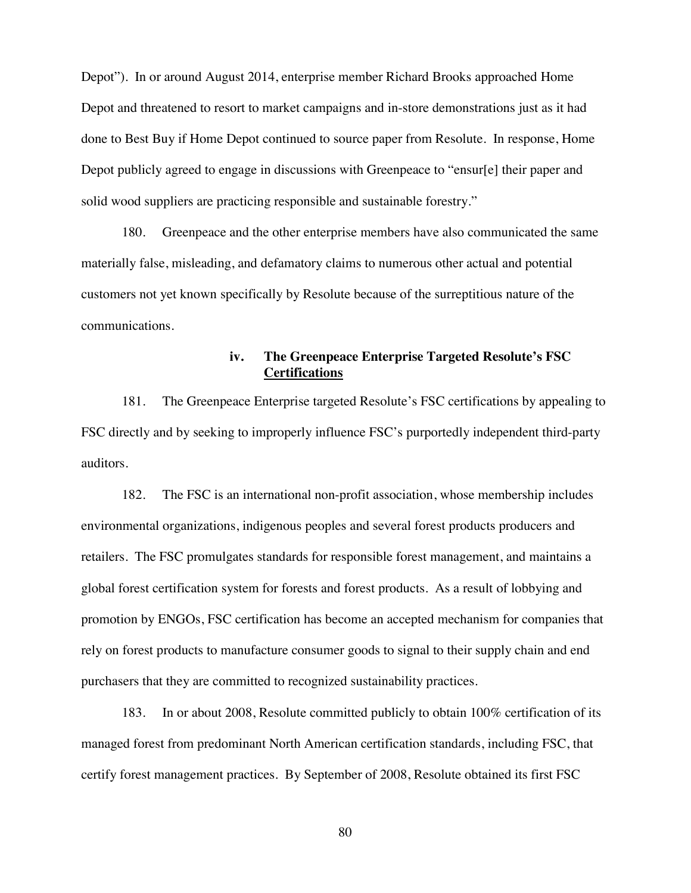Depot"). In or around August 2014, enterprise member Richard Brooks approached Home Depot and threatened to resort to market campaigns and in-store demonstrations just as it had done to Best Buy if Home Depot continued to source paper from Resolute. In response, Home Depot publicly agreed to engage in discussions with Greenpeace to "ensur[e] their paper and solid wood suppliers are practicing responsible and sustainable forestry."

180. Greenpeace and the other enterprise members have also communicated the same materially false, misleading, and defamatory claims to numerous other actual and potential customers not yet known specifically by Resolute because of the surreptitious nature of the communications.

#### iv. The Greenpeace Enterprise Targeted Resolute's FSC Certifications

181. The Greenpeace Enterprise targeted Resolute's FSC certifications by appealing to FSC directly and by seeking to improperly influence FSC's purportedly independent third-party auditors.

182. The FSC is an international non-profit association, whose membership includes environmental organizations, indigenous peoples and several forest products producers and retailers. The FSC promulgates standards for responsible forest management, and maintains a global forest certification system for forests and forest products. As a result of lobbying and promotion by ENGOs, FSC certification has become an accepted mechanism for companies that rely on forest products to manufacture consumer goods to signal to their supply chain and end purchasers that they are committed to recognized sustainability practices.

183. In or about 2008, Resolute committed publicly to obtain 100% certification of its managed forest from predominant North American certification standards, including FSC, that certify forest management practices. By September of 2008, Resolute obtained its first FSC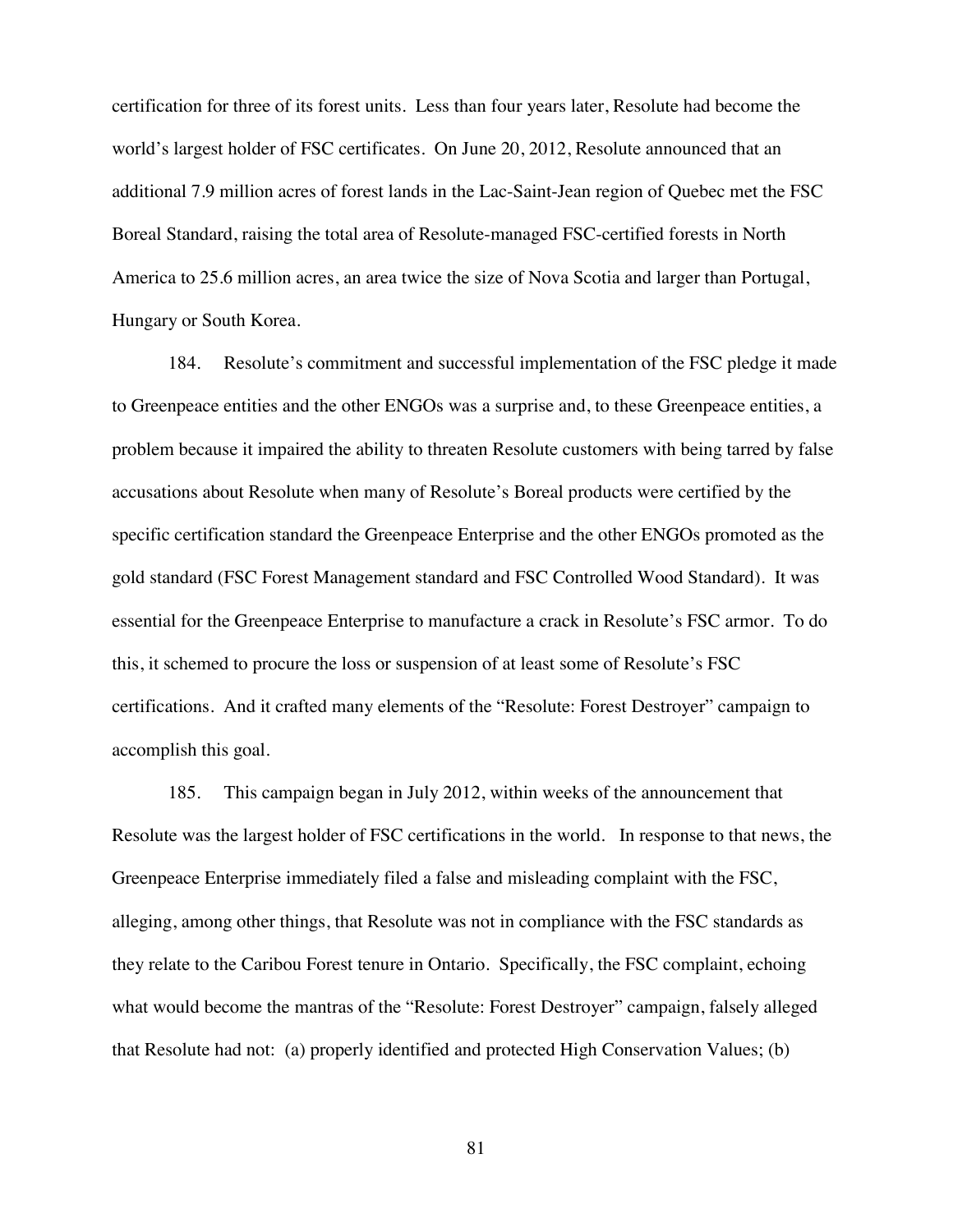certification for three of its forest units. Less than four years later, Resolute had become the world's largest holder of FSC certificates. On June 20, 2012, Resolute announced that an additional 7.9 million acres of forest lands in the Lac-Saint-Jean region of Quebec met the FSC Boreal Standard, raising the total area of Resolute-managed FSC-certified forests in North America to 25.6 million acres, an area twice the size of Nova Scotia and larger than Portugal, Hungary or South Korea.

184. Resolute's commitment and successful implementation of the FSC pledge it made to Greenpeace entities and the other ENGOs was a surprise and, to these Greenpeace entities, a problem because it impaired the ability to threaten Resolute customers with being tarred by false accusations about Resolute when many of Resolute's Boreal products were certified by the specific certification standard the Greenpeace Enterprise and the other ENGOs promoted as the gold standard (FSC Forest Management standard and FSC Controlled Wood Standard). It was essential for the Greenpeace Enterprise to manufacture a crack in Resolute's FSC armor. To do this, it schemed to procure the loss or suspension of at least some of Resolute's FSC certifications. And it crafted many elements of the "Resolute: Forest Destroyer" campaign to accomplish this goal.

185. This campaign began in July 2012, within weeks of the announcement that Resolute was the largest holder of FSC certifications in the world. In response to that news, the Greenpeace Enterprise immediately filed a false and misleading complaint with the FSC, alleging, among other things, that Resolute was not in compliance with the FSC standards as they relate to the Caribou Forest tenure in Ontario. Specifically, the FSC complaint, echoing what would become the mantras of the "Resolute: Forest Destroyer" campaign, falsely alleged that Resolute had not: (a) properly identified and protected High Conservation Values; (b)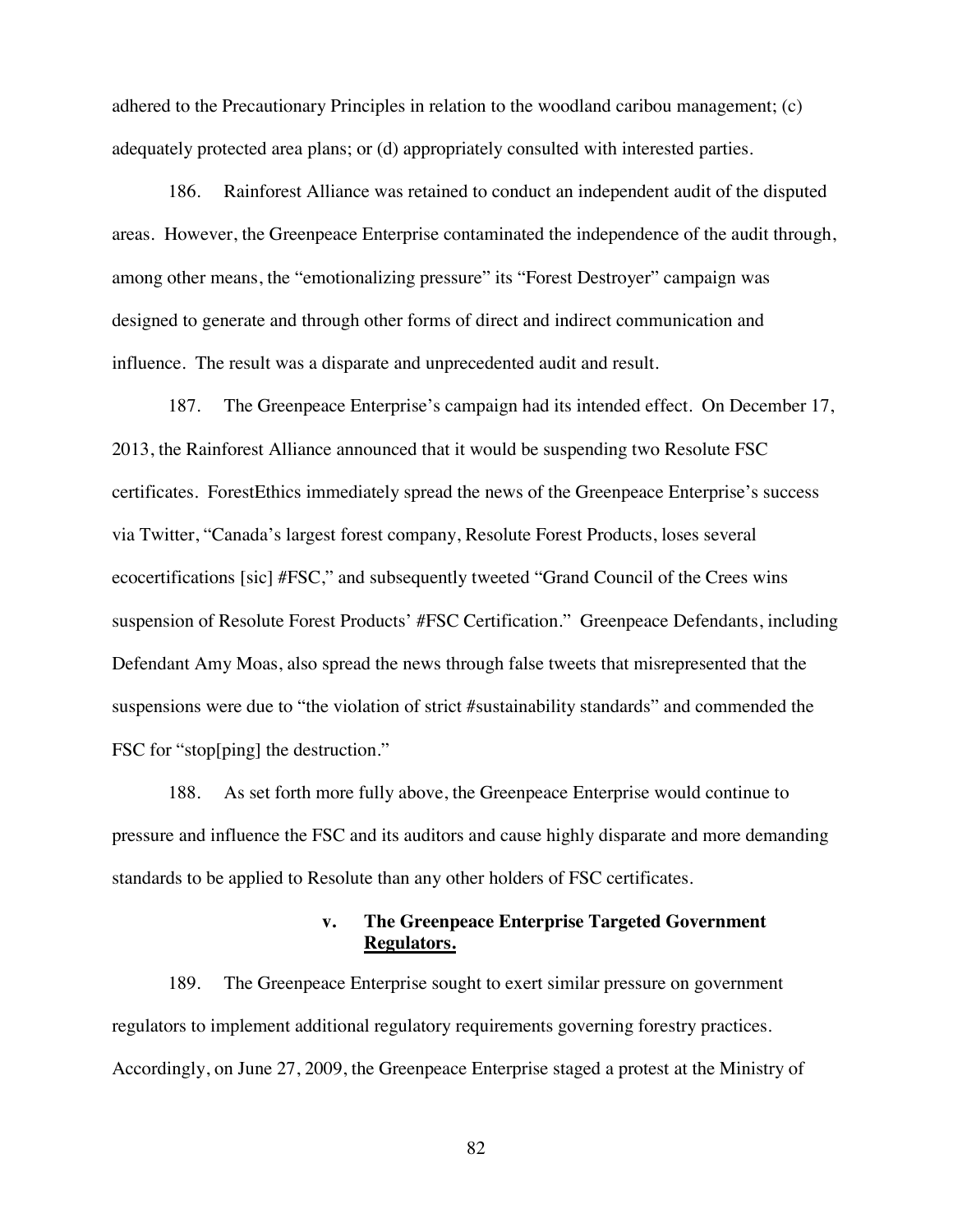adhered to the Precautionary Principles in relation to the woodland caribou management; (c) adequately protected area plans; or (d) appropriately consulted with interested parties.

186. Rainforest Alliance was retained to conduct an independent audit of the disputed areas. However, the Greenpeace Enterprise contaminated the independence of the audit through, among other means, the "emotionalizing pressure" its "Forest Destroyer" campaign was designed to generate and through other forms of direct and indirect communication and influence. The result was a disparate and unprecedented audit and result.

187. The Greenpeace Enterprise's campaign had its intended effect. On December 17, 2013, the Rainforest Alliance announced that it would be suspending two Resolute FSC certificates. ForestEthics immediately spread the news of the Greenpeace Enterprise's success via Twitter, "Canada's largest forest company, Resolute Forest Products, loses several ecocertifications [sic] #FSC," and subsequently tweeted "Grand Council of the Crees wins suspension of Resolute Forest Products' #FSC Certification." Greenpeace Defendants, including Defendant Amy Moas, also spread the news through false tweets that misrepresented that the suspensions were due to "the violation of strict #sustainability standards" and commended the FSC for "stop[ping] the destruction."

188. As set forth more fully above, the Greenpeace Enterprise would continue to pressure and influence the FSC and its auditors and cause highly disparate and more demanding standards to be applied to Resolute than any other holders of FSC certificates.

### v. The Greenpeace Enterprise Targeted Government <u>Regulators.</u>

189. The Greenpeace Enterprise sought to exert similar pressure on government regulators to implement additional regulatory requirements governing forestry practices. Accordingly, on June 27, 2009, the Greenpeace Enterprise staged a protest at the Ministry of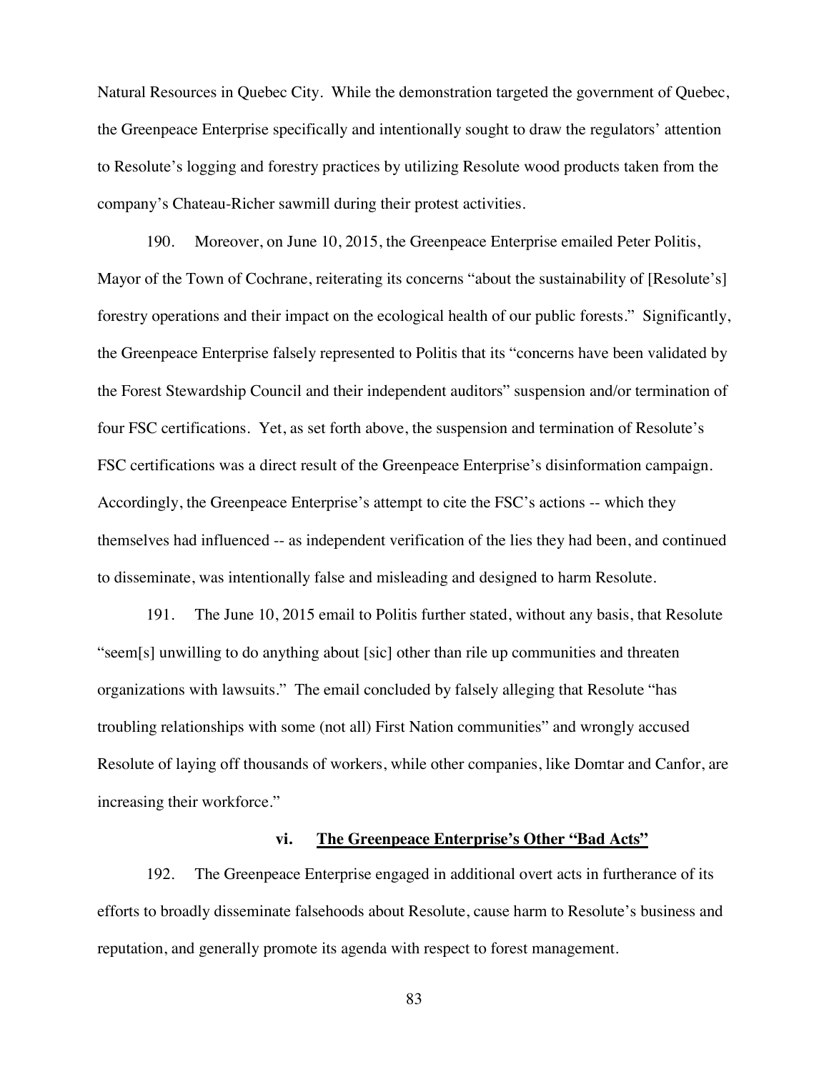Natural Resources in Quebec City. While the demonstration targeted the government of Quebec, the Greenpeace Enterprise specifically and intentionally sought to draw the regulators' attention to Resolute's logging and forestry practices by utilizing Resolute wood products taken from the company's Chateau-Richer sawmill during their protest activities.

190. Moreover, on June 10, 2015, the Greenpeace Enterprise emailed Peter Politis, Mayor of the Town of Cochrane, reiterating its concerns "about the sustainability of [Resolute's] forestry operations and their impact on the ecological health of our public forests." Significantly, the Greenpeace Enterprise falsely represented to Politis that its "concerns have been validated by the Forest Stewardship Council and their independent auditors" suspension and/or termination of four FSC certifications. Yet, as set forth above, the suspension and termination of Resolute's FSC certifications was a direct result of the Greenpeace Enterprise's disinformation campaign. Accordingly, the Greenpeace Enterprise's attempt to cite the FSC's actions -- which they themselves had influenced -- as independent verification of the lies they had been, and continued to disseminate, was intentionally false and misleading and designed to harm Resolute.

191. The June 10, 2015 email to Politis further stated, without any basis, that Resolute "seem[s] unwilling to do anything about [sic] other than rile up communities and threaten organizations with lawsuits." The email concluded by falsely alleging that Resolute "has troubling relationships with some (not all) First Nation communities" and wrongly accused Resolute of laying off thousands of workers, while other companies, like Domtar and Canfor, are increasing their workforce."

### vi. <u>The Greenpeace Enterprise's Other "Bad Acts"</u>

192. The Greenpeace Enterprise engaged in additional overt acts in furtherance of its efforts to broadly disseminate falsehoods about Resolute, cause harm to Resolute's business and reputation, and generally promote its agenda with respect to forest management.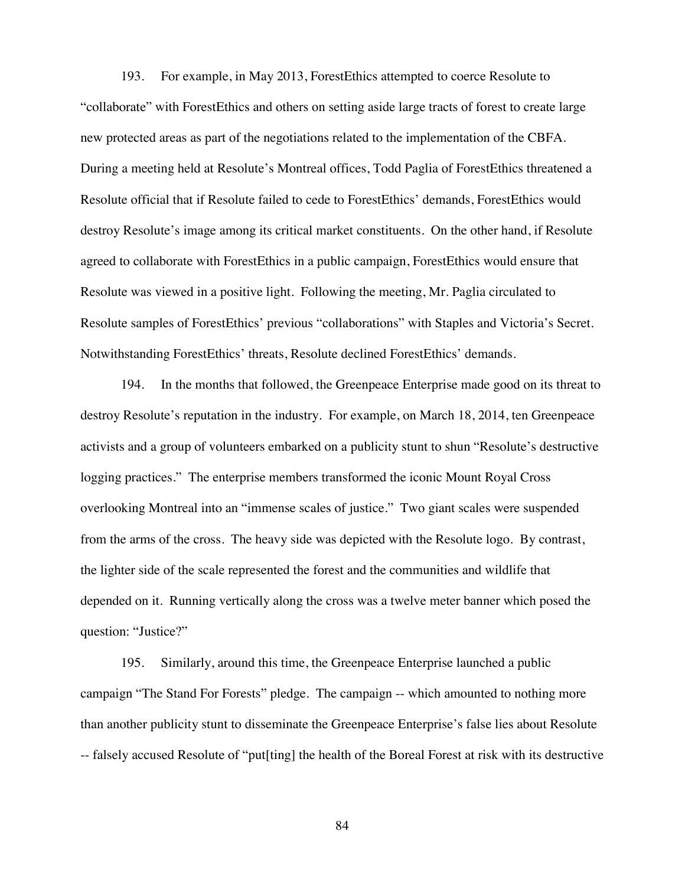193. For example, in May 2013, ForestEthics attempted to coerce Resolute to "collaborate" with ForestEthics and others on setting aside large tracts of forest to create large new protected areas as part of the negotiations related to the implementation of the CBFA. During a meeting held at Resolute's Montreal offices, Todd Paglia of ForestEthics threatened a Resolute official that if Resolute failed to cede to ForestEthics' demands, ForestEthics would destroy Resolute's image among its critical market constituents. On the other hand, if Resolute agreed to collaborate with ForestEthics in a public campaign, ForestEthics would ensure that Resolute was viewed in a positive light. Following the meeting, Mr. Paglia circulated to Resolute samples of ForestEthics' previous "collaborations" with Staples and Victoria's Secret. Notwithstanding ForestEthics' threats, Resolute declined ForestEthics' demands.

194. In the months that followed, the Greenpeace Enterprise made good on its threat to destroy Resolute's reputation in the industry. For example, on March 18, 2014, ten Greenpeace activists and a group of volunteers embarked on a publicity stunt to shun "Resolute's destructive logging practices." The enterprise members transformed the iconic Mount Royal Cross overlooking Montreal into an "immense scales of justice." Two giant scales were suspended from the arms of the cross. The heavy side was depicted with the Resolute logo. By contrast, the lighter side of the scale represented the forest and the communities and wildlife that depended on it. Running vertically along the cross was a twelve meter banner which posed the question: "Justice?"

195. Similarly, around this time, the Greenpeace Enterprise launched a public campaign "The Stand For Forests" pledge. The campaign -- which amounted to nothing more than another publicity stunt to disseminate the Greenpeace Enterprise's false lies about Resolute -- falsely accused Resolute of "put[ting] the health of the Boreal Forest at risk with its destructive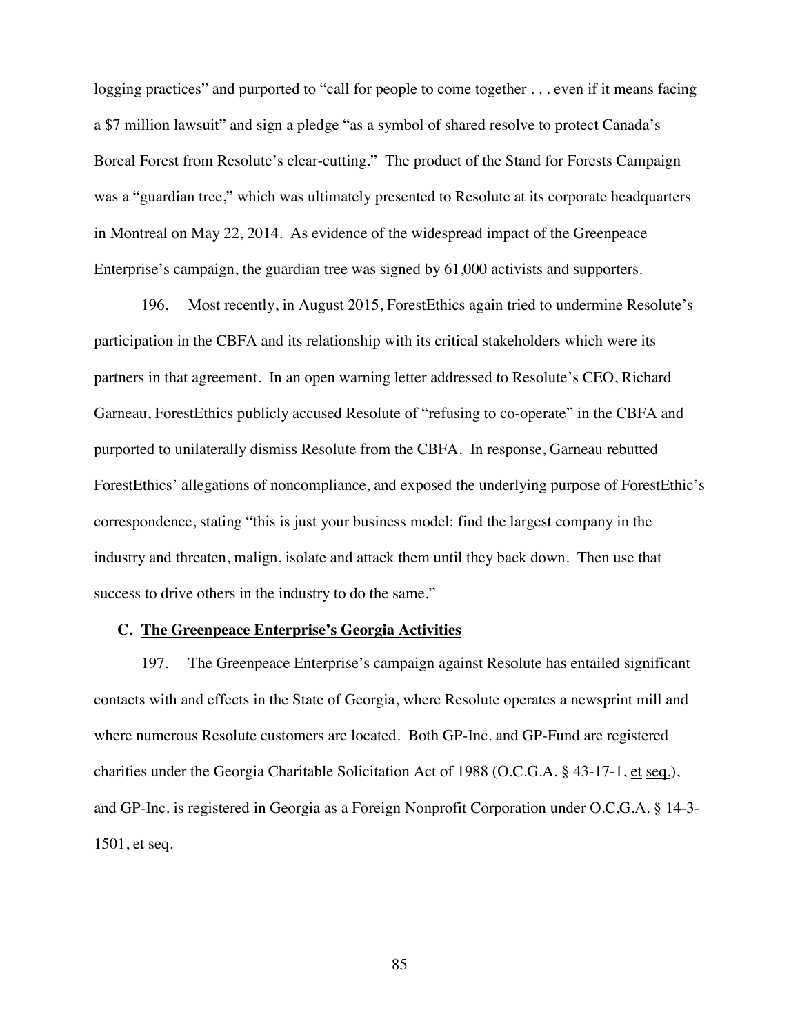logging practices" and purported to "call for people to come together . . . even if it means facing a $7 million lawsuit" and sign a pledge "as a symbol of shared resolve to protect Canada's Boreal Forest from Resolute's clear-cutting." The product of the Stand for Forests Campaign was a "guardian tree," which was ultimately presented to Resolute at its corporate headquarters in Montreal on May 22, 2014. As evidence of the widespread impact of the Greenpeace Enterprise's campaign, the guardian tree was signed by 61,000 activists and supporters.

196. Most recently, in August 2015, ForestEthics again tried to undermine Resolute's participation in the CBFA and its relationship with its critical stakeholders which were its partners in that agreement. In an open warning letter addressed to Resolute's CEO, Richard Garneau, ForestEthics publicly accused Resolute of "refusing to co-operate" in the CBFA and purported to unilaterally dismiss Resolute from the CBFA. In response, Garneau rebutted ForestEthics' allegations of noncompliance, and exposed the underlying purpose of ForestEthic's correspondence, stating "this is just your business model: find the largest company in the industry and threaten, malign, isolate and attack them until they back down. Then use that success to drive others in the industry to do the same."

### C. The Greenpeace Enterprise's Georgia Activities

197. The Greenpeace Enterprise's campaign against Resolute has entailed significant contacts with and effects in the State of Georgia, where Resolute operates a newsprint mill and where numerous Resolute customers are located. Both GP-Inc. and GP-Fund are registered charities under the Georgia Charitable Solicitation Act of 1988 (O.C.G.A. § 43-17-1, et seq.), and GP-Inc. is registered in Georgia as a Foreign Nonprofit Corporation under O.C.G.A. § 14-3-1501, et seq.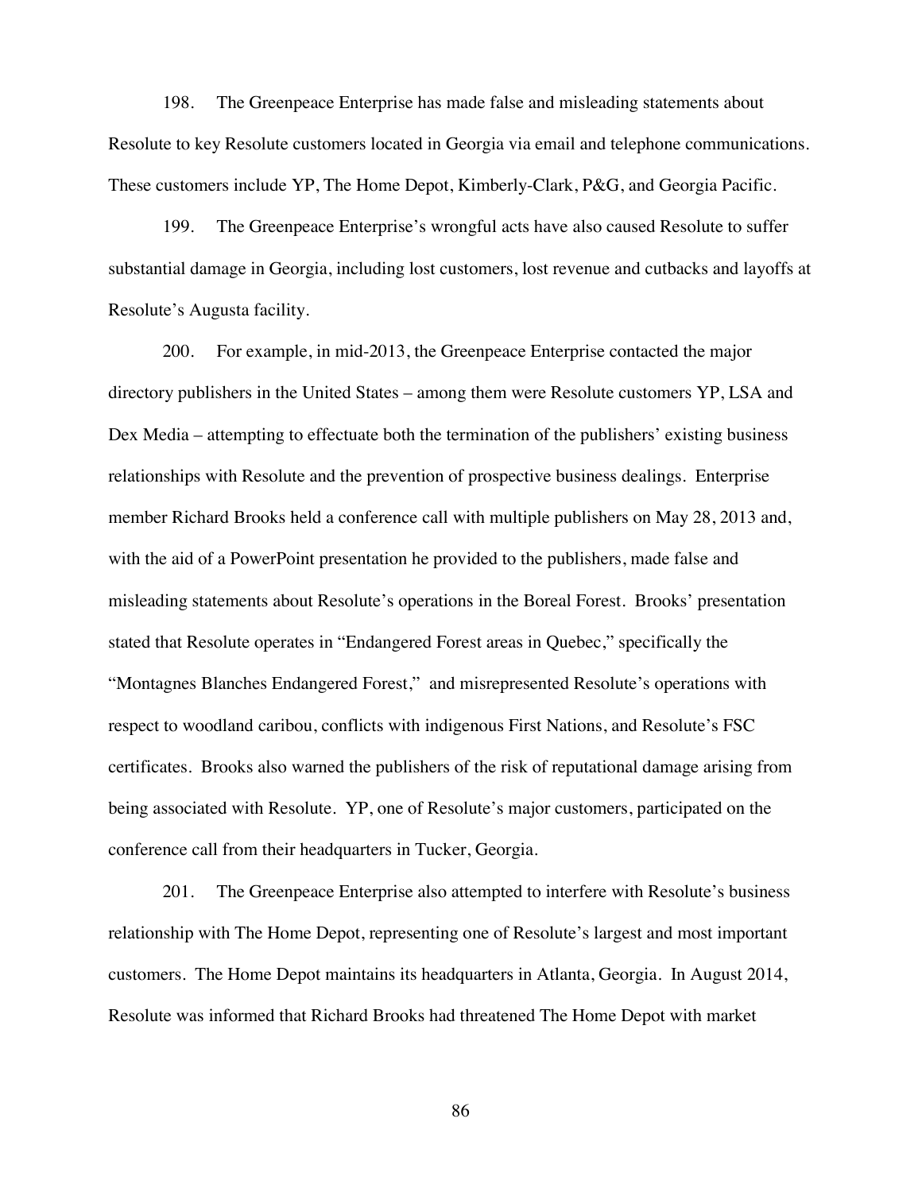198. The Greenpeace Enterprise has made false and misleading statements about Resolute to key Resolute customers located in Georgia via email and telephone communications. These customers include YP, The Home Depot, Kimberly-Clark, P&G, and Georgia Pacific.

199. The Greenpeace Enterprise's wrongful acts have also caused Resolute to suffer substantial damage in Georgia, including lost customers, lost revenue and cutbacks and layoffs at Resolute's Augusta facility.

200. For example, in mid-2013, the Greenpeace Enterprise contacted the major directory publishers in the United States – among them were Resolute customers YP, LSA and Dex Media – attempting to effectuate both the termination of the publishers' existing business relationships with Resolute and the prevention of prospective business dealings. Enterprise member Richard Brooks held a conference call with multiple publishers on May 28, 2013 and, with the aid of a PowerPoint presentation he provided to the publishers, made false and misleading statements about Resolute's operations in the Boreal Forest. Brooks' presentation stated that Resolute operates in "Endangered Forest areas in Quebec," specifically the "Montagnes Blanches Endangered Forest," and misrepresented Resolute's operations with respect to woodland caribou, conflicts with indigenous First Nations, and Resolute's FSC certificates. Brooks also warned the publishers of the risk of reputational damage arising from being associated with Resolute. YP, one of Resolute's major customers, participated on the conference call from their headquarters in Tucker, Georgia.

201. The Greenpeace Enterprise also attempted to interfere with Resolute's business relationship with The Home Depot, representing one of Resolute's largest and most important customers. The Home Depot maintains its headquarters in Atlanta, Georgia. In August 2014, Resolute was informed that Richard Brooks had threatened The Home Depot with market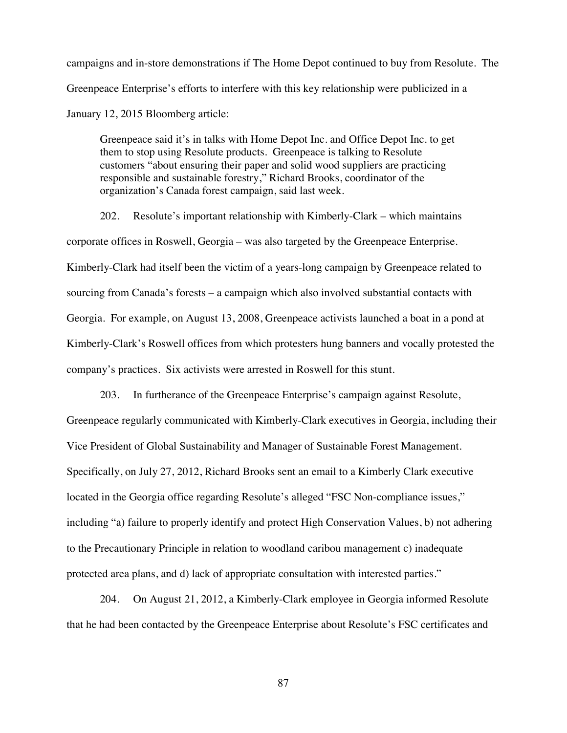campaigns and in-store demonstrations if The Home Depot continued to buy from Resolute. The Greenpeace Enterprise's efforts to interfere with this key relationship were publicized in a January 12, 2015 Bloomberg article:

> Greenpeace said it's in talks with Home Depot Inc. and Office Depot Inc. to get them to stop using Resolute products. Greenpeace is talking to Resolute customers "about ensuring their paper and solid wood suppliers are practicing responsible and sustainable forestry," Richard Brooks, coordinator of the organization's Canada forest campaign, said last week.

202. Resolute's important relationship with Kimberly-Clark – which maintains corporate offices in Roswell, Georgia – was also targeted by the Greenpeace Enterprise. Kimberly-Clark had itself been the victim of a years-long campaign by Greenpeace related to sourcing from Canada's forests – a campaign which also involved substantial contacts with Georgia. For example, on August 13, 2008, Greenpeace activists launched a boat in a pond at Kimberly-Clark's Roswell offices from which protesters hung banners and vocally protested the company's practices. Six activists were arrested in Roswell for this stunt.

203. In furtherance of the Greenpeace Enterprise's campaign against Resolute, Greenpeace regularly communicated with Kimberly-Clark executives in Georgia, including their Vice President of Global Sustainability and Manager of Sustainable Forest Management. Specifically, on July 27, 2012, Richard Brooks sent an email to a Kimberly Clark executive located in the Georgia office regarding Resolute's alleged "FSC Non-compliance issues," including "a) failure to properly identify and protect High Conservation Values, b) not adhering to the Precautionary Principle in relation to woodland caribou management c) inadequate protected area plans, and d) lack of appropriate consultation with interested parties."

204. On August 21, 2012, a Kimberly-Clark employee in Georgia informed Resolute that he had been contacted by the Greenpeace Enterprise about Resolute's FSC certificates and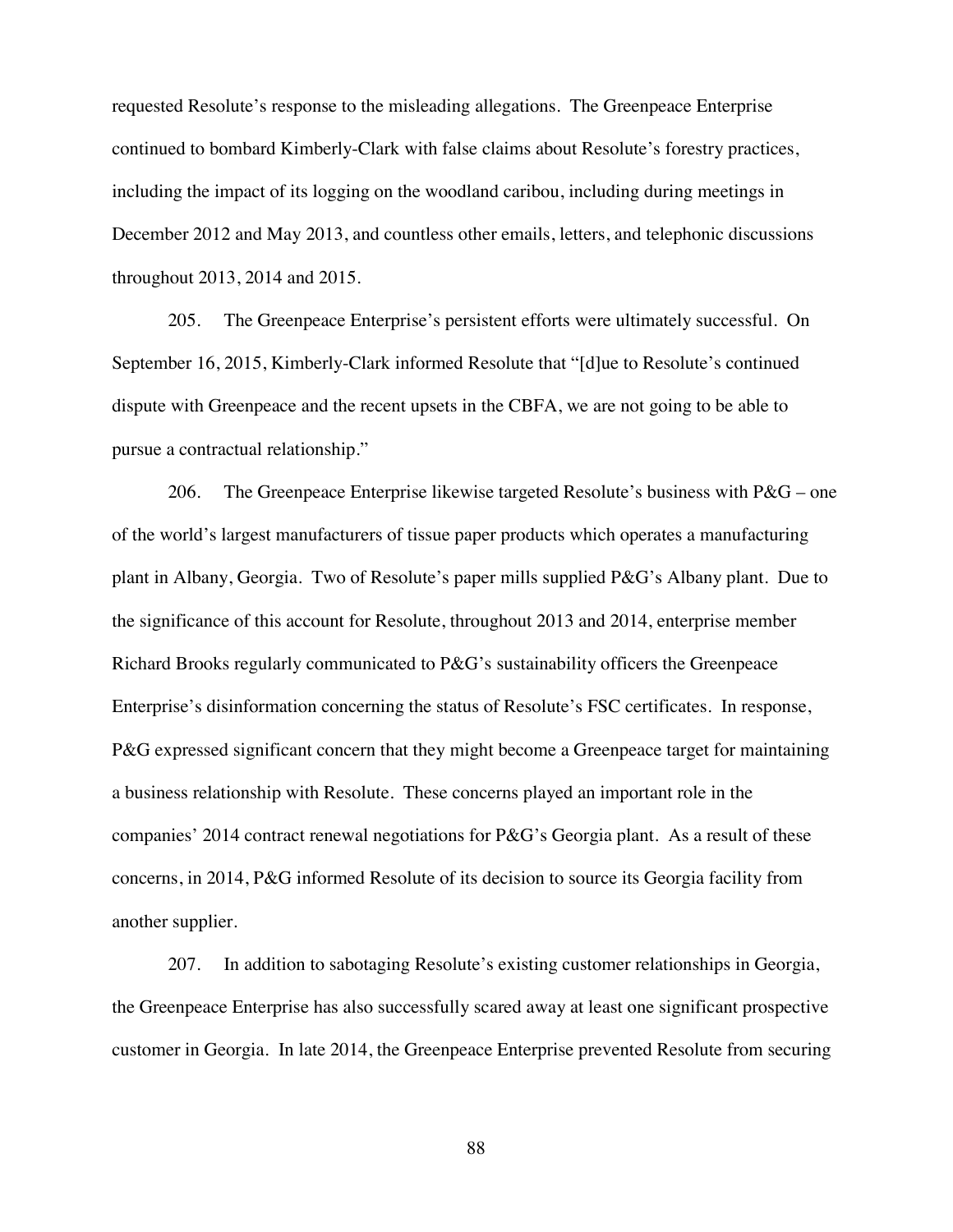requested Resolute's response to the misleading allegations. The Greenpeace Enterprise continued to bombard Kimberly-Clark with false claims about Resolute's forestry practices, including the impact of its logging on the woodland caribou, including during meetings in December 2012 and May 2013, and countless other emails, letters, and telephonic discussions throughout 2013, 2014 and 2015.

205. The Greenpeace Enterprise's persistent efforts were ultimately successful. On September 16, 2015, Kimberly-Clark informed Resolute that "[d]ue to Resolute's continued dispute with Greenpeace and the recent upsets in the CBFA, we are not going to be able to pursue a contractual relationship."

206. The Greenpeace Enterprise likewise targeted Resolute's business with P&G – one of the world's largest manufacturers of tissue paper products which operates a manufacturing plant in Albany, Georgia. Two of Resolute's paper mills supplied P&G's Albany plant. Due to the significance of this account for Resolute, throughout 2013 and 2014, enterprise member Richard Brooks regularly communicated to P&G's sustainability officers the Greenpeace Enterprise's disinformation concerning the status of Resolute's FSC certificates. In response, P&G expressed significant concern that they might become a Greenpeace target for maintaining a business relationship with Resolute. These concerns played an important role in the companies' 2014 contract renewal negotiations for P&G's Georgia plant. As a result of these concerns, in 2014, P&G informed Resolute of its decision to source its Georgia facility from another supplier.

207. In addition to sabotaging Resolute's existing customer relationships in Georgia, the Greenpeace Enterprise has also successfully scared away at least one significant prospective customer in Georgia. In late 2014, the Greenpeace Enterprise prevented Resolute from securing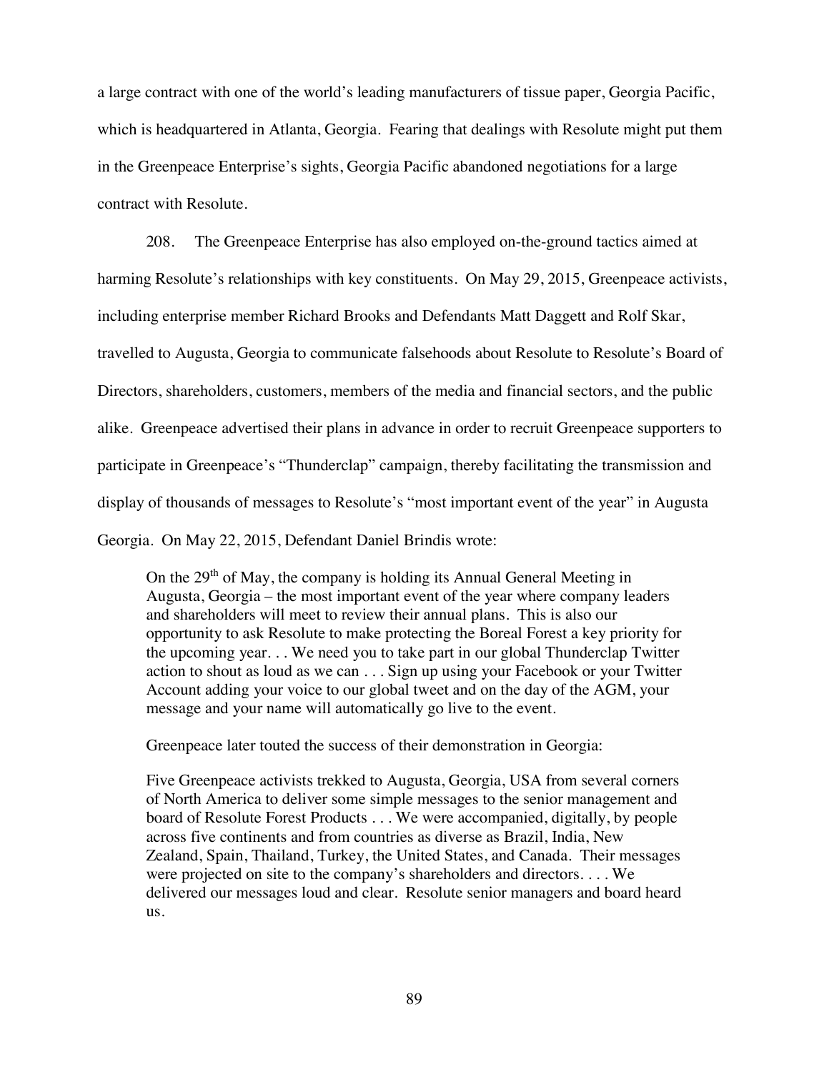a large contract with one of the world's leading manufacturers of tissue paper, Georgia Pacific, which is headquartered in Atlanta, Georgia. Fearing that dealings with Resolute might put them in the Greenpeace Enterprise's sights, Georgia Pacific abandoned negotiations for a large contract with Resolute.

208. The Greenpeace Enterprise has also employed on-the-ground tactics aimed at harming Resolute's relationships with key constituents. On May 29, 2015, Greenpeace activists, including enterprise member Richard Brooks and Defendants Matt Daggett and Rolf Skar, travelled to Augusta, Georgia to communicate falsehoods about Resolute to Resolute's Board of Directors, shareholders, customers, members of the media and financial sectors, and the public alike. Greenpeace advertised their plans in advance in order to recruit Greenpeace supporters to participate in Greenpeace's "Thunderclap" campaign, thereby facilitating the transmission and display of thousands of messages to Resolute's "most important event of the year" in Augusta Georgia. On May 22, 2015, Defendant Daniel Brindis wrote:

> On the 29th of May, the company is holding its Annual General Meeting in Augusta, Georgia – the most important event of the year where company leaders and shareholders will meet to review their annual plans. This is also our opportunity to ask Resolute to make protecting the Boreal Forest a key priority for the upcoming year. . . We need you to take part in our global Thunderclap Twitter action to shout as loud as we can . . . Sign up using your Facebook or your Twitter Account adding your voice to our global tweet and on the day of the AGM, your message and your name will automatically go live to the event.

Greenpeace later touted the success of their demonstration in Georgia:

> Five Greenpeace activists trekked to Augusta, Georgia, USA from several corners of North America to deliver some simple messages to the senior management and board of Resolute Forest Products . . . We were accompanied, digitally, by people across five continents and from countries as diverse as Brazil, India, New Zealand, Spain, Thailand, Turkey, the United States, and Canada. Their messages were projected on site to the company's shareholders and directors. . . . We delivered our messages loud and clear. Resolute senior managers and board heard us.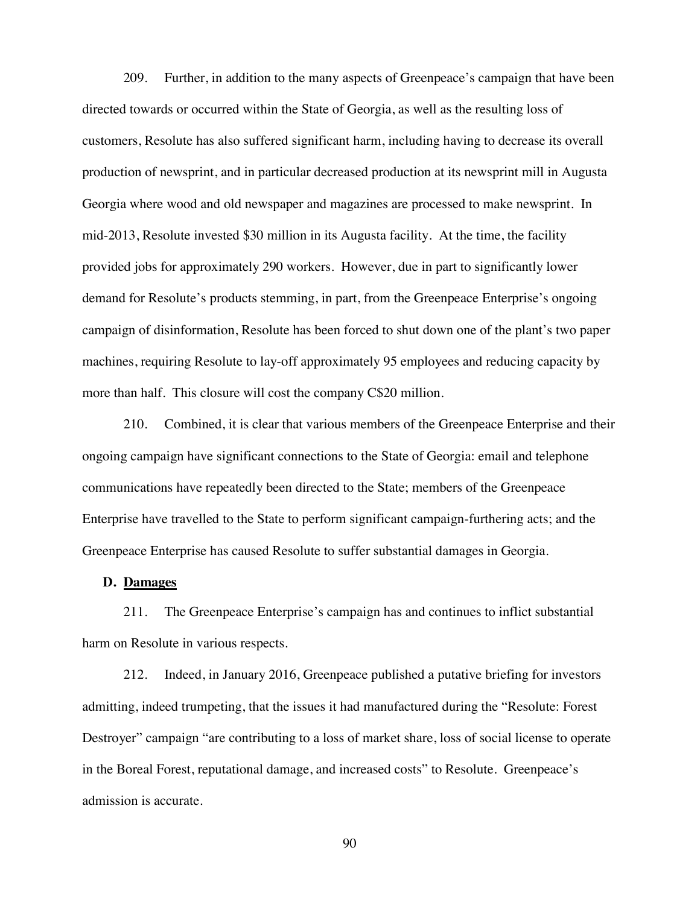209. Further, in addition to the many aspects of Greenpeace's campaign that have been directed towards or occurred within the State of Georgia, as well as the resulting loss of customers, Resolute has also suffered significant harm, including having to decrease its overall production of newsprint, and in particular decreased production at its newsprint mill in Augusta Georgia where wood and old newspaper and magazines are processed to make newsprint. In mid-2013, Resolute invested $30 million in its Augusta facility. At the time, the facility provided jobs for approximately 290 workers. However, due in part to significantly lower demand for Resolute's products stemming, in part, from the Greenpeace Enterprise's ongoing campaign of disinformation, Resolute has been forced to shut down one of the plant's two paper machines, requiring Resolute to lay-off approximately 95 employees and reducing capacity by more than half. This closure will cost the company C$20 million.

210. Combined, it is clear that various members of the Greenpeace Enterprise and their ongoing campaign have significant connections to the State of Georgia: email and telephone communications have repeatedly been directed to the State; members of the Greenpeace Enterprise have travelled to the State to perform significant campaign-furthering acts; and the Greenpeace Enterprise has caused Resolute to suffer substantial damages in Georgia.

### D. Damages

211. The Greenpeace Enterprise's campaign has and continues to inflict substantial harm on Resolute in various respects.

212. Indeed, in January 2016, Greenpeace published a putative briefing for investors admitting, indeed trumpeting, that the issues it had manufactured during the "Resolute: Forest Destroyer" campaign "are contributing to a loss of market share, loss of social license to operate in the Boreal Forest, reputational damage, and increased costs" to Resolute. Greenpeace's admission is accurate.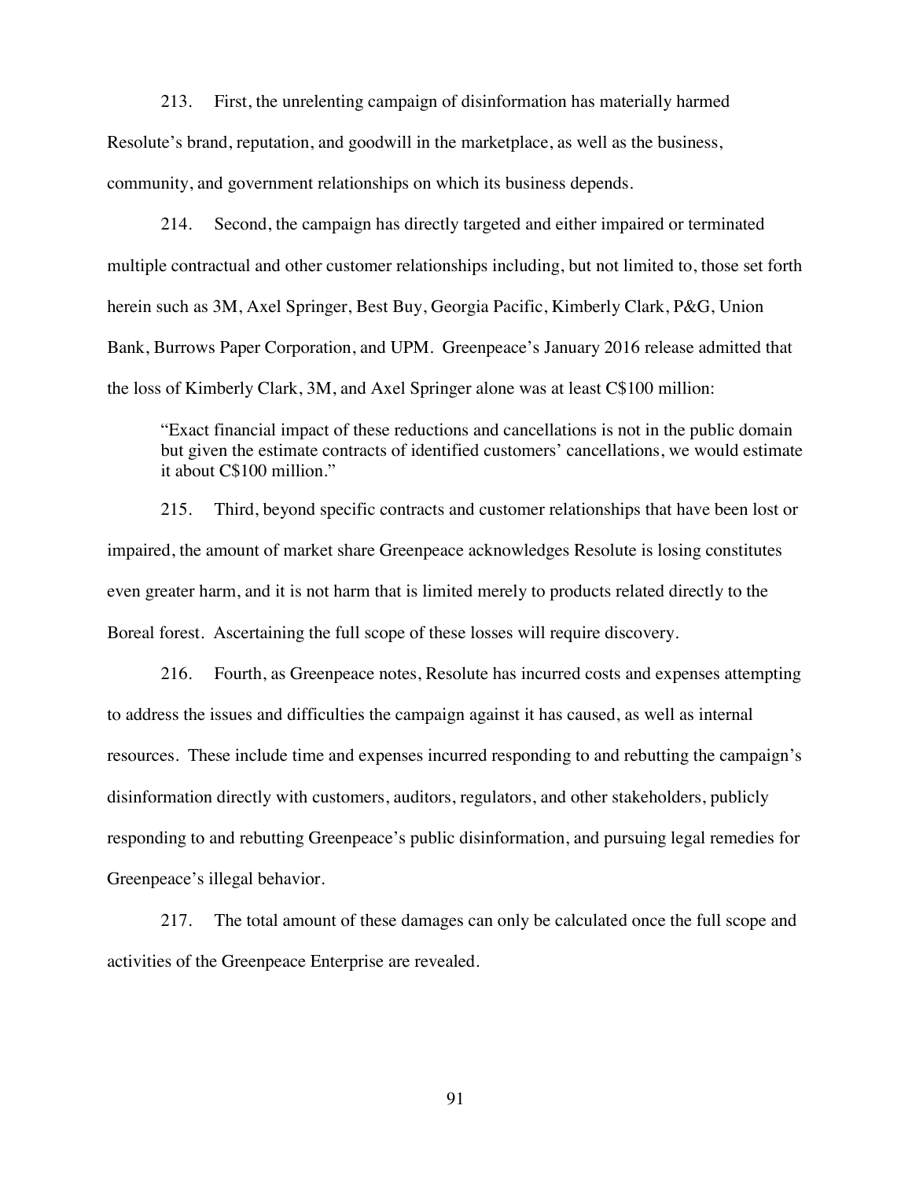213. First, the unrelenting campaign of disinformation has materially harmed Resolute's brand, reputation, and goodwill in the marketplace, as well as the business, community, and government relationships on which its business depends.

214. Second, the campaign has directly targeted and either impaired or terminated multiple contractual and other customer relationships including, but not limited to, those set forth herein such as 3M, Axel Springer, Best Buy, Georgia Pacific, Kimberly Clark, P&G, Union Bank, Burrows Paper Corporation, and UPM. Greenpeace's January 2016 release admitted that the loss of Kimberly Clark, 3M, and Axel Springer alone was at least C$100 million:

> "Exact financial impact of these reductions and cancellations is not in the public domain but given the estimate contracts of identified customers' cancellations, we would estimate it about C$100 million."

215. Third, beyond specific contracts and customer relationships that have been lost or impaired, the amount of market share Greenpeace acknowledges Resolute is losing constitutes even greater harm, and it is not harm that is limited merely to products related directly to the Boreal forest. Ascertaining the full scope of these losses will require discovery.

216. Fourth, as Greenpeace notes, Resolute has incurred costs and expenses attempting to address the issues and difficulties the campaign against it has caused, as well as internal resources. These include time and expenses incurred responding to and rebutting the campaign's disinformation directly with customers, auditors, regulators, and other stakeholders, publicly responding to and rebutting Greenpeace's public disinformation, and pursuing legal remedies for Greenpeace's illegal behavior.

217. The total amount of these damages can only be calculated once the full scope and activities of the Greenpeace Enterprise are revealed.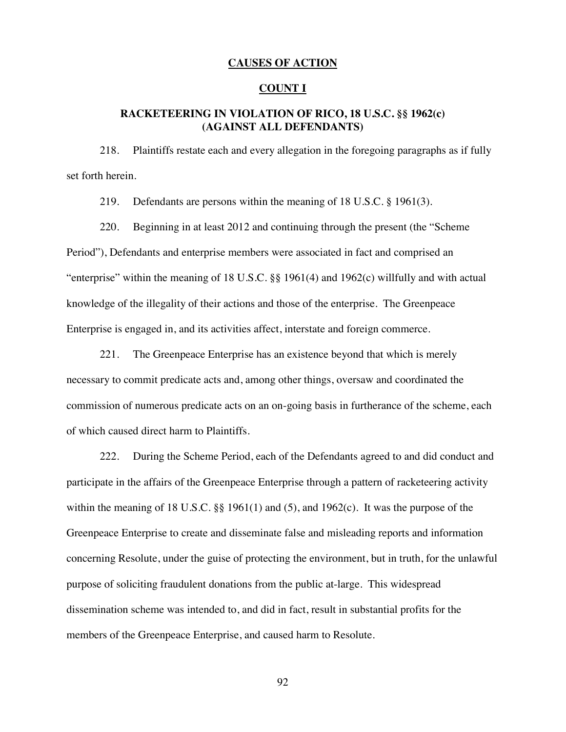## CAUSES OF ACTION

## COUNT I

### RACKETEERING IN VIOLATION OF RICO, 18 U.S.C. §§ 1962(c) (AGAINST ALL DEFENDANTS)

218. Plaintiffs restate each and every allegation in the foregoing paragraphs as if fully set forth herein.

219. Defendants are persons within the meaning of 18 U.S.C. § 1961(3).

220. Beginning in at least 2012 and continuing through the present (the "Scheme Period"), Defendants and enterprise members were associated in fact and comprised an "enterprise" within the meaning of 18 U.S.C. §§ 1961(4) and 1962(c) willfully and with actual knowledge of the illegality of their actions and those of the enterprise. The Greenpeace Enterprise is engaged in, and its activities affect, interstate and foreign commerce.

221. The Greenpeace Enterprise has an existence beyond that which is merely necessary to commit predicate acts and, among other things, oversaw and coordinated the commission of numerous predicate acts on an on-going basis in furtherance of the scheme, each of which caused direct harm to Plaintiffs.

222. During the Scheme Period, each of the Defendants agreed to and did conduct and participate in the affairs of the Greenpeace Enterprise through a pattern of racketeering activity within the meaning of 18 U.S.C. §§ 1961(1) and (5), and 1962(c). It was the purpose of the Greenpeace Enterprise to create and disseminate false and misleading reports and information concerning Resolute, under the guise of protecting the environment, but in truth, for the unlawful purpose of soliciting fraudulent donations from the public at-large. This widespread dissemination scheme was intended to, and did in fact, result in substantial profits for the members of the Greenpeace Enterprise, and caused harm to Resolute.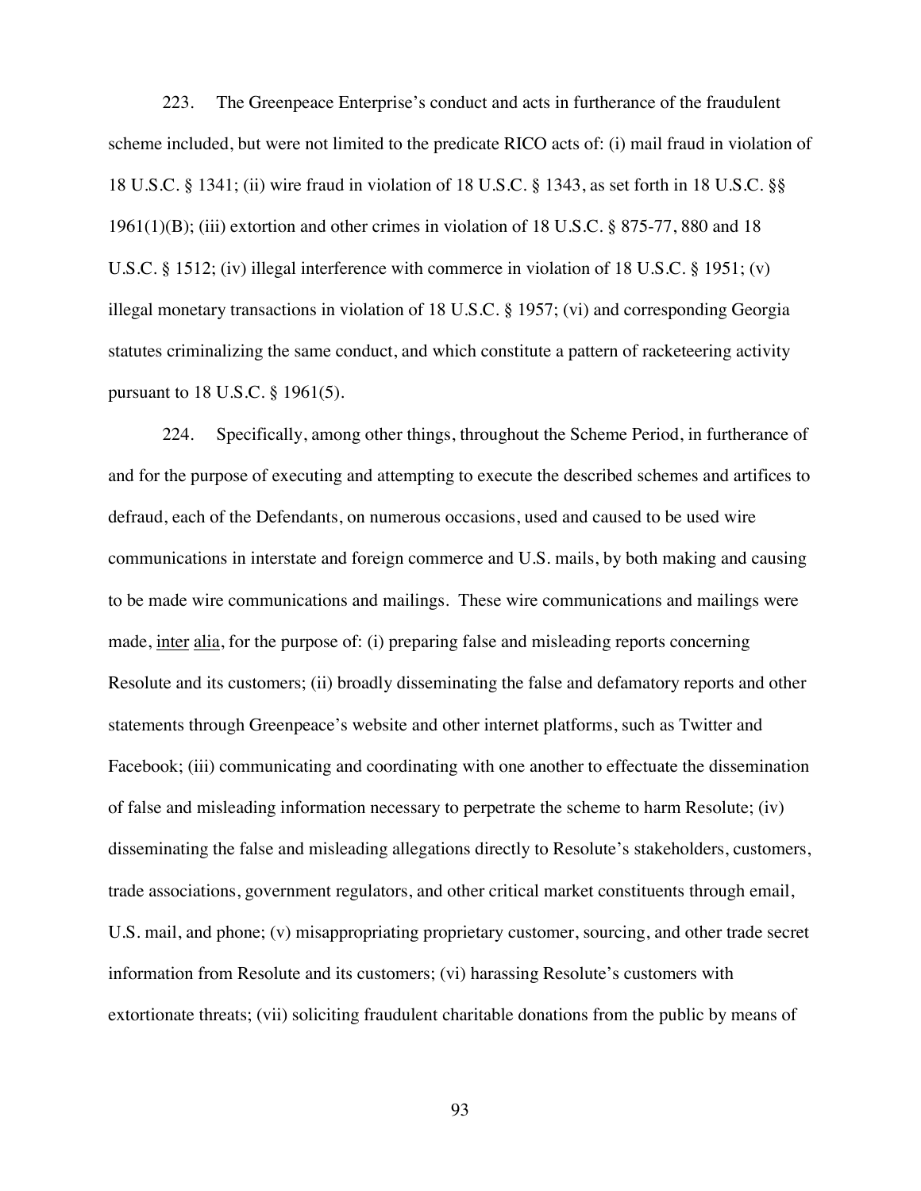223. The Greenpeace Enterprise's conduct and acts in furtherance of the fraudulent scheme included, but were not limited to the predicate RICO acts of: (i) mail fraud in violation of 18 U.S.C. § 1341; (ii) wire fraud in violation of 18 U.S.C. § 1343, as set forth in 18 U.S.C. §§ 1961(1)(B); (iii) extortion and other crimes in violation of 18 U.S.C. § 875-77, 880 and 18 U.S.C. § 1512; (iv) illegal interference with commerce in violation of 18 U.S.C. § 1951; (v) illegal monetary transactions in violation of 18 U.S.C. § 1957; (vi) and corresponding Georgia statutes criminalizing the same conduct, and which constitute a pattern of racketeering activity pursuant to 18 U.S.C. § 1961(5).

224. Specifically, among other things, throughout the Scheme Period, in furtherance of and for the purpose of executing and attempting to execute the described schemes and artifices to defraud, each of the Defendants, on numerous occasions, used and caused to be used wire communications in interstate and foreign commerce and U.S. mails, by both making and causing to be made wire communications and mailings. These wire communications and mailings were made, inter alia, for the purpose of: (i) preparing false and misleading reports concerning Resolute and its customers; (ii) broadly disseminating the false and defamatory reports and other statements through Greenpeace's website and other internet platforms, such as Twitter and Facebook; (iii) communicating and coordinating with one another to effectuate the dissemination of false and misleading information necessary to perpetrate the scheme to harm Resolute; (iv) disseminating the false and misleading allegations directly to Resolute's stakeholders, customers, trade associations, government regulators, and other critical market constituents through email, U.S. mail, and phone; (v) misappropriating proprietary customer, sourcing, and other trade secret information from Resolute and its customers; (vi) harassing Resolute's customers with extortionate threats; (vii) soliciting fraudulent charitable donations from the public by means of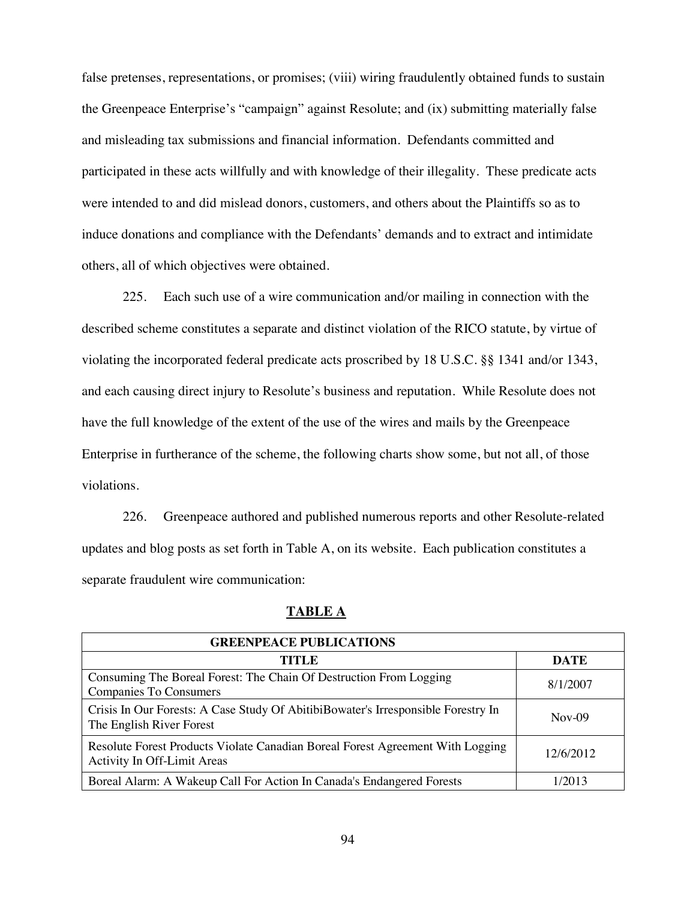false pretenses, representations, or promises; (viii) wiring fraudulently obtained funds to sustain the Greenpeace Enterprise's "campaign" against Resolute; and (ix) submitting materially false and misleading tax submissions and financial information. Defendants committed and participated in these acts willfully and with knowledge of their illegality. These predicate acts were intended to and did mislead donors, customers, and others about the Plaintiffs so as to induce donations and compliance with the Defendants' demands and to extract and intimidate others, all of which objectives were obtained.

225. Each such use of a wire communication and/or mailing in connection with the described scheme constitutes a separate and distinct violation of the RICO statute, by virtue of violating the incorporated federal predicate acts proscribed by 18 U.S.C. §§ 1341 and/or 1343, and each causing direct injury to Resolute's business and reputation. While Resolute does not have the full knowledge of the extent of the use of the wires and mails by the Greenpeace Enterprise in furtherance of the scheme, the following charts show some, but not all, of those violations.

226. Greenpeace authored and published numerous reports and other Resolute-related updates and blog posts as set forth in Table A, on its website. Each publication constitutes a separate fraudulent wire communication:

**TABLE A**

| **GREENPEACE PUBLICATIONS** | |
|---|---|
| **TITLE** | **DATE** |
| Consuming The Boreal Forest: The Chain Of Destruction From Logging Companies To Consumers | 8/1/2007 |
| Crisis In Our Forests: A Case Study Of AbitibiBowater's Irresponsible Forestry In The English River Forest | Nov-09 |
| Resolute Forest Products Violate Canadian Boreal Forest Agreement With Logging Activity In Off-Limit Areas | 12/6/2012 |
| Boreal Alarm: A Wakeup Call For Action In Canada's Endangered Forests | 1/2013 |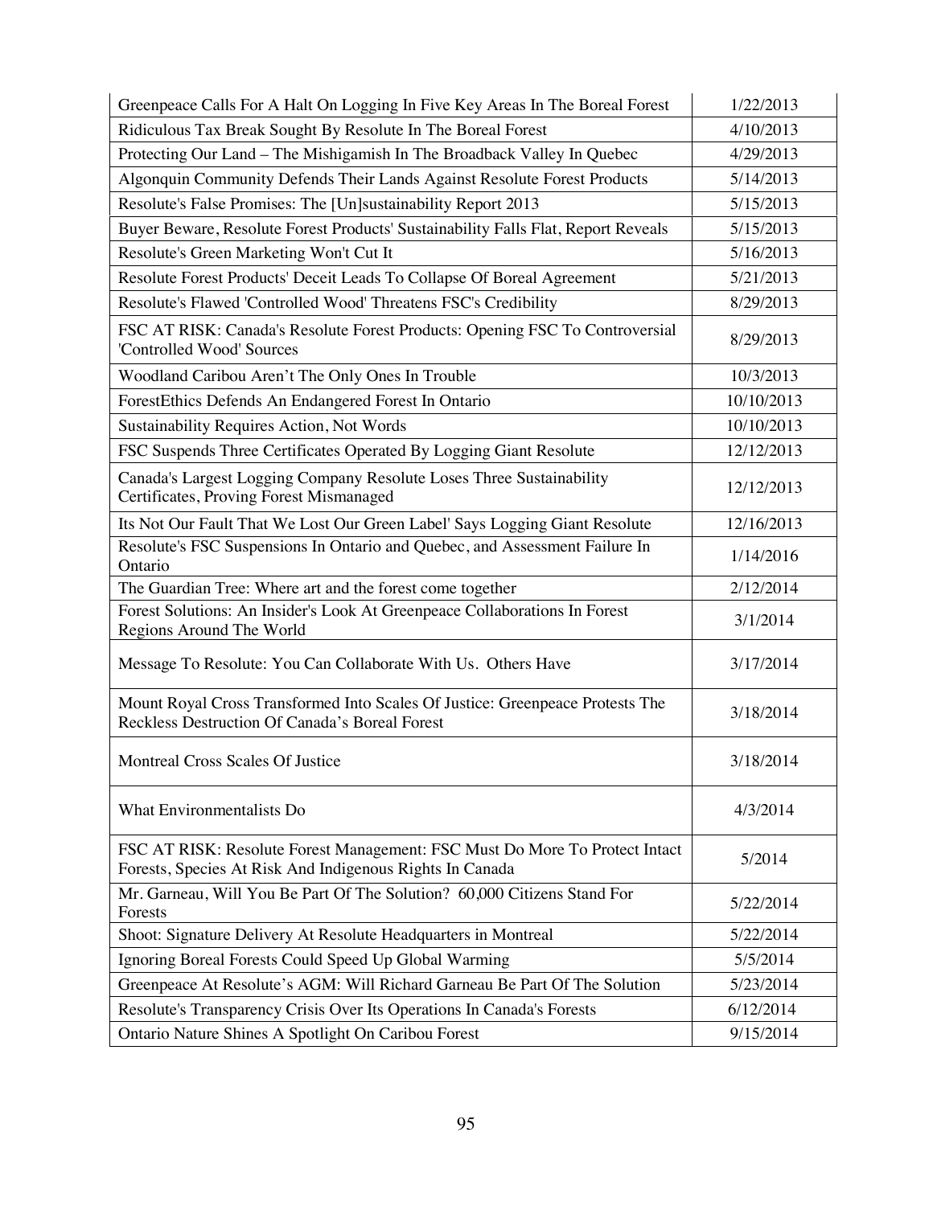| | |
|---|---|
| Greenpeace Calls For A Halt On Logging In Five Key Areas In The Boreal Forest | 1/22/2013 |
| Ridiculous Tax Break Sought By Resolute In The Boreal Forest | 4/10/2013 |
| Protecting Our Land – The Mishigamish In The Broadback Valley In Quebec | 4/29/2013 |
| Algonquin Community Defends Their Lands Against Resolute Forest Products | 5/14/2013 |
| Resolute's False Promises: The [Un]sustainability Report 2013 | 5/15/2013 |
| Buyer Beware, Resolute Forest Products' Sustainability Falls Flat, Report Reveals | 5/15/2013 |
| Resolute's Green Marketing Won't Cut It | 5/16/2013 |
| Resolute Forest Products' Deceit Leads To Collapse Of Boreal Agreement | 5/21/2013 |
| Resolute's Flawed 'Controlled Wood' Threatens FSC's Credibility | 8/29/2013 |
| FSC AT RISK: Canada's Resolute Forest Products: Opening FSC To Controversial 'Controlled Wood' Sources | 8/29/2013 |
| Woodland Caribou Aren't The Only Ones In Trouble | 10/3/2013 |
| ForestEthics Defends An Endangered Forest In Ontario | 10/10/2013 |
| Sustainability Requires Action, Not Words | 10/10/2013 |
| FSC Suspends Three Certificates Operated By Logging Giant Resolute | 12/12/2013 |
| Canada's Largest Logging Company Resolute Loses Three Sustainability Certificates, Proving Forest Mismanaged | 12/12/2013 |
| Its Not Our Fault That We Lost Our Green Label' Says Logging Giant Resolute | 12/16/2013 |
| Resolute's FSC Suspensions In Ontario and Quebec, and Assessment Failure In Ontario | 1/14/2016 |
| The Guardian Tree: Where art and the forest come together | 2/12/2014 |
| Forest Solutions: An Insider's Look At Greenpeace Collaborations In Forest Regions Around The World | 3/1/2014 |
| Message To Resolute: You Can Collaborate With Us. Others Have | 3/17/2014 |
| Mount Royal Cross Transformed Into Scales Of Justice: Greenpeace Protests The Reckless Destruction Of Canada's Boreal Forest | 3/18/2014 |
| Montreal Cross Scales Of Justice | 3/18/2014 |
| What Environmentalists Do | 4/3/2014 |
| FSC AT RISK: Resolute Forest Management: FSC Must Do More To Protect Intact Forests, Species At Risk And Indigenous Rights In Canada | 5/2014 |
| Mr. Garneau, Will You Be Part Of The Solution? 60,000 Citizens Stand For Forests | 5/22/2014 |
| Shoot: Signature Delivery At Resolute Headquarters in Montreal | 5/22/2014 |
| Ignoring Boreal Forests Could Speed Up Global Warming | 5/5/2014 |
| Greenpeace At Resolute's AGM: Will Richard Garneau Be Part Of The Solution | 5/23/2014 |
| Resolute's Transparency Crisis Over Its Operations In Canada's Forests | 6/12/2014 |
| Ontario Nature Shines A Spotlight On Caribou Forest | 9/15/2014 |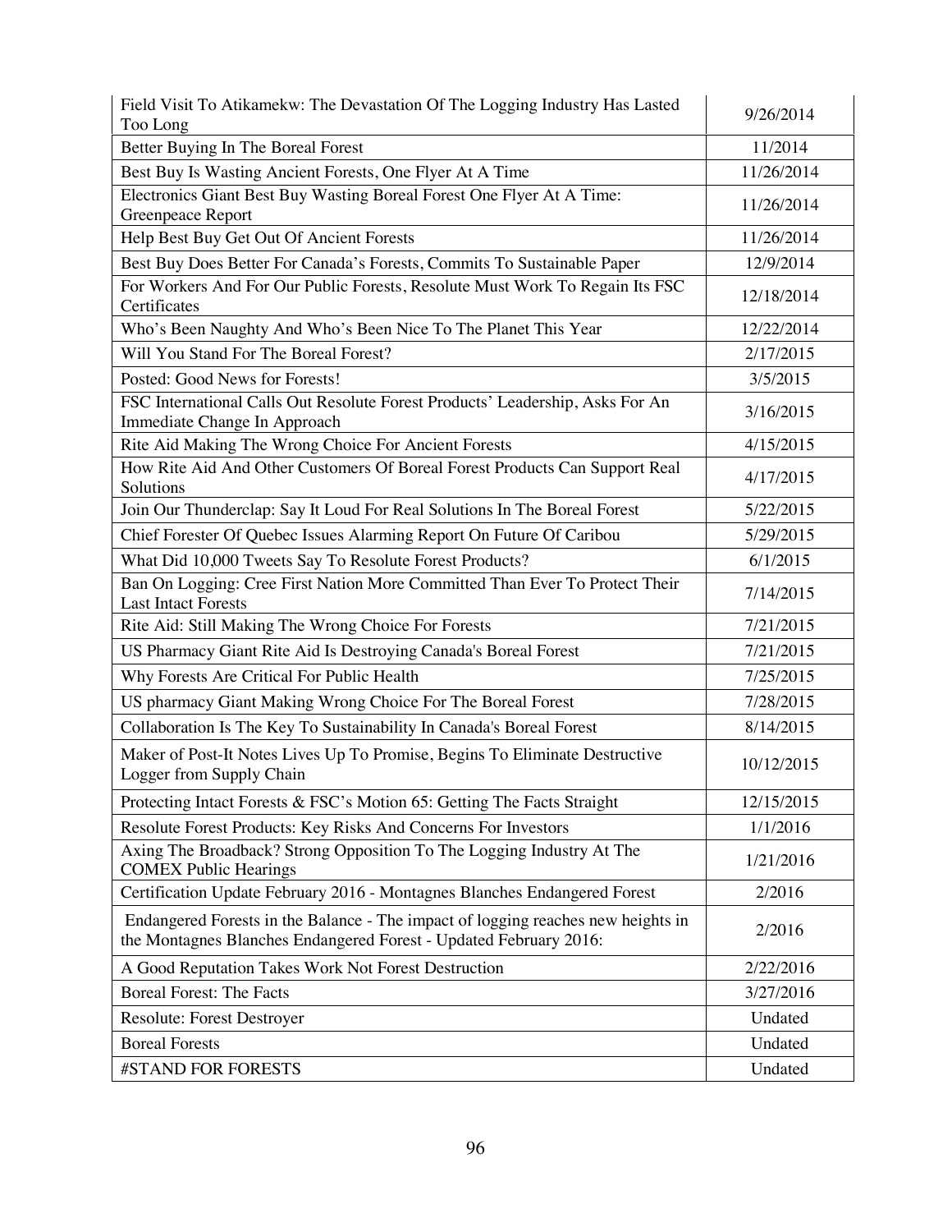| Field Visit To Atikamekw: The Devastation Of The Logging Industry Has Lasted Too Long | 9/26/2014 |
|---|---|
| Better Buying In The Boreal Forest | 11/2014 |
| Best Buy Is Wasting Ancient Forests, One Flyer At A Time | 11/26/2014 |
| Electronics Giant Best Buy Wasting Boreal Forest One Flyer At A Time: Greenpeace Report | 11/26/2014 |
| Help Best Buy Get Out Of Ancient Forests | 11/26/2014 |
| Best Buy Does Better For Canada's Forests, Commits To Sustainable Paper | 12/9/2014 |
| For Workers And For Our Public Forests, Resolute Must Work To Regain Its FSC Certificates | 12/18/2014 |
| Who's Been Naughty And Who's Been Nice To The Planet This Year | 12/22/2014 |
| Will You Stand For The Boreal Forest? | 2/17/2015 |
| Posted: Good News for Forests! | 3/5/2015 |
| FSC International Calls Out Resolute Forest Products' Leadership, Asks For An Immediate Change In Approach | 3/16/2015 |
| Rite Aid Making The Wrong Choice For Ancient Forests | 4/15/2015 |
| How Rite Aid And Other Customers Of Boreal Forest Products Can Support Real Solutions | 4/17/2015 |
| Join Our Thunderclap: Say It Loud For Real Solutions In The Boreal Forest | 5/22/2015 |
| Chief Forester Of Quebec Issues Alarming Report On Future Of Caribou | 5/29/2015 |
| What Did 10,000 Tweets Say To Resolute Forest Products? | 6/1/2015 |
| Ban On Logging: Cree First Nation More Committed Than Ever To Protect Their Last Intact Forests | 7/14/2015 |
| Rite Aid: Still Making The Wrong Choice For Forests | 7/21/2015 |
| US Pharmacy Giant Rite Aid Is Destroying Canada's Boreal Forest | 7/21/2015 |
| Why Forests Are Critical For Public Health | 7/25/2015 |
| US pharmacy Giant Making Wrong Choice For The Boreal Forest | 7/28/2015 |
| Collaboration Is The Key To Sustainability In Canada's Boreal Forest | 8/14/2015 |
| Maker of Post-It Notes Lives Up To Promise, Begins To Eliminate Destructive Logger from Supply Chain | 10/12/2015 |
| Protecting Intact Forests & FSC's Motion 65: Getting The Facts Straight | 12/15/2015 |
| Resolute Forest Products: Key Risks And Concerns For Investors | 1/1/2016 |
| Axing The Broadback? Strong Opposition To The Logging Industry At The COMEX Public Hearings | 1/21/2016 |
| Certification Update February 2016 - Montagnes Blanches Endangered Forest | 2/2016 |
| Endangered Forests in the Balance - The impact of logging reaches new heights in the Montagnes Blanches Endangered Forest - Updated February 2016: | 2/2016 |
| A Good Reputation Takes Work Not Forest Destruction | 2/22/2016 |
| Boreal Forest: The Facts | 3/27/2016 |
| Resolute: Forest Destroyer | Undated |
| Boreal Forests | Undated |
| #STAND FOR FORESTS | Undated |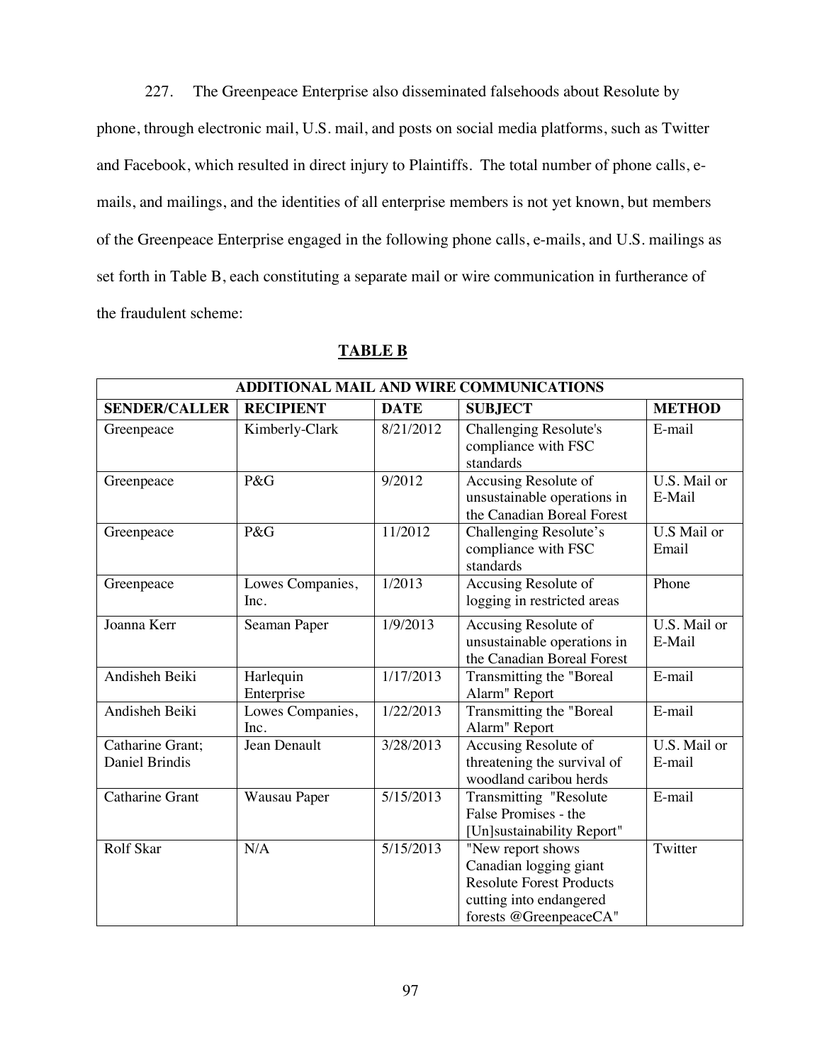227. The Greenpeace Enterprise also disseminated falsehoods about Resolute by phone, through electronic mail, U.S. mail, and posts on social media platforms, such as Twitter and Facebook, which resulted in direct injury to Plaintiffs. The total number of phone calls, e-mails, and mailings, and the identities of all enterprise members is not yet known, but members of the Greenpeace Enterprise engaged in the following phone calls, e-mails, and U.S. mailings as set forth in Table B, each constituting a separate mail or wire communication in furtherance of the fraudulent scheme:

**TABLE B**

| **ADDITIONAL MAIL AND WIRE COMMUNICATIONS** | | | | |
|---|---|---|---|---|
| **SENDER/CALLER** | **RECIPIENT** | **DATE** | **SUBJECT** | **METHOD** |
| Greenpeace | Kimberly-Clark | 8/21/2012 | Challenging Resolute's compliance with FSC standards | E-mail |
| Greenpeace | P&G | 9/2012 | Accusing Resolute of unsustainable operations in the Canadian Boreal Forest | U.S. Mail or E-Mail |
| Greenpeace | P&G | 11/2012 | Challenging Resolute's compliance with FSC standards | U.S Mail or Email |
| Greenpeace | Lowes Companies, Inc. | 1/2013 | Accusing Resolute of logging in restricted areas | Phone |
| Joanna Kerr | Seaman Paper | 1/9/2013 | Accusing Resolute of unsustainable operations in the Canadian Boreal Forest | U.S. Mail or E-Mail |
| Andisheh Beiki | Harlequin Enterprise | 1/17/2013 | Transmitting the "Boreal Alarm" Report | E-mail |
| Andisheh Beiki | Lowes Companies, Inc. | 1/22/2013 | Transmitting the "Boreal Alarm" Report | E-mail |
| Catharine Grant; Daniel Brindis | Jean Denault | 3/28/2013 | Accusing Resolute of threatening the survival of woodland caribou herds | U.S. Mail or E-mail |
| Catharine Grant | Wausau Paper | 5/15/2013 | Transmitting "Resolute False Promises - the [Un]sustainability Report" | E-mail |
| Rolf Skar | N/A | 5/15/2013 | "New report shows Canadian logging giant Resolute Forest Products cutting into endangered forests @GreenpeaceCA" | Twitter |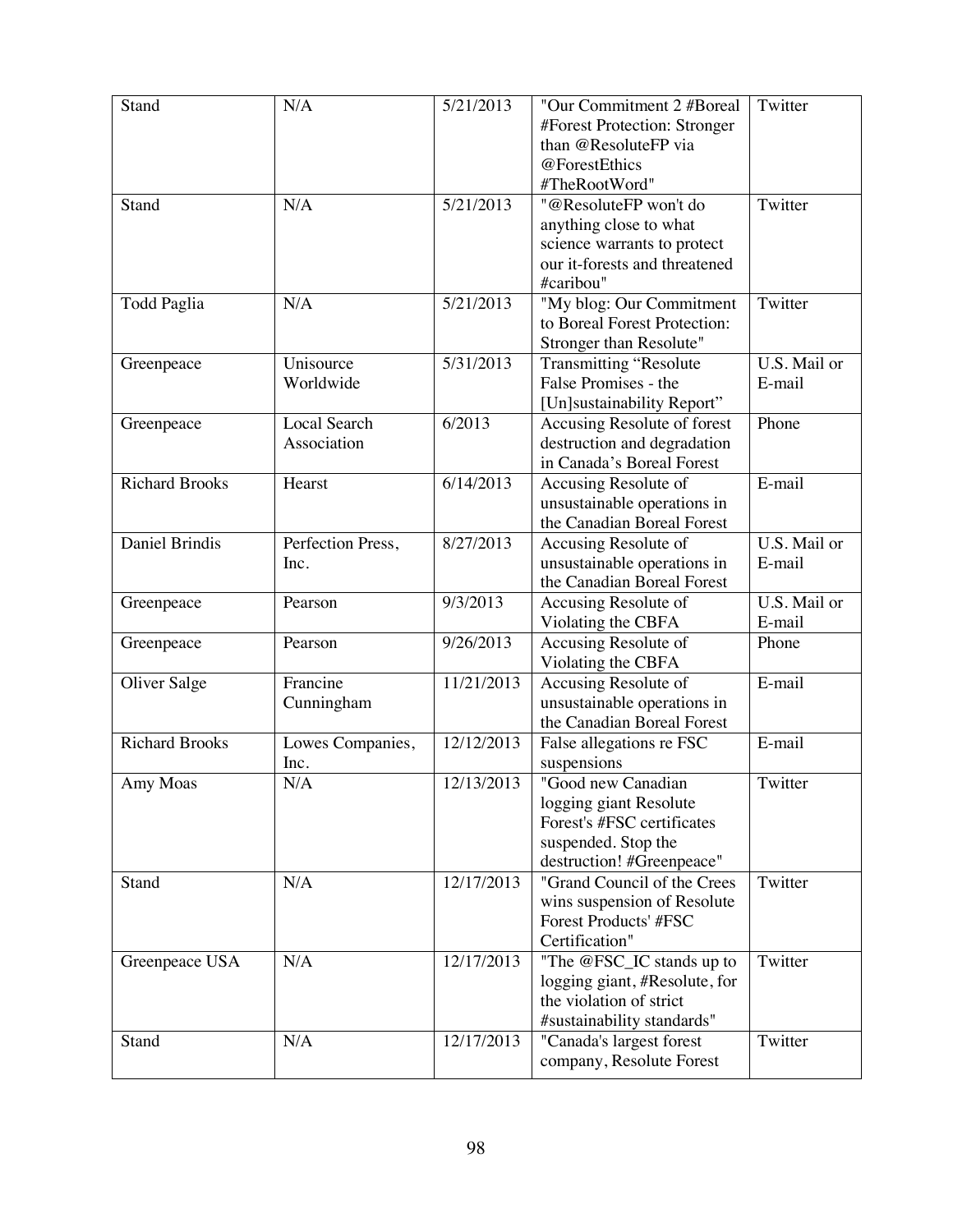| | | | | |
|---|---|---|---|---|
| Stand | N/A | 5/21/2013 | "Our Commitment 2 #Boreal #Forest Protection: Stronger than @ResoluteFP via @ForestEthics #TheRootWord" | Twitter |
| Stand | N/A | 5/21/2013 | "@ResoluteFP won't do anything close to what science warrants to protect our it-forests and threatened #caribou" | Twitter |
| Todd Paglia | N/A | 5/21/2013 | "My blog: Our Commitment to Boreal Forest Protection: Stronger than Resolute" | Twitter |
| Greenpeace | Unisource Worldwide | 5/31/2013 | Transmitting "Resolute False Promises - the [Un]sustainability Report" | U.S. Mail or E-mail |
| Greenpeace | Local Search Association | 6/2013 | Accusing Resolute of forest destruction and degradation in Canada's Boreal Forest | Phone |
| Richard Brooks | Hearst | 6/14/2013 | Accusing Resolute of unsustainable operations in the Canadian Boreal Forest | E-mail |
| Daniel Brindis | Perfection Press, Inc. | 8/27/2013 | Accusing Resolute of unsustainable operations in the Canadian Boreal Forest | U.S. Mail or E-mail |
| Greenpeace | Pearson | 9/3/2013 | Accusing Resolute of Violating the CBFA | U.S. Mail or E-mail |
| Greenpeace | Pearson | 9/26/2013 | Accusing Resolute of Violating the CBFA | Phone |
| Oliver Salge | Francine Cunningham | 11/21/2013 | Accusing Resolute of unsustainable operations in the Canadian Boreal Forest | E-mail |
| Richard Brooks | Lowes Companies, Inc. | 12/12/2013 | False allegations re FSC suspensions | E-mail |
| Amy Moas | N/A | 12/13/2013 | "Good new Canadian logging giant Resolute Forest's #FSC certificates suspended. Stop the destruction! #Greenpeace" | Twitter |
| Stand | N/A | 12/17/2013 | "Grand Council of the Crees wins suspension of Resolute Forest Products' #FSC Certification" | Twitter |
| Greenpeace USA | N/A | 12/17/2013 | "The @FSC_IC stands up to logging giant, #Resolute, for the violation of strict #sustainability standards" | Twitter |
| Stand | N/A | 12/17/2013 | "Canada's largest forest company, Resolute Forest | Twitter |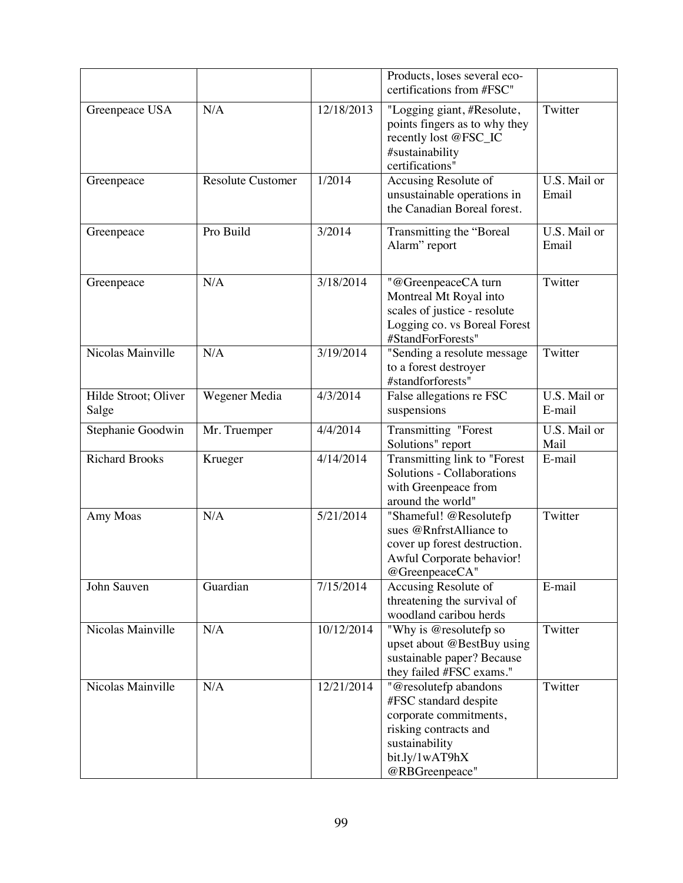| | | | Products, loses several eco-certifications from #FSC" | |
|---|---|---|---|---|
| Greenpeace USA | N/A | 12/18/2013 | "Logging giant, #Resolute, points fingers as to why they recently lost @FSC_IC #sustainability certifications" | Twitter |
| Greenpeace | Resolute Customer | 1/2014 | Accusing Resolute of unsustainable operations in the Canadian Boreal forest. | U.S. Mail or Email |
| Greenpeace | Pro Build | 3/2014 | Transmitting the "Boreal Alarm" report | U.S. Mail or Email |
| Greenpeace | N/A | 3/18/2014 | "@GreenpeaceCA turn Montreal Mt Royal into scales of justice - resolute Logging co. vs Boreal Forest #StandForForests" | Twitter |
| Nicolas Mainville | N/A | 3/19/2014 | "Sending a resolute message to a forest destroyer #standforforests" | Twitter |
| Hilde Stroot; Oliver Salge | Wegener Media | 4/3/2014 | False allegations re FSC suspensions | U.S. Mail or E-mail |
| Stephanie Goodwin | Mr. Truemper | 4/4/2014 | Transmitting "Forest Solutions" report | U.S. Mail or Mail |
| Richard Brooks | Krueger | 4/14/2014 | Transmitting link to "Forest Solutions - Collaborations with Greenpeace from around the world" | E-mail |
| Amy Moas | N/A | 5/21/2014 | "Shameful! @Resolutefp sues @RnfrstAlliance to cover up forest destruction. Awful Corporate behavior! @GreenpeaceCA" | Twitter |
| John Sauven | Guardian | 7/15/2014 | Accusing Resolute of threatening the survival of woodland caribou herds | E-mail |
| Nicolas Mainville | N/A | 10/12/2014 | "Why is @resolutefp so upset about @BestBuy using sustainable paper? Because they failed #FSC exams." | Twitter |
| Nicolas Mainville | N/A | 12/21/2014 | "@resolutefp abandons #FSC standard despite corporate commitments, risking contracts and sustainability bit.ly/1wAT9hX @RBGreenpeace" | Twitter |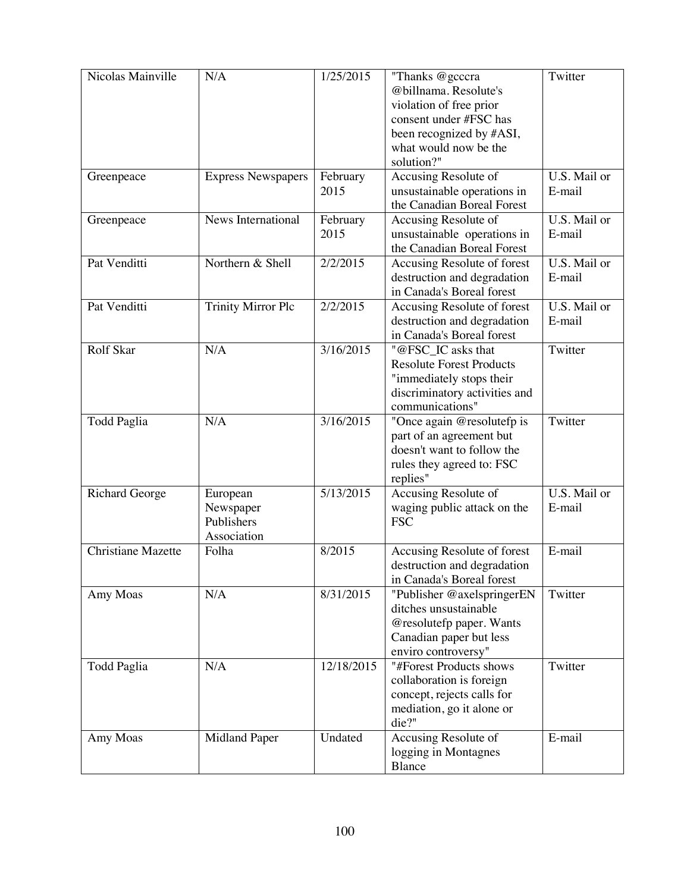| Nicolas Mainville | N/A | 1/25/2015 | "Thanks @gcccra @billnama. Resolute's violation of free prior consent under #FSC has been recognized by #ASI, what would now be the solution?" | Twitter |
|---|---|---|---|---|
| Greenpeace | Express Newspapers | February 2015 | Accusing Resolute of unsustainable operations in the Canadian Boreal Forest | U.S. Mail or E-mail |
| Greenpeace | News International | February 2015 | Accusing Resolute of unsustainable operations in the Canadian Boreal Forest | U.S. Mail or E-mail |
| Pat Venditti | Northern & Shell | 2/2/2015 | Accusing Resolute of forest destruction and degradation in Canada's Boreal forest | U.S. Mail or E-mail |
| Pat Venditti | Trinity Mirror Plc | 2/2/2015 | Accusing Resolute of forest destruction and degradation in Canada's Boreal forest | U.S. Mail or E-mail |
| Rolf Skar | N/A | 3/16/2015 | "@FSC_IC asks that Resolute Forest Products "immediately stops their discriminatory activities and communications" | Twitter |
| Todd Paglia | N/A | 3/16/2015 | "Once again @resolutefp is part of an agreement but doesn't want to follow the rules they agreed to: FSC replies" | Twitter |
| Richard George | European Newspaper Publishers Association | 5/13/2015 | Accusing Resolute of waging public attack on the FSC | U.S. Mail or E-mail |
| Christiane Mazette | Folha | 8/2015 | Accusing Resolute of forest destruction and degradation in Canada's Boreal forest | E-mail |
| Amy Moas | N/A | 8/31/2015 | "Publisher @axelspringerEN ditches unsustainable @resolutefp paper. Wants Canadian paper but less enviro controversy" | Twitter |
| Todd Paglia | N/A | 12/18/2015 | "#Forest Products shows collaboration is foreign concept, rejects calls for mediation, go it alone or die?" | Twitter |
| Amy Moas | Midland Paper | Undated | Accusing Resolute of logging in Montagnes Blance | E-mail |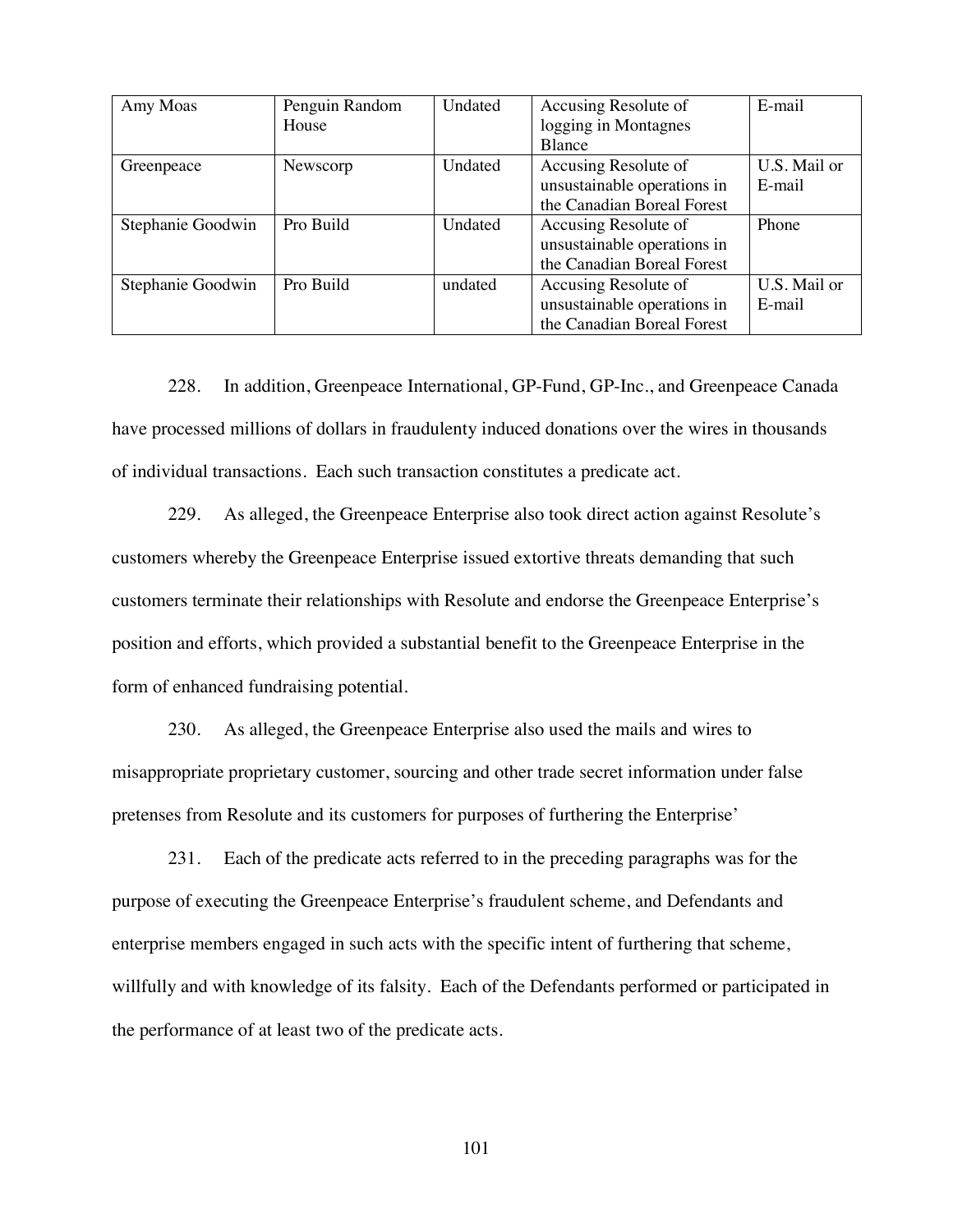| Amy Moas | Penguin Random House | Undated | Accusing Resolute of logging in Montagnes Blance | E-mail |
|---|---|---|---|---|
| Greenpeace | Newscorp | Undated | Accusing Resolute of unsustainable operations in the Canadian Boreal Forest | U.S. Mail or E-mail |
| Stephanie Goodwin | Pro Build | Undated | Accusing Resolute of unsustainable operations in the Canadian Boreal Forest | Phone |
| Stephanie Goodwin | Pro Build | undated | Accusing Resolute of unsustainable operations in the Canadian Boreal Forest | U.S. Mail or E-mail |

228. In addition, Greenpeace International, GP-Fund, GP-Inc., and Greenpeace Canada have processed millions of dollars in fraudulenty induced donations over the wires in thousands of individual transactions. Each such transaction constitutes a predicate act.

229. As alleged, the Greenpeace Enterprise also took direct action against Resolute's customers whereby the Greenpeace Enterprise issued extortive threats demanding that such customers terminate their relationships with Resolute and endorse the Greenpeace Enterprise's position and efforts, which provided a substantial benefit to the Greenpeace Enterprise in the form of enhanced fundraising potential.

230. As alleged, the Greenpeace Enterprise also used the mails and wires to misappropriate proprietary customer, sourcing and other trade secret information under false pretenses from Resolute and its customers for purposes of furthering the Enterprise'

231. Each of the predicate acts referred to in the preceding paragraphs was for the purpose of executing the Greenpeace Enterprise's fraudulent scheme, and Defendants and enterprise members engaged in such acts with the specific intent of furthering that scheme, willfully and with knowledge of its falsity. Each of the Defendants performed or participated in the performance of at least two of the predicate acts.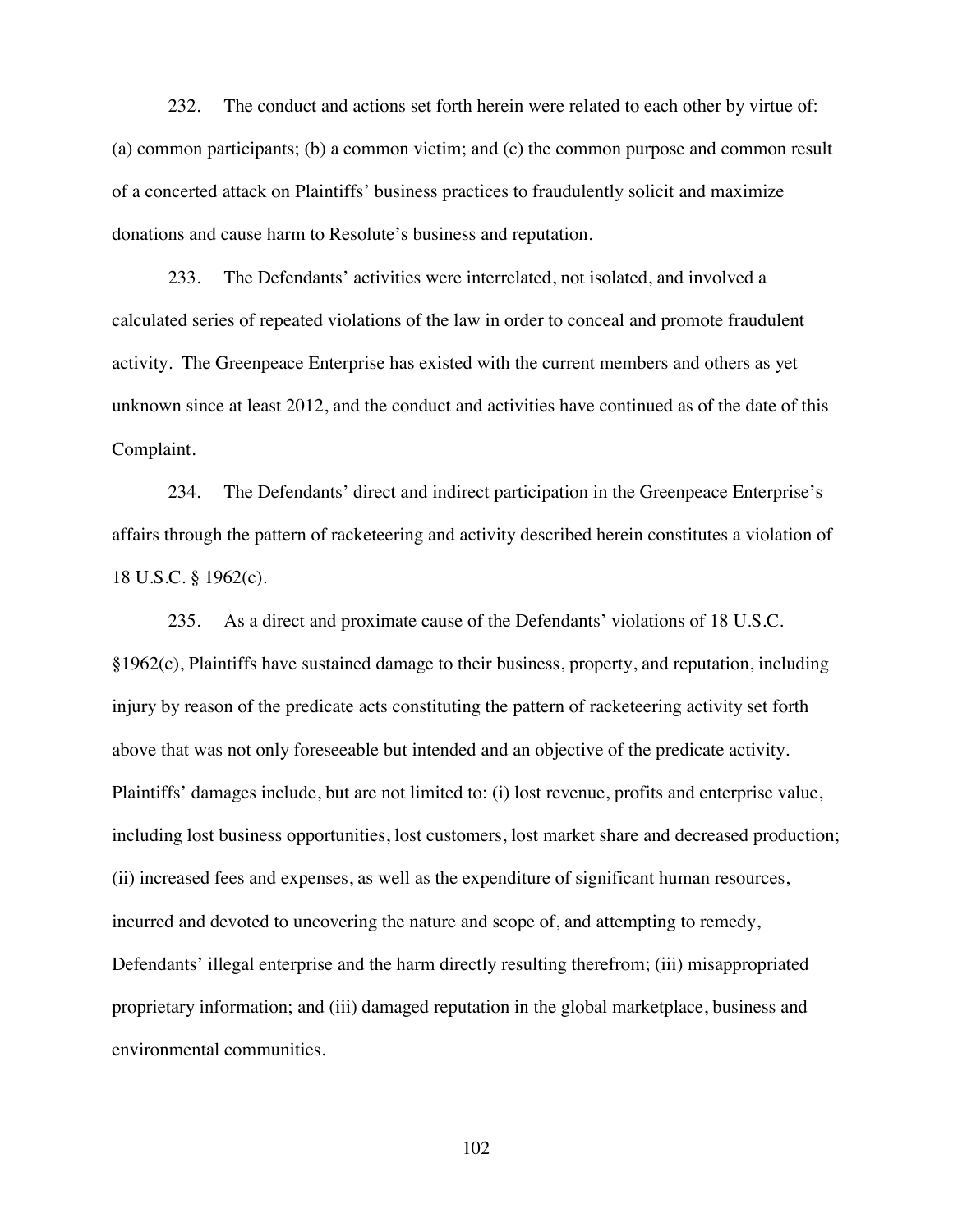232. The conduct and actions set forth herein were related to each other by virtue of: (a) common participants; (b) a common victim; and (c) the common purpose and common result of a concerted attack on Plaintiffs' business practices to fraudulently solicit and maximize donations and cause harm to Resolute's business and reputation.

233. The Defendants' activities were interrelated, not isolated, and involved a calculated series of repeated violations of the law in order to conceal and promote fraudulent activity. The Greenpeace Enterprise has existed with the current members and others as yet unknown since at least 2012, and the conduct and activities have continued as of the date of this Complaint.

234. The Defendants' direct and indirect participation in the Greenpeace Enterprise's affairs through the pattern of racketeering and activity described herein constitutes a violation of 18 U.S.C. § 1962(c).

235. As a direct and proximate cause of the Defendants' violations of 18 U.S.C. §1962(c), Plaintiffs have sustained damage to their business, property, and reputation, including injury by reason of the predicate acts constituting the pattern of racketeering activity set forth above that was not only foreseeable but intended and an objective of the predicate activity. Plaintiffs' damages include, but are not limited to: (i) lost revenue, profits and enterprise value, including lost business opportunities, lost customers, lost market share and decreased production; (ii) increased fees and expenses, as well as the expenditure of significant human resources, incurred and devoted to uncovering the nature and scope of, and attempting to remedy, Defendants' illegal enterprise and the harm directly resulting therefrom; (iii) misappropriated proprietary information; and (iii) damaged reputation in the global marketplace, business and environmental communities.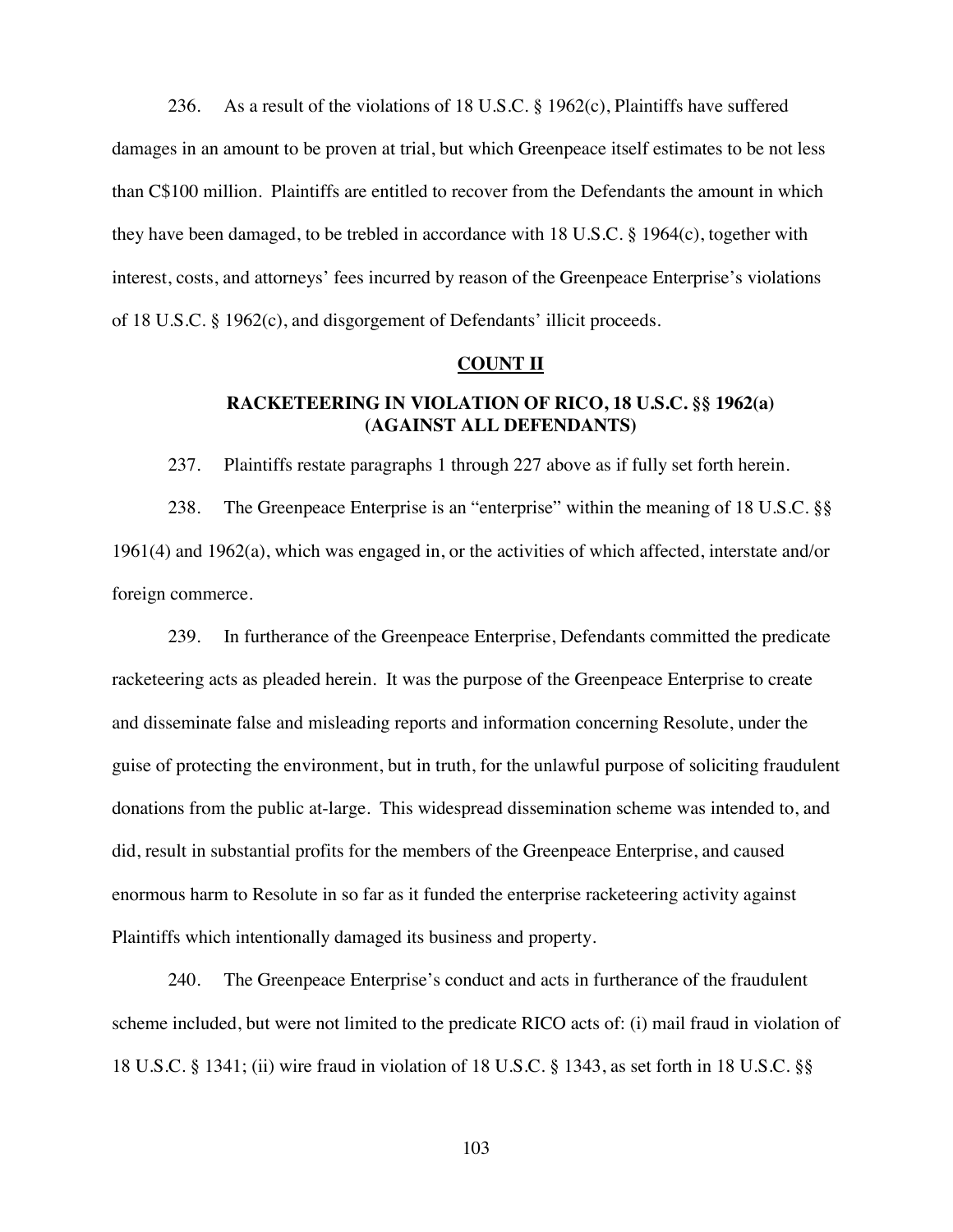236. As a result of the violations of 18 U.S.C. § 1962(c), Plaintiffs have suffered damages in an amount to be proven at trial, but which Greenpeace itself estimates to be not less than C$100 million. Plaintiffs are entitled to recover from the Defendants the amount in which they have been damaged, to be trebled in accordance with 18 U.S.C. § 1964(c), together with interest, costs, and attorneys' fees incurred by reason of the Greenpeace Enterprise's violations of 18 U.S.C. § 1962(c), and disgorgement of Defendants' illicit proceeds.

**COUNT II**

**RACKETEERING IN VIOLATION OF RICO, 18 U.S.C. §§ 1962(a) (AGAINST ALL DEFENDANTS)**

237. Plaintiffs restate paragraphs 1 through 227 above as if fully set forth herein.

238. The Greenpeace Enterprise is an "enterprise" within the meaning of 18 U.S.C. §§ 1961(4) and 1962(a), which was engaged in, or the activities of which affected, interstate and/or foreign commerce.

239. In furtherance of the Greenpeace Enterprise, Defendants committed the predicate racketeering acts as pleaded herein. It was the purpose of the Greenpeace Enterprise to create and disseminate false and misleading reports and information concerning Resolute, under the guise of protecting the environment, but in truth, for the unlawful purpose of soliciting fraudulent donations from the public at-large. This widespread dissemination scheme was intended to, and did, result in substantial profits for the members of the Greenpeace Enterprise, and caused enormous harm to Resolute in so far as it funded the enterprise racketeering activity against Plaintiffs which intentionally damaged its business and property.

240. The Greenpeace Enterprise's conduct and acts in furtherance of the fraudulent scheme included, but were not limited to the predicate RICO acts of: (i) mail fraud in violation of 18 U.S.C. § 1341; (ii) wire fraud in violation of 18 U.S.C. § 1343, as set forth in 18 U.S.C. §§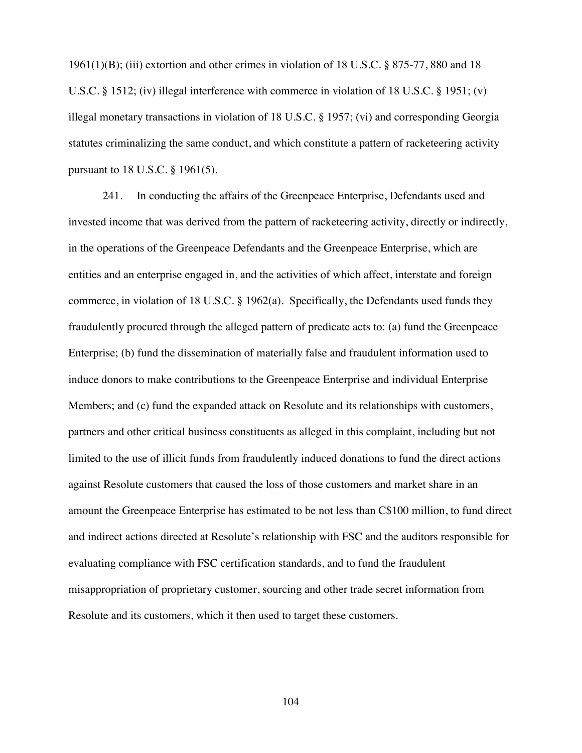1961(1)(B); (iii) extortion and other crimes in violation of 18 U.S.C. § 875-77, 880 and 18 U.S.C. § 1512; (iv) illegal interference with commerce in violation of 18 U.S.C. § 1951; (v) illegal monetary transactions in violation of 18 U.S.C. § 1957; (vi) and corresponding Georgia statutes criminalizing the same conduct, and which constitute a pattern of racketeering activity pursuant to 18 U.S.C. § 1961(5).

241. In conducting the affairs of the Greenpeace Enterprise, Defendants used and invested income that was derived from the pattern of racketeering activity, directly or indirectly, in the operations of the Greenpeace Defendants and the Greenpeace Enterprise, which are entities and an enterprise engaged in, and the activities of which affect, interstate and foreign commerce, in violation of 18 U.S.C. § 1962(a). Specifically, the Defendants used funds they fraudulently procured through the alleged pattern of predicate acts to: (a) fund the Greenpeace Enterprise; (b) fund the dissemination of materially false and fraudulent information used to induce donors to make contributions to the Greenpeace Enterprise and individual Enterprise Members; and (c) fund the expanded attack on Resolute and its relationships with customers, partners and other critical business constituents as alleged in this complaint, including but not limited to the use of illicit funds from fraudulently induced donations to fund the direct actions against Resolute customers that caused the loss of those customers and market share in an amount the Greenpeace Enterprise has estimated to be not less than C$100 million, to fund direct and indirect actions directed at Resolute's relationship with FSC and the auditors responsible for evaluating compliance with FSC certification standards, and to fund the fraudulent misappropriation of proprietary customer, sourcing and other trade secret information from Resolute and its customers, which it then used to target these customers.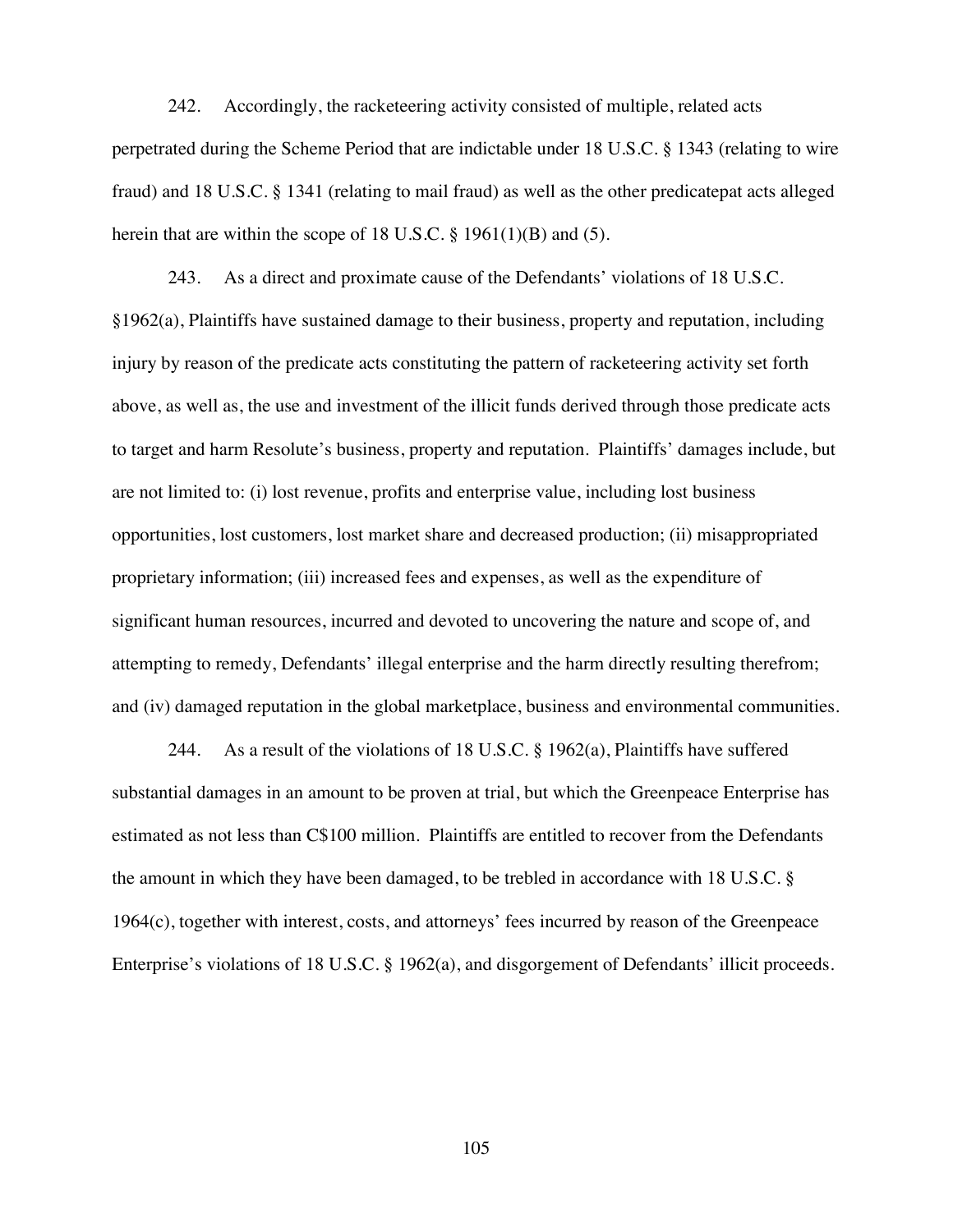242. Accordingly, the racketeering activity consisted of multiple, related acts perpetrated during the Scheme Period that are indictable under 18 U.S.C. § 1343 (relating to wire fraud) and 18 U.S.C. § 1341 (relating to mail fraud) as well as the other predicatepat acts alleged herein that are within the scope of 18 U.S.C. § 1961(1)(B) and (5).

243. As a direct and proximate cause of the Defendants' violations of 18 U.S.C. §1962(a), Plaintiffs have sustained damage to their business, property and reputation, including injury by reason of the predicate acts constituting the pattern of racketeering activity set forth above, as well as, the use and investment of the illicit funds derived through those predicate acts to target and harm Resolute's business, property and reputation. Plaintiffs' damages include, but are not limited to: (i) lost revenue, profits and enterprise value, including lost business opportunities, lost customers, lost market share and decreased production; (ii) misappropriated proprietary information; (iii) increased fees and expenses, as well as the expenditure of significant human resources, incurred and devoted to uncovering the nature and scope of, and attempting to remedy, Defendants' illegal enterprise and the harm directly resulting therefrom; and (iv) damaged reputation in the global marketplace, business and environmental communities.

244. As a result of the violations of 18 U.S.C. § 1962(a), Plaintiffs have suffered substantial damages in an amount to be proven at trial, but which the Greenpeace Enterprise has estimated as not less than C$100 million. Plaintiffs are entitled to recover from the Defendants the amount in which they have been damaged, to be trebled in accordance with 18 U.S.C. § 1964(c), together with interest, costs, and attorneys' fees incurred by reason of the Greenpeace Enterprise's violations of 18 U.S.C. § 1962(a), and disgorgement of Defendants' illicit proceeds.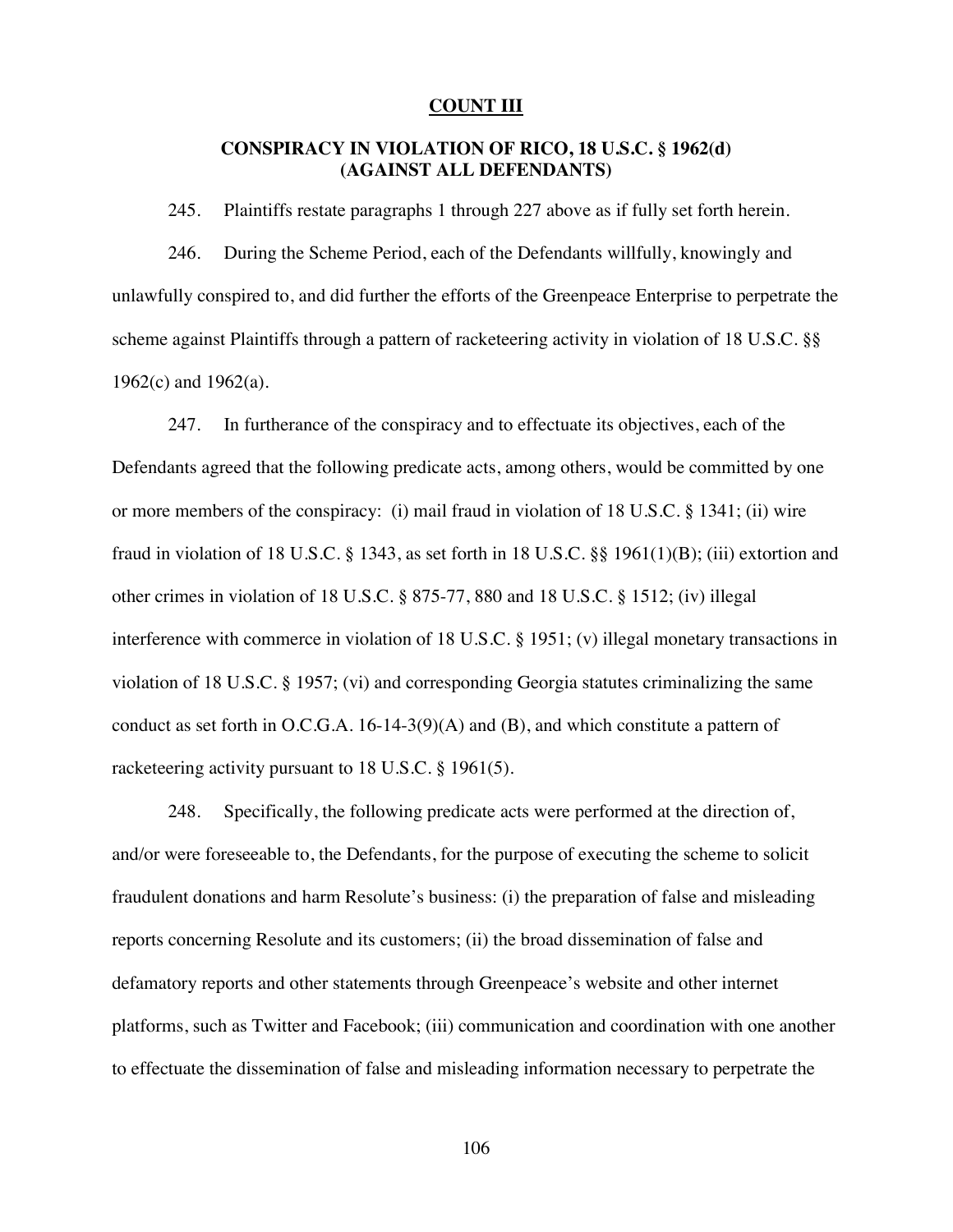**COUNT III**

**CONSPIRACY IN VIOLATION OF RICO, 18 U.S.C. § 1962(d) (AGAINST ALL DEFENDANTS)**

245. Plaintiffs restate paragraphs 1 through 227 above as if fully set forth herein.

246. During the Scheme Period, each of the Defendants willfully, knowingly and unlawfully conspired to, and did further the efforts of the Greenpeace Enterprise to perpetrate the scheme against Plaintiffs through a pattern of racketeering activity in violation of 18 U.S.C. §§ 1962(c) and 1962(a).

247. In furtherance of the conspiracy and to effectuate its objectives, each of the Defendants agreed that the following predicate acts, among others, would be committed by one or more members of the conspiracy: (i) mail fraud in violation of 18 U.S.C. § 1341; (ii) wire fraud in violation of 18 U.S.C. § 1343, as set forth in 18 U.S.C. §§ 1961(1)(B); (iii) extortion and other crimes in violation of 18 U.S.C. § 875-77, 880 and 18 U.S.C. § 1512; (iv) illegal interference with commerce in violation of 18 U.S.C. § 1951; (v) illegal monetary transactions in violation of 18 U.S.C. § 1957; (vi) and corresponding Georgia statutes criminalizing the same conduct as set forth in O.C.G.A. 16-14-3(9)(A) and (B), and which constitute a pattern of racketeering activity pursuant to 18 U.S.C. § 1961(5).

248. Specifically, the following predicate acts were performed at the direction of, and/or were foreseeable to, the Defendants, for the purpose of executing the scheme to solicit fraudulent donations and harm Resolute's business: (i) the preparation of false and misleading reports concerning Resolute and its customers; (ii) the broad dissemination of false and defamatory reports and other statements through Greenpeace's website and other internet platforms, such as Twitter and Facebook; (iii) communication and coordination with one another to effectuate the dissemination of false and misleading information necessary to perpetrate the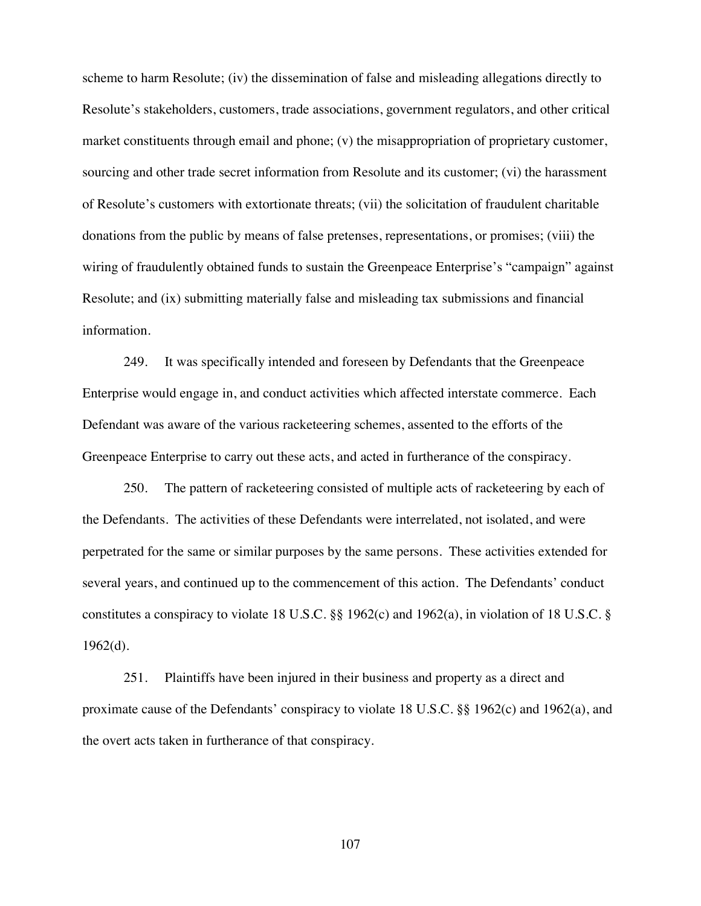scheme to harm Resolute; (iv) the dissemination of false and misleading allegations directly to Resolute's stakeholders, customers, trade associations, government regulators, and other critical market constituents through email and phone; (v) the misappropriation of proprietary customer, sourcing and other trade secret information from Resolute and its customer; (vi) the harassment of Resolute's customers with extortionate threats; (vii) the solicitation of fraudulent charitable donations from the public by means of false pretenses, representations, or promises; (viii) the wiring of fraudulently obtained funds to sustain the Greenpeace Enterprise's "campaign" against Resolute; and (ix) submitting materially false and misleading tax submissions and financial information.

249. It was specifically intended and foreseen by Defendants that the Greenpeace Enterprise would engage in, and conduct activities which affected interstate commerce. Each Defendant was aware of the various racketeering schemes, assented to the efforts of the Greenpeace Enterprise to carry out these acts, and acted in furtherance of the conspiracy.

250. The pattern of racketeering consisted of multiple acts of racketeering by each of the Defendants. The activities of these Defendants were interrelated, not isolated, and were perpetrated for the same or similar purposes by the same persons. These activities extended for several years, and continued up to the commencement of this action. The Defendants' conduct constitutes a conspiracy to violate 18 U.S.C. §§ 1962(c) and 1962(a), in violation of 18 U.S.C. § 1962(d).

251. Plaintiffs have been injured in their business and property as a direct and proximate cause of the Defendants' conspiracy to violate 18 U.S.C. §§ 1962(c) and 1962(a), and the overt acts taken in furtherance of that conspiracy.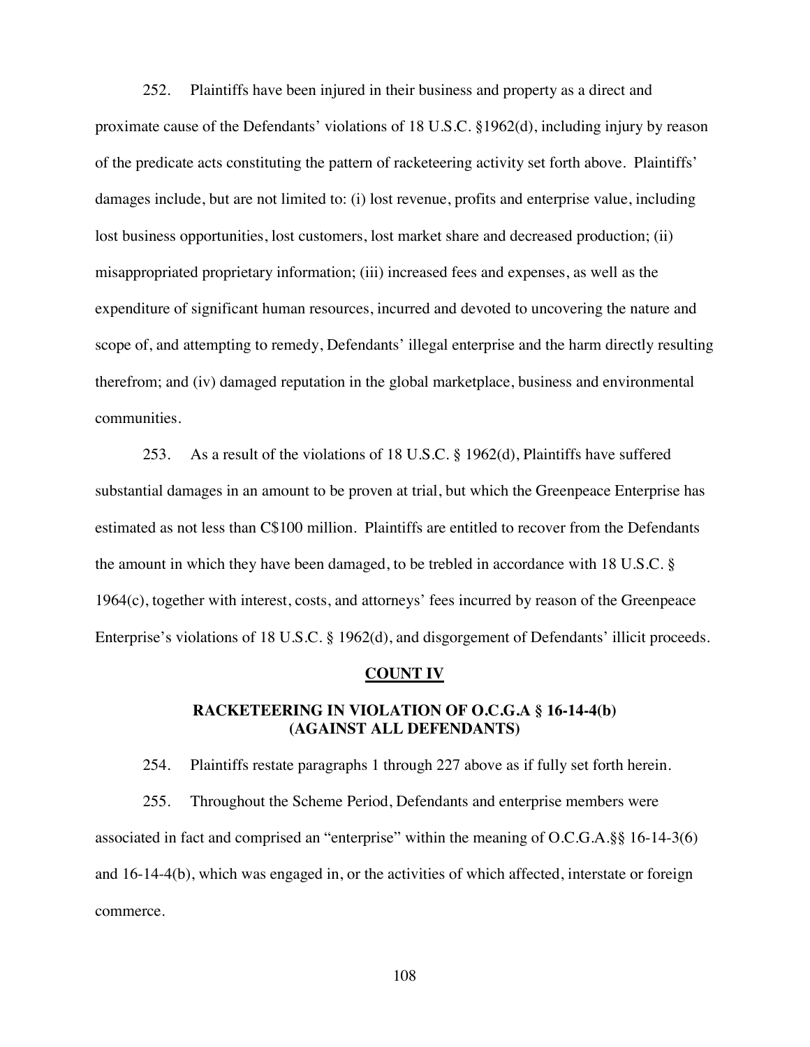252. Plaintiffs have been injured in their business and property as a direct and proximate cause of the Defendants' violations of 18 U.S.C. §1962(d), including injury by reason of the predicate acts constituting the pattern of racketeering activity set forth above. Plaintiffs' damages include, but are not limited to: (i) lost revenue, profits and enterprise value, including lost business opportunities, lost customers, lost market share and decreased production; (ii) misappropriated proprietary information; (iii) increased fees and expenses, as well as the expenditure of significant human resources, incurred and devoted to uncovering the nature and scope of, and attempting to remedy, Defendants' illegal enterprise and the harm directly resulting therefrom; and (iv) damaged reputation in the global marketplace, business and environmental communities.

253. As a result of the violations of 18 U.S.C. § 1962(d), Plaintiffs have suffered substantial damages in an amount to be proven at trial, but which the Greenpeace Enterprise has estimated as not less than C$100 million. Plaintiffs are entitled to recover from the Defendants the amount in which they have been damaged, to be trebled in accordance with 18 U.S.C. § 1964(c), together with interest, costs, and attorneys' fees incurred by reason of the Greenpeace Enterprise's violations of 18 U.S.C. § 1962(d), and disgorgement of Defendants' illicit proceeds.

## COUNT IV

### RACKETEERING IN VIOLATION OF O.C.G.A § 16-14-4(b) (AGAINST ALL DEFENDANTS)

254. Plaintiffs restate paragraphs 1 through 227 above as if fully set forth herein.

255. Throughout the Scheme Period, Defendants and enterprise members were associated in fact and comprised an "enterprise" within the meaning of O.C.G.A.§§ 16-14-3(6) and 16-14-4(b), which was engaged in, or the activities of which affected, interstate or foreign commerce.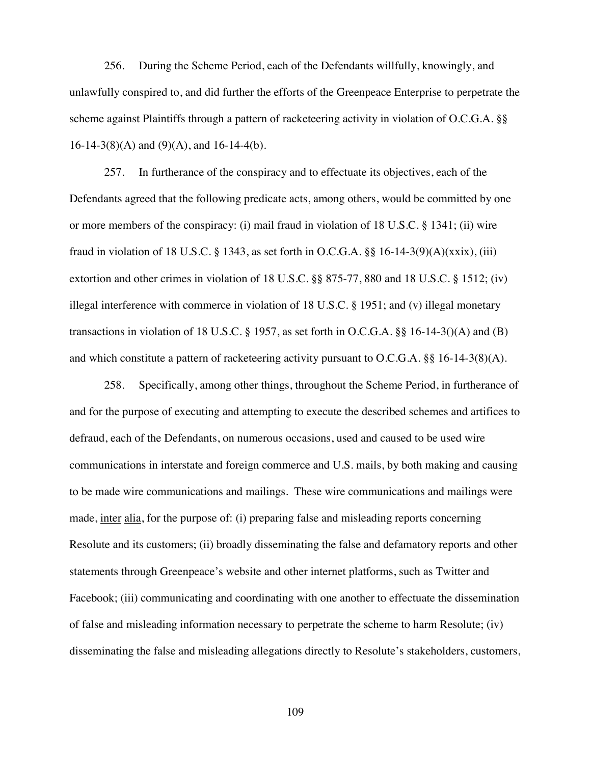256. During the Scheme Period, each of the Defendants willfully, knowingly, and unlawfully conspired to, and did further the efforts of the Greenpeace Enterprise to perpetrate the scheme against Plaintiffs through a pattern of racketeering activity in violation of O.C.G.A. §§ 16-14-3(8)(A) and (9)(A), and 16-14-4(b).

257. In furtherance of the conspiracy and to effectuate its objectives, each of the Defendants agreed that the following predicate acts, among others, would be committed by one or more members of the conspiracy: (i) mail fraud in violation of 18 U.S.C. § 1341; (ii) wire fraud in violation of 18 U.S.C. § 1343, as set forth in O.C.G.A. §§ 16-14-3(9)(A)(xxix), (iii) extortion and other crimes in violation of 18 U.S.C. §§ 875-77, 880 and 18 U.S.C. § 1512; (iv) illegal interference with commerce in violation of 18 U.S.C. § 1951; and (v) illegal monetary transactions in violation of 18 U.S.C. § 1957, as set forth in O.C.G.A. §§ 16-14-3()(A) and (B) and which constitute a pattern of racketeering activity pursuant to O.C.G.A. §§ 16-14-3(8)(A).

258. Specifically, among other things, throughout the Scheme Period, in furtherance of and for the purpose of executing and attempting to execute the described schemes and artifices to defraud, each of the Defendants, on numerous occasions, used and caused to be used wire communications in interstate and foreign commerce and U.S. mails, by both making and causing to be made wire communications and mailings. These wire communications and mailings were made, inter alia, for the purpose of: (i) preparing false and misleading reports concerning Resolute and its customers; (ii) broadly disseminating the false and defamatory reports and other statements through Greenpeace's website and other internet platforms, such as Twitter and Facebook; (iii) communicating and coordinating with one another to effectuate the dissemination of false and misleading information necessary to perpetrate the scheme to harm Resolute; (iv) disseminating the false and misleading allegations directly to Resolute's stakeholders, customers,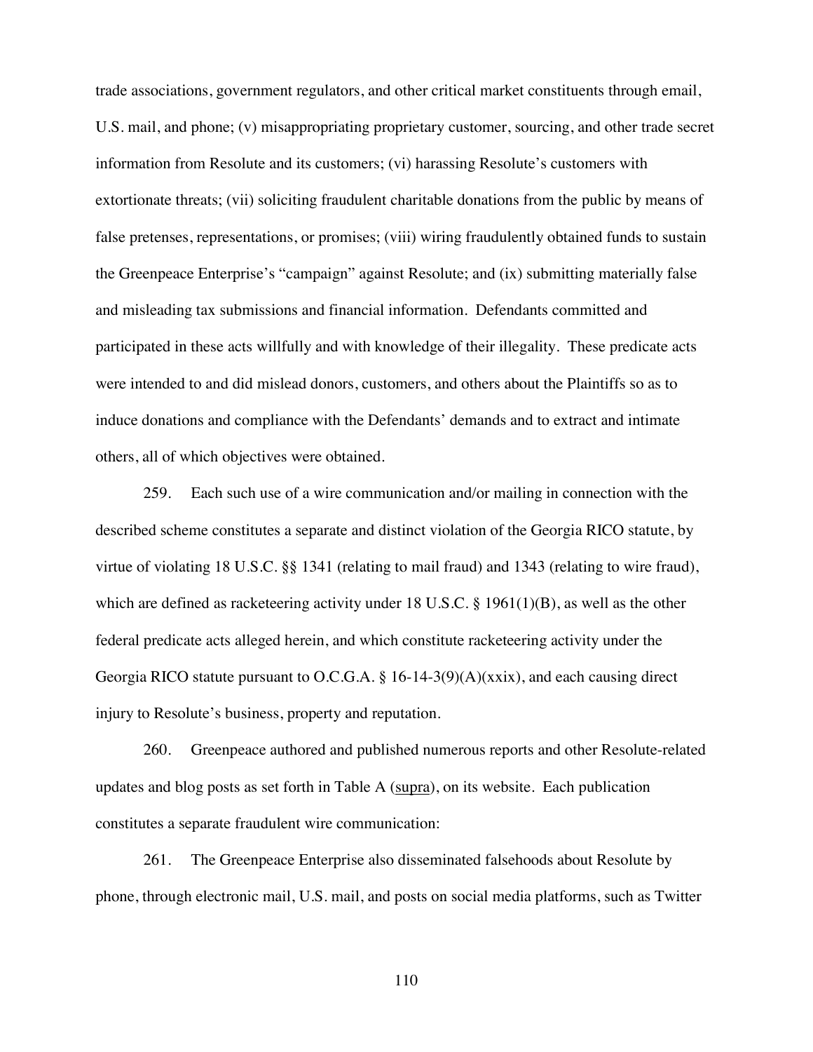trade associations, government regulators, and other critical market constituents through email, U.S. mail, and phone; (v) misappropriating proprietary customer, sourcing, and other trade secret information from Resolute and its customers; (vi) harassing Resolute's customers with extortionate threats; (vii) soliciting fraudulent charitable donations from the public by means of false pretenses, representations, or promises; (viii) wiring fraudulently obtained funds to sustain the Greenpeace Enterprise's "campaign" against Resolute; and (ix) submitting materially false and misleading tax submissions and financial information. Defendants committed and participated in these acts willfully and with knowledge of their illegality. These predicate acts were intended to and did mislead donors, customers, and others about the Plaintiffs so as to induce donations and compliance with the Defendants' demands and to extract and intimate others, all of which objectives were obtained.

259. Each such use of a wire communication and/or mailing in connection with the described scheme constitutes a separate and distinct violation of the Georgia RICO statute, by virtue of violating 18 U.S.C. §§ 1341 (relating to mail fraud) and 1343 (relating to wire fraud), which are defined as racketeering activity under 18 U.S.C. § 1961(1)(B), as well as the other federal predicate acts alleged herein, and which constitute racketeering activity under the Georgia RICO statute pursuant to O.C.G.A. § 16-14-3(9)(A)(xxix), and each causing direct injury to Resolute's business, property and reputation.

260. Greenpeace authored and published numerous reports and other Resolute-related updates and blog posts as set forth in Table A (supra), on its website. Each publication constitutes a separate fraudulent wire communication:

261. The Greenpeace Enterprise also disseminated falsehoods about Resolute by phone, through electronic mail, U.S. mail, and posts on social media platforms, such as Twitter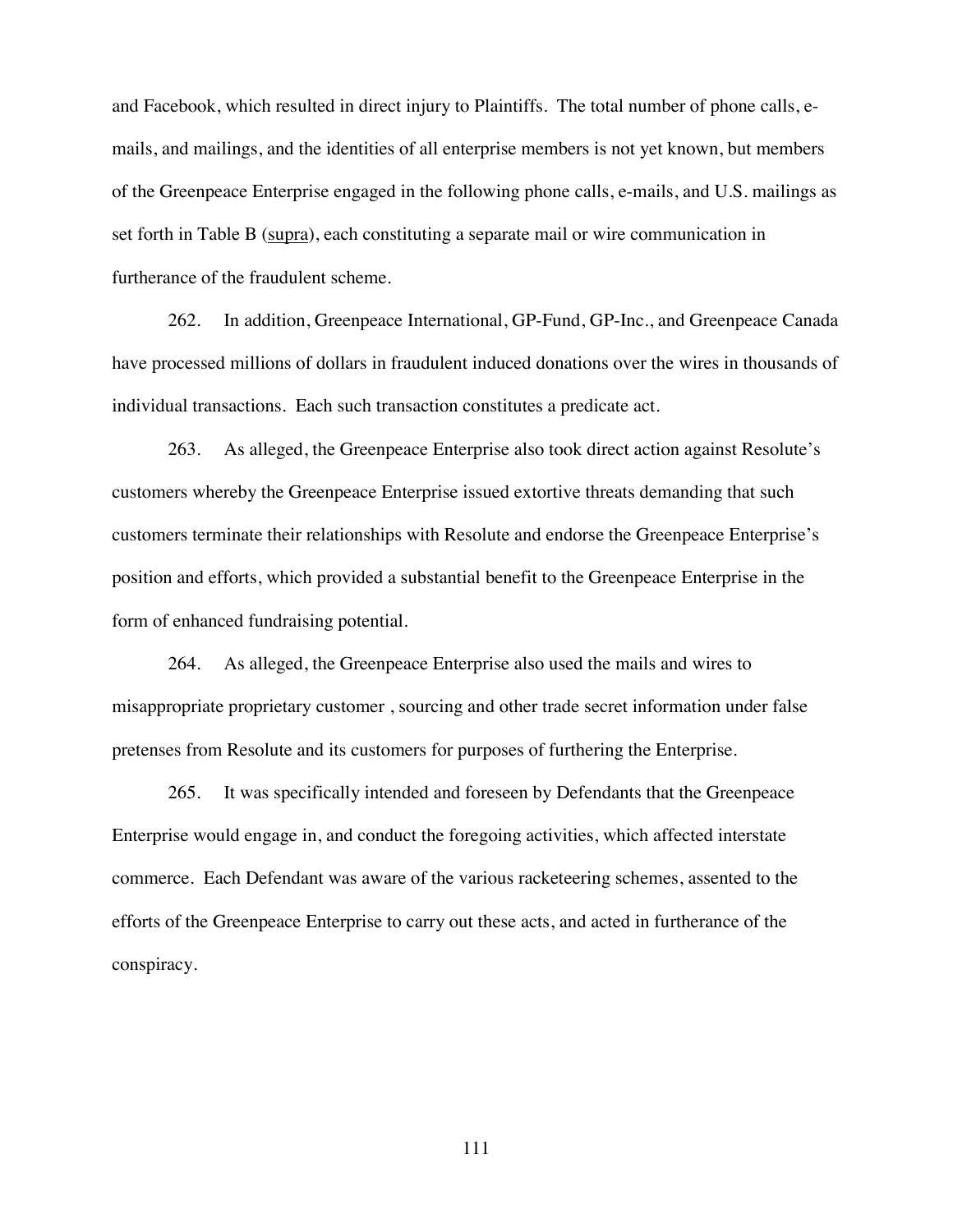and Facebook, which resulted in direct injury to Plaintiffs. The total number of phone calls, e-mails, and mailings, and the identities of all enterprise members is not yet known, but members of the Greenpeace Enterprise engaged in the following phone calls, e-mails, and U.S. mailings as set forth in Table B (supra), each constituting a separate mail or wire communication in furtherance of the fraudulent scheme.

262. In addition, Greenpeace International, GP-Fund, GP-Inc., and Greenpeace Canada have processed millions of dollars in fraudulent induced donations over the wires in thousands of individual transactions. Each such transaction constitutes a predicate act.

263. As alleged, the Greenpeace Enterprise also took direct action against Resolute's customers whereby the Greenpeace Enterprise issued extortive threats demanding that such customers terminate their relationships with Resolute and endorse the Greenpeace Enterprise's position and efforts, which provided a substantial benefit to the Greenpeace Enterprise in the form of enhanced fundraising potential.

264. As alleged, the Greenpeace Enterprise also used the mails and wires to misappropriate proprietary customer , sourcing and other trade secret information under false pretenses from Resolute and its customers for purposes of furthering the Enterprise.

265. It was specifically intended and foreseen by Defendants that the Greenpeace Enterprise would engage in, and conduct the foregoing activities, which affected interstate commerce. Each Defendant was aware of the various racketeering schemes, assented to the efforts of the Greenpeace Enterprise to carry out these acts, and acted in furtherance of the conspiracy.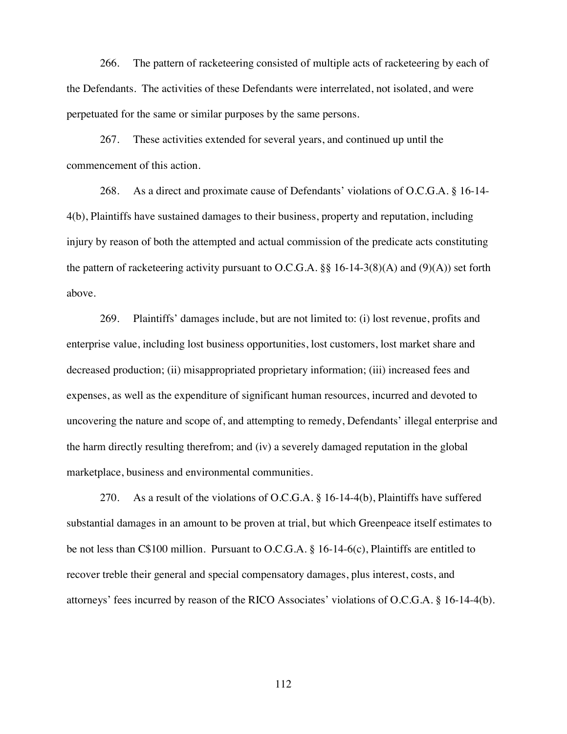266. The pattern of racketeering consisted of multiple acts of racketeering by each of the Defendants. The activities of these Defendants were interrelated, not isolated, and were perpetuated for the same or similar purposes by the same persons.

267. These activities extended for several years, and continued up until the commencement of this action.

268. As a direct and proximate cause of Defendants' violations of O.C.G.A. § 16-14-4(b), Plaintiffs have sustained damages to their business, property and reputation, including injury by reason of both the attempted and actual commission of the predicate acts constituting the pattern of racketeering activity pursuant to O.C.G.A. §§ 16-14-3(8)(A) and (9)(A)) set forth above.

269. Plaintiffs' damages include, but are not limited to: (i) lost revenue, profits and enterprise value, including lost business opportunities, lost customers, lost market share and decreased production; (ii) misappropriated proprietary information; (iii) increased fees and expenses, as well as the expenditure of significant human resources, incurred and devoted to uncovering the nature and scope of, and attempting to remedy, Defendants' illegal enterprise and the harm directly resulting therefrom; and (iv) a severely damaged reputation in the global marketplace, business and environmental communities.

270. As a result of the violations of O.C.G.A. § 16-14-4(b), Plaintiffs have suffered substantial damages in an amount to be proven at trial, but which Greenpeace itself estimates to be not less than C$100 million. Pursuant to O.C.G.A. § 16-14-6(c), Plaintiffs are entitled to recover treble their general and special compensatory damages, plus interest, costs, and attorneys' fees incurred by reason of the RICO Associates' violations of O.C.G.A. § 16-14-4(b).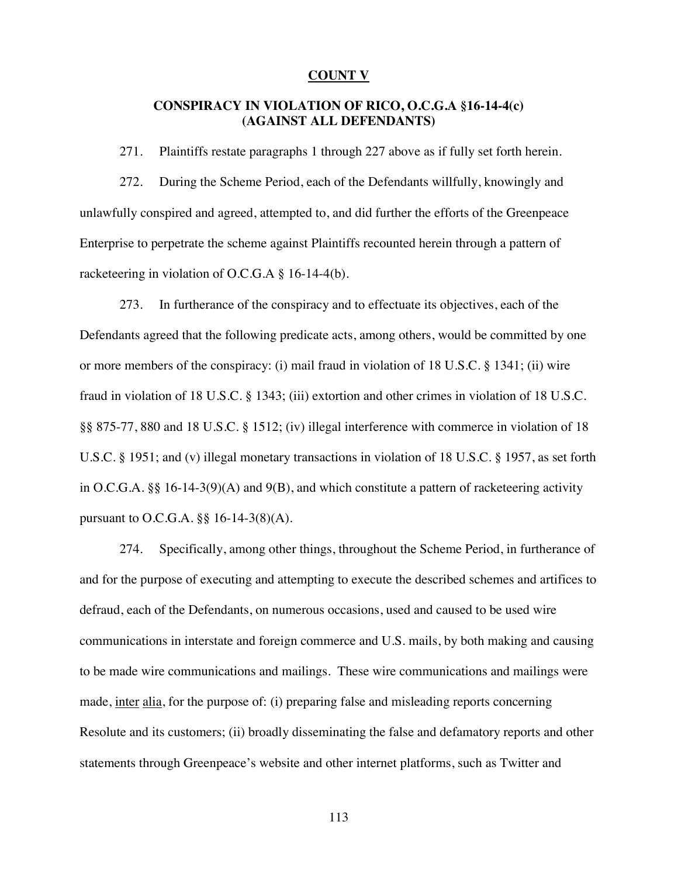## COUNT V

### CONSPIRACY IN VIOLATION OF RICO, O.C.G.A §16-14-4(c) (AGAINST ALL DEFENDANTS)

271. Plaintiffs restate paragraphs 1 through 227 above as if fully set forth herein.

272. During the Scheme Period, each of the Defendants willfully, knowingly and unlawfully conspired and agreed, attempted to, and did further the efforts of the Greenpeace Enterprise to perpetrate the scheme against Plaintiffs recounted herein through a pattern of racketeering in violation of O.C.G.A § 16-14-4(b).

273. In furtherance of the conspiracy and to effectuate its objectives, each of the Defendants agreed that the following predicate acts, among others, would be committed by one or more members of the conspiracy: (i) mail fraud in violation of 18 U.S.C. § 1341; (ii) wire fraud in violation of 18 U.S.C. § 1343; (iii) extortion and other crimes in violation of 18 U.S.C. §§ 875-77, 880 and 18 U.S.C. § 1512; (iv) illegal interference with commerce in violation of 18 U.S.C. § 1951; and (v) illegal monetary transactions in violation of 18 U.S.C. § 1957, as set forth in O.C.G.A. §§ 16-14-3(9)(A) and 9(B), and which constitute a pattern of racketeering activity pursuant to O.C.G.A. §§ 16-14-3(8)(A).

274. Specifically, among other things, throughout the Scheme Period, in furtherance of and for the purpose of executing and attempting to execute the described schemes and artifices to defraud, each of the Defendants, on numerous occasions, used and caused to be used wire communications in interstate and foreign commerce and U.S. mails, by both making and causing to be made wire communications and mailings. These wire communications and mailings were made, inter alia, for the purpose of: (i) preparing false and misleading reports concerning Resolute and its customers; (ii) broadly disseminating the false and defamatory reports and other statements through Greenpeace's website and other internet platforms, such as Twitter and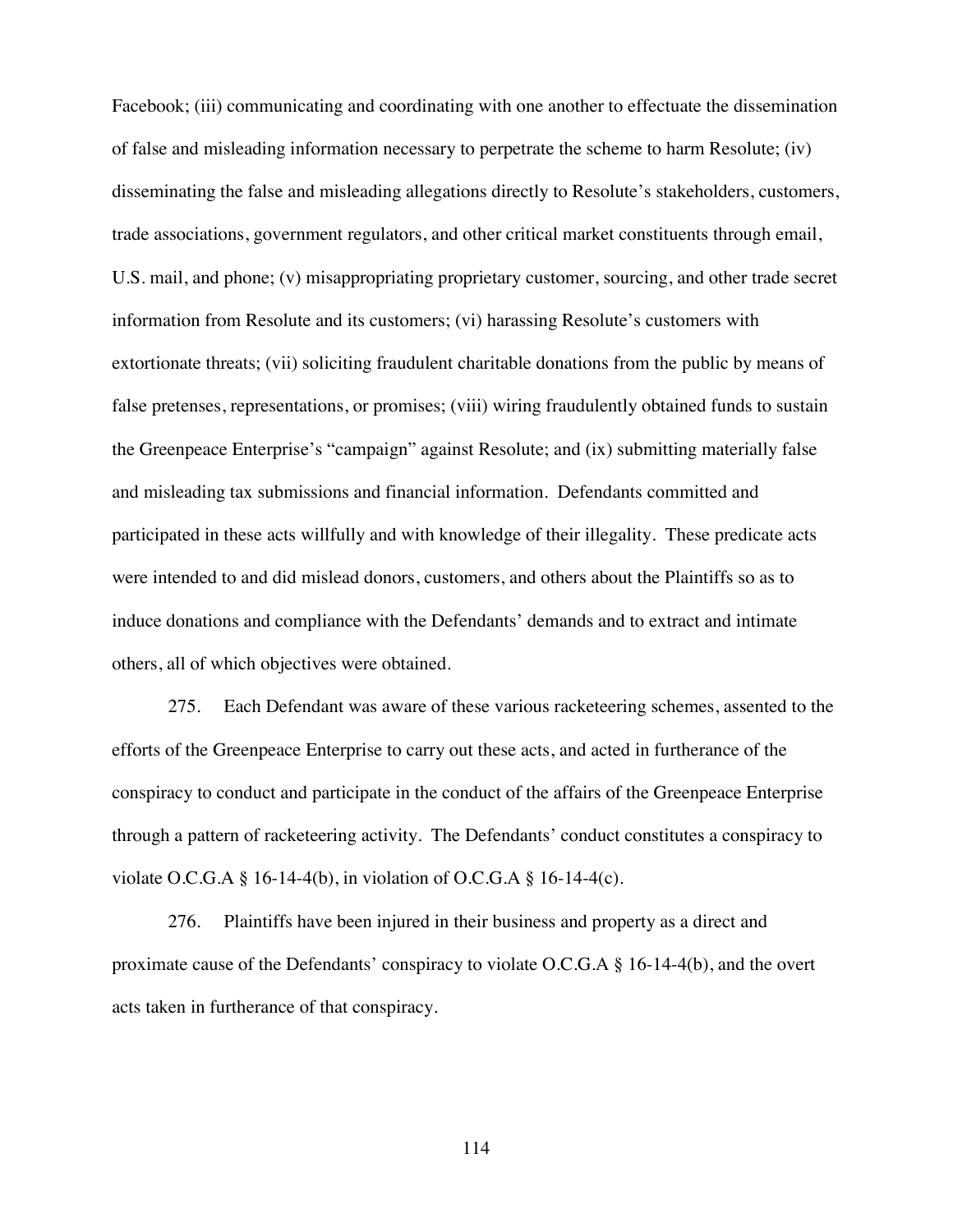Facebook; (iii) communicating and coordinating with one another to effectuate the dissemination of false and misleading information necessary to perpetrate the scheme to harm Resolute; (iv) disseminating the false and misleading allegations directly to Resolute's stakeholders, customers, trade associations, government regulators, and other critical market constituents through email, U.S. mail, and phone; (v) misappropriating proprietary customer, sourcing, and other trade secret information from Resolute and its customers; (vi) harassing Resolute's customers with extortionate threats; (vii) soliciting fraudulent charitable donations from the public by means of false pretenses, representations, or promises; (viii) wiring fraudulently obtained funds to sustain the Greenpeace Enterprise's "campaign" against Resolute; and (ix) submitting materially false and misleading tax submissions and financial information. Defendants committed and participated in these acts willfully and with knowledge of their illegality. These predicate acts were intended to and did mislead donors, customers, and others about the Plaintiffs so as to induce donations and compliance with the Defendants' demands and to extract and intimate others, all of which objectives were obtained.

275. Each Defendant was aware of these various racketeering schemes, assented to the efforts of the Greenpeace Enterprise to carry out these acts, and acted in furtherance of the conspiracy to conduct and participate in the conduct of the affairs of the Greenpeace Enterprise through a pattern of racketeering activity. The Defendants' conduct constitutes a conspiracy to violate O.C.G.A § 16-14-4(b), in violation of O.C.G.A § 16-14-4(c).

276. Plaintiffs have been injured in their business and property as a direct and proximate cause of the Defendants' conspiracy to violate O.C.G.A § 16-14-4(b), and the overt acts taken in furtherance of that conspiracy.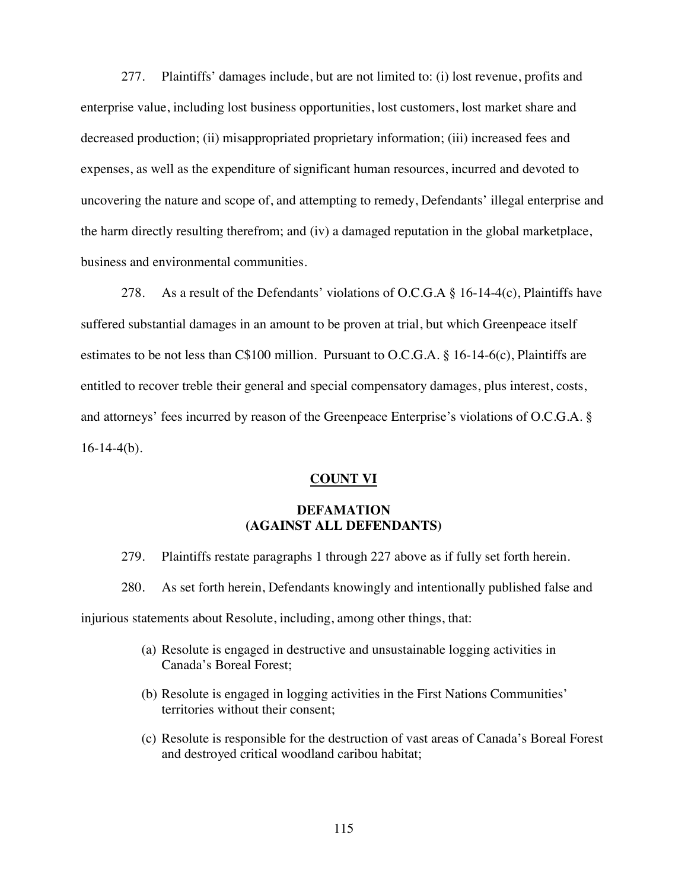277. Plaintiffs' damages include, but are not limited to: (i) lost revenue, profits and enterprise value, including lost business opportunities, lost customers, lost market share and decreased production; (ii) misappropriated proprietary information; (iii) increased fees and expenses, as well as the expenditure of significant human resources, incurred and devoted to uncovering the nature and scope of, and attempting to remedy, Defendants' illegal enterprise and the harm directly resulting therefrom; and (iv) a damaged reputation in the global marketplace, business and environmental communities.

278. As a result of the Defendants' violations of O.C.G.A § 16-14-4(c), Plaintiffs have suffered substantial damages in an amount to be proven at trial, but which Greenpeace itself estimates to be not less than C$100 million. Pursuant to O.C.G.A. § 16-14-6(c), Plaintiffs are entitled to recover treble their general and special compensatory damages, plus interest, costs, and attorneys' fees incurred by reason of the Greenpeace Enterprise's violations of O.C.G.A. § 16-14-4(b).

## COUNT VI

### DEFAMATION (AGAINST ALL DEFENDANTS)

279. Plaintiffs restate paragraphs 1 through 227 above as if fully set forth herein.

280. As set forth herein, Defendants knowingly and intentionally published false and injurious statements about Resolute, including, among other things, that:

(a) Resolute is engaged in destructive and unsustainable logging activities in Canada's Boreal Forest;

(b) Resolute is engaged in logging activities in the First Nations Communities' territories without their consent;

(c) Resolute is responsible for the destruction of vast areas of Canada's Boreal Forest and destroyed critical woodland caribou habitat;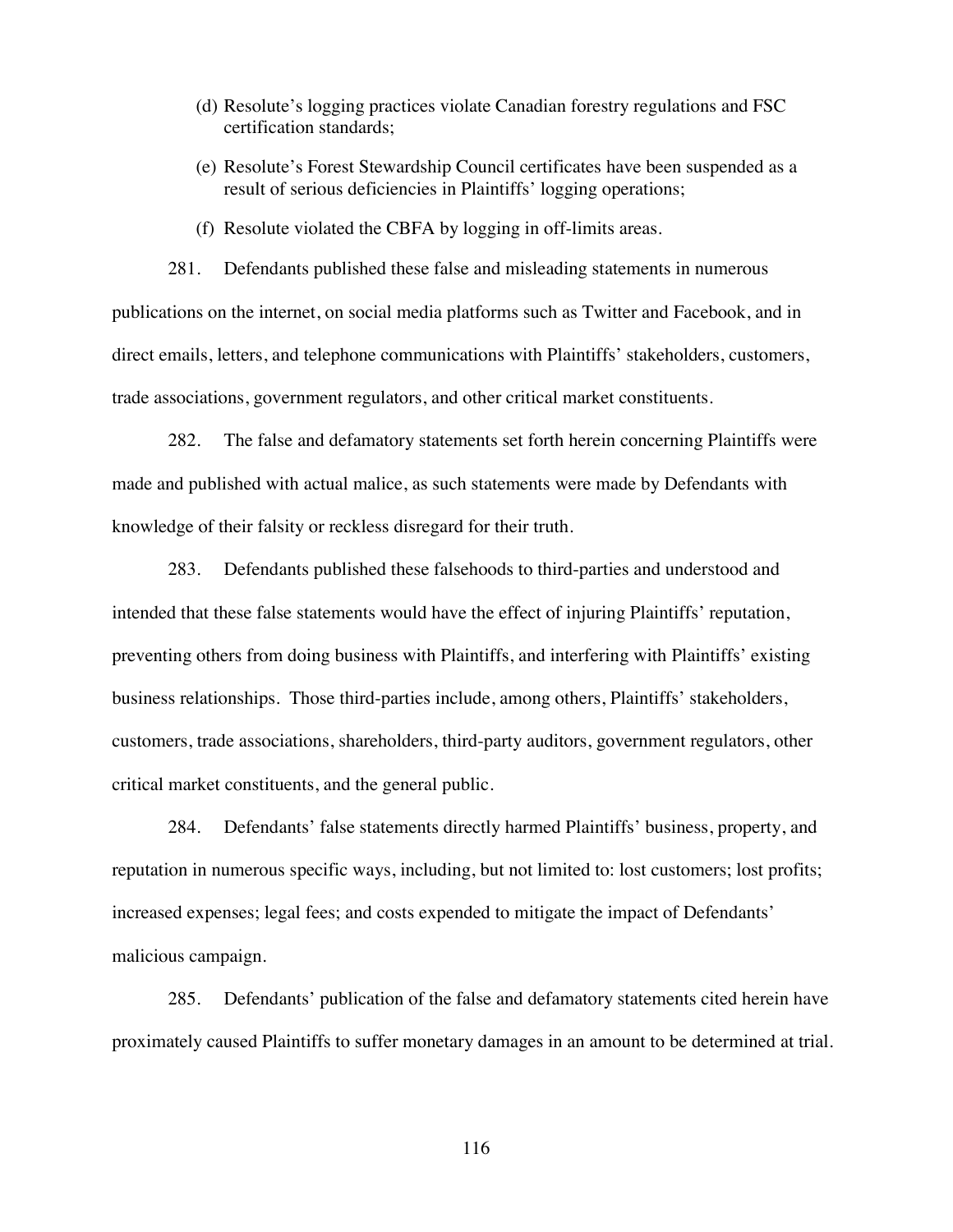(d) Resolute's logging practices violate Canadian forestry regulations and FSC certification standards;

(e) Resolute's Forest Stewardship Council certificates have been suspended as a result of serious deficiencies in Plaintiffs' logging operations;

(f) Resolute violated the CBFA by logging in off-limits areas.

281. Defendants published these false and misleading statements in numerous publications on the internet, on social media platforms such as Twitter and Facebook, and in direct emails, letters, and telephone communications with Plaintiffs' stakeholders, customers, trade associations, government regulators, and other critical market constituents.

282. The false and defamatory statements set forth herein concerning Plaintiffs were made and published with actual malice, as such statements were made by Defendants with knowledge of their falsity or reckless disregard for their truth.

283. Defendants published these falsehoods to third-parties and understood and intended that these false statements would have the effect of injuring Plaintiffs' reputation, preventing others from doing business with Plaintiffs, and interfering with Plaintiffs' existing business relationships. Those third-parties include, among others, Plaintiffs' stakeholders, customers, trade associations, shareholders, third-party auditors, government regulators, other critical market constituents, and the general public.

284. Defendants' false statements directly harmed Plaintiffs' business, property, and reputation in numerous specific ways, including, but not limited to: lost customers; lost profits; increased expenses; legal fees; and costs expended to mitigate the impact of Defendants' malicious campaign.

285. Defendants' publication of the false and defamatory statements cited herein have proximately caused Plaintiffs to suffer monetary damages in an amount to be determined at trial.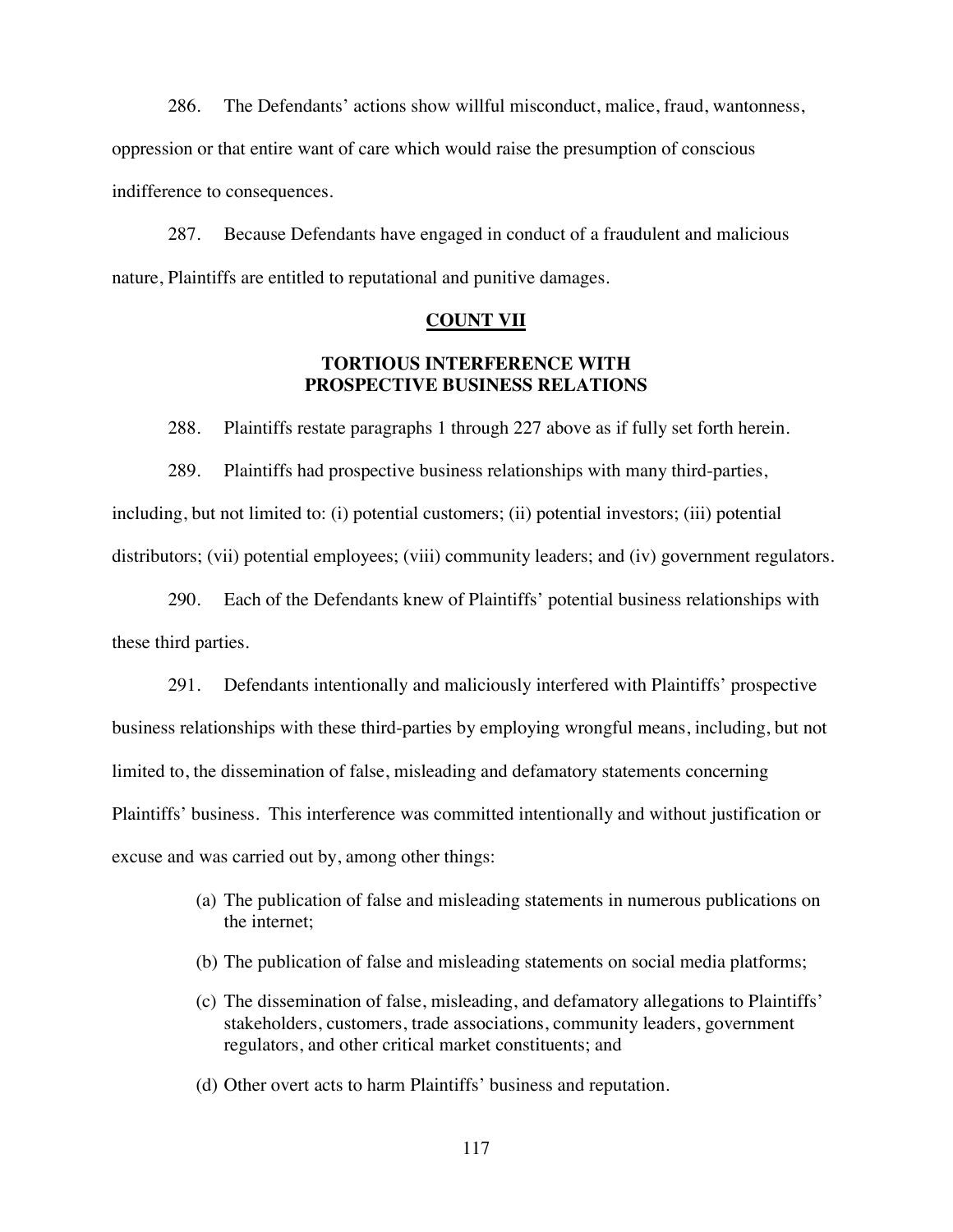286. The Defendants' actions show willful misconduct, malice, fraud, wantonness, oppression or that entire want of care which would raise the presumption of conscious indifference to consequences.

287. Because Defendants have engaged in conduct of a fraudulent and malicious nature, Plaintiffs are entitled to reputational and punitive damages.

## COUNT VII

### TORTIOUS INTERFERENCE WITH PROSPECTIVE BUSINESS RELATIONS

288. Plaintiffs restate paragraphs 1 through 227 above as if fully set forth herein.

289. Plaintiffs had prospective business relationships with many third-parties, including, but not limited to: (i) potential customers; (ii) potential investors; (iii) potential distributors; (vii) potential employees; (viii) community leaders; and (iv) government regulators.

290. Each of the Defendants knew of Plaintiffs' potential business relationships with these third parties.

291. Defendants intentionally and maliciously interfered with Plaintiffs' prospective business relationships with these third-parties by employing wrongful means, including, but not limited to, the dissemination of false, misleading and defamatory statements concerning Plaintiffs' business. This interference was committed intentionally and without justification or excuse and was carried out by, among other things:

(a) The publication of false and misleading statements in numerous publications on the internet;

(b) The publication of false and misleading statements on social media platforms;

(c) The dissemination of false, misleading, and defamatory allegations to Plaintiffs' stakeholders, customers, trade associations, community leaders, government regulators, and other critical market constituents; and

(d) Other overt acts to harm Plaintiffs' business and reputation.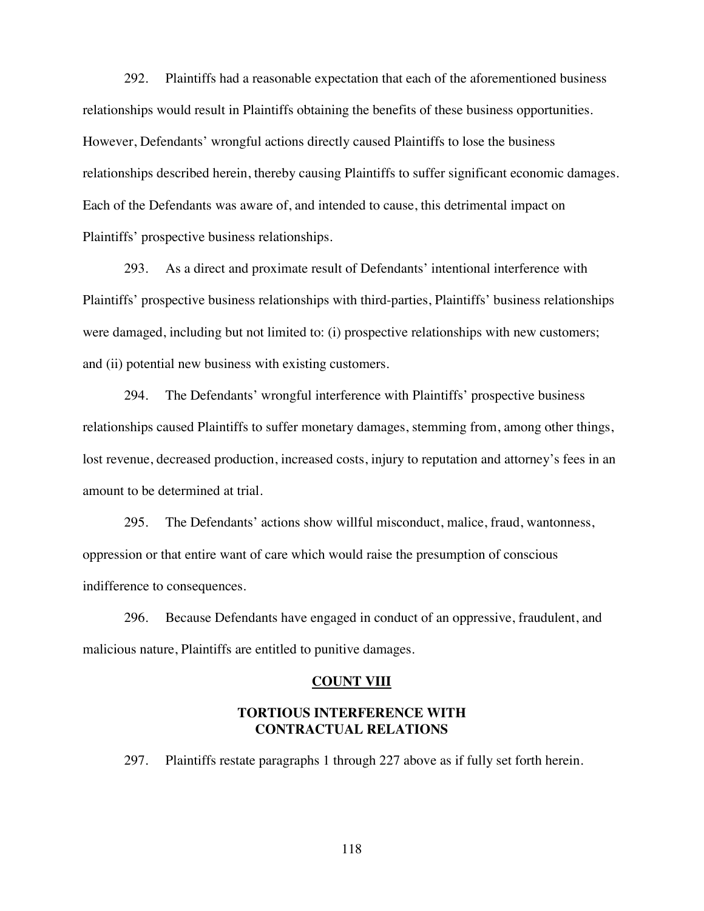292. Plaintiffs had a reasonable expectation that each of the aforementioned business relationships would result in Plaintiffs obtaining the benefits of these business opportunities. However, Defendants' wrongful actions directly caused Plaintiffs to lose the business relationships described herein, thereby causing Plaintiffs to suffer significant economic damages. Each of the Defendants was aware of, and intended to cause, this detrimental impact on Plaintiffs' prospective business relationships.

293. As a direct and proximate result of Defendants' intentional interference with Plaintiffs' prospective business relationships with third-parties, Plaintiffs' business relationships were damaged, including but not limited to: (i) prospective relationships with new customers; and (ii) potential new business with existing customers.

294. The Defendants' wrongful interference with Plaintiffs' prospective business relationships caused Plaintiffs to suffer monetary damages, stemming from, among other things, lost revenue, decreased production, increased costs, injury to reputation and attorney's fees in an amount to be determined at trial.

295. The Defendants' actions show willful misconduct, malice, fraud, wantonness, oppression or that entire want of care which would raise the presumption of conscious indifference to consequences.

296. Because Defendants have engaged in conduct of an oppressive, fraudulent, and malicious nature, Plaintiffs are entitled to punitive damages.

## COUNT VIII

## TORTIOUS INTERFERENCE WITH CONTRACTUAL RELATIONS

297. Plaintiffs restate paragraphs 1 through 227 above as if fully set forth herein.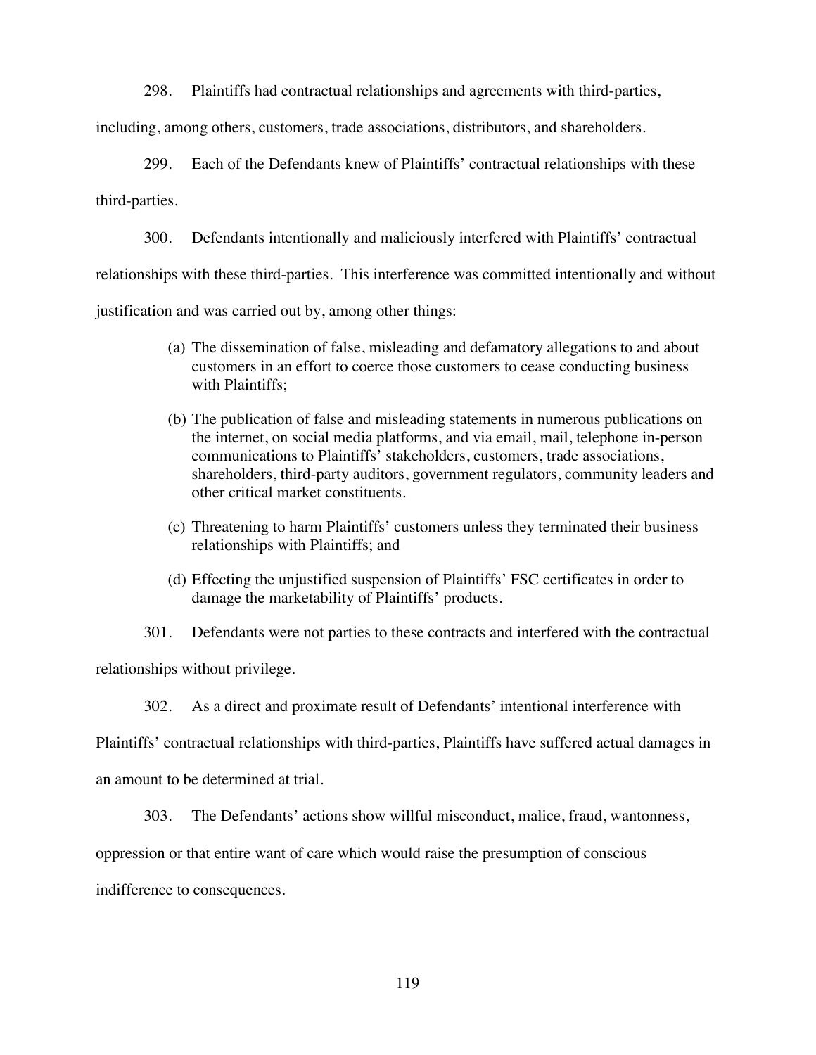298. Plaintiffs had contractual relationships and agreements with third-parties, including, among others, customers, trade associations, distributors, and shareholders.

299. Each of the Defendants knew of Plaintiffs' contractual relationships with these third-parties.

300. Defendants intentionally and maliciously interfered with Plaintiffs' contractual relationships with these third-parties. This interference was committed intentionally and without justification and was carried out by, among other things:

(a) The dissemination of false, misleading and defamatory allegations to and about customers in an effort to coerce those customers to cease conducting business with Plaintiffs;

(b) The publication of false and misleading statements in numerous publications on the internet, on social media platforms, and via email, mail, telephone in-person communications to Plaintiffs' stakeholders, customers, trade associations, shareholders, third-party auditors, government regulators, community leaders and other critical market constituents.

(c) Threatening to harm Plaintiffs' customers unless they terminated their business relationships with Plaintiffs; and

(d) Effecting the unjustified suspension of Plaintiffs' FSC certificates in order to damage the marketability of Plaintiffs' products.

301. Defendants were not parties to these contracts and interfered with the contractual relationships without privilege.

302. As a direct and proximate result of Defendants' intentional interference with Plaintiffs' contractual relationships with third-parties, Plaintiffs have suffered actual damages in an amount to be determined at trial.

303. The Defendants' actions show willful misconduct, malice, fraud, wantonness, oppression or that entire want of care which would raise the presumption of conscious indifference to consequences.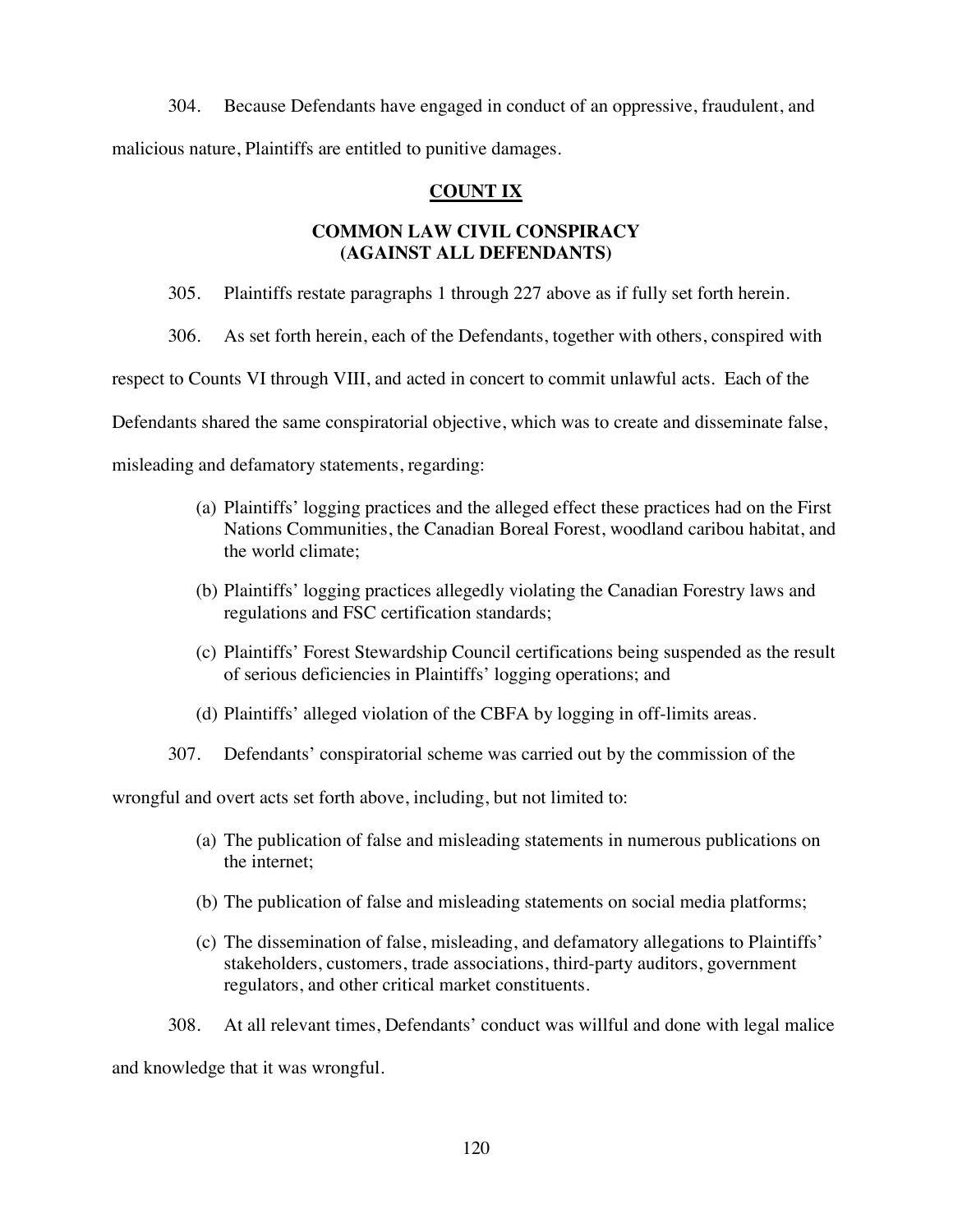304. Because Defendants have engaged in conduct of an oppressive, fraudulent, and malicious nature, Plaintiffs are entitled to punitive damages.

## COUNT IX

### COMMON LAW CIVIL CONSPIRACY (AGAINST ALL DEFENDANTS)

305. Plaintiffs restate paragraphs 1 through 227 above as if fully set forth herein.

306. As set forth herein, each of the Defendants, together with others, conspired with respect to Counts VI through VIII, and acted in concert to commit unlawful acts. Each of the Defendants shared the same conspiratorial objective, which was to create and disseminate false, misleading and defamatory statements, regarding:

(a) Plaintiffs' logging practices and the alleged effect these practices had on the First Nations Communities, the Canadian Boreal Forest, woodland caribou habitat, and the world climate;

(b) Plaintiffs' logging practices allegedly violating the Canadian Forestry laws and regulations and FSC certification standards;

(c) Plaintiffs' Forest Stewardship Council certifications being suspended as the result of serious deficiencies in Plaintiffs' logging operations; and

(d) Plaintiffs' alleged violation of the CBFA by logging in off-limits areas.

307. Defendants' conspiratorial scheme was carried out by the commission of the wrongful and overt acts set forth above, including, but not limited to:

(a) The publication of false and misleading statements in numerous publications on the internet;

(b) The publication of false and misleading statements on social media platforms;

(c) The dissemination of false, misleading, and defamatory allegations to Plaintiffs' stakeholders, customers, trade associations, third-party auditors, government regulators, and other critical market constituents.

308. At all relevant times, Defendants' conduct was willful and done with legal malice and knowledge that it was wrongful.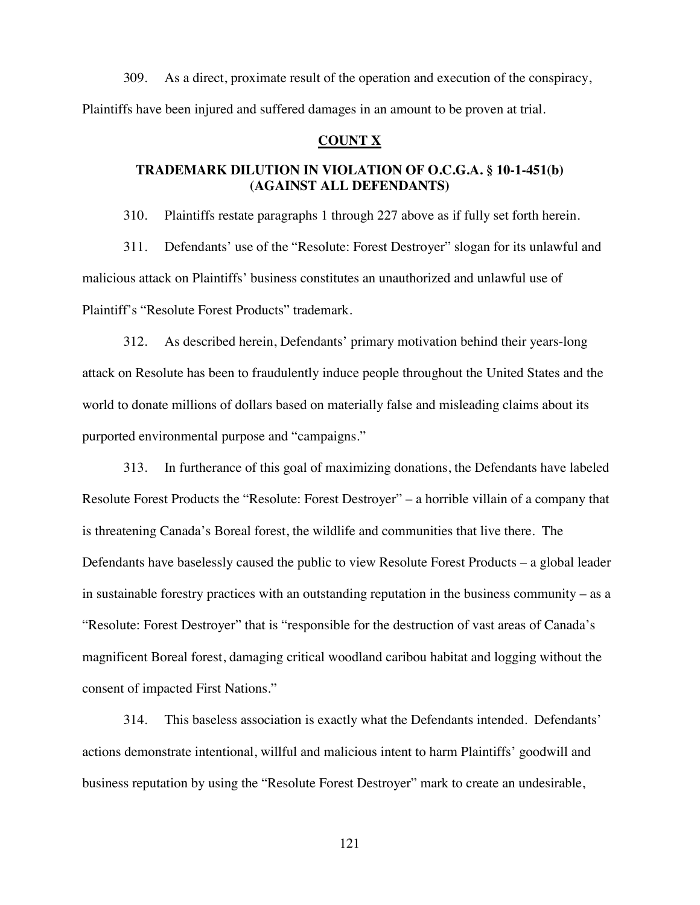309. As a direct, proximate result of the operation and execution of the conspiracy, Plaintiffs have been injured and suffered damages in an amount to be proven at trial.

## COUNT X

### TRADEMARK DILUTION IN VIOLATION OF O.C.G.A. § 10-1-451(b) (AGAINST ALL DEFENDANTS)

310. Plaintiffs restate paragraphs 1 through 227 above as if fully set forth herein.

311. Defendants' use of the "Resolute: Forest Destroyer" slogan for its unlawful and malicious attack on Plaintiffs' business constitutes an unauthorized and unlawful use of Plaintiff's "Resolute Forest Products" trademark.

312. As described herein, Defendants' primary motivation behind their years-long attack on Resolute has been to fraudulently induce people throughout the United States and the world to donate millions of dollars based on materially false and misleading claims about its purported environmental purpose and "campaigns."

313. In furtherance of this goal of maximizing donations, the Defendants have labeled Resolute Forest Products the "Resolute: Forest Destroyer" – a horrible villain of a company that is threatening Canada's Boreal forest, the wildlife and communities that live there. The Defendants have baselessly caused the public to view Resolute Forest Products – a global leader in sustainable forestry practices with an outstanding reputation in the business community – as a "Resolute: Forest Destroyer" that is "responsible for the destruction of vast areas of Canada's magnificent Boreal forest, damaging critical woodland caribou habitat and logging without the consent of impacted First Nations."

314. This baseless association is exactly what the Defendants intended. Defendants' actions demonstrate intentional, willful and malicious intent to harm Plaintiffs' goodwill and business reputation by using the "Resolute Forest Destroyer" mark to create an undesirable,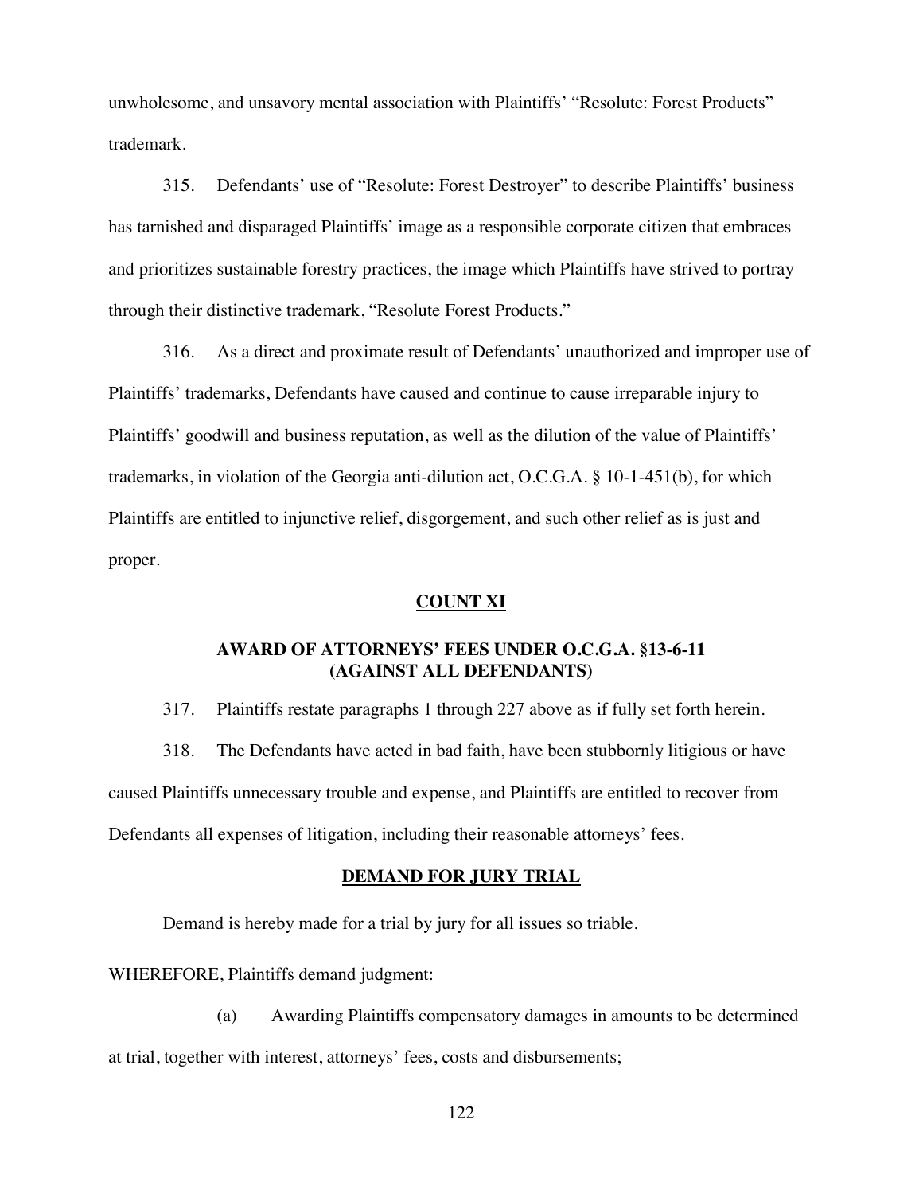unwholesome, and unsavory mental association with Plaintiffs' "Resolute: Forest Products" trademark.

315. Defendants' use of "Resolute: Forest Destroyer" to describe Plaintiffs' business has tarnished and disparaged Plaintiffs' image as a responsible corporate citizen that embraces and prioritizes sustainable forestry practices, the image which Plaintiffs have strived to portray through their distinctive trademark, "Resolute Forest Products."

316. As a direct and proximate result of Defendants' unauthorized and improper use of Plaintiffs' trademarks, Defendants have caused and continue to cause irreparable injury to Plaintiffs' goodwill and business reputation, as well as the dilution of the value of Plaintiffs' trademarks, in violation of the Georgia anti-dilution act, O.C.G.A. § 10-1-451(b), for which Plaintiffs are entitled to injunctive relief, disgorgement, and such other relief as is just and proper.

## **COUNT XI**

### AWARD OF ATTORNEYS' FEES UNDER O.C.G.A. §13-6-11 (AGAINST ALL DEFENDANTS)

317. Plaintiffs restate paragraphs 1 through 227 above as if fully set forth herein.

318. The Defendants have acted in bad faith, have been stubbornly litigious or have caused Plaintiffs unnecessary trouble and expense, and Plaintiffs are entitled to recover from Defendants all expenses of litigation, including their reasonable attorneys' fees.

## **DEMAND FOR JURY TRIAL**

Demand is hereby made for a trial by jury for all issues so triable.

WHEREFORE, Plaintiffs demand judgment:

(a) Awarding Plaintiffs compensatory damages in amounts to be determined at trial, together with interest, attorneys' fees, costs and disbursements;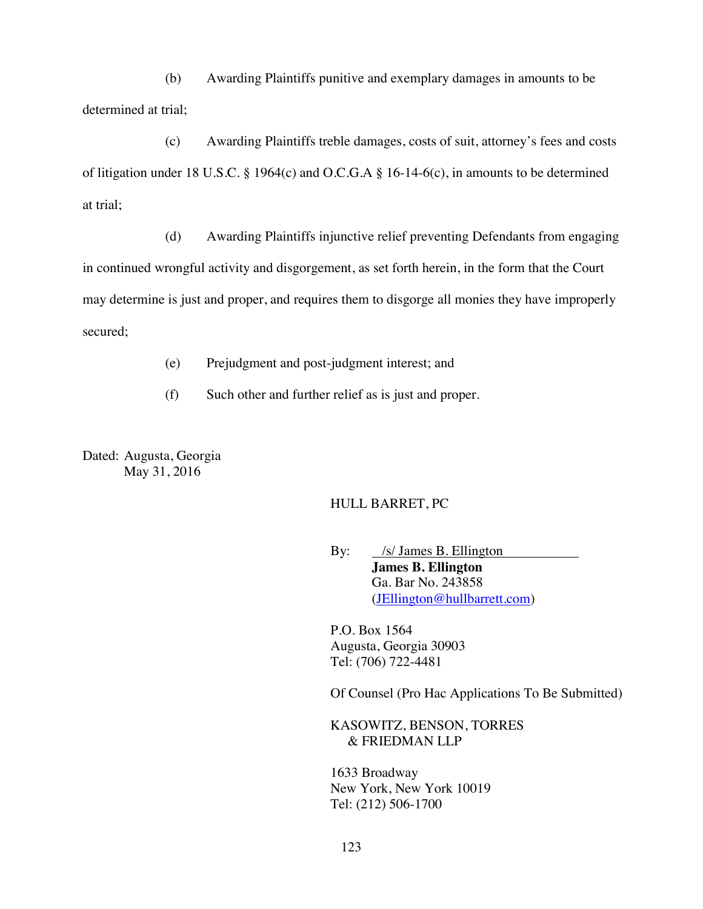(b) Awarding Plaintiffs punitive and exemplary damages in amounts to be determined at trial;

(c) Awarding Plaintiffs treble damages, costs of suit, attorney's fees and costs of litigation under 18 U.S.C. § 1964(c) and O.C.G.A § 16-14-6(c), in amounts to be determined at trial;

(d) Awarding Plaintiffs injunctive relief preventing Defendants from engaging in continued wrongful activity and disgorgement, as set forth herein, in the form that the Court may determine is just and proper, and requires them to disgorge all monies they have improperly secured;

(e) Prejudgment and post-judgment interest; and

(f) Such other and further relief as is just and proper.

Dated: Augusta, Georgia
May 31, 2016

HULL BARRET, PC

By: /s/ James B. Ellington
**James B. Ellington**
Ga. Bar No. 243858
(JEllington@hullbarrett.com)

P.O. Box 1564
Augusta, Georgia 30903
Tel: (706) 722-4481

Of Counsel (Pro Hac Applications To Be Submitted)

KASOWITZ, BENSON, TORRES & FRIEDMAN LLP

1633 Broadway
New York, New York 10019
Tel: (212) 506-1700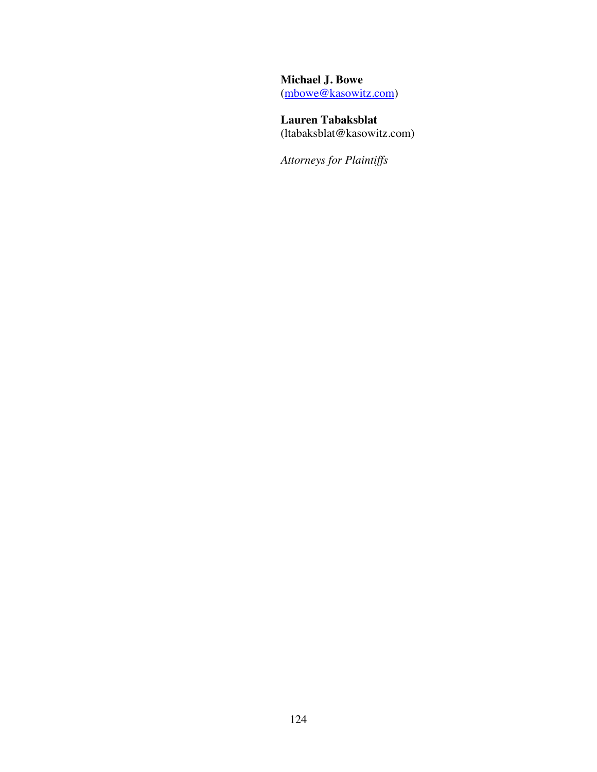**Michael J. Bowe**
(mbowe@kasowitz.com)

**Lauren Tabaksblat**
(ltabaksblat@kasowitz.com)

*Attorneys for Plaintiffs*